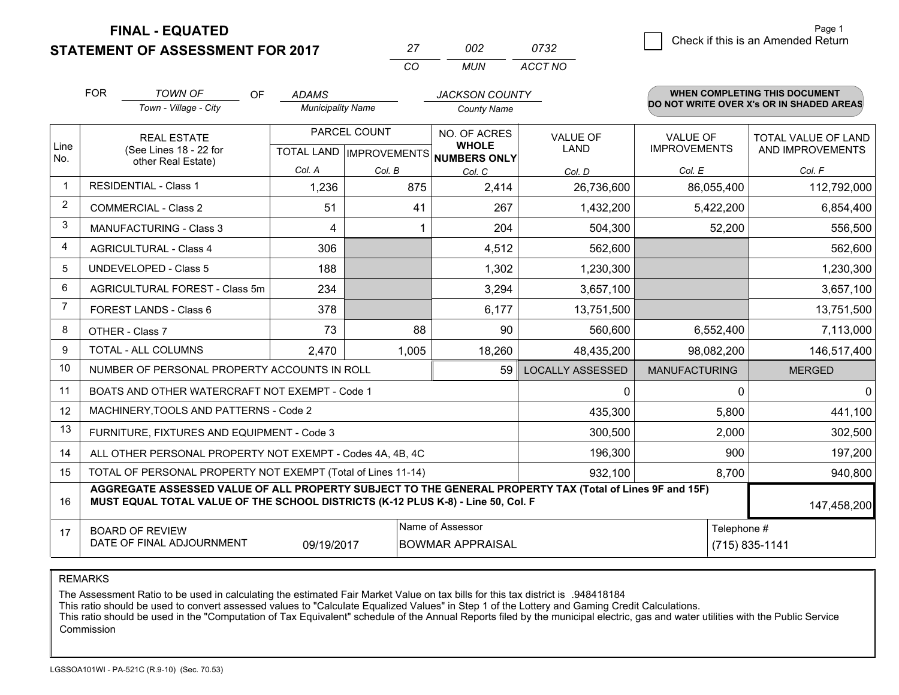# FINAL - EQUATED
## STATEMENT OF ASSESSMENT FOR 2017

| 27 | 002 | 0732 |
|---|---|---|
| CO | MUN | ACCT NO |

Check if this is an Amended Return

FOR *TOWN OF* (Town - Village - City) OF *ADAMS* (Municipality Name) *JACKSON COUNTY* (County Name)

**WHEN COMPLETING THIS DOCUMENT DO NOT WRITE OVER X's OR IN SHADED AREAS**

| Line No. | REAL ESTATE (See Lines 18 - 22 for other Real Estate) | PARCEL COUNT TOTAL LAND Col. A | PARCEL COUNT IMPROVEMENTS Col. B | NO. OF ACRES WHOLE NUMBERS ONLY Col. C | VALUE OF LAND Col. D | VALUE OF IMPROVEMENTS Col. E | TOTAL VALUE OF LAND AND IMPROVEMENTS Col. F |
|---|---|---|---|---|---|---|---|
| 1 | RESIDENTIAL - Class 1 | 1,236 | 875 | 2,414 | 26,736,600 | 86,055,400 | 112,792,000 |
| 2 | COMMERCIAL - Class 2 | 51 | 41 | 267 | 1,432,200 | 5,422,200 | 6,854,400 |
| 3 | MANUFACTURING - Class 3 | 4 | 1 | 204 | 504,300 | 52,200 | 556,500 |
| 4 | AGRICULTURAL - Class 4 | 306 | | 4,512 | 562,600 | | 562,600 |
| 5 | UNDEVELOPED - Class 5 | 188 | | 1,302 | 1,230,300 | | 1,230,300 |
| 6 | AGRICULTURAL FOREST - Class 5m | 234 | | 3,294 | 3,657,100 | | 3,657,100 |
| 7 | FOREST LANDS - Class 6 | 378 | | 6,177 | 13,751,500 | | 13,751,500 |
| 8 | OTHER - Class 7 | 73 | 88 | 90 | 560,600 | 6,552,400 | 7,113,000 |
| 9 | TOTAL - ALL COLUMNS | 2,470 | 1,005 | 18,260 | 48,435,200 | 98,082,200 | 146,517,400 |
| 10 | NUMBER OF PERSONAL PROPERTY ACCOUNTS IN ROLL | | | 59 | LOCALLY ASSESSED | MANUFACTURING | MERGED |
| 11 | BOATS AND OTHER WATERCRAFT NOT EXEMPT - Code 1 | | | | 0 | 0 | 0 |
| 12 | MACHINERY,TOOLS AND PATTERNS - Code 2 | | | | 435,300 | 5,800 | 441,100 |
| 13 | FURNITURE, FIXTURES AND EQUIPMENT - Code 3 | | | | 300,500 | 2,000 | 302,500 |
| 14 | ALL OTHER PERSONAL PROPERTY NOT EXEMPT - Codes 4A, 4B, 4C | | | | 196,300 | 900 | 197,200 |
| 15 | TOTAL OF PERSONAL PROPERTY NOT EXEMPT (Total of Lines 11-14) | | | | 932,100 | 8,700 | 940,800 |
| 16 | **AGGREGATE ASSESSED VALUE OF ALL PROPERTY SUBJECT TO THE GENERAL PROPERTY TAX (Total of Lines 9F and 15F) MUST EQUAL TOTAL VALUE OF THE SCHOOL DISTRICTS (K-12 PLUS K-8) - Line 50, Col. F** | | | | | | 147,458,200 |
| 17 | BOARD OF REVIEW DATE OF FINAL ADJOURNMENT | 09/19/2017 | Name of Assessor: BOWMAR APPRAISAL | | | Telephone #: (715) 835-1141 | |

REMARKS

The Assessment Ratio to be used in calculating the estimated Fair Market Value on tax bills for this tax district is .948418184

This ratio should be used to convert assessed values to "Calculate Equalized Values" in Step 1 of the Lottery and Gaming Credit Calculations.

This ratio should be used in the "Computation of Tax Equivalent" schedule of the Annual Reports filed by the municipal electric, gas and water utilities with the Public Service Commission

LGSSOA101WI - PA-521C (R.9-10) (Sec. 70.53)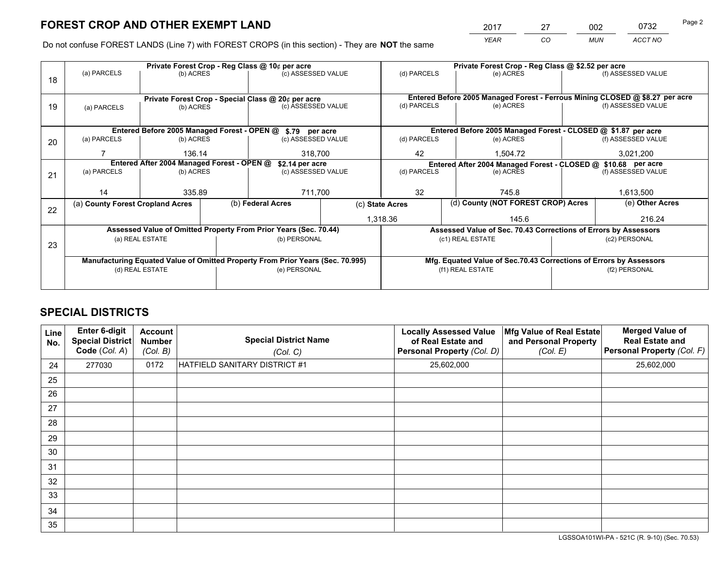# FOREST CROP AND OTHER EXEMPT LAND

| 2017 | 27 | 002 | 0732 |
|---|---|---|---|
| *YEAR* | *CO* | *MUN* | *ACCT NO* |

Do not confuse FOREST LANDS (Line 7) with FOREST CROPS (in this section) - They are **NOT** the same

| Line | Private Forest Crop - Reg Class @ 10¢ per acre | | | Private Forest Crop - Reg Class @ $2.52 per acre | | |
|---|---|---|---|---|---|---|
| | (a) PARCELS | (b) ACRES | (c) ASSESSED VALUE | (d) PARCELS | (e) ACRES | (f) ASSESSED VALUE |
| 18 | | | | | | |
| | **Private Forest Crop - Special Class @ 20¢ per acre** | | | **Entered Before 2005 Managed Forest - Ferrous Mining CLOSED @ $8.27 per acre** | | |
| | (a) PARCELS | (b) ACRES | (c) ASSESSED VALUE | (d) PARCELS | (e) ACRES | (f) ASSESSED VALUE |
| 19 | | | | | | |
| | **Entered Before 2005 Managed Forest - OPEN @ $.79 per acre** | | | **Entered Before 2005 Managed Forest - CLOSED @ $1.87 per acre** | | |
| | (a) PARCELS | (b) ACRES | (c) ASSESSED VALUE | (d) PARCELS | (e) ACRES | (f) ASSESSED VALUE |
| 20 | 7 | 136.14 | 318,700 | 42 | 1,504.72 | 3,021,200 |
| | **Entered After 2004 Managed Forest - OPEN @ $2.14 per acre** | | | **Entered After 2004 Managed Forest - CLOSED @ $10.68 per acre** | | |
| | (a) PARCELS | (b) ACRES | (c) ASSESSED VALUE | (d) PARCELS | (e) ACRES | (f) ASSESSED VALUE |
| 21 | 14 | 335.89 | 711,700 | 32 | 745.8 | 1,613,500 |

| Line | (a) County Forest Cropland Acres | (b) Federal Acres | (c) State Acres | (d) County (NOT FOREST CROP) Acres | (e) Other Acres |
|---|---|---|---|---|---|
| 22 | | | 1,318.36 | 145.6 | 216.24 |

| Line | Assessed Value of Omitted Property From Prior Years (Sec. 70.44) | | Assessed Value of Sec. 70.43 Corrections of Errors by Assessors | |
|---|---|---|---|---|
| | (a) REAL ESTATE | (b) PERSONAL | (c1) REAL ESTATE | (c2) PERSONAL |
| 23 | | | | |
| | **Manufacturing Equated Value of Omitted Property From Prior Years (Sec. 70.995)** | | **Mfg. Equated Value of Sec.70.43 Corrections of Errors by Assessors** | |
| | (d) REAL ESTATE | (e) PERSONAL | (f1) REAL ESTATE | (f2) PERSONAL |
| | | | | |

# SPECIAL DISTRICTS

| Line No. | Enter 6-digit Special District Code (*Col. A*) | Account Number (*Col. B*) | Special District Name (*Col. C*) | Locally Assessed Value of Real Estate and Personal Property (*Col. D*) | Mfg Value of Real Estate and Personal Property (*Col. E*) | Merged Value of Real Estate and Personal Property (*Col. F*) |
|---|---|---|---|---|---|---|
| 24 | 277030 | 0172 | HATFIELD SANITARY DISTRICT #1 | 25,602,000 | | 25,602,000 |
| 25 | | | | | | |
| 26 | | | | | | |
| 27 | | | | | | |
| 28 | | | | | | |
| 29 | | | | | | |
| 30 | | | | | | |
| 31 | | | | | | |
| 32 | | | | | | |
| 33 | | | | | | |
| 34 | | | | | | |
| 35 | | | | | | |

LGSSOA101WI-PA - 521C (R. 9-10) (Sec. 70.53)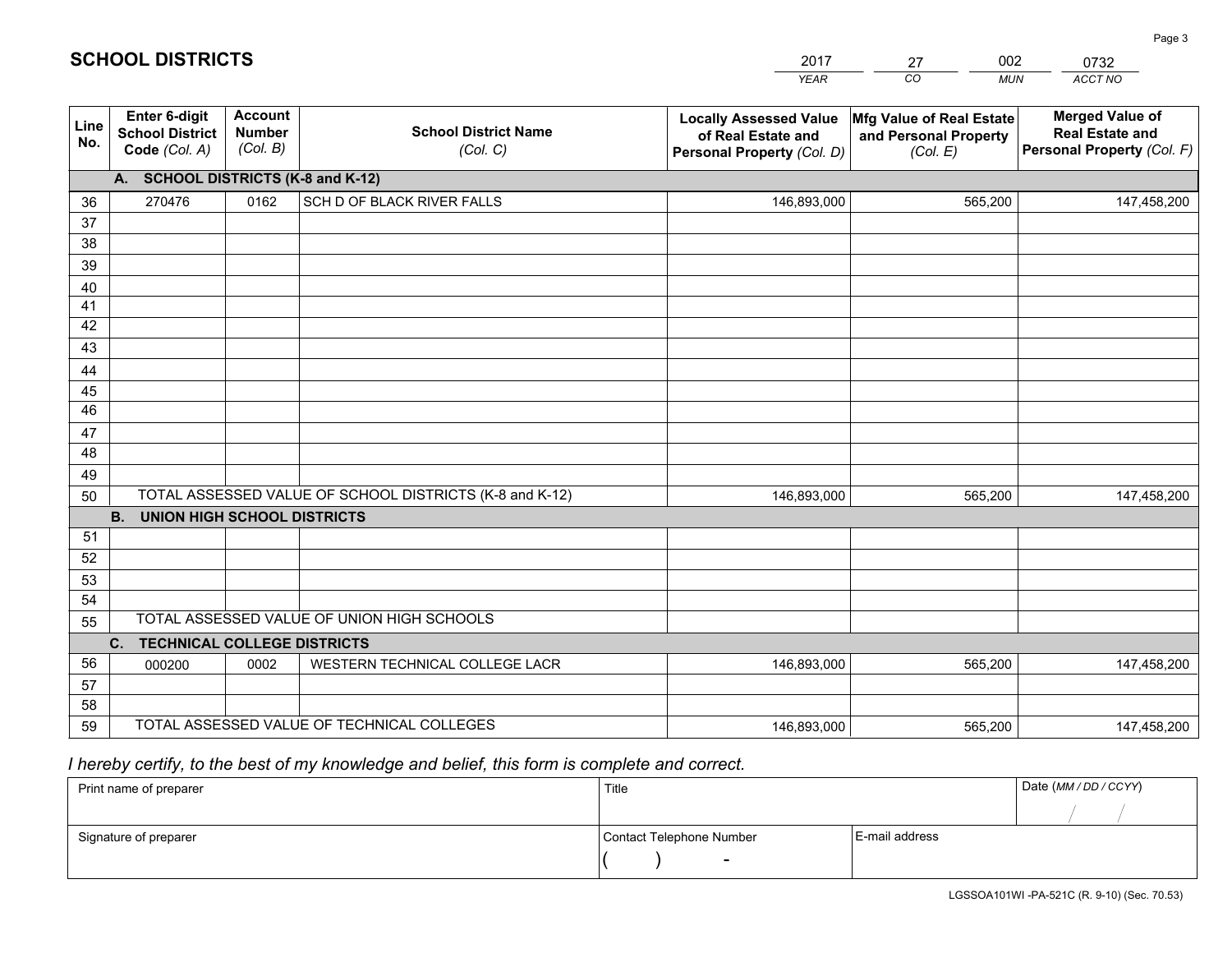# SCHOOL DISTRICTS

| 2017 | 27 | 002 | 0732 |
|---|---|---|---|
| *YEAR* | *CO* | *MUN* | *ACCT NO* |

| Line No. | Enter 6-digit School District Code *(Col. A)* | Account Number *(Col. B)* | School District Name *(Col. C)* | Locally Assessed Value of Real Estate and Personal Property *(Col. D)* | Mfg Value of Real Estate and Personal Property *(Col. E)* | Merged Value of Real Estate and Personal Property *(Col. F)* |
|---|---|---|---|---|---|---|
| | **A. SCHOOL DISTRICTS (K-8 and K-12)** | | | | | |
| 36 | 270476 | 0162 | SCH D OF BLACK RIVER FALLS | 146,893,000 | 565,200 | 147,458,200 |
| 37 | | | | | | |
| 38 | | | | | | |
| 39 | | | | | | |
| 40 | | | | | | |
| 41 | | | | | | |
| 42 | | | | | | |
| 43 | | | | | | |
| 44 | | | | | | |
| 45 | | | | | | |
| 46 | | | | | | |
| 47 | | | | | | |
| 48 | | | | | | |
| 49 | | | | | | |
| 50 | TOTAL ASSESSED VALUE OF SCHOOL DISTRICTS (K-8 and K-12) | | | 146,893,000 | 565,200 | 147,458,200 |
| | **B. UNION HIGH SCHOOL DISTRICTS** | | | | | |
| 51 | | | | | | |
| 52 | | | | | | |
| 53 | | | | | | |
| 54 | | | | | | |
| 55 | TOTAL ASSESSED VALUE OF UNION HIGH SCHOOLS | | | | | |
| | **C. TECHNICAL COLLEGE DISTRICTS** | | | | | |
| 56 | 000200 | 0002 | WESTERN TECHNICAL COLLEGE LACR | 146,893,000 | 565,200 | 147,458,200 |
| 57 | | | | | | |
| 58 | | | | | | |
| 59 | TOTAL ASSESSED VALUE OF TECHNICAL COLLEGES | | | 146,893,000 | 565,200 | 147,458,200 |

*I hereby certify, to the best of my knowledge and belief, this form is complete and correct.*

| Print name of preparer | Title | | Date *(MM / DD / CCYY)* |
|---|---|---|---|
| | | | / / |
| Signature of preparer | Contact Telephone Number | E-mail address | |
| | ( ) - | | |

LGSSOA101WI -PA-521C (R. 9-10) (Sec. 70.53)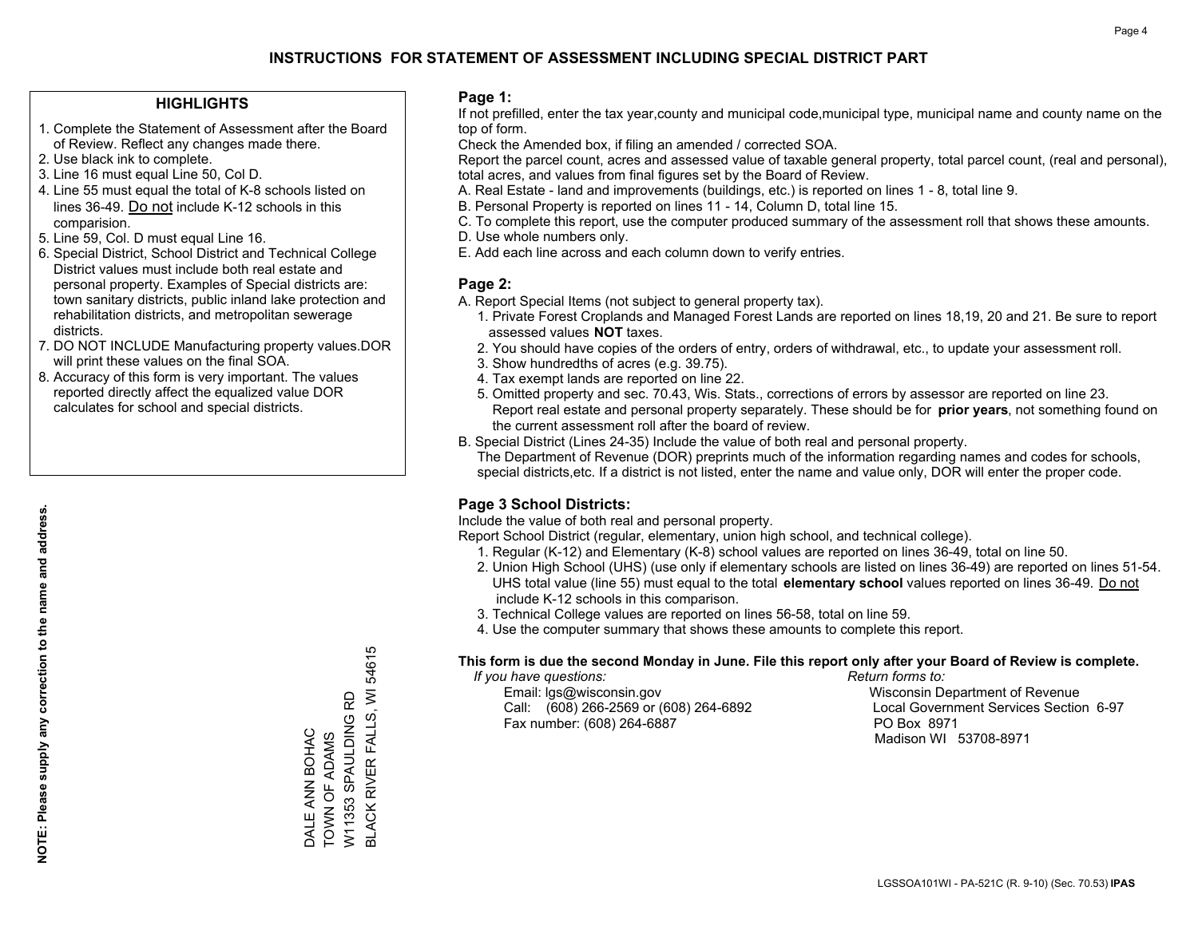# INSTRUCTIONS FOR STATEMENT OF ASSESSMENT INCLUDING SPECIAL DISTRICT PART

## HIGHLIGHTS

1. Complete the Statement of Assessment after the Board of Review. Reflect any changes made there.
2. Use black ink to complete.
3. Line 16 must equal Line 50, Col D.
4. Line 55 must equal the total of K-8 schools listed on lines 36-49. Do not include K-12 schools in this comparision.
5. Line 59, Col. D must equal Line 16.
6. Special District, School District and Technical College District values must include both real estate and personal property. Examples of Special districts are: town sanitary districts, public inland lake protection and rehabilitation districts, and metropolitan sewerage districts.
7. DO NOT INCLUDE Manufacturing property values.DOR will print these values on the final SOA.
8. Accuracy of this form is very important. The values reported directly affect the equalized value DOR calculates for school and special districts.

**NOTE: Please supply any correction to the name and address.**

DALE ANN BOHAC
TOWN OF ADAMS
W11353 SPAULDING RD
BLACK RIVER FALLS, WI 54615

## Page 1:

If not prefilled, enter the tax year,county and municipal code,municipal type, municipal name and county name on the top of form.

Check the Amended box, if filing an amended / corrected SOA.

Report the parcel count, acres and assessed value of taxable general property, total parcel count, (real and personal), total acres, and values from final figures set by the Board of Review.

A. Real Estate - land and improvements (buildings, etc.) is reported on lines 1 - 8, total line 9.
B. Personal Property is reported on lines 11 - 14, Column D, total line 15.
C. To complete this report, use the computer produced summary of the assessment roll that shows these amounts.
D. Use whole numbers only.
E. Add each line across and each column down to verify entries.

## Page 2:

A. Report Special Items (not subject to general property tax).
   1. Private Forest Croplands and Managed Forest Lands are reported on lines 18,19, 20 and 21. Be sure to report assessed values **NOT** taxes.
   2. You should have copies of the orders of entry, orders of withdrawal, etc., to update your assessment roll.
   3. Show hundredths of acres (e.g. 39.75).
   4. Tax exempt lands are reported on line 22.
   5. Omitted property and sec. 70.43, Wis. Stats., corrections of errors by assessor are reported on line 23. Report real estate and personal property separately. These should be for **prior years**, not something found on the current assessment roll after the board of review.

B. Special District (Lines 24-35) Include the value of both real and personal property.
The Department of Revenue (DOR) preprints much of the information regarding names and codes for schools, special districts,etc. If a district is not listed, enter the name and value only, DOR will enter the proper code.

## Page 3 School Districts:

Include the value of both real and personal property.

Report School District (regular, elementary, union high school, and technical college).

1. Regular (K-12) and Elementary (K-8) school values are reported on lines 36-49, total on line 50.
2. Union High School (UHS) (use only if elementary schools are listed on lines 36-49) are reported on lines 51-54. UHS total value (line 55) must equal to the total **elementary school** values reported on lines 36-49. Do not include K-12 schools in this comparison.
3. Technical College values are reported on lines 56-58, total on line 59.
4. Use the computer summary that shows these amounts to complete this report.

**This form is due the second Monday in June. File this report only after your Board of Review is complete.**

*If you have questions:*
Email: lgs@wisconsin.gov
Call: (608) 266-2569 or (608) 264-6892
Fax number: (608) 264-6887

*Return forms to:*
Wisconsin Department of Revenue
Local Government Services Section 6-97
PO Box 8971
Madison WI 53708-8971

LGSSOA101WI - PA-521C (R. 9-10) (Sec. 70.53) **IPAS**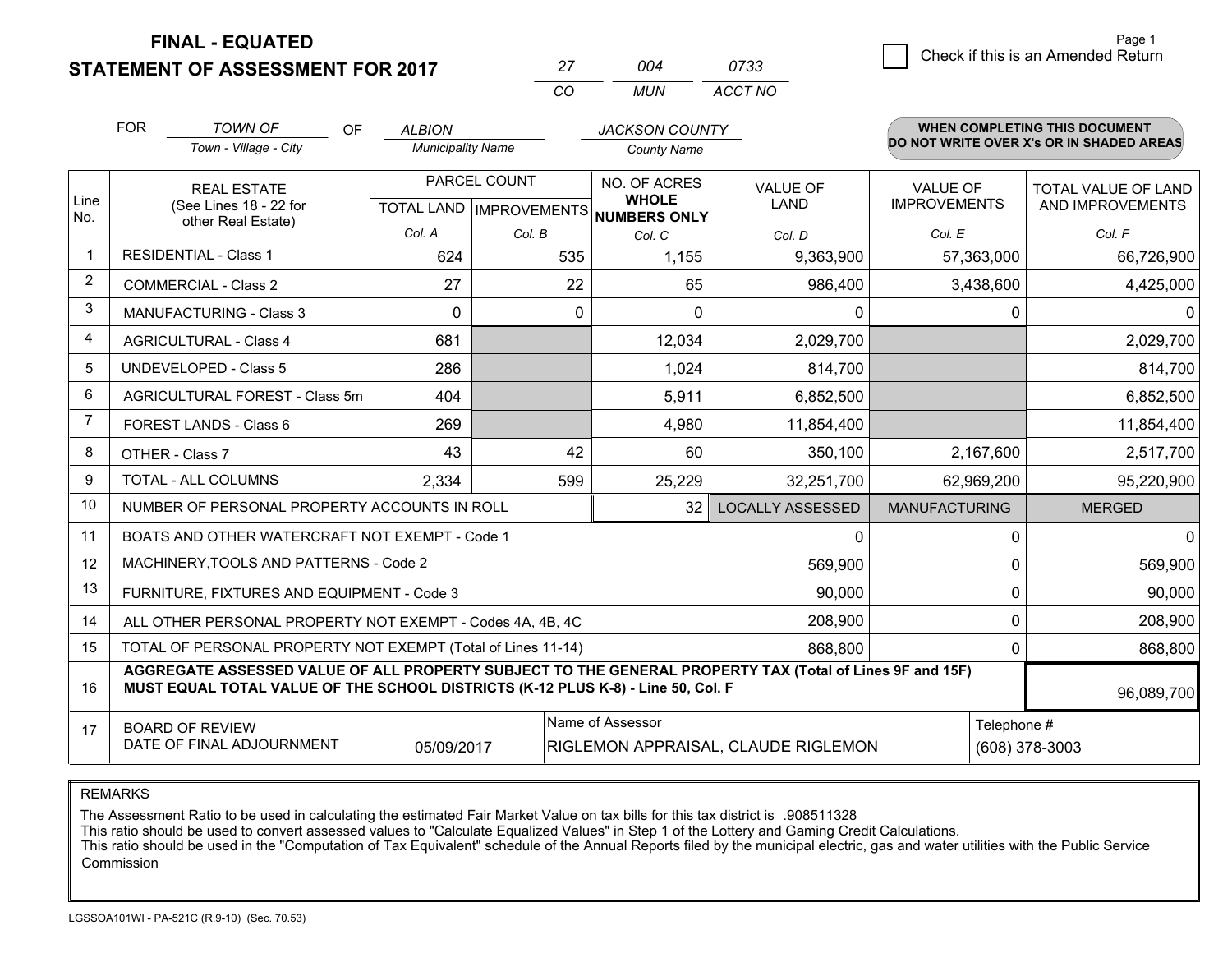# FINAL - EQUATED
# STATEMENT OF ASSESSMENT FOR 2017

| 27 | 004 | 0733 |
|---|---|---|
| CO | MUN | ACCT NO |

Check if this is an Amended Return

FOR *TOWN OF* (Town - Village - City) OF *ALBION* (Municipality Name) *JACKSON COUNTY* (County Name)

**WHEN COMPLETING THIS DOCUMENT DO NOT WRITE OVER X's OR IN SHADED AREAS**

| Line No. | REAL ESTATE (See Lines 18 - 22 for other Real Estate) | PARCEL COUNT TOTAL LAND Col. A | PARCEL COUNT IMPROVEMENTS Col. B | NO. OF ACRES WHOLE NUMBERS ONLY Col. C | VALUE OF LAND Col. D | VALUE OF IMPROVEMENTS Col. E | TOTAL VALUE OF LAND AND IMPROVEMENTS Col. F |
|---|---|---|---|---|---|---|---|
| 1 | RESIDENTIAL - Class 1 | 624 | 535 | 1,155 | 9,363,900 | 57,363,000 | 66,726,900 |
| 2 | COMMERCIAL - Class 2 | 27 | 22 | 65 | 986,400 | 3,438,600 | 4,425,000 |
| 3 | MANUFACTURING - Class 3 | 0 | 0 | 0 | 0 | 0 | 0 |
| 4 | AGRICULTURAL - Class 4 | 681 | | 12,034 | 2,029,700 | | 2,029,700 |
| 5 | UNDEVELOPED - Class 5 | 286 | | 1,024 | 814,700 | | 814,700 |
| 6 | AGRICULTURAL FOREST - Class 5m | 404 | | 5,911 | 6,852,500 | | 6,852,500 |
| 7 | FOREST LANDS - Class 6 | 269 | | 4,980 | 11,854,400 | | 11,854,400 |
| 8 | OTHER - Class 7 | 43 | 42 | 60 | 350,100 | 2,167,600 | 2,517,700 |
| 9 | TOTAL - ALL COLUMNS | 2,334 | 599 | 25,229 | 32,251,700 | 62,969,200 | 95,220,900 |
| 10 | NUMBER OF PERSONAL PROPERTY ACCOUNTS IN ROLL | | | 32 | LOCALLY ASSESSED | MANUFACTURING | MERGED |
| 11 | BOATS AND OTHER WATERCRAFT NOT EXEMPT - Code 1 | | | | 0 | 0 | 0 |
| 12 | MACHINERY,TOOLS AND PATTERNS - Code 2 | | | | 569,900 | 0 | 569,900 |
| 13 | FURNITURE, FIXTURES AND EQUIPMENT - Code 3 | | | | 90,000 | 0 | 90,000 |
| 14 | ALL OTHER PERSONAL PROPERTY NOT EXEMPT - Codes 4A, 4B, 4C | | | | 208,900 | 0 | 208,900 |
| 15 | TOTAL OF PERSONAL PROPERTY NOT EXEMPT (Total of Lines 11-14) | | | | 868,800 | 0 | 868,800 |
| 16 | **AGGREGATE ASSESSED VALUE OF ALL PROPERTY SUBJECT TO THE GENERAL PROPERTY TAX (Total of Lines 9F and 15F) MUST EQUAL TOTAL VALUE OF THE SCHOOL DISTRICTS (K-12 PLUS K-8) - Line 50, Col. F** | | | | | | 96,089,700 |
| 17 | BOARD OF REVIEW DATE OF FINAL ADJOURNMENT | 05/09/2017 | | Name of Assessor: RIGLEMON APPRAISAL, CLAUDE RIGLEMON | | Telephone #: (608) 378-3003 | |

REMARKS

The Assessment Ratio to be used in calculating the estimated Fair Market Value on tax bills for this tax district is .908511328
This ratio should be used to convert assessed values to "Calculate Equalized Values" in Step 1 of the Lottery and Gaming Credit Calculations.
This ratio should be used in the "Computation of Tax Equivalent" schedule of the Annual Reports filed by the municipal electric, gas and water utilities with the Public Service Commission

LGSSOA101WI - PA-521C (R.9-10) (Sec. 70.53)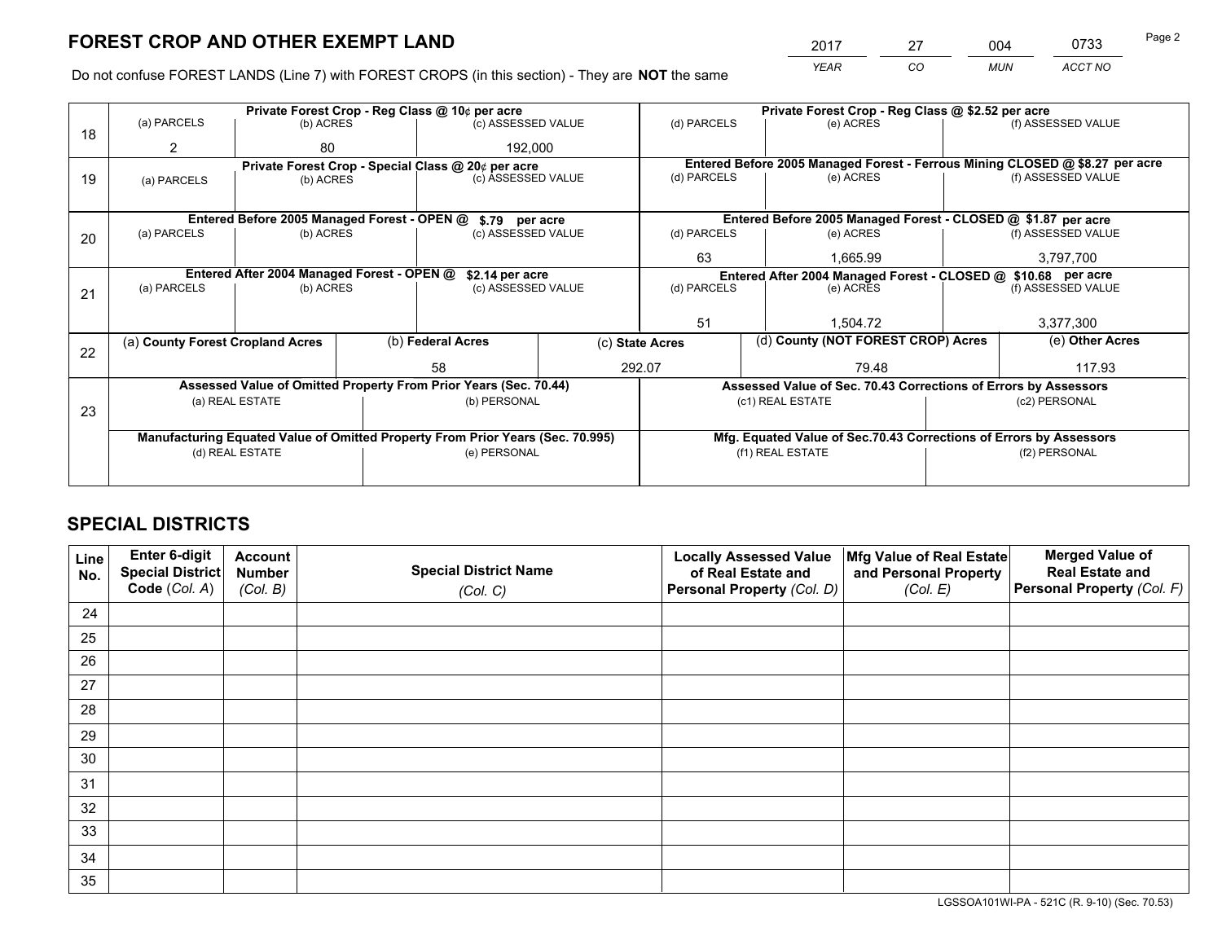# FOREST CROP AND OTHER EXEMPT LAND

| 2017 | 27 | 004 | 0733 |
|---|---|---|---|
| *YEAR* | *CO* | *MUN* | *ACCT NO* |

Do not confuse FOREST LANDS (Line 7) with FOREST CROPS (in this section) - They are **NOT** the same

| Line | | | | | | |
|---|---|---|---|---|---|---|
| 18 | **Private Forest Crop - Reg Class @ 10¢ per acre** | | | **Private Forest Crop - Reg Class @ $2.52 per acre** | | |
| | (a) PARCELS | (b) ACRES | (c) ASSESSED VALUE | (d) PARCELS | (e) ACRES | (f) ASSESSED VALUE |
| | 2 | 80 | 192,000 | | | |
| 19 | **Private Forest Crop - Special Class @ 20¢ per acre** | | | **Entered Before 2005 Managed Forest - Ferrous Mining CLOSED @ $8.27 per acre** | | |
| | (a) PARCELS | (b) ACRES | (c) ASSESSED VALUE | (d) PARCELS | (e) ACRES | (f) ASSESSED VALUE |
| | | | | | | |
| 20 | **Entered Before 2005 Managed Forest - OPEN @ $.79 per acre** | | | **Entered Before 2005 Managed Forest - CLOSED @ $1.87 per acre** | | |
| | (a) PARCELS | (b) ACRES | (c) ASSESSED VALUE | (d) PARCELS | (e) ACRES | (f) ASSESSED VALUE |
| | | | | 63 | 1,665.99 | 3,797,700 |
| 21 | **Entered After 2004 Managed Forest - OPEN @ $2.14 per acre** | | | **Entered After 2004 Managed Forest - CLOSED @ $10.68 per acre** | | |
| | (a) PARCELS | (b) ACRES | (c) ASSESSED VALUE | (d) PARCELS | (e) ACRES | (f) ASSESSED VALUE |
| | | | | 51 | 1,504.72 | 3,377,300 |

| Line | (a) County Forest Cropland Acres | (b) Federal Acres | (c) State Acres | (d) County (NOT FOREST CROP) Acres | (e) Other Acres |
|---|---|---|---|---|---|
| 22 | | 58 | 292.07 | 79.48 | 117.93 |

| Line | | | | |
|---|---|---|---|---|
| 23 | **Assessed Value of Omitted Property From Prior Years (Sec. 70.44)** | | **Assessed Value of Sec. 70.43 Corrections of Errors by Assessors** | |
| | (a) REAL ESTATE | (b) PERSONAL | (c1) REAL ESTATE | (c2) PERSONAL |
| | | | | |
| | **Manufacturing Equated Value of Omitted Property From Prior Years (Sec. 70.995)** | | **Mfg. Equated Value of Sec.70.43 Corrections of Errors by Assessors** | |
| | (d) REAL ESTATE | (e) PERSONAL | (f1) REAL ESTATE | (f2) PERSONAL |
| | | | | |

# SPECIAL DISTRICTS

| Line No. | Enter 6-digit Special District Code (Col. A) | Account Number (Col. B) | Special District Name (Col. C) | Locally Assessed Value of Real Estate and Personal Property (Col. D) | Mfg Value of Real Estate and Personal Property (Col. E) | Merged Value of Real Estate and Personal Property (Col. F) |
|---|---|---|---|---|---|---|
| 24 | | | | | | |
| 25 | | | | | | |
| 26 | | | | | | |
| 27 | | | | | | |
| 28 | | | | | | |
| 29 | | | | | | |
| 30 | | | | | | |
| 31 | | | | | | |
| 32 | | | | | | |
| 33 | | | | | | |
| 34 | | | | | | |
| 35 | | | | | | |

LGSSOA101WI-PA - 521C (R. 9-10) (Sec. 70.53)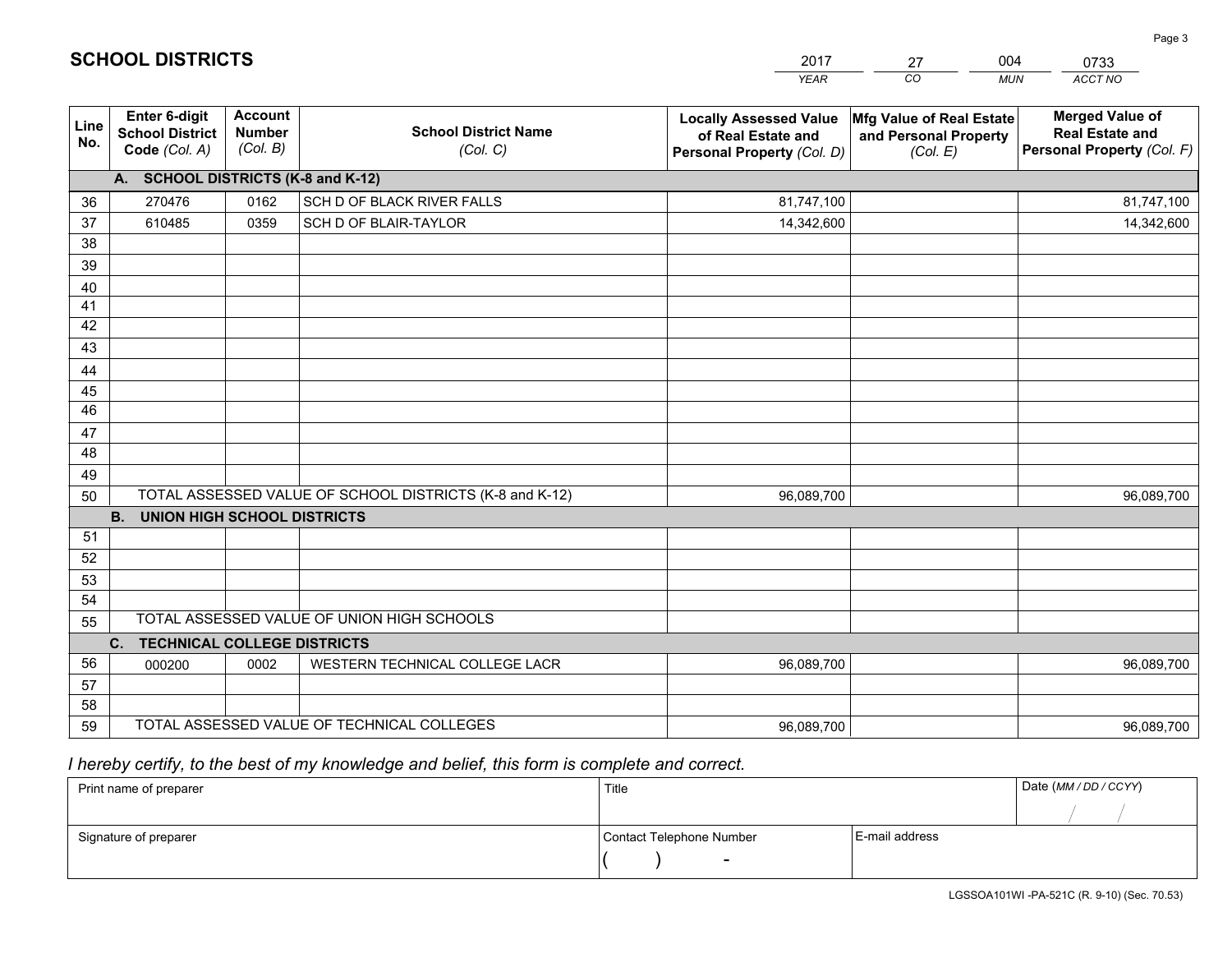# SCHOOL DISTRICTS

| 2017 | 27 | 004 | 0733 |
|---|---|---|---|
| *YEAR* | *CO* | *MUN* | *ACCT NO* |

| Line No. | Enter 6-digit School District Code *(Col. A)* | Account Number *(Col. B)* | School District Name *(Col. C)* | Locally Assessed Value of Real Estate and Personal Property *(Col. D)* | Mfg Value of Real Estate and Personal Property *(Col. E)* | Merged Value of Real Estate and Personal Property *(Col. F)* |
|---|---|---|---|---|---|---|
| **A. SCHOOL DISTRICTS (K-8 and K-12)** | | | | | | |
| 36 | 270476 | 0162 | SCH D OF BLACK RIVER FALLS | 81,747,100 | | 81,747,100 |
| 37 | 610485 | 0359 | SCH D OF BLAIR-TAYLOR | 14,342,600 | | 14,342,600 |
| 38 | | | | | | |
| 39 | | | | | | |
| 40 | | | | | | |
| 41 | | | | | | |
| 42 | | | | | | |
| 43 | | | | | | |
| 44 | | | | | | |
| 45 | | | | | | |
| 46 | | | | | | |
| 47 | | | | | | |
| 48 | | | | | | |
| 49 | | | | | | |
| 50 | TOTAL ASSESSED VALUE OF SCHOOL DISTRICTS (K-8 and K-12) | | | 96,089,700 | | 96,089,700 |
| **B. UNION HIGH SCHOOL DISTRICTS** | | | | | | |
| 51 | | | | | | |
| 52 | | | | | | |
| 53 | | | | | | |
| 54 | | | | | | |
| 55 | TOTAL ASSESSED VALUE OF UNION HIGH SCHOOLS | | | | | |
| **C. TECHNICAL COLLEGE DISTRICTS** | | | | | | |
| 56 | 000200 | 0002 | WESTERN TECHNICAL COLLEGE LACR | 96,089,700 | | 96,089,700 |
| 57 | | | | | | |
| 58 | | | | | | |
| 59 | TOTAL ASSESSED VALUE OF TECHNICAL COLLEGES | | | 96,089,700 | | 96,089,700 |

*I hereby certify, to the best of my knowledge and belief, this form is complete and correct.*

| Print name of preparer | Title | | Date *(MM / DD / CCYY)* |
|---|---|---|---|
| | | | / / |
| Signature of preparer | Contact Telephone Number | E-mail address | |
| | ( ) - | | |

LGSSOA101WI -PA-521C (R. 9-10) (Sec. 70.53)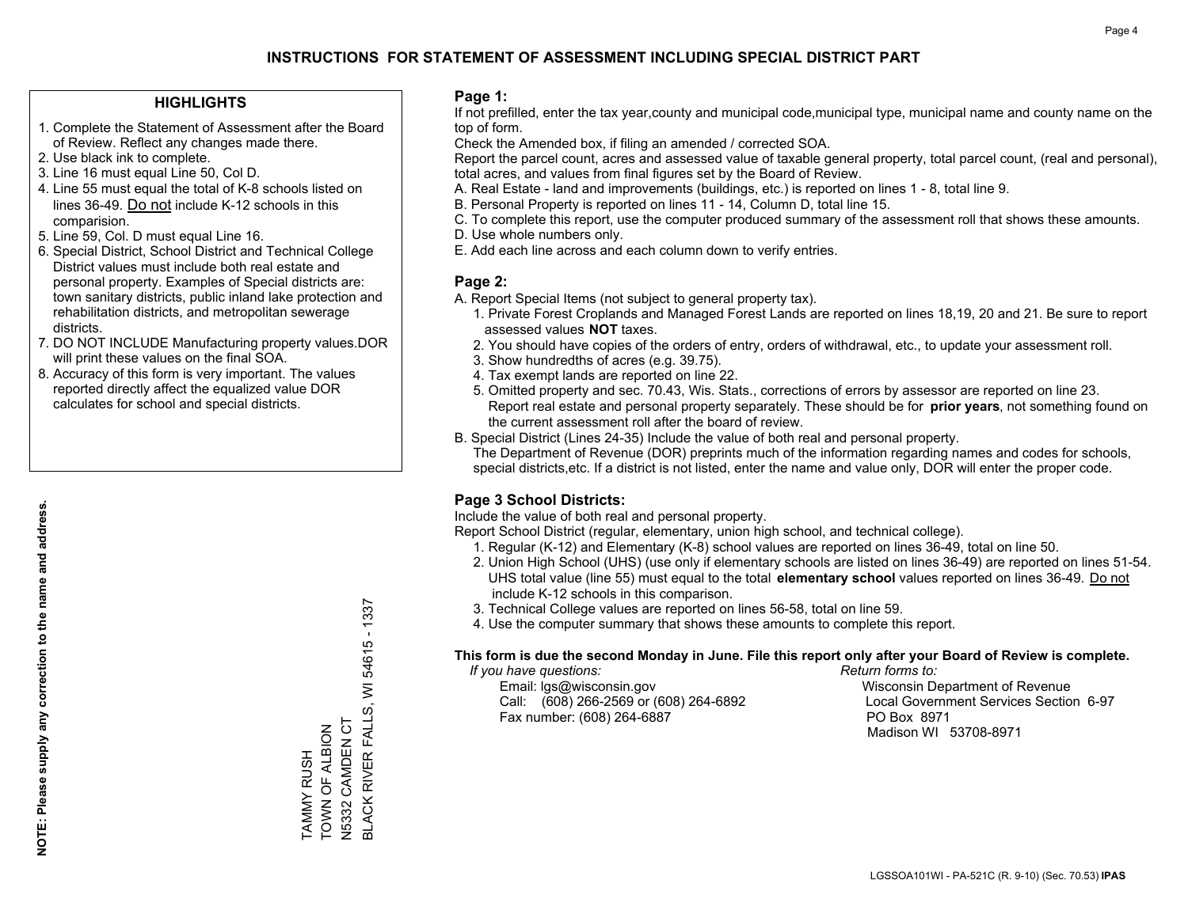# INSTRUCTIONS FOR STATEMENT OF ASSESSMENT INCLUDING SPECIAL DISTRICT PART

## HIGHLIGHTS

1. Complete the Statement of Assessment after the Board of Review. Reflect any changes made there.
2. Use black ink to complete.
3. Line 16 must equal Line 50, Col D.
4. Line 55 must equal the total of K-8 schools listed on lines 36-49. Do not include K-12 schools in this comparision.
5. Line 59, Col. D must equal Line 16.
6. Special District, School District and Technical College District values must include both real estate and personal property. Examples of Special districts are: town sanitary districts, public inland lake protection and rehabilitation districts, and metropolitan sewerage districts.
7. DO NOT INCLUDE Manufacturing property values.DOR will print these values on the final SOA.
8. Accuracy of this form is very important. The values reported directly affect the equalized value DOR calculates for school and special districts.

**NOTE: Please supply any correction to the name and address.**

TAMMY RUSH
TOWN OF ALBION
N5332 CAMDEN CT
BLACK RIVER FALLS, WI 54615 - 1337

## Page 1:

If not prefilled, enter the tax year,county and municipal code,municipal type, municipal name and county name on the top of form.

Check the Amended box, if filing an amended / corrected SOA.

Report the parcel count, acres and assessed value of taxable general property, total parcel count, (real and personal), total acres, and values from final figures set by the Board of Review.

A. Real Estate - land and improvements (buildings, etc.) is reported on lines 1 - 8, total line 9.
B. Personal Property is reported on lines 11 - 14, Column D, total line 15.
C. To complete this report, use the computer produced summary of the assessment roll that shows these amounts.
D. Use whole numbers only.
E. Add each line across and each column down to verify entries.

## Page 2:

A. Report Special Items (not subject to general property tax).
   1. Private Forest Croplands and Managed Forest Lands are reported on lines 18,19, 20 and 21. Be sure to report assessed values **NOT** taxes.
   2. You should have copies of the orders of entry, orders of withdrawal, etc., to update your assessment roll.
   3. Show hundredths of acres (e.g. 39.75).
   4. Tax exempt lands are reported on line 22.
   5. Omitted property and sec. 70.43, Wis. Stats., corrections of errors by assessor are reported on line 23. Report real estate and personal property separately. These should be for **prior years**, not something found on the current assessment roll after the board of review.
B. Special District (Lines 24-35) Include the value of both real and personal property.
   The Department of Revenue (DOR) preprints much of the information regarding names and codes for schools, special districts,etc. If a district is not listed, enter the name and value only, DOR will enter the proper code.

## Page 3 School Districts:

Include the value of both real and personal property.

Report School District (regular, elementary, union high school, and technical college).

1. Regular (K-12) and Elementary (K-8) school values are reported on lines 36-49, total on line 50.
2. Union High School (UHS) (use only if elementary schools are listed on lines 36-49) are reported on lines 51-54. UHS total value (line 55) must equal to the total **elementary school** values reported on lines 36-49. Do not include K-12 schools in this comparison.
3. Technical College values are reported on lines 56-58, total on line 59.
4. Use the computer summary that shows these amounts to complete this report.

**This form is due the second Monday in June. File this report only after your Board of Review is complete.**

*If you have questions:*
Email: lgs@wisconsin.gov
Call: (608) 266-2569 or (608) 264-6892
Fax number: (608) 264-6887

*Return forms to:*
Wisconsin Department of Revenue
Local Government Services Section 6-97
PO Box 8971
Madison WI 53708-8971

LGSSOA101WI - PA-521C (R. 9-10) (Sec. 70.53) **IPAS**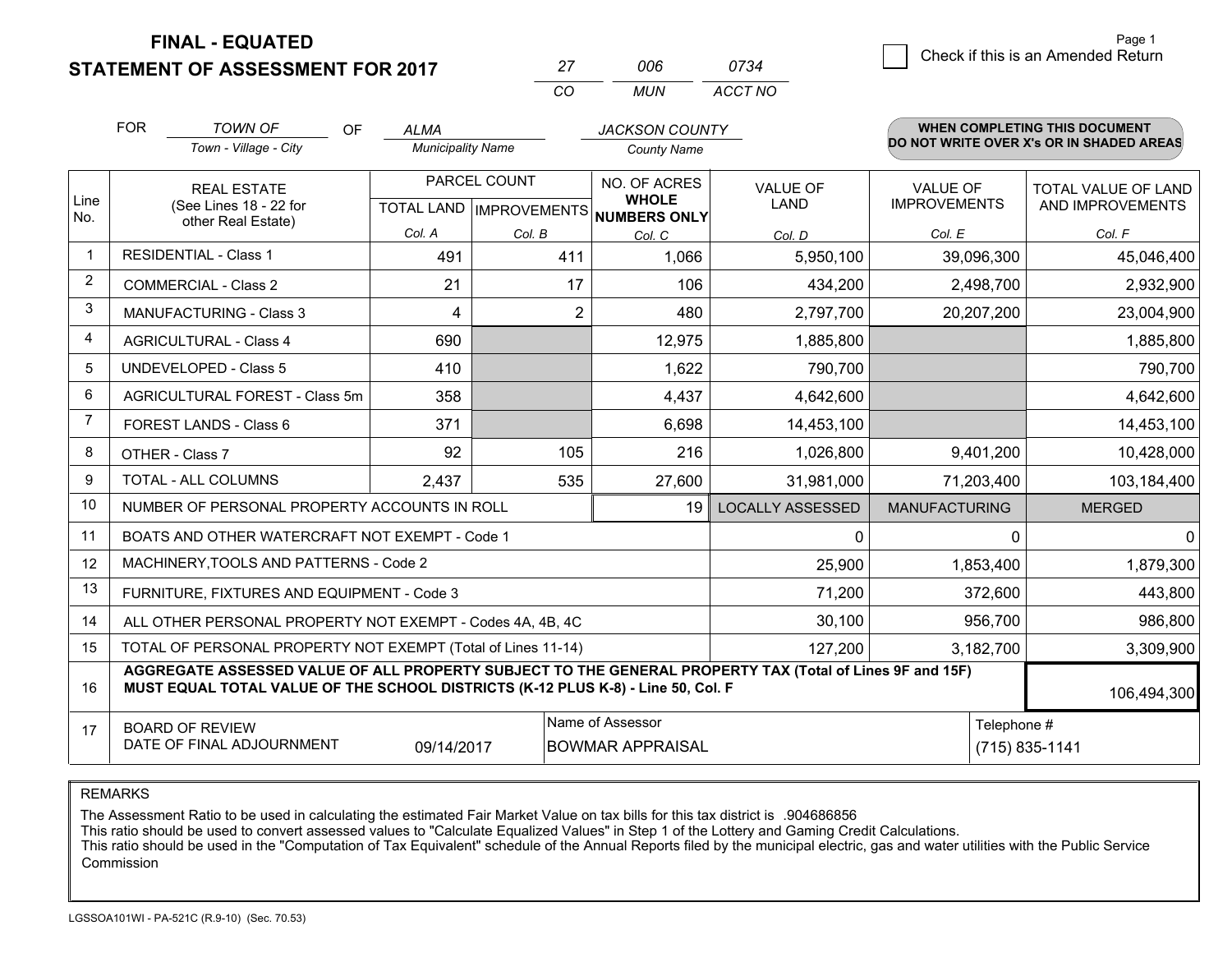**FINAL - EQUATED**
**STATEMENT OF ASSESSMENT FOR 2017**

| 27 | 006 | 0734 |
|---|---|---|
| CO | MUN | ACCT NO |

Page 1

☐ Check if this is an Amended Return

FOR *TOWN OF* (Town - Village - City) OF *ALMA* (Municipality Name) *JACKSON COUNTY* (County Name)

**WHEN COMPLETING THIS DOCUMENT DO NOT WRITE OVER X's OR IN SHADED AREAS**

| Line No. | REAL ESTATE (See Lines 18 - 22 for other Real Estate) | PARCEL COUNT TOTAL LAND Col. A | PARCEL COUNT IMPROVEMENTS Col. B | NO. OF ACRES WHOLE NUMBERS ONLY Col. C | VALUE OF LAND Col. D | VALUE OF IMPROVEMENTS Col. E | TOTAL VALUE OF LAND AND IMPROVEMENTS Col. F |
|---|---|---|---|---|---|---|---|
| 1 | RESIDENTIAL - Class 1 | 491 | 411 | 1,066 | 5,950,100 | 39,096,300 | 45,046,400 |
| 2 | COMMERCIAL - Class 2 | 21 | 17 | 106 | 434,200 | 2,498,700 | 2,932,900 |
| 3 | MANUFACTURING - Class 3 | 4 | 2 | 480 | 2,797,700 | 20,207,200 | 23,004,900 |
| 4 | AGRICULTURAL - Class 4 | 690 | | 12,975 | 1,885,800 | | 1,885,800 |
| 5 | UNDEVELOPED - Class 5 | 410 | | 1,622 | 790,700 | | 790,700 |
| 6 | AGRICULTURAL FOREST - Class 5m | 358 | | 4,437 | 4,642,600 | | 4,642,600 |
| 7 | FOREST LANDS - Class 6 | 371 | | 6,698 | 14,453,100 | | 14,453,100 |
| 8 | OTHER - Class 7 | 92 | 105 | 216 | 1,026,800 | 9,401,200 | 10,428,000 |
| 9 | TOTAL - ALL COLUMNS | 2,437 | 535 | 27,600 | 31,981,000 | 71,203,400 | 103,184,400 |
| 10 | NUMBER OF PERSONAL PROPERTY ACCOUNTS IN ROLL | | | 19 | LOCALLY ASSESSED | MANUFACTURING | MERGED |
| 11 | BOATS AND OTHER WATERCRAFT NOT EXEMPT - Code 1 | | | | 0 | 0 | 0 |
| 12 | MACHINERY,TOOLS AND PATTERNS - Code 2 | | | | 25,900 | 1,853,400 | 1,879,300 |
| 13 | FURNITURE, FIXTURES AND EQUIPMENT - Code 3 | | | | 71,200 | 372,600 | 443,800 |
| 14 | ALL OTHER PERSONAL PROPERTY NOT EXEMPT - Codes 4A, 4B, 4C | | | | 30,100 | 956,700 | 986,800 |
| 15 | TOTAL OF PERSONAL PROPERTY NOT EXEMPT (Total of Lines 11-14) | | | | 127,200 | 3,182,700 | 3,309,900 |
| 16 | **AGGREGATE ASSESSED VALUE OF ALL PROPERTY SUBJECT TO THE GENERAL PROPERTY TAX (Total of Lines 9F and 15F) MUST EQUAL TOTAL VALUE OF THE SCHOOL DISTRICTS (K-12 PLUS K-8) - Line 50, Col. F** | | | | | | 106,494,300 |
| 17 | BOARD OF REVIEW DATE OF FINAL ADJOURNMENT | 09/14/2017 | Name of Assessor | BOWMAR APPRAISAL | | Telephone # | (715) 835-1141 |

REMARKS

The Assessment Ratio to be used in calculating the estimated Fair Market Value on tax bills for this tax district is .904686856
This ratio should be used to convert assessed values to "Calculate Equalized Values" in Step 1 of the Lottery and Gaming Credit Calculations.
This ratio should be used in the "Computation of Tax Equivalent" schedule of the Annual Reports filed by the municipal electric, gas and water utilities with the Public Service Commission

LGSSOA101WI - PA-521C (R.9-10) (Sec. 70.53)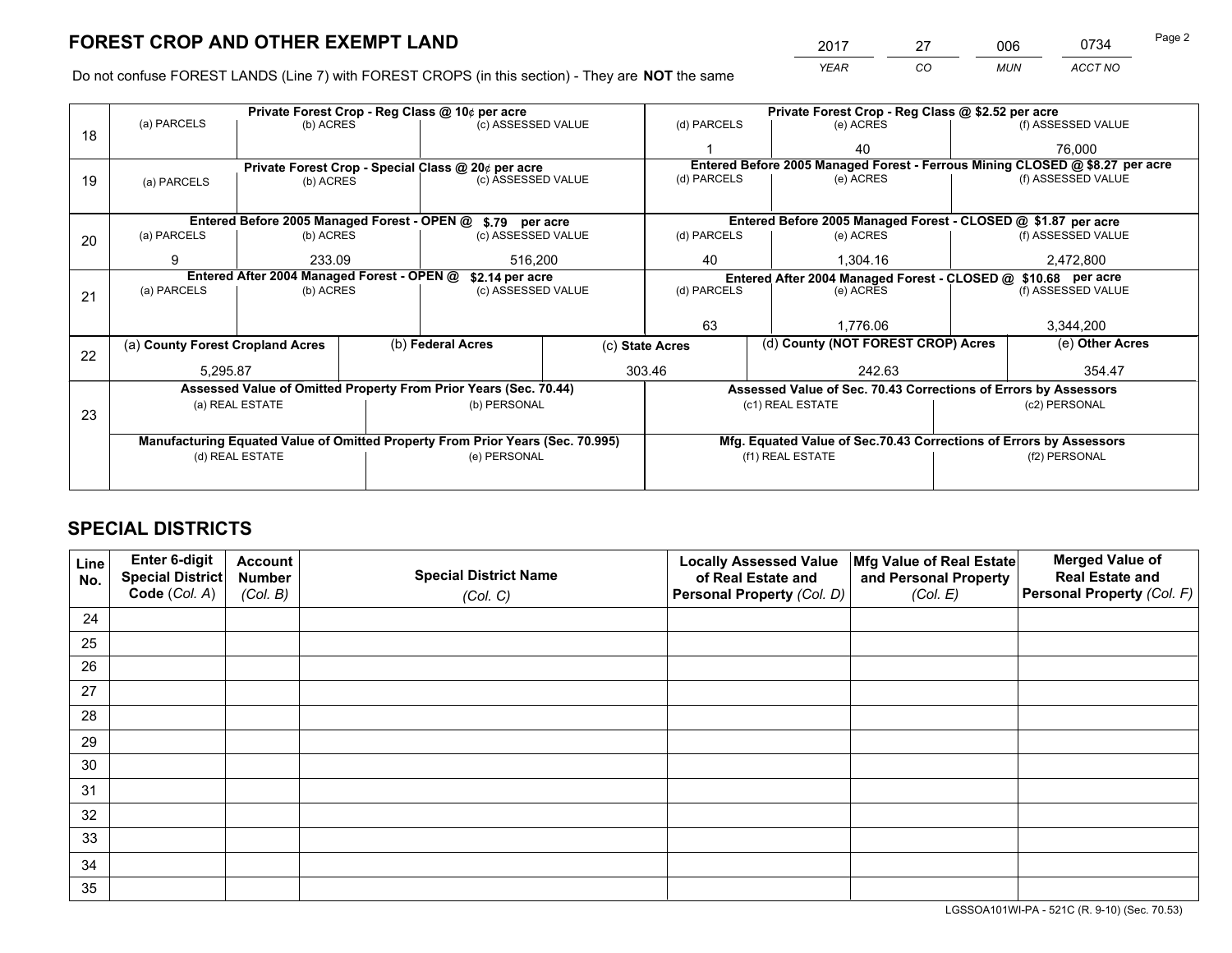# FOREST CROP AND OTHER EXEMPT LAND

| 2017 | 27 | 006 | 0734 |
|---|---|---|---|
| *YEAR* | *CO* | *MUN* | *ACCT NO* |

Do not confuse FOREST LANDS (Line 7) with FOREST CROPS (in this section) - They are **NOT** the same

| Line | | | | | | |
|---|---|---|---|---|---|---|
| 18 | Private Forest Crop - Reg Class @ 10¢ per acre | | | Private Forest Crop - Reg Class @ $2.52 per acre | | |
| | (a) PARCELS | (b) ACRES | (c) ASSESSED VALUE | (d) PARCELS | (e) ACRES | (f) ASSESSED VALUE |
| | | | | 1 | 40 | 76,000 |
| 19 | Private Forest Crop - Special Class @ 20¢ per acre | | | Entered Before 2005 Managed Forest - Ferrous Mining CLOSED @ $8.27 per acre | | |
| | (a) PARCELS | (b) ACRES | (c) ASSESSED VALUE | (d) PARCELS | (e) ACRES | (f) ASSESSED VALUE |
| | | | | | | |
| 20 | Entered Before 2005 Managed Forest - OPEN @ $.79 per acre | | | Entered Before 2005 Managed Forest - CLOSED @ $1.87 per acre | | |
| | (a) PARCELS | (b) ACRES | (c) ASSESSED VALUE | (d) PARCELS | (e) ACRES | (f) ASSESSED VALUE |
| | 9 | 233.09 | 516,200 | 40 | 1,304.16 | 2,472,800 |
| 21 | Entered After 2004 Managed Forest - OPEN @ $2.14 per acre | | | Entered After 2004 Managed Forest - CLOSED @ $10.68 per acre | | |
| | (a) PARCELS | (b) ACRES | (c) ASSESSED VALUE | (d) PARCELS | (e) ACRES | (f) ASSESSED VALUE |
| | | | | 63 | 1,776.06 | 3,344,200 |

| Line | (a) County Forest Cropland Acres | (b) Federal Acres | (c) State Acres | (d) County (NOT FOREST CROP) Acres | (e) Other Acres |
|---|---|---|---|---|---|
| 22 | 5,295.87 | | 303.46 | 242.63 | 354.47 |

| Line | Assessed Value of Omitted Property From Prior Years (Sec. 70.44) | | Assessed Value of Sec. 70.43 Corrections of Errors by Assessors | |
|---|---|---|---|---|
| 23 | (a) REAL ESTATE | (b) PERSONAL | (c1) REAL ESTATE | (c2) PERSONAL |
| | | | | |
| | **Manufacturing Equated Value of Omitted Property From Prior Years (Sec. 70.995)** | | **Mfg. Equated Value of Sec.70.43 Corrections of Errors by Assessors** | |
| | (d) REAL ESTATE | (e) PERSONAL | (f1) REAL ESTATE | (f2) PERSONAL |
| | | | | |

# SPECIAL DISTRICTS

| Line No. | Enter 6-digit Special District Code (*Col. A*) | Account Number (*Col. B*) | Special District Name (*Col. C*) | Locally Assessed Value of Real Estate and Personal Property (*Col. D*) | Mfg Value of Real Estate and Personal Property (*Col. E*) | Merged Value of Real Estate and Personal Property (*Col. F*) |
|---|---|---|---|---|---|---|
| 24 | | | | | | |
| 25 | | | | | | |
| 26 | | | | | | |
| 27 | | | | | | |
| 28 | | | | | | |
| 29 | | | | | | |
| 30 | | | | | | |
| 31 | | | | | | |
| 32 | | | | | | |
| 33 | | | | | | |
| 34 | | | | | | |
| 35 | | | | | | |

LGSSOA101WI-PA - 521C (R. 9-10) (Sec. 70.53)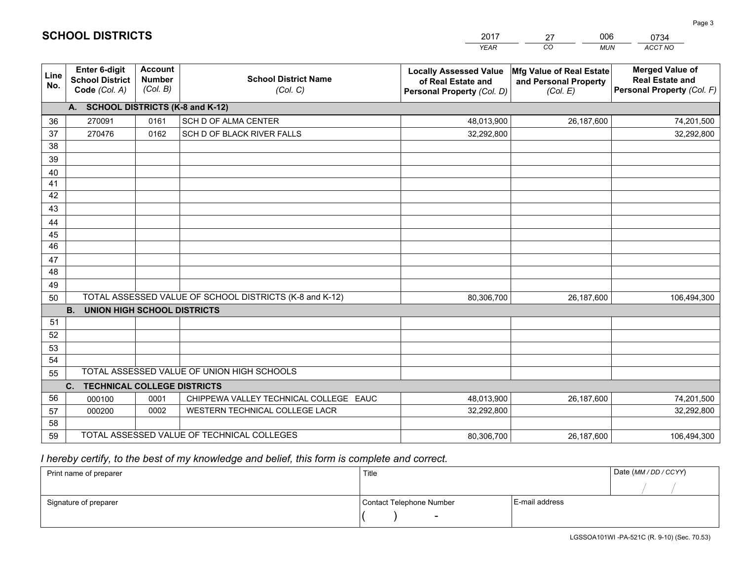# SCHOOL DISTRICTS

| 2017 | 27 | 006 | 0734 |
|---|---|---|---|
| *YEAR* | *CO* | *MUN* | *ACCT NO* |

| Line No. | Enter 6-digit School District Code *(Col. A)* | Account Number *(Col. B)* | School District Name *(Col. C)* | Locally Assessed Value of Real Estate and Personal Property *(Col. D)* | Mfg Value of Real Estate and Personal Property *(Col. E)* | Merged Value of Real Estate and Personal Property *(Col. F)* |
|---|---|---|---|---|---|---|
| | **A. SCHOOL DISTRICTS (K-8 and K-12)** | | | | | |
| 36 | 270091 | 0161 | SCH D OF ALMA CENTER | 48,013,900 | 26,187,600 | 74,201,500 |
| 37 | 270476 | 0162 | SCH D OF BLACK RIVER FALLS | 32,292,800 | | 32,292,800 |
| 38 | | | | | | |
| 39 | | | | | | |
| 40 | | | | | | |
| 41 | | | | | | |
| 42 | | | | | | |
| 43 | | | | | | |
| 44 | | | | | | |
| 45 | | | | | | |
| 46 | | | | | | |
| 47 | | | | | | |
| 48 | | | | | | |
| 49 | | | | | | |
| 50 | TOTAL ASSESSED VALUE OF SCHOOL DISTRICTS (K-8 and K-12) | | | 80,306,700 | 26,187,600 | 106,494,300 |
| | **B. UNION HIGH SCHOOL DISTRICTS** | | | | | |
| 51 | | | | | | |
| 52 | | | | | | |
| 53 | | | | | | |
| 54 | | | | | | |
| 55 | TOTAL ASSESSED VALUE OF UNION HIGH SCHOOLS | | | | | |
| | **C. TECHNICAL COLLEGE DISTRICTS** | | | | | |
| 56 | 000100 | 0001 | CHIPPEWA VALLEY TECHNICAL COLLEGE EAUC | 48,013,900 | 26,187,600 | 74,201,500 |
| 57 | 000200 | 0002 | WESTERN TECHNICAL COLLEGE LACR | 32,292,800 | | 32,292,800 |
| 58 | | | | | | |
| 59 | TOTAL ASSESSED VALUE OF TECHNICAL COLLEGES | | | 80,306,700 | 26,187,600 | 106,494,300 |

*I hereby certify, to the best of my knowledge and belief, this form is complete and correct.*

| Print name of preparer | Title | | Date *(MM / DD / CCYY)* |
|---|---|---|---|
| | | | / / |
| Signature of preparer | Contact Telephone Number | E-mail address | |
| | ( ) - | | |

LGSSOA101WI -PA-521C (R. 9-10) (Sec. 70.53)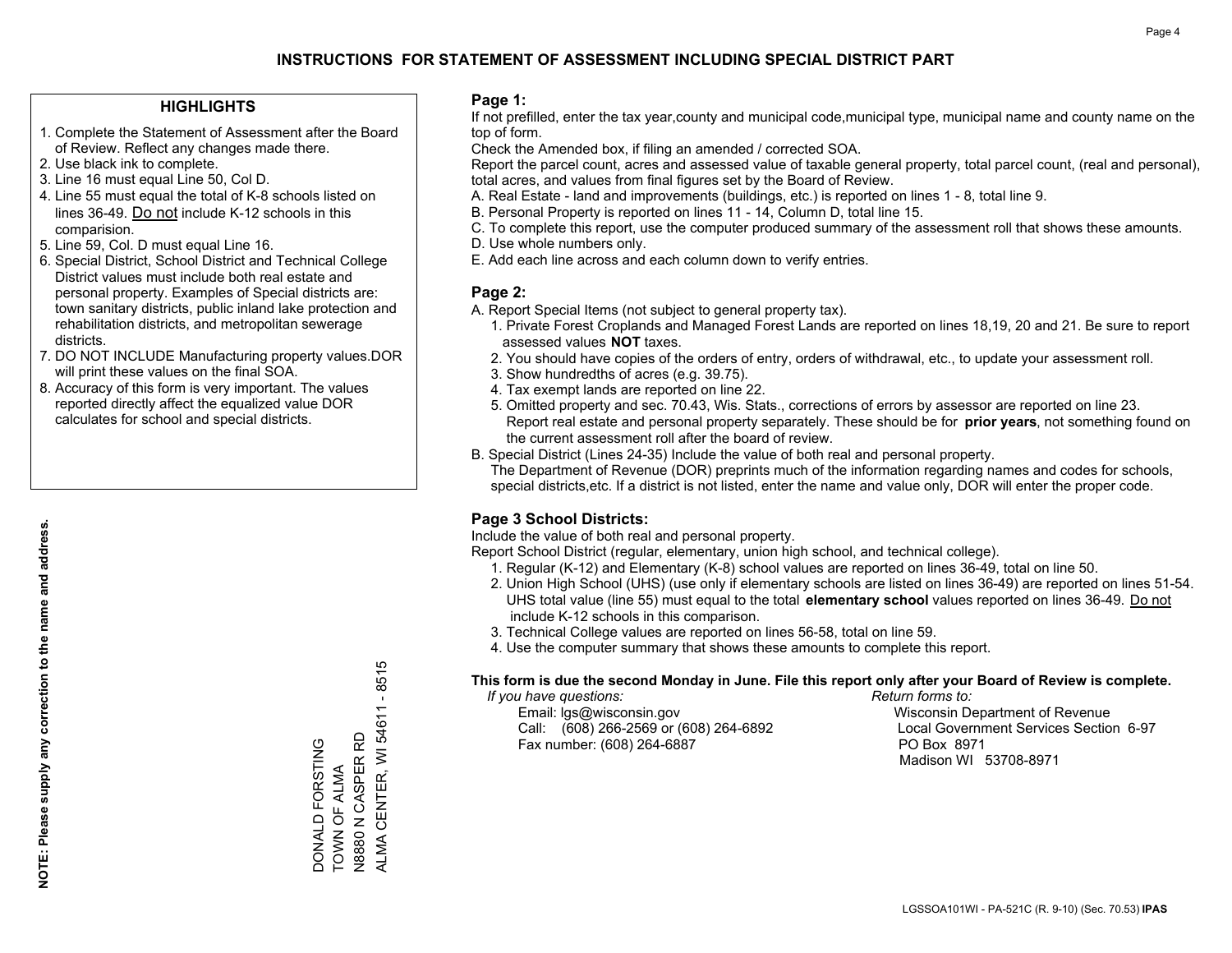# INSTRUCTIONS FOR STATEMENT OF ASSESSMENT INCLUDING SPECIAL DISTRICT PART

## HIGHLIGHTS

1. Complete the Statement of Assessment after the Board of Review. Reflect any changes made there.
2. Use black ink to complete.
3. Line 16 must equal Line 50, Col D.
4. Line 55 must equal the total of K-8 schools listed on lines 36-49. Do not include K-12 schools in this comparision.
5. Line 59, Col. D must equal Line 16.
6. Special District, School District and Technical College District values must include both real estate and personal property. Examples of Special districts are: town sanitary districts, public inland lake protection and rehabilitation districts, and metropolitan sewerage districts.
7. DO NOT INCLUDE Manufacturing property values.DOR will print these values on the final SOA.
8. Accuracy of this form is very important. The values reported directly affect the equalized value DOR calculates for school and special districts.

**NOTE: Please supply any correction to the name and address.**

DONALD FORSTING
TOWN OF ALMA
N8880 N CASPER RD
ALMA CENTER, WI 54611 - 8515

## Page 1:

If not prefilled, enter the tax year,county and municipal code,municipal type, municipal name and county name on the top of form.

Check the Amended box, if filing an amended / corrected SOA.

Report the parcel count, acres and assessed value of taxable general property, total parcel count, (real and personal), total acres, and values from final figures set by the Board of Review.

A. Real Estate - land and improvements (buildings, etc.) is reported on lines 1 - 8, total line 9.
B. Personal Property is reported on lines 11 - 14, Column D, total line 15.
C. To complete this report, use the computer produced summary of the assessment roll that shows these amounts.
D. Use whole numbers only.
E. Add each line across and each column down to verify entries.

## Page 2:

A. Report Special Items (not subject to general property tax).
   1. Private Forest Croplands and Managed Forest Lands are reported on lines 18,19, 20 and 21. Be sure to report assessed values **NOT** taxes.
   2. You should have copies of the orders of entry, orders of withdrawal, etc., to update your assessment roll.
   3. Show hundredths of acres (e.g. 39.75).
   4. Tax exempt lands are reported on line 22.
   5. Omitted property and sec. 70.43, Wis. Stats., corrections of errors by assessor are reported on line 23. Report real estate and personal property separately. These should be for **prior years**, not something found on the current assessment roll after the board of review.
B. Special District (Lines 24-35) Include the value of both real and personal property.
   The Department of Revenue (DOR) preprints much of the information regarding names and codes for schools, special districts,etc. If a district is not listed, enter the name and value only, DOR will enter the proper code.

## Page 3 School Districts:

Include the value of both real and personal property.

Report School District (regular, elementary, union high school, and technical college).

1. Regular (K-12) and Elementary (K-8) school values are reported on lines 36-49, total on line 50.
2. Union High School (UHS) (use only if elementary schools are listed on lines 36-49) are reported on lines 51-54. UHS total value (line 55) must equal to the total **elementary school** values reported on lines 36-49. Do not include K-12 schools in this comparison.
3. Technical College values are reported on lines 56-58, total on line 59.
4. Use the computer summary that shows these amounts to complete this report.

**This form is due the second Monday in June. File this report only after your Board of Review is complete.**

*If you have questions:*
Email: lgs@wisconsin.gov
Call: (608) 266-2569 or (608) 264-6892
Fax number: (608) 264-6887

*Return forms to:*
Wisconsin Department of Revenue
Local Government Services Section 6-97
PO Box 8971
Madison WI 53708-8971

LGSSOA101WI - PA-521C (R. 9-10) (Sec. 70.53) **IPAS**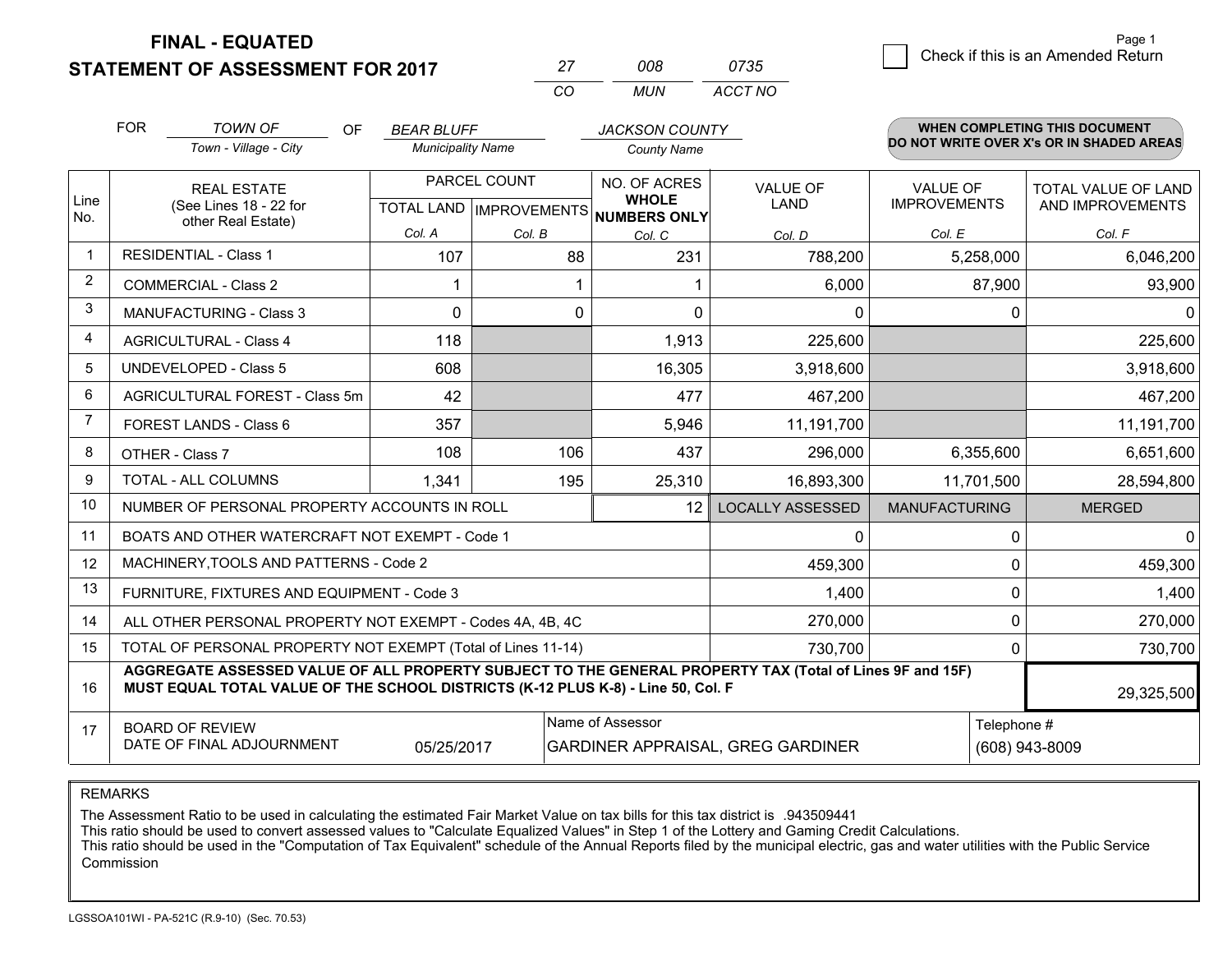**FINAL - EQUATED**
**STATEMENT OF ASSESSMENT FOR 2017**

| 27 | 008 | 0735 |
|---|---|---|
| CO | MUN | ACCT NO |

Check if this is an Amended Return

FOR *TOWN OF* (Town - Village - City) OF *BEAR BLUFF* (Municipality Name) *JACKSON COUNTY* (County Name)

**WHEN COMPLETING THIS DOCUMENT DO NOT WRITE OVER X's OR IN SHADED AREAS**

| Line No. | REAL ESTATE (See Lines 18 - 22 for other Real Estate) | PARCEL COUNT TOTAL LAND Col. A | IMPROVEMENTS Col. B | NO. OF ACRES WHOLE NUMBERS ONLY Col. C | VALUE OF LAND Col. D | VALUE OF IMPROVEMENTS Col. E | TOTAL VALUE OF LAND AND IMPROVEMENTS Col. F |
|---|---|---|---|---|---|---|---|
| 1 | RESIDENTIAL - Class 1 | 107 | 88 | 231 | 788,200 | 5,258,000 | 6,046,200 |
| 2 | COMMERCIAL - Class 2 | 1 | 1 | 1 | 6,000 | 87,900 | 93,900 |
| 3 | MANUFACTURING - Class 3 | 0 | 0 | 0 | 0 | 0 | 0 |
| 4 | AGRICULTURAL - Class 4 | 118 | | 1,913 | 225,600 | | 225,600 |
| 5 | UNDEVELOPED - Class 5 | 608 | | 16,305 | 3,918,600 | | 3,918,600 |
| 6 | AGRICULTURAL FOREST - Class 5m | 42 | | 477 | 467,200 | | 467,200 |
| 7 | FOREST LANDS - Class 6 | 357 | | 5,946 | 11,191,700 | | 11,191,700 |
| 8 | OTHER - Class 7 | 108 | 106 | 437 | 296,000 | 6,355,600 | 6,651,600 |
| 9 | TOTAL - ALL COLUMNS | 1,341 | 195 | 25,310 | 16,893,300 | 11,701,500 | 28,594,800 |
| 10 | NUMBER OF PERSONAL PROPERTY ACCOUNTS IN ROLL | | | 12 | LOCALLY ASSESSED | MANUFACTURING | MERGED |
| 11 | BOATS AND OTHER WATERCRAFT NOT EXEMPT - Code 1 | | | | 0 | 0 | 0 |
| 12 | MACHINERY,TOOLS AND PATTERNS - Code 2 | | | | 459,300 | 0 | 459,300 |
| 13 | FURNITURE, FIXTURES AND EQUIPMENT - Code 3 | | | | 1,400 | 0 | 1,400 |
| 14 | ALL OTHER PERSONAL PROPERTY NOT EXEMPT - Codes 4A, 4B, 4C | | | | 270,000 | 0 | 270,000 |
| 15 | TOTAL OF PERSONAL PROPERTY NOT EXEMPT (Total of Lines 11-14) | | | | 730,700 | 0 | 730,700 |
| 16 | **AGGREGATE ASSESSED VALUE OF ALL PROPERTY SUBJECT TO THE GENERAL PROPERTY TAX (Total of Lines 9F and 15F) MUST EQUAL TOTAL VALUE OF THE SCHOOL DISTRICTS (K-12 PLUS K-8) - Line 50, Col. F** | | | | | | 29,325,500 |
| 17 | BOARD OF REVIEW DATE OF FINAL ADJOURNMENT | 05/25/2017 | Name of Assessor | GARDINER APPRAISAL, GREG GARDINER | | Telephone # | (608) 943-8009 |

REMARKS

The Assessment Ratio to be used in calculating the estimated Fair Market Value on tax bills for this tax district is .943509441
This ratio should be used to convert assessed values to "Calculate Equalized Values" in Step 1 of the Lottery and Gaming Credit Calculations.
This ratio should be used in the "Computation of Tax Equivalent" schedule of the Annual Reports filed by the municipal electric, gas and water utilities with the Public Service Commission

LGSSOA101WI - PA-521C (R.9-10) (Sec. 70.53)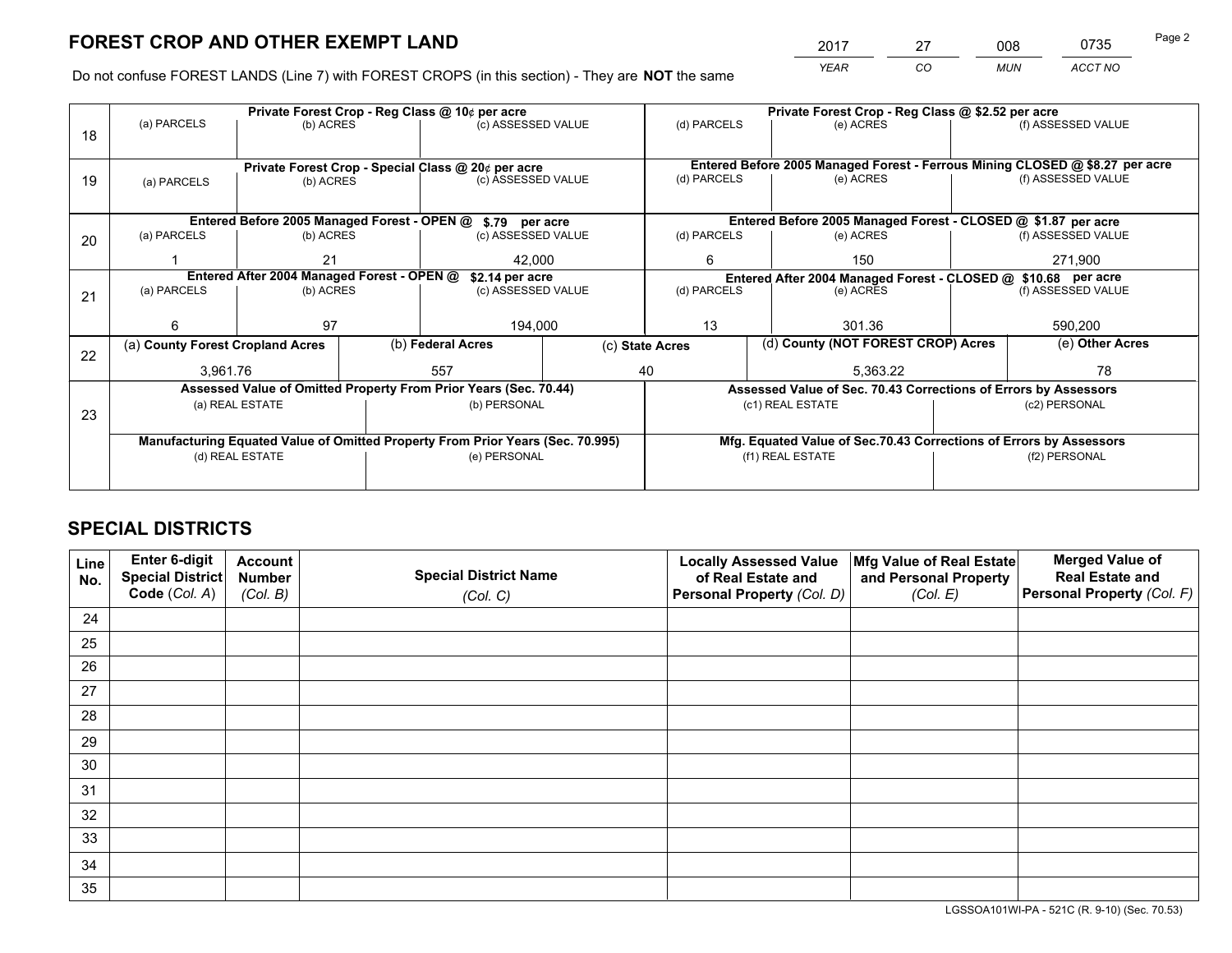# FOREST CROP AND OTHER EXEMPT LAND

| 2017 | 27 | 008 | 0735 |
|---|---|---|---|
| *YEAR* | *CO* | *MUN* | *ACCT NO* |

Do not confuse FOREST LANDS (Line 7) with FOREST CROPS (in this section) - They are **NOT** the same

| Line | Private Forest Crop - Reg Class @ 10¢ per acre | | | Private Forest Crop - Reg Class @ $2.52 per acre | | |
|---|---|---|---|---|---|---|
| 18 | (a) PARCELS | (b) ACRES | (c) ASSESSED VALUE | (d) PARCELS | (e) ACRES | (f) ASSESSED VALUE |
| | | | | | | |
| | **Private Forest Crop - Special Class @ 20¢ per acre** | | | **Entered Before 2005 Managed Forest - Ferrous Mining CLOSED @ $8.27 per acre** | | |
| 19 | (a) PARCELS | (b) ACRES | (c) ASSESSED VALUE | (d) PARCELS | (e) ACRES | (f) ASSESSED VALUE |
| | | | | | | |
| | **Entered Before 2005 Managed Forest - OPEN @ $.79 per acre** | | | **Entered Before 2005 Managed Forest - CLOSED @ $1.87 per acre** | | |
| 20 | (a) PARCELS | (b) ACRES | (c) ASSESSED VALUE | (d) PARCELS | (e) ACRES | (f) ASSESSED VALUE |
| | 1 | 21 | 42,000 | 6 | 150 | 271,900 |
| | **Entered After 2004 Managed Forest - OPEN @ $2.14 per acre** | | | **Entered After 2004 Managed Forest - CLOSED @ $10.68 per acre** | | |
| 21 | (a) PARCELS | (b) ACRES | (c) ASSESSED VALUE | (d) PARCELS | (e) ACRES | (f) ASSESSED VALUE |
| | 6 | 97 | 194,000 | 13 | 301.36 | 590,200 |

| Line | (a) County Forest Cropland Acres | (b) Federal Acres | (c) State Acres | (d) County (NOT FOREST CROP) Acres | (e) Other Acres |
|---|---|---|---|---|---|
| 22 | 3,961.76 | 557 | 40 | 5,363.22 | 78 |

| Line | Assessed Value of Omitted Property From Prior Years (Sec. 70.44) | | Assessed Value of Sec. 70.43 Corrections of Errors by Assessors | |
|---|---|---|---|---|
| 23 | (a) REAL ESTATE | (b) PERSONAL | (c1) REAL ESTATE | (c2) PERSONAL |
| | | | | |
| | **Manufacturing Equated Value of Omitted Property From Prior Years (Sec. 70.995)** | | **Mfg. Equated Value of Sec.70.43 Corrections of Errors by Assessors** | |
| | (d) REAL ESTATE | (e) PERSONAL | (f1) REAL ESTATE | (f2) PERSONAL |
| | | | | |

# SPECIAL DISTRICTS

| Line No. | Enter 6-digit Special District Code (Col. A) | Account Number (Col. B) | Special District Name (Col. C) | Locally Assessed Value of Real Estate and Personal Property (Col. D) | Mfg Value of Real Estate and Personal Property (Col. E) | Merged Value of Real Estate and Personal Property (Col. F) |
|---|---|---|---|---|---|---|
| 24 | | | | | | |
| 25 | | | | | | |
| 26 | | | | | | |
| 27 | | | | | | |
| 28 | | | | | | |
| 29 | | | | | | |
| 30 | | | | | | |
| 31 | | | | | | |
| 32 | | | | | | |
| 33 | | | | | | |
| 34 | | | | | | |
| 35 | | | | | | |

LGSSOA101WI-PA - 521C (R. 9-10) (Sec. 70.53)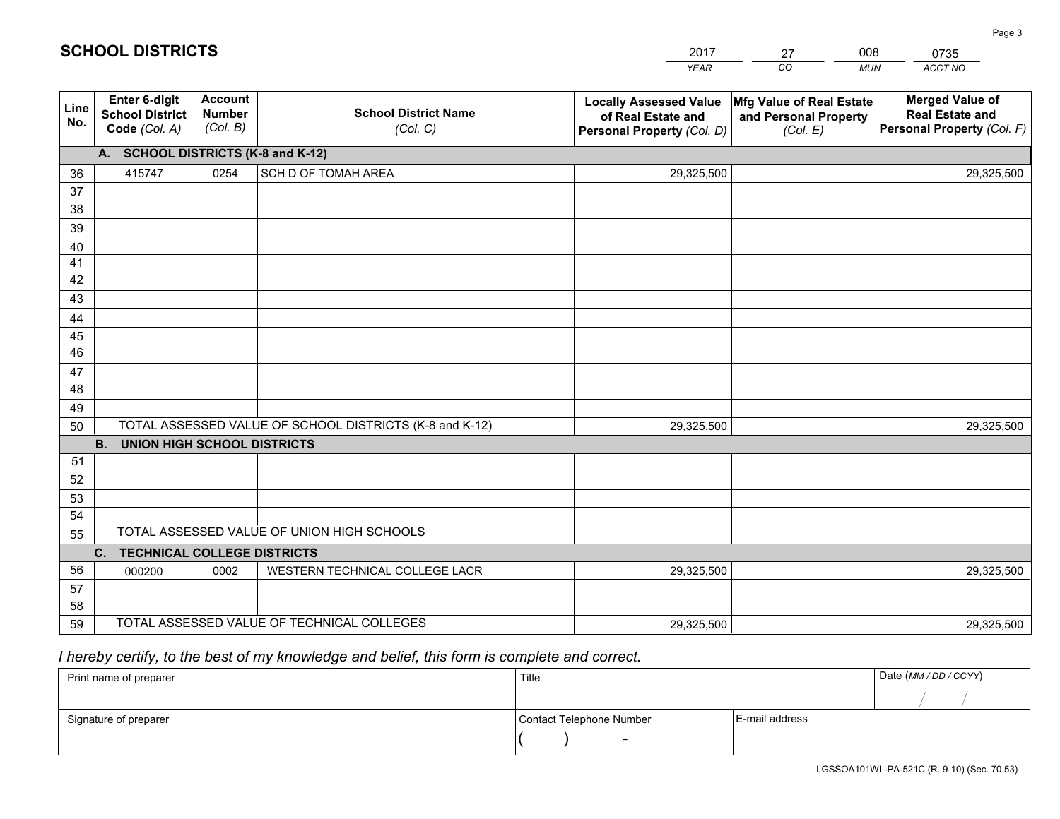# SCHOOL DISTRICTS

| 2017 | 27 | 008 | 0735 |
|---|---|---|---|
| *YEAR* | *CO* | *MUN* | *ACCT NO* |

| Line No. | Enter 6-digit School District Code *(Col. A)* | Account Number *(Col. B)* | School District Name *(Col. C)* | Locally Assessed Value of Real Estate and Personal Property *(Col. D)* | Mfg Value of Real Estate and Personal Property *(Col. E)* | Merged Value of Real Estate and Personal Property *(Col. F)* |
|---|---|---|---|---|---|---|
| | **A. SCHOOL DISTRICTS (K-8 and K-12)** | | | | | |
| 36 | 415747 | 0254 | SCH D OF TOMAH AREA | 29,325,500 | | 29,325,500 |
| 37 | | | | | | |
| 38 | | | | | | |
| 39 | | | | | | |
| 40 | | | | | | |
| 41 | | | | | | |
| 42 | | | | | | |
| 43 | | | | | | |
| 44 | | | | | | |
| 45 | | | | | | |
| 46 | | | | | | |
| 47 | | | | | | |
| 48 | | | | | | |
| 49 | | | | | | |
| 50 | TOTAL ASSESSED VALUE OF SCHOOL DISTRICTS (K-8 and K-12) | | | 29,325,500 | | 29,325,500 |
| | **B. UNION HIGH SCHOOL DISTRICTS** | | | | | |
| 51 | | | | | | |
| 52 | | | | | | |
| 53 | | | | | | |
| 54 | | | | | | |
| 55 | TOTAL ASSESSED VALUE OF UNION HIGH SCHOOLS | | | | | |
| | **C. TECHNICAL COLLEGE DISTRICTS** | | | | | |
| 56 | 000200 | 0002 | WESTERN TECHNICAL COLLEGE LACR | 29,325,500 | | 29,325,500 |
| 57 | | | | | | |
| 58 | | | | | | |
| 59 | TOTAL ASSESSED VALUE OF TECHNICAL COLLEGES | | | 29,325,500 | | 29,325,500 |

*I hereby certify, to the best of my knowledge and belief, this form is complete and correct.*

| Print name of preparer | Title | | Date *(MM / DD / CCYY)* |
|---|---|---|---|
| | | | / / |
| Signature of preparer | Contact Telephone Number | E-mail address | |
| | ( ) - | | |

LGSSOA101WI -PA-521C (R. 9-10) (Sec. 70.53)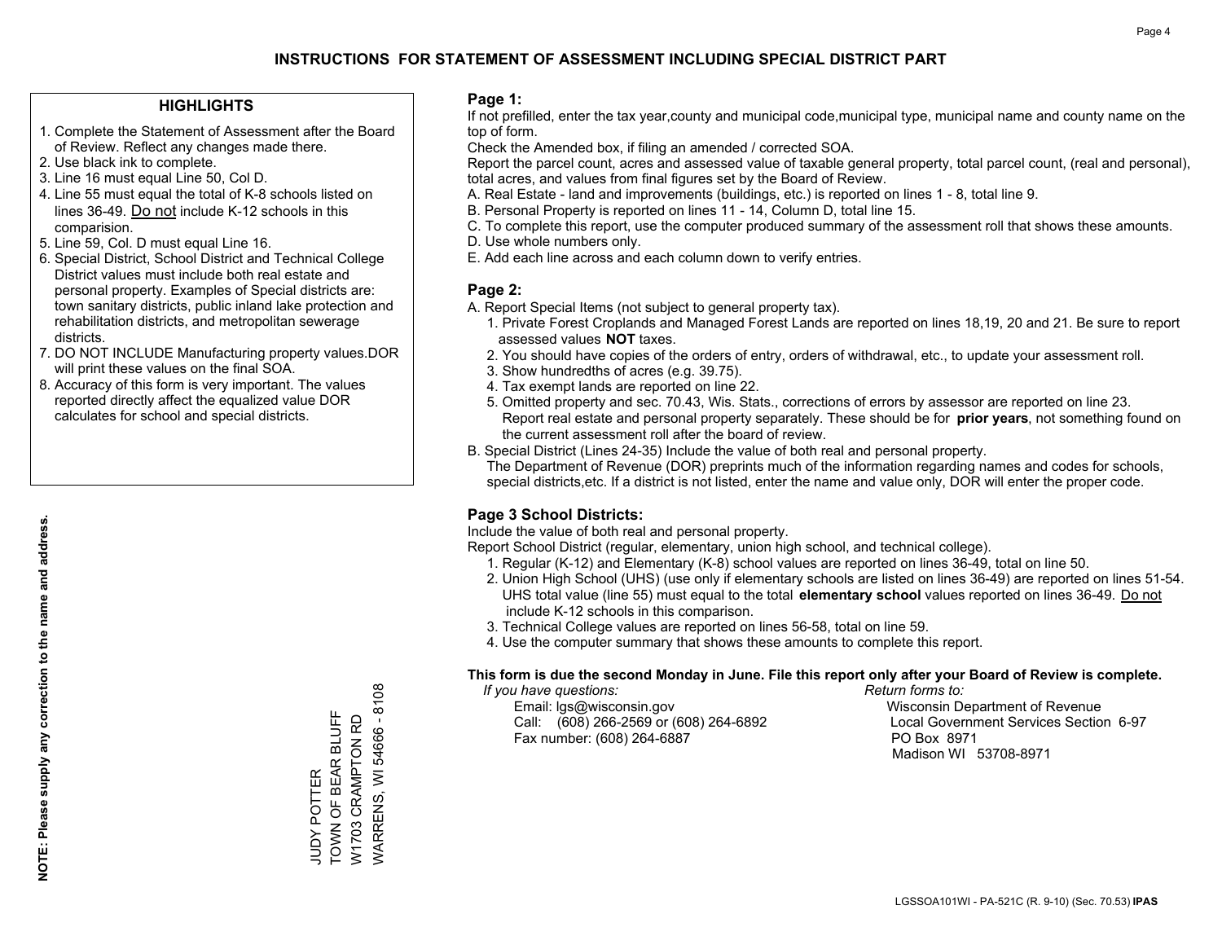# INSTRUCTIONS FOR STATEMENT OF ASSESSMENT INCLUDING SPECIAL DISTRICT PART

## HIGHLIGHTS

1. Complete the Statement of Assessment after the Board of Review. Reflect any changes made there.
2. Use black ink to complete.
3. Line 16 must equal Line 50, Col D.
4. Line 55 must equal the total of K-8 schools listed on lines 36-49. Do not include K-12 schools in this comparision.
5. Line 59, Col. D must equal Line 16.
6. Special District, School District and Technical College District values must include both real estate and personal property. Examples of Special districts are: town sanitary districts, public inland lake protection and rehabilitation districts, and metropolitan sewerage districts.
7. DO NOT INCLUDE Manufacturing property values.DOR will print these values on the final SOA.
8. Accuracy of this form is very important. The values reported directly affect the equalized value DOR calculates for school and special districts.

**NOTE: Please supply any correction to the name and address.**

JUDY POTTER
TOWN OF BEAR BLUFF
W1703 CRAMPTON RD
WARRENS, WI 54666 - 8108

## Page 1:

If not prefilled, enter the tax year,county and municipal code,municipal type, municipal name and county name on the top of form.

Check the Amended box, if filing an amended / corrected SOA.

Report the parcel count, acres and assessed value of taxable general property, total parcel count, (real and personal), total acres, and values from final figures set by the Board of Review.

A. Real Estate - land and improvements (buildings, etc.) is reported on lines 1 - 8, total line 9.
B. Personal Property is reported on lines 11 - 14, Column D, total line 15.
C. To complete this report, use the computer produced summary of the assessment roll that shows these amounts.
D. Use whole numbers only.
E. Add each line across and each column down to verify entries.

## Page 2:

A. Report Special Items (not subject to general property tax).
   1. Private Forest Croplands and Managed Forest Lands are reported on lines 18,19, 20 and 21. Be sure to report assessed values **NOT** taxes.
   2. You should have copies of the orders of entry, orders of withdrawal, etc., to update your assessment roll.
   3. Show hundredths of acres (e.g. 39.75).
   4. Tax exempt lands are reported on line 22.
   5. Omitted property and sec. 70.43, Wis. Stats., corrections of errors by assessor are reported on line 23. Report real estate and personal property separately. These should be for **prior years**, not something found on the current assessment roll after the board of review.
B. Special District (Lines 24-35) Include the value of both real and personal property.
   The Department of Revenue (DOR) preprints much of the information regarding names and codes for schools, special districts,etc. If a district is not listed, enter the name and value only, DOR will enter the proper code.

## Page 3 School Districts:

Include the value of both real and personal property.

Report School District (regular, elementary, union high school, and technical college).

1. Regular (K-12) and Elementary (K-8) school values are reported on lines 36-49, total on line 50.
2. Union High School (UHS) (use only if elementary schools are listed on lines 36-49) are reported on lines 51-54. UHS total value (line 55) must equal to the total **elementary school** values reported on lines 36-49. Do not include K-12 schools in this comparison.
3. Technical College values are reported on lines 56-58, total on line 59.
4. Use the computer summary that shows these amounts to complete this report.

**This form is due the second Monday in June. File this report only after your Board of Review is complete.**

*If you have questions:*
Email: lgs@wisconsin.gov
Call: (608) 266-2569 or (608) 264-6892
Fax number: (608) 264-6887

*Return forms to:*
Wisconsin Department of Revenue
Local Government Services Section 6-97
PO Box 8971
Madison WI 53708-8971

LGSSOA101WI - PA-521C (R. 9-10) (Sec. 70.53) **IPAS**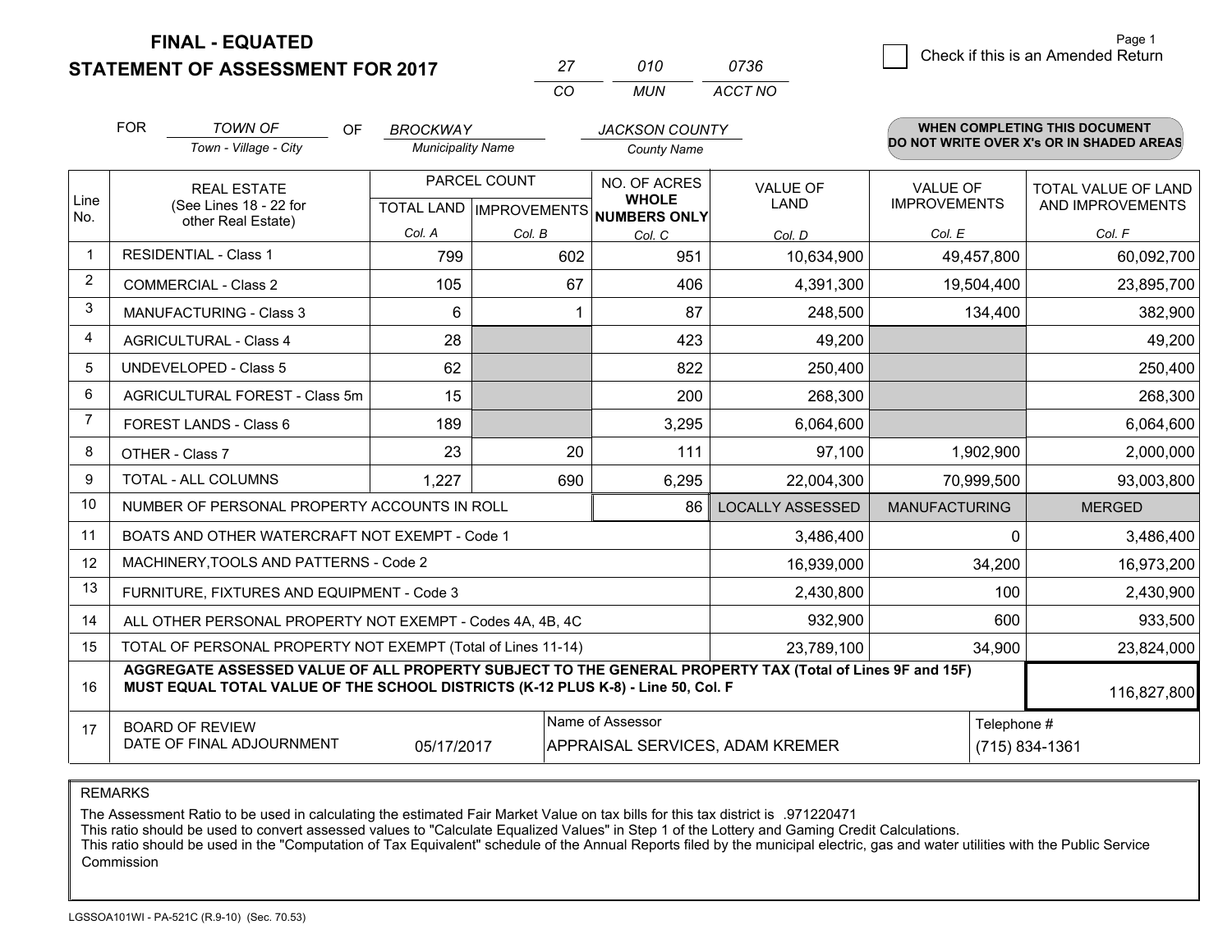**FINAL - EQUATED**
**STATEMENT OF ASSESSMENT FOR 2017**

| 27 | 010 | 0736 |
|---|---|---|
| CO | MUN | ACCT NO |

☐ Check if this is an Amended Return

FOR *TOWN OF* OF *BROCKWAY* *JACKSON COUNTY*
Town - Village - City / Municipality Name / County Name

**WHEN COMPLETING THIS DOCUMENT DO NOT WRITE OVER X's OR IN SHADED AREAS**

| Line No. | REAL ESTATE (See Lines 18 - 22 for other Real Estate) | PARCEL COUNT TOTAL LAND Col. A | IMPROVEMENTS Col. B | NO. OF ACRES WHOLE NUMBERS ONLY Col. C | VALUE OF LAND Col. D | VALUE OF IMPROVEMENTS Col. E | TOTAL VALUE OF LAND AND IMPROVEMENTS Col. F |
|---|---|---|---|---|---|---|---|
| 1 | RESIDENTIAL - Class 1 | 799 | 602 | 951 | 10,634,900 | 49,457,800 | 60,092,700 |
| 2 | COMMERCIAL - Class 2 | 105 | 67 | 406 | 4,391,300 | 19,504,400 | 23,895,700 |
| 3 | MANUFACTURING - Class 3 | 6 | 1 | 87 | 248,500 | 134,400 | 382,900 |
| 4 | AGRICULTURAL - Class 4 | 28 | | 423 | 49,200 | | 49,200 |
| 5 | UNDEVELOPED - Class 5 | 62 | | 822 | 250,400 | | 250,400 |
| 6 | AGRICULTURAL FOREST - Class 5m | 15 | | 200 | 268,300 | | 268,300 |
| 7 | FOREST LANDS - Class 6 | 189 | | 3,295 | 6,064,600 | | 6,064,600 |
| 8 | OTHER - Class 7 | 23 | 20 | 111 | 97,100 | 1,902,900 | 2,000,000 |
| 9 | TOTAL - ALL COLUMNS | 1,227 | 690 | 6,295 | 22,004,300 | 70,999,500 | 93,003,800 |
| 10 | NUMBER OF PERSONAL PROPERTY ACCOUNTS IN ROLL | | | 86 | LOCALLY ASSESSED | MANUFACTURING | MERGED |
| 11 | BOATS AND OTHER WATERCRAFT NOT EXEMPT - Code 1 | | | | 3,486,400 | 0 | 3,486,400 |
| 12 | MACHINERY,TOOLS AND PATTERNS - Code 2 | | | | 16,939,000 | 34,200 | 16,973,200 |
| 13 | FURNITURE, FIXTURES AND EQUIPMENT - Code 3 | | | | 2,430,800 | 100 | 2,430,900 |
| 14 | ALL OTHER PERSONAL PROPERTY NOT EXEMPT - Codes 4A, 4B, 4C | | | | 932,900 | 600 | 933,500 |
| 15 | TOTAL OF PERSONAL PROPERTY NOT EXEMPT (Total of Lines 11-14) | | | | 23,789,100 | 34,900 | 23,824,000 |
| 16 | **AGGREGATE ASSESSED VALUE OF ALL PROPERTY SUBJECT TO THE GENERAL PROPERTY TAX (Total of Lines 9F and 15F) MUST EQUAL TOTAL VALUE OF THE SCHOOL DISTRICTS (K-12 PLUS K-8) - Line 50, Col. F** | | | | | | 116,827,800 |
| 17 | BOARD OF REVIEW DATE OF FINAL ADJOURNMENT | 05/17/2017 | Name of Assessor | APPRAISAL SERVICES, ADAM KREMER | | Telephone # | (715) 834-1361 |

REMARKS

The Assessment Ratio to be used in calculating the estimated Fair Market Value on tax bills for this tax district is .971220471
This ratio should be used to convert assessed values to "Calculate Equalized Values" in Step 1 of the Lottery and Gaming Credit Calculations.
This ratio should be used in the "Computation of Tax Equivalent" schedule of the Annual Reports filed by the municipal electric, gas and water utilities with the Public Service Commission

LGSSOA101WI - PA-521C (R.9-10) (Sec. 70.53)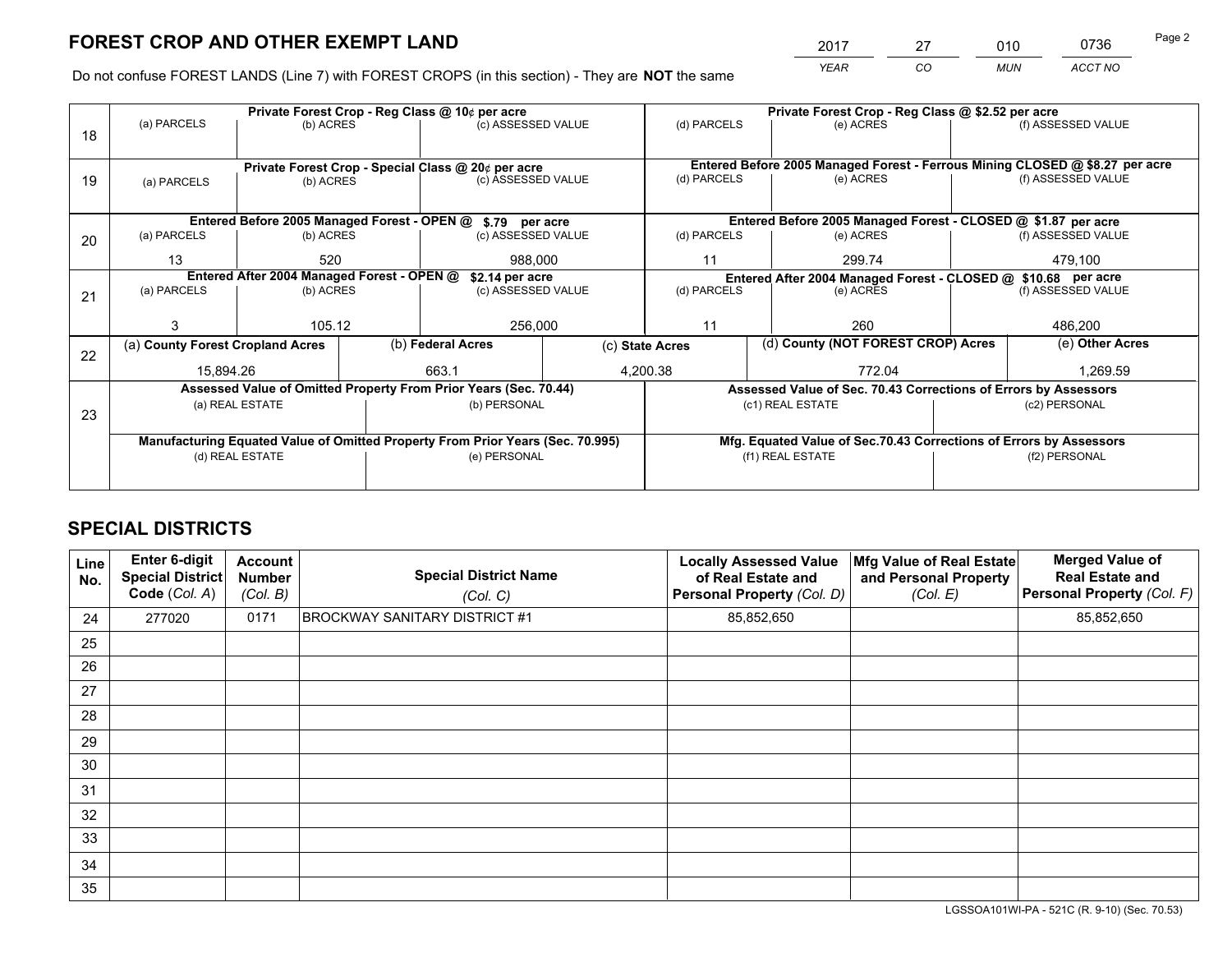# FOREST CROP AND OTHER EXEMPT LAND

| 2017 | 27 | 010 | 0736 |
|---|---|---|---|
| YEAR | CO | MUN | ACCT NO |

Do not confuse FOREST LANDS (Line 7) with FOREST CROPS (in this section) - They are **NOT** the same

| | | | | | | |
|---|---|---|---|---|---|---|
| 18 | Private Forest Crop - Reg Class @ 10¢ per acre | | | Private Forest Crop - Reg Class @ $2.52 per acre | | |
| | (a) PARCELS | (b) ACRES | (c) ASSESSED VALUE | (d) PARCELS | (e) ACRES | (f) ASSESSED VALUE |
| | | | | | | |
| 19 | Private Forest Crop - Special Class @ 20¢ per acre | | | Entered Before 2005 Managed Forest - Ferrous Mining CLOSED @ $8.27 per acre | | |
| | (a) PARCELS | (b) ACRES | (c) ASSESSED VALUE | (d) PARCELS | (e) ACRES | (f) ASSESSED VALUE |
| | | | | | | |
| 20 | Entered Before 2005 Managed Forest - OPEN @ $.79 per acre | | | Entered Before 2005 Managed Forest - CLOSED @ $1.87 per acre | | |
| | (a) PARCELS | (b) ACRES | (c) ASSESSED VALUE | (d) PARCELS | (e) ACRES | (f) ASSESSED VALUE |
| | 13 | 520 | 988,000 | 11 | 299.74 | 479,100 |
| 21 | Entered After 2004 Managed Forest - OPEN @ $2.14 per acre | | | Entered After 2004 Managed Forest - CLOSED @ $10.68 per acre | | |
| | (a) PARCELS | (b) ACRES | (c) ASSESSED VALUE | (d) PARCELS | (e) ACRES | (f) ASSESSED VALUE |
| | 3 | 105.12 | 256,000 | 11 | 260 | 486,200 |

| | | | | | |
|---|---|---|---|---|---|
| 22 | (a) County Forest Cropland Acres | (b) Federal Acres | (c) State Acres | (d) County (NOT FOREST CROP) Acres | (e) Other Acres |
| | 15,894.26 | 663.1 | 4,200.38 | 772.04 | 1,269.59 |

| | | | | |
|---|---|---|---|---|
| 23 | Assessed Value of Omitted Property From Prior Years (Sec. 70.44) | | Assessed Value of Sec. 70.43 Corrections of Errors by Assessors | |
| | (a) REAL ESTATE | (b) PERSONAL | (c1) REAL ESTATE | (c2) PERSONAL |
| | | | | |
| | Manufacturing Equated Value of Omitted Property From Prior Years (Sec. 70.995) | | Mfg. Equated Value of Sec.70.43 Corrections of Errors by Assessors | |
| | (d) REAL ESTATE | (e) PERSONAL | (f1) REAL ESTATE | (f2) PERSONAL |
| | | | | |

# SPECIAL DISTRICTS

| Line No. | Enter 6-digit Special District Code (Col. A) | Account Number (Col. B) | Special District Name (Col. C) | Locally Assessed Value of Real Estate and Personal Property (Col. D) | Mfg Value of Real Estate and Personal Property (Col. E) | Merged Value of Real Estate and Personal Property (Col. F) |
|---|---|---|---|---|---|---|
| 24 | 277020 | 0171 | BROCKWAY SANITARY DISTRICT #1 | 85,852,650 | | 85,852,650 |
| 25 | | | | | | |
| 26 | | | | | | |
| 27 | | | | | | |
| 28 | | | | | | |
| 29 | | | | | | |
| 30 | | | | | | |
| 31 | | | | | | |
| 32 | | | | | | |
| 33 | | | | | | |
| 34 | | | | | | |
| 35 | | | | | | |

LGSSOA101WI-PA - 521C (R. 9-10) (Sec. 70.53)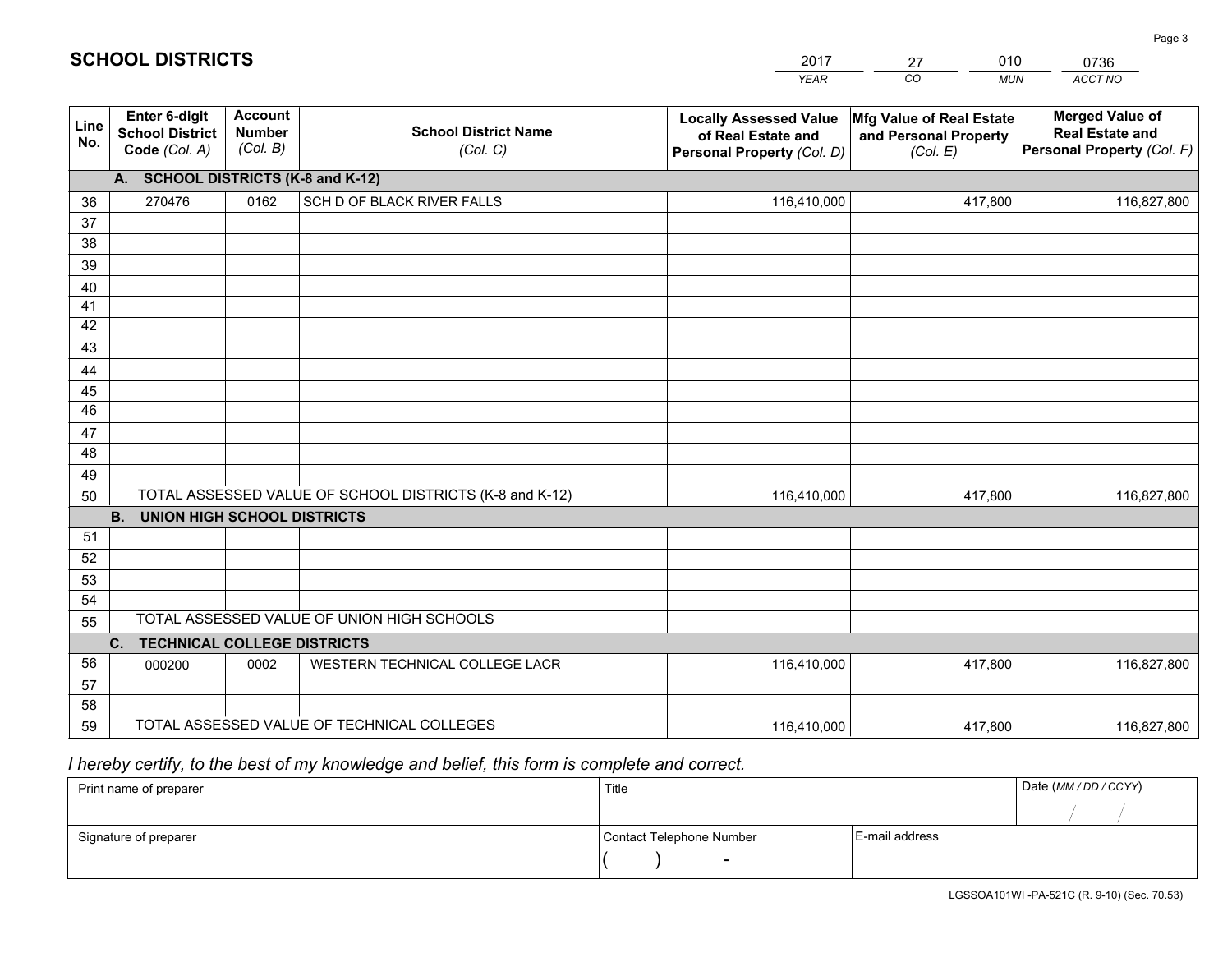## SCHOOL DISTRICTS

| 2017 | 27 | 010 | 0736 |
|---|---|---|---|
| *YEAR* | *CO* | *MUN* | *ACCT NO* |

| Line No. | Enter 6-digit School District Code (Col. A) | Account Number (Col. B) | School District Name (Col. C) | Locally Assessed Value of Real Estate and Personal Property (Col. D) | Mfg Value of Real Estate and Personal Property (Col. E) | Merged Value of Real Estate and Personal Property (Col. F) |
|---|---|---|---|---|---|---|
| | **A. SCHOOL DISTRICTS (K-8 and K-12)** | | | | | |
| 36 | 270476 | 0162 | SCH D OF BLACK RIVER FALLS | 116,410,000 | 417,800 | 116,827,800 |
| 37 | | | | | | |
| 38 | | | | | | |
| 39 | | | | | | |
| 40 | | | | | | |
| 41 | | | | | | |
| 42 | | | | | | |
| 43 | | | | | | |
| 44 | | | | | | |
| 45 | | | | | | |
| 46 | | | | | | |
| 47 | | | | | | |
| 48 | | | | | | |
| 49 | | | | | | |
| 50 | TOTAL ASSESSED VALUE OF SCHOOL DISTRICTS (K-8 and K-12) | | | 116,410,000 | 417,800 | 116,827,800 |
| | **B. UNION HIGH SCHOOL DISTRICTS** | | | | | |
| 51 | | | | | | |
| 52 | | | | | | |
| 53 | | | | | | |
| 54 | | | | | | |
| 55 | TOTAL ASSESSED VALUE OF UNION HIGH SCHOOLS | | | | | |
| | **C. TECHNICAL COLLEGE DISTRICTS** | | | | | |
| 56 | 000200 | 0002 | WESTERN TECHNICAL COLLEGE LACR | 116,410,000 | 417,800 | 116,827,800 |
| 57 | | | | | | |
| 58 | | | | | | |
| 59 | TOTAL ASSESSED VALUE OF TECHNICAL COLLEGES | | | 116,410,000 | 417,800 | 116,827,800 |

*I hereby certify, to the best of my knowledge and belief, this form is complete and correct.*

| Print name of preparer | Title | | Date (MM / DD / CCYY) |
|---|---|---|---|
| | | | / / |
| Signature of preparer | Contact Telephone Number | E-mail address | |
| | ( ) - | | |

LGSSOA101WI -PA-521C (R. 9-10) (Sec. 70.53)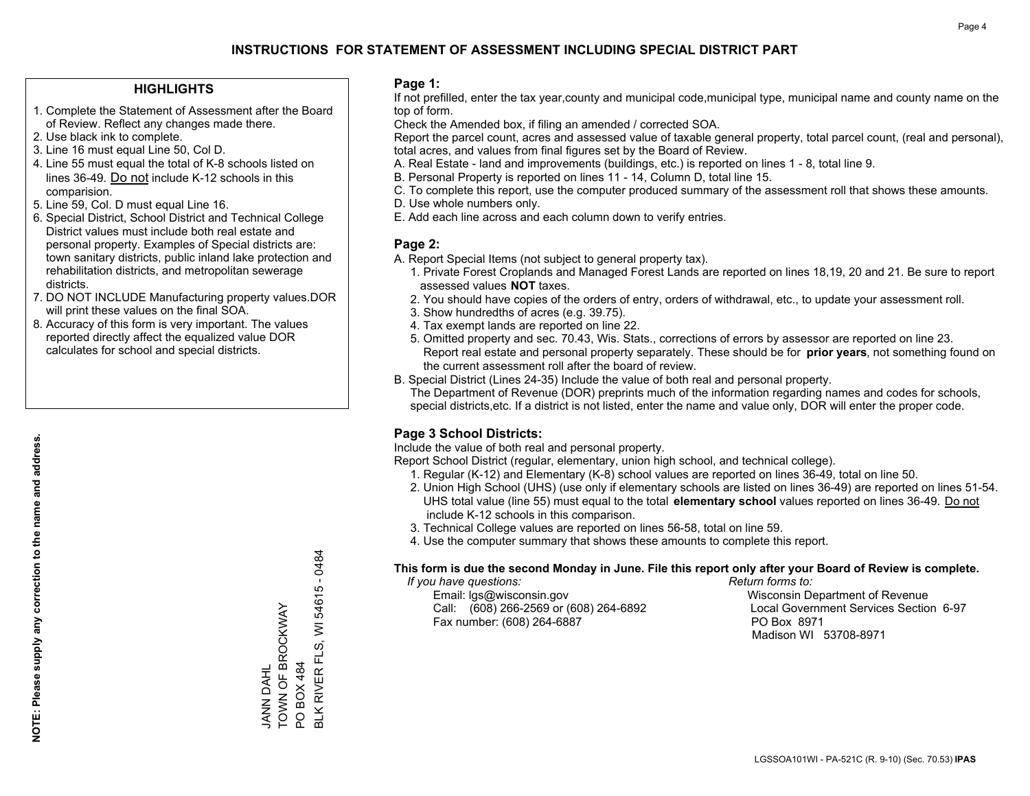# INSTRUCTIONS FOR STATEMENT OF ASSESSMENT INCLUDING SPECIAL DISTRICT PART

## HIGHLIGHTS

1. Complete the Statement of Assessment after the Board of Review. Reflect any changes made there.
2. Use black ink to complete.
3. Line 16 must equal Line 50, Col D.
4. Line 55 must equal the total of K-8 schools listed on lines 36-49. Do not include K-12 schools in this comparision.
5. Line 59, Col. D must equal Line 16.
6. Special District, School District and Technical College District values must include both real estate and personal property. Examples of Special districts are: town sanitary districts, public inland lake protection and rehabilitation districts, and metropolitan sewerage districts.
7. DO NOT INCLUDE Manufacturing property values.DOR will print these values on the final SOA.
8. Accuracy of this form is very important. The values reported directly affect the equalized value DOR calculates for school and special districts.

**NOTE: Please supply any correction to the name and address.**

JANN DAHL
TOWN OF BROCKWAY
PO BOX 484
BLK RIVER FLS, WI 54615 - 0484

## Page 1:

If not prefilled, enter the tax year,county and municipal code,municipal type, municipal name and county name on the top of form.

Check the Amended box, if filing an amended / corrected SOA.

Report the parcel count, acres and assessed value of taxable general property, total parcel count, (real and personal), total acres, and values from final figures set by the Board of Review.

A. Real Estate - land and improvements (buildings, etc.) is reported on lines 1 - 8, total line 9.
B. Personal Property is reported on lines 11 - 14, Column D, total line 15.
C. To complete this report, use the computer produced summary of the assessment roll that shows these amounts.
D. Use whole numbers only.
E. Add each line across and each column down to verify entries.

## Page 2:

A. Report Special Items (not subject to general property tax).
   1. Private Forest Croplands and Managed Forest Lands are reported on lines 18,19, 20 and 21. Be sure to report assessed values **NOT** taxes.
   2. You should have copies of the orders of entry, orders of withdrawal, etc., to update your assessment roll.
   3. Show hundredths of acres (e.g. 39.75).
   4. Tax exempt lands are reported on line 22.
   5. Omitted property and sec. 70.43, Wis. Stats., corrections of errors by assessor are reported on line 23. Report real estate and personal property separately. These should be for **prior years**, not something found on the current assessment roll after the board of review.
B. Special District (Lines 24-35) Include the value of both real and personal property.
   The Department of Revenue (DOR) preprints much of the information regarding names and codes for schools, special districts,etc. If a district is not listed, enter the name and value only, DOR will enter the proper code.

## Page 3 School Districts:

Include the value of both real and personal property.

Report School District (regular, elementary, union high school, and technical college).

1. Regular (K-12) and Elementary (K-8) school values are reported on lines 36-49, total on line 50.
2. Union High School (UHS) (use only if elementary schools are listed on lines 36-49) are reported on lines 51-54. UHS total value (line 55) must equal to the total **elementary school** values reported on lines 36-49. Do not include K-12 schools in this comparison.
3. Technical College values are reported on lines 56-58, total on line 59.
4. Use the computer summary that shows these amounts to complete this report.

**This form is due the second Monday in June. File this report only after your Board of Review is complete.**

*If you have questions:*
Email: lgs@wisconsin.gov
Call: (608) 266-2569 or (608) 264-6892
Fax number: (608) 264-6887

*Return forms to:*
Wisconsin Department of Revenue
Local Government Services Section 6-97
PO Box 8971
Madison WI 53708-8971

LGSSOA101WI - PA-521C (R. 9-10) (Sec. 70.53) **IPAS**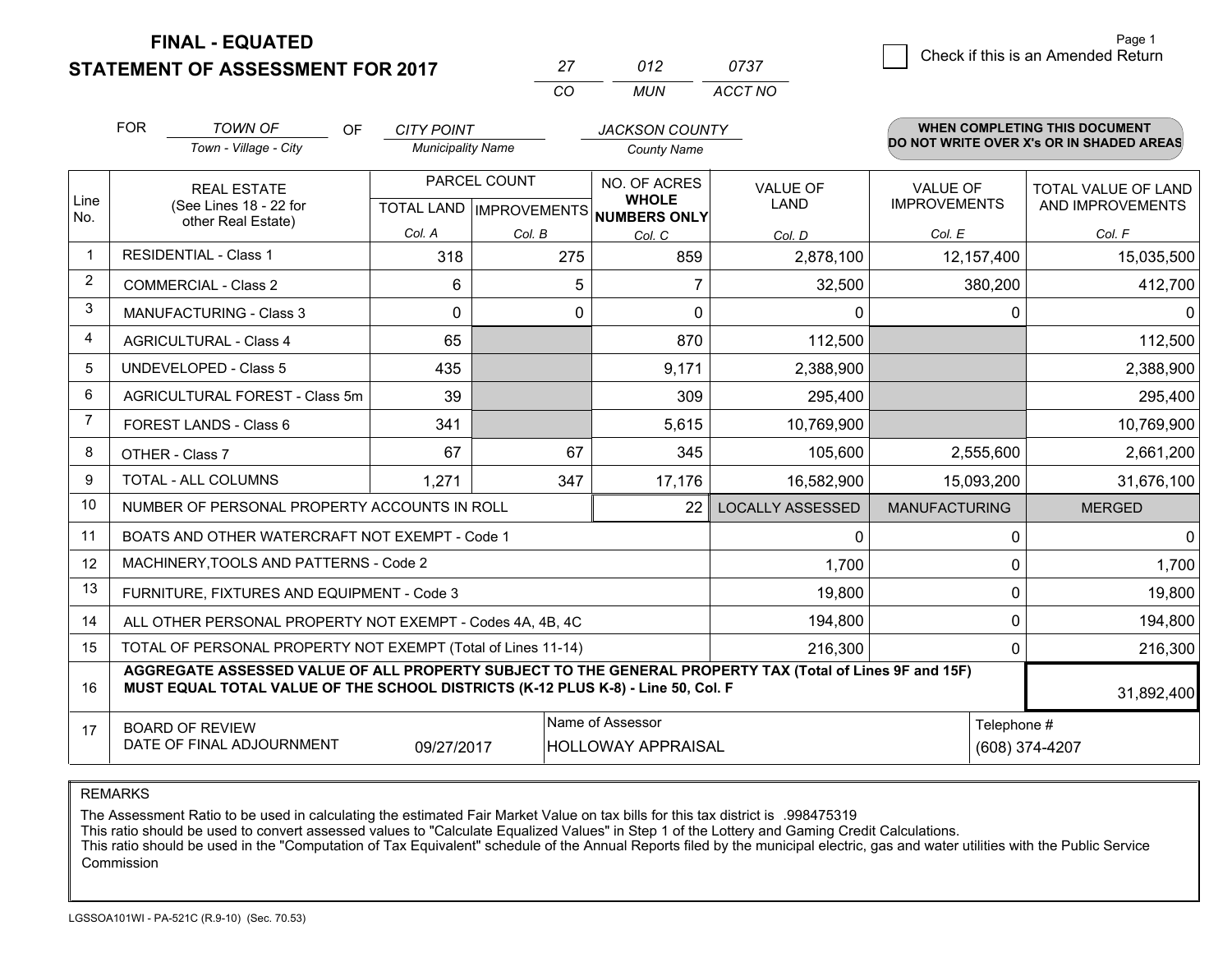**FINAL - EQUATED**
**STATEMENT OF ASSESSMENT FOR 2017**

| 27 | 012 | 0737 |
|---|---|---|
| CO | MUN | ACCT NO |

Page 1

☐ Check if this is an Amended Return

FOR *TOWN OF* (Town - Village - City) OF *CITY POINT* (Municipality Name) *JACKSON COUNTY* (County Name)

**WHEN COMPLETING THIS DOCUMENT DO NOT WRITE OVER X's OR IN SHADED AREAS**

| Line No. | REAL ESTATE (See Lines 18 - 22 for other Real Estate) | PARCEL COUNT TOTAL LAND Col. A | PARCEL COUNT IMPROVEMENTS Col. B | NO. OF ACRES WHOLE NUMBERS ONLY Col. C | VALUE OF LAND Col. D | VALUE OF IMPROVEMENTS Col. E | TOTAL VALUE OF LAND AND IMPROVEMENTS Col. F |
|---|---|---|---|---|---|---|---|
| 1 | RESIDENTIAL - Class 1 | 318 | 275 | 859 | 2,878,100 | 12,157,400 | 15,035,500 |
| 2 | COMMERCIAL - Class 2 | 6 | 5 | 7 | 32,500 | 380,200 | 412,700 |
| 3 | MANUFACTURING - Class 3 | 0 | 0 | 0 | 0 | 0 | 0 |
| 4 | AGRICULTURAL - Class 4 | 65 | | 870 | 112,500 | | 112,500 |
| 5 | UNDEVELOPED - Class 5 | 435 | | 9,171 | 2,388,900 | | 2,388,900 |
| 6 | AGRICULTURAL FOREST - Class 5m | 39 | | 309 | 295,400 | | 295,400 |
| 7 | FOREST LANDS - Class 6 | 341 | | 5,615 | 10,769,900 | | 10,769,900 |
| 8 | OTHER - Class 7 | 67 | 67 | 345 | 105,600 | 2,555,600 | 2,661,200 |
| 9 | TOTAL - ALL COLUMNS | 1,271 | 347 | 17,176 | 16,582,900 | 15,093,200 | 31,676,100 |
| 10 | NUMBER OF PERSONAL PROPERTY ACCOUNTS IN ROLL | | | 22 | LOCALLY ASSESSED | MANUFACTURING | MERGED |
| 11 | BOATS AND OTHER WATERCRAFT NOT EXEMPT - Code 1 | | | | 0 | 0 | 0 |
| 12 | MACHINERY,TOOLS AND PATTERNS - Code 2 | | | | 1,700 | 0 | 1,700 |
| 13 | FURNITURE, FIXTURES AND EQUIPMENT - Code 3 | | | | 19,800 | 0 | 19,800 |
| 14 | ALL OTHER PERSONAL PROPERTY NOT EXEMPT - Codes 4A, 4B, 4C | | | | 194,800 | 0 | 194,800 |
| 15 | TOTAL OF PERSONAL PROPERTY NOT EXEMPT (Total of Lines 11-14) | | | | 216,300 | 0 | 216,300 |
| 16 | **AGGREGATE ASSESSED VALUE OF ALL PROPERTY SUBJECT TO THE GENERAL PROPERTY TAX (Total of Lines 9F and 15F) MUST EQUAL TOTAL VALUE OF THE SCHOOL DISTRICTS (K-12 PLUS K-8) - Line 50, Col. F** | | | | | | 31,892,400 |
| 17 | BOARD OF REVIEW DATE OF FINAL ADJOURNMENT | 09/27/2017 | Name of Assessor | HOLLOWAY APPRAISAL | | Telephone # | (608) 374-4207 |

REMARKS

The Assessment Ratio to be used in calculating the estimated Fair Market Value on tax bills for this tax district is .998475319
This ratio should be used to convert assessed values to "Calculate Equalized Values" in Step 1 of the Lottery and Gaming Credit Calculations.
This ratio should be used in the "Computation of Tax Equivalent" schedule of the Annual Reports filed by the municipal electric, gas and water utilities with the Public Service Commission

LGSSOA101WI - PA-521C (R.9-10) (Sec. 70.53)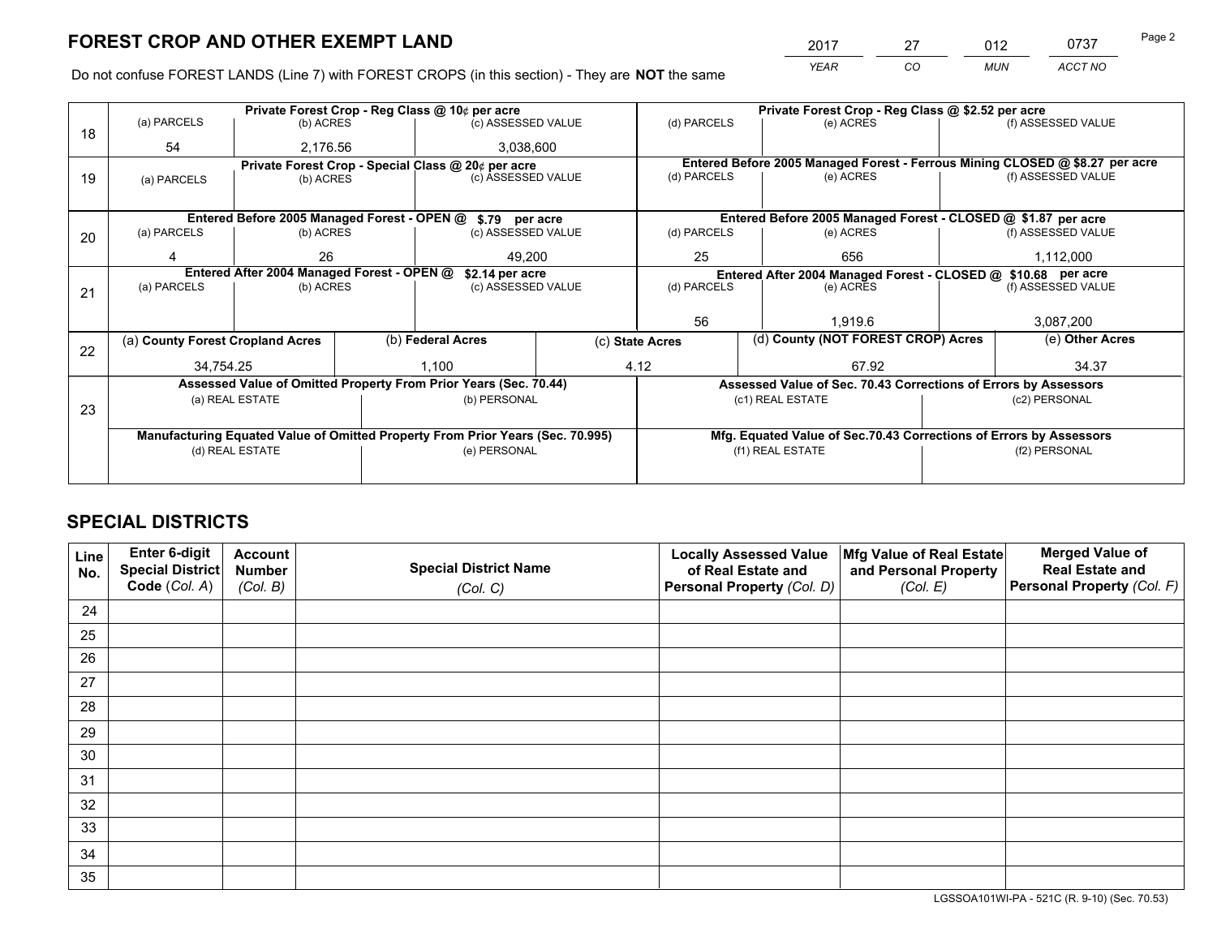# FOREST CROP AND OTHER EXEMPT LAND

| 2017 | 27 | 012 | 0737 |
|---|---|---|---|
| *YEAR* | *CO* | *MUN* | *ACCT NO* |

Do not confuse FOREST LANDS (Line 7) with FOREST CROPS (in this section) - They are **NOT** the same

| Line | | | | | | |
|---|---|---|---|---|---|---|
| 18 | Private Forest Crop - Reg Class @ 10¢ per acre | | | Private Forest Crop - Reg Class @ $2.52 per acre | | |
| | (a) PARCELS | (b) ACRES | (c) ASSESSED VALUE | (d) PARCELS | (e) ACRES | (f) ASSESSED VALUE |
| | 54 | 2,176.56 | 3,038,600 | | | |
| 19 | Private Forest Crop - Special Class @ 20¢ per acre | | | Entered Before 2005 Managed Forest - Ferrous Mining CLOSED @ $8.27 per acre | | |
| | (a) PARCELS | (b) ACRES | (c) ASSESSED VALUE | (d) PARCELS | (e) ACRES | (f) ASSESSED VALUE |
| | | | | | | |
| 20 | Entered Before 2005 Managed Forest - OPEN @ $.79 per acre | | | Entered Before 2005 Managed Forest - CLOSED @ $1.87 per acre | | |
| | (a) PARCELS | (b) ACRES | (c) ASSESSED VALUE | (d) PARCELS | (e) ACRES | (f) ASSESSED VALUE |
| | 4 | 26 | 49,200 | 25 | 656 | 1,112,000 |
| 21 | Entered After 2004 Managed Forest - OPEN @ $2.14 per acre | | | Entered After 2004 Managed Forest - CLOSED @ $10.68 per acre | | |
| | (a) PARCELS | (b) ACRES | (c) ASSESSED VALUE | (d) PARCELS | (e) ACRES | (f) ASSESSED VALUE |
| | | | | 56 | 1,919.6 | 3,087,200 |

| Line | (a) County Forest Cropland Acres | (b) Federal Acres | (c) State Acres | (d) County (NOT FOREST CROP) Acres | (e) Other Acres |
|---|---|---|---|---|---|
| 22 | 34,754.25 | 1,100 | 4.12 | 67.92 | 34.37 |

| Line | Assessed Value of Omitted Property From Prior Years (Sec. 70.44) | | Assessed Value of Sec. 70.43 Corrections of Errors by Assessors | |
|---|---|---|---|---|
| 23 | (a) REAL ESTATE | (b) PERSONAL | (c1) REAL ESTATE | (c2) PERSONAL |
| | | | | |
| | Manufacturing Equated Value of Omitted Property From Prior Years (Sec. 70.995) | | Mfg. Equated Value of Sec.70.43 Corrections of Errors by Assessors | |
| | (d) REAL ESTATE | (e) PERSONAL | (f1) REAL ESTATE | (f2) PERSONAL |
| | | | | |

# SPECIAL DISTRICTS

| Line No. | Enter 6-digit Special District Code (*Col. A*) | Account Number (*Col. B*) | Special District Name (*Col. C*) | Locally Assessed Value of Real Estate and Personal Property (*Col. D*) | Mfg Value of Real Estate and Personal Property (*Col. E*) | Merged Value of Real Estate and Personal Property (*Col. F*) |
|---|---|---|---|---|---|---|
| 24 | | | | | | |
| 25 | | | | | | |
| 26 | | | | | | |
| 27 | | | | | | |
| 28 | | | | | | |
| 29 | | | | | | |
| 30 | | | | | | |
| 31 | | | | | | |
| 32 | | | | | | |
| 33 | | | | | | |
| 34 | | | | | | |
| 35 | | | | | | |

LGSSOA101WI-PA - 521C (R. 9-10) (Sec. 70.53)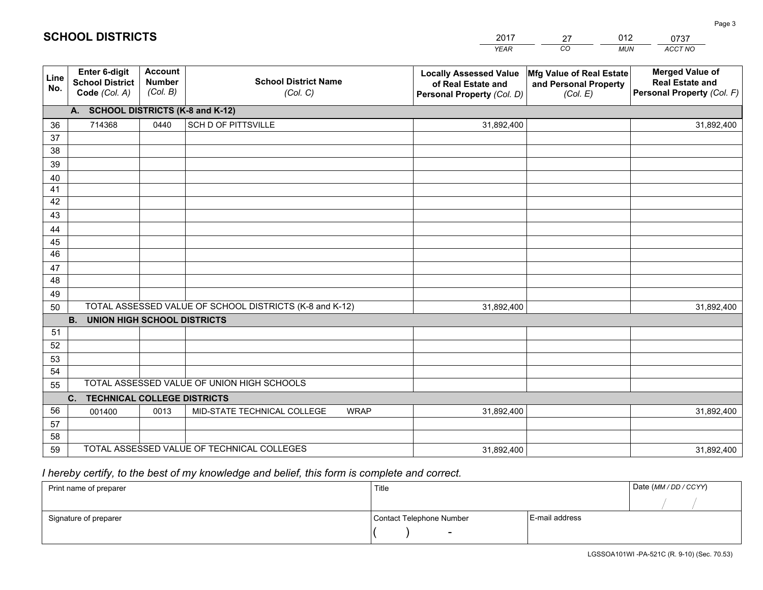# SCHOOL DISTRICTS

| 2017 | 27 | 012 | 0737 |
|---|---|---|---|
| *YEAR* | *CO* | *MUN* | *ACCT NO* |

| Line No. | Enter 6-digit School District Code *(Col. A)* | Account Number *(Col. B)* | School District Name *(Col. C)* | Locally Assessed Value of Real Estate and Personal Property *(Col. D)* | Mfg Value of Real Estate and Personal Property *(Col. E)* | Merged Value of Real Estate and Personal Property *(Col. F)* |
|---|---|---|---|---|---|---|
| | **A. SCHOOL DISTRICTS (K-8 and K-12)** | | | | | |
| 36 | 714368 | 0440 | SCH D OF PITTSVILLE | 31,892,400 | | 31,892,400 |
| 37 | | | | | | |
| 38 | | | | | | |
| 39 | | | | | | |
| 40 | | | | | | |
| 41 | | | | | | |
| 42 | | | | | | |
| 43 | | | | | | |
| 44 | | | | | | |
| 45 | | | | | | |
| 46 | | | | | | |
| 47 | | | | | | |
| 48 | | | | | | |
| 49 | | | | | | |
| 50 | TOTAL ASSESSED VALUE OF SCHOOL DISTRICTS (K-8 and K-12) | | | 31,892,400 | | 31,892,400 |
| | **B. UNION HIGH SCHOOL DISTRICTS** | | | | | |
| 51 | | | | | | |
| 52 | | | | | | |
| 53 | | | | | | |
| 54 | | | | | | |
| 55 | TOTAL ASSESSED VALUE OF UNION HIGH SCHOOLS | | | | | |
| | **C. TECHNICAL COLLEGE DISTRICTS** | | | | | |
| 56 | 001400 | 0013 | MID-STATE TECHNICAL COLLEGE WRAP | 31,892,400 | | 31,892,400 |
| 57 | | | | | | |
| 58 | | | | | | |
| 59 | TOTAL ASSESSED VALUE OF TECHNICAL COLLEGES | | | 31,892,400 | | 31,892,400 |

*I hereby certify, to the best of my knowledge and belief, this form is complete and correct.*

| Print name of preparer | Title | | Date *(MM / DD / CCYY)* |
|---|---|---|---|
| | | | / / |
| Signature of preparer | Contact Telephone Number | E-mail address | |
| | ( ) - | | |

LGSSOA101WI -PA-521C (R. 9-10) (Sec. 70.53)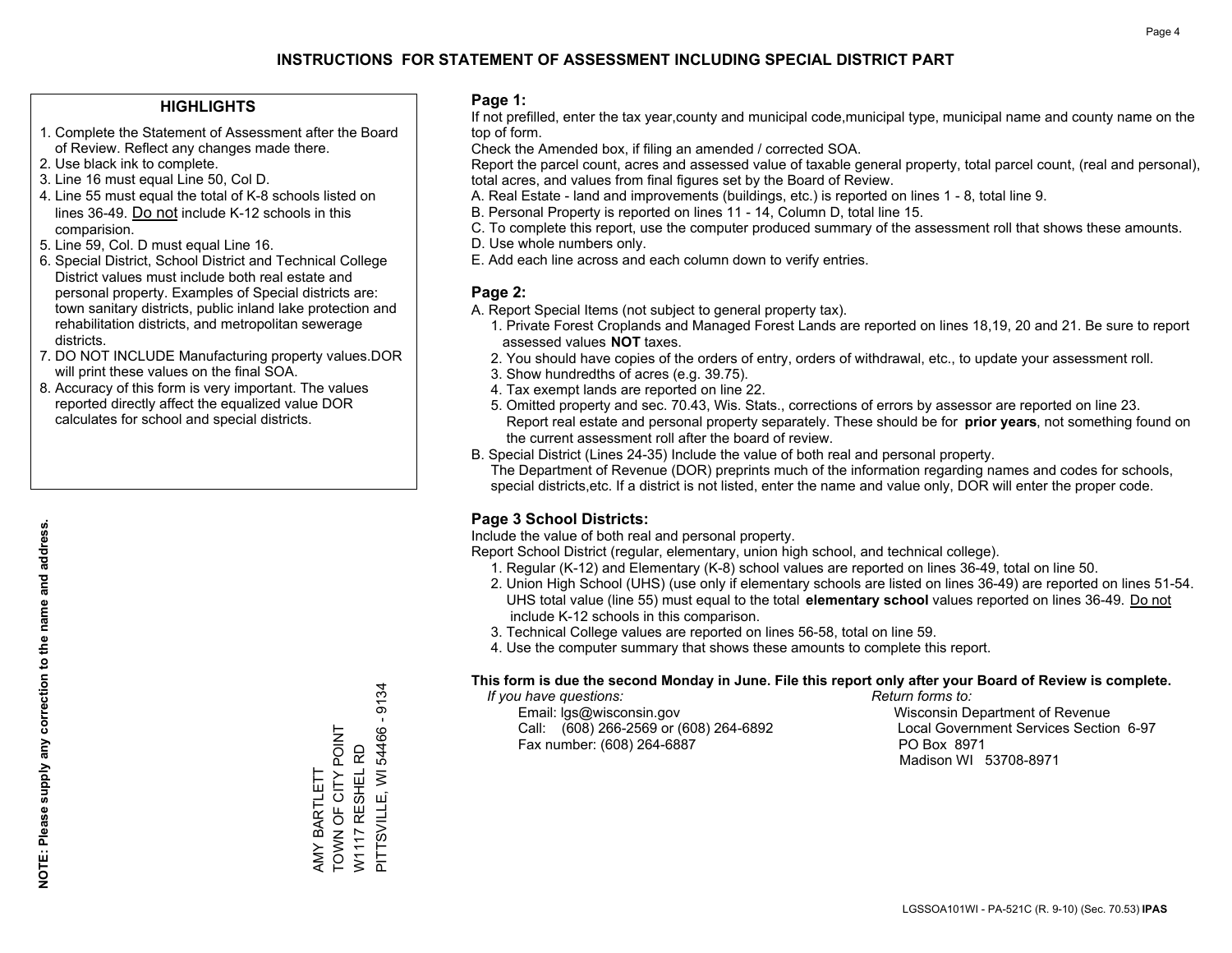# INSTRUCTIONS FOR STATEMENT OF ASSESSMENT INCLUDING SPECIAL DISTRICT PART

## HIGHLIGHTS

1. Complete the Statement of Assessment after the Board of Review. Reflect any changes made there.
2. Use black ink to complete.
3. Line 16 must equal Line 50, Col D.
4. Line 55 must equal the total of K-8 schools listed on lines 36-49. Do not include K-12 schools in this comparision.
5. Line 59, Col. D must equal Line 16.
6. Special District, School District and Technical College District values must include both real estate and personal property. Examples of Special districts are: town sanitary districts, public inland lake protection and rehabilitation districts, and metropolitan sewerage districts.
7. DO NOT INCLUDE Manufacturing property values.DOR will print these values on the final SOA.
8. Accuracy of this form is very important. The values reported directly affect the equalized value DOR calculates for school and special districts.

**NOTE: Please supply any correction to the name and address.**

AMY BARTLETT
TOWN OF CITY POINT
W1117 RESHEL RD
PITTSVILLE, WI 54466 - 9134

## Page 1:

If not prefilled, enter the tax year,county and municipal code,municipal type, municipal name and county name on the top of form.

Check the Amended box, if filing an amended / corrected SOA.

Report the parcel count, acres and assessed value of taxable general property, total parcel count, (real and personal), total acres, and values from final figures set by the Board of Review.

A. Real Estate - land and improvements (buildings, etc.) is reported on lines 1 - 8, total line 9.
B. Personal Property is reported on lines 11 - 14, Column D, total line 15.
C. To complete this report, use the computer produced summary of the assessment roll that shows these amounts.
D. Use whole numbers only.
E. Add each line across and each column down to verify entries.

## Page 2:

A. Report Special Items (not subject to general property tax).
   1. Private Forest Croplands and Managed Forest Lands are reported on lines 18,19, 20 and 21. Be sure to report assessed values **NOT** taxes.
   2. You should have copies of the orders of entry, orders of withdrawal, etc., to update your assessment roll.
   3. Show hundredths of acres (e.g. 39.75).
   4. Tax exempt lands are reported on line 22.
   5. Omitted property and sec. 70.43, Wis. Stats., corrections of errors by assessor are reported on line 23. Report real estate and personal property separately. These should be for **prior years**, not something found on the current assessment roll after the board of review.

B. Special District (Lines 24-35) Include the value of both real and personal property.
   The Department of Revenue (DOR) preprints much of the information regarding names and codes for schools, special districts,etc. If a district is not listed, enter the name and value only, DOR will enter the proper code.

## Page 3 School Districts:

Include the value of both real and personal property.

Report School District (regular, elementary, union high school, and technical college).

1. Regular (K-12) and Elementary (K-8) school values are reported on lines 36-49, total on line 50.
2. Union High School (UHS) (use only if elementary schools are listed on lines 36-49) are reported on lines 51-54. UHS total value (line 55) must equal to the total **elementary school** values reported on lines 36-49. Do not include K-12 schools in this comparison.
3. Technical College values are reported on lines 56-58, total on line 59.
4. Use the computer summary that shows these amounts to complete this report.

**This form is due the second Monday in June. File this report only after your Board of Review is complete.**

*If you have questions:*
Email: lgs@wisconsin.gov
Call: (608) 266-2569 or (608) 264-6892
Fax number: (608) 264-6887

*Return forms to:*
Wisconsin Department of Revenue
Local Government Services Section 6-97
PO Box 8971
Madison WI 53708-8971

LGSSOA101WI - PA-521C (R. 9-10) (Sec. 70.53) **IPAS**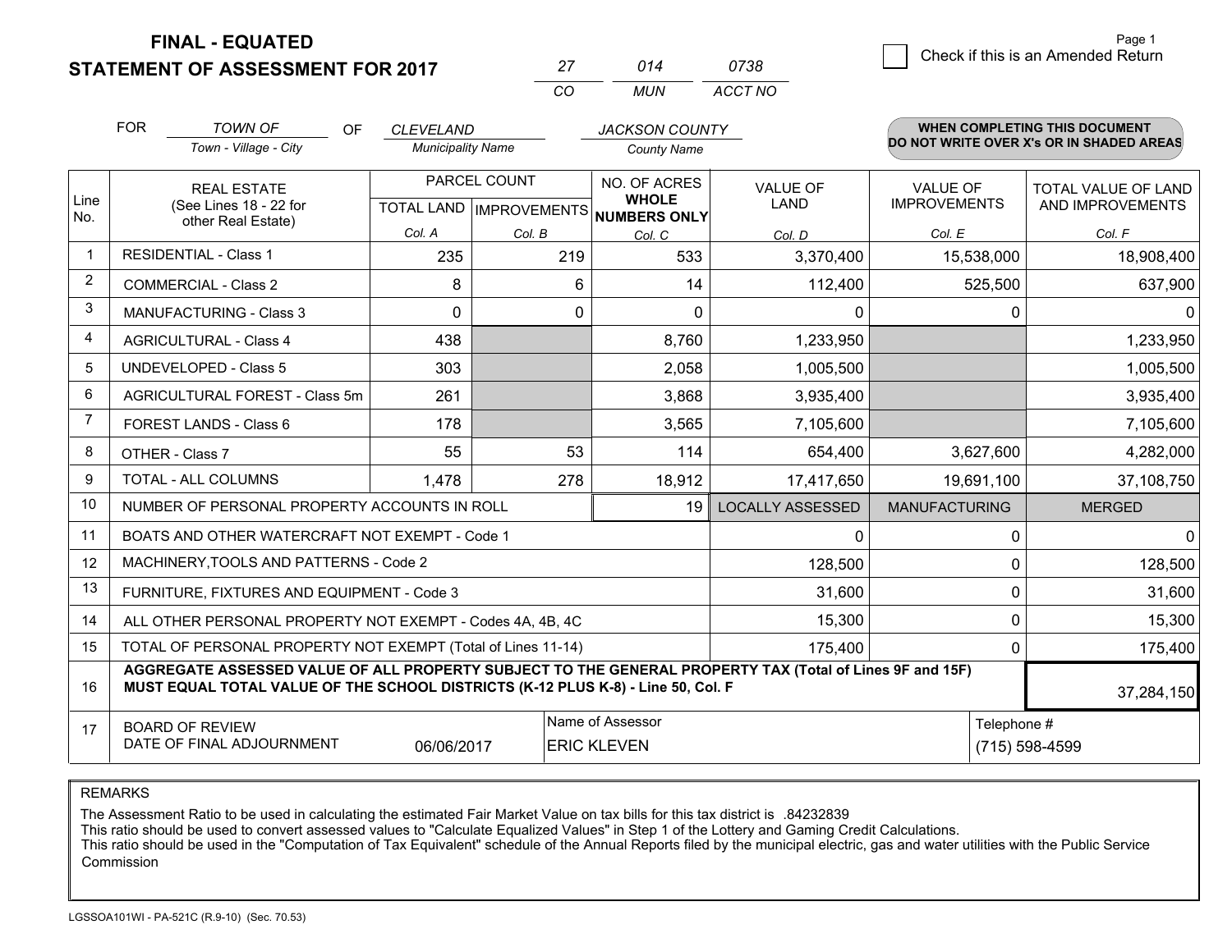**FINAL - EQUATED**
**STATEMENT OF ASSESSMENT FOR 2017**

| 27 | 014 | 0738 |
|---|---|---|
| CO | MUN | ACCT NO |

Page 1

☐ Check if this is an Amended Return

FOR *TOWN OF* (Town - Village - City) OF *CLEVELAND* (Municipality Name) *JACKSON COUNTY* (County Name)

**WHEN COMPLETING THIS DOCUMENT DO NOT WRITE OVER X's OR IN SHADED AREAS**

| Line No. | REAL ESTATE (See Lines 18 - 22 for other Real Estate) | PARCEL COUNT TOTAL LAND Col. A | PARCEL COUNT IMPROVEMENTS Col. B | NO. OF ACRES WHOLE NUMBERS ONLY Col. C | VALUE OF LAND Col. D | VALUE OF IMPROVEMENTS Col. E | TOTAL VALUE OF LAND AND IMPROVEMENTS Col. F |
|---|---|---|---|---|---|---|---|
| 1 | RESIDENTIAL - Class 1 | 235 | 219 | 533 | 3,370,400 | 15,538,000 | 18,908,400 |
| 2 | COMMERCIAL - Class 2 | 8 | 6 | 14 | 112,400 | 525,500 | 637,900 |
| 3 | MANUFACTURING - Class 3 | 0 | 0 | 0 | 0 | 0 | 0 |
| 4 | AGRICULTURAL - Class 4 | 438 | | 8,760 | 1,233,950 | | 1,233,950 |
| 5 | UNDEVELOPED - Class 5 | 303 | | 2,058 | 1,005,500 | | 1,005,500 |
| 6 | AGRICULTURAL FOREST - Class 5m | 261 | | 3,868 | 3,935,400 | | 3,935,400 |
| 7 | FOREST LANDS - Class 6 | 178 | | 3,565 | 7,105,600 | | 7,105,600 |
| 8 | OTHER - Class 7 | 55 | 53 | 114 | 654,400 | 3,627,600 | 4,282,000 |
| 9 | TOTAL - ALL COLUMNS | 1,478 | 278 | 18,912 | 17,417,650 | 19,691,100 | 37,108,750 |
| 10 | NUMBER OF PERSONAL PROPERTY ACCOUNTS IN ROLL | | | 19 | LOCALLY ASSESSED | MANUFACTURING | MERGED |
| 11 | BOATS AND OTHER WATERCRAFT NOT EXEMPT - Code 1 | | | | 0 | 0 | 0 |
| 12 | MACHINERY,TOOLS AND PATTERNS - Code 2 | | | | 128,500 | 0 | 128,500 |
| 13 | FURNITURE, FIXTURES AND EQUIPMENT - Code 3 | | | | 31,600 | 0 | 31,600 |
| 14 | ALL OTHER PERSONAL PROPERTY NOT EXEMPT - Codes 4A, 4B, 4C | | | | 15,300 | 0 | 15,300 |
| 15 | TOTAL OF PERSONAL PROPERTY NOT EXEMPT (Total of Lines 11-14) | | | | 175,400 | 0 | 175,400 |
| 16 | **AGGREGATE ASSESSED VALUE OF ALL PROPERTY SUBJECT TO THE GENERAL PROPERTY TAX (Total of Lines 9F and 15F) MUST EQUAL TOTAL VALUE OF THE SCHOOL DISTRICTS (K-12 PLUS K-8) - Line 50, Col. F** | | | | | | 37,284,150 |
| 17 | BOARD OF REVIEW DATE OF FINAL ADJOURNMENT | 06/06/2017 | Name of Assessor: ERIC KLEVEN | | | Telephone #: (715) 598-4599 | |

REMARKS

The Assessment Ratio to be used in calculating the estimated Fair Market Value on tax bills for this tax district is .84232839
This ratio should be used to convert assessed values to "Calculate Equalized Values" in Step 1 of the Lottery and Gaming Credit Calculations.
This ratio should be used in the "Computation of Tax Equivalent" schedule of the Annual Reports filed by the municipal electric, gas and water utilities with the Public Service Commission

LGSSOA101WI - PA-521C (R.9-10) (Sec. 70.53)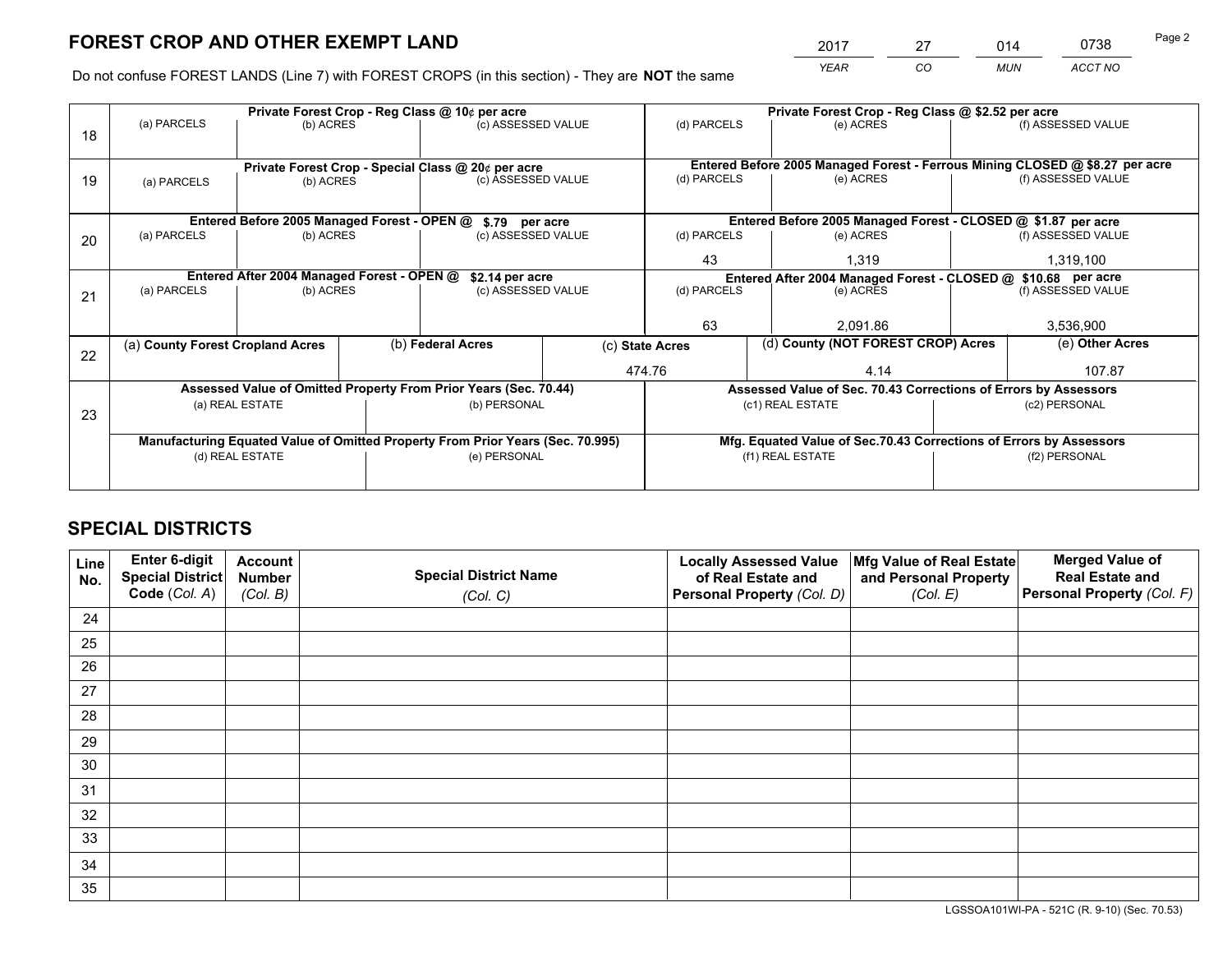# FOREST CROP AND OTHER EXEMPT LAND

| 2017 | 27 | 014 | 0738 |
|---|---|---|---|
| *YEAR* | *CO* | *MUN* | *ACCT NO* |

Do not confuse FOREST LANDS (Line 7) with FOREST CROPS (in this section) - They are **NOT** the same

| | Private Forest Crop - Reg Class @ 10¢ per acre | | | Private Forest Crop - Reg Class @ $2.52 per acre | | |
|---|---|---|---|---|---|---|
| 18 | (a) PARCELS | (b) ACRES | (c) ASSESSED VALUE | (d) PARCELS | (e) ACRES | (f) ASSESSED VALUE |
| | **Private Forest Crop - Special Class @ 20¢ per acre** | | | **Entered Before 2005 Managed Forest - Ferrous Mining CLOSED @ $8.27 per acre** | | |
| 19 | (a) PARCELS | (b) ACRES | (c) ASSESSED VALUE | (d) PARCELS | (e) ACRES | (f) ASSESSED VALUE |
| | **Entered Before 2005 Managed Forest - OPEN @ $.79 per acre** | | | **Entered Before 2005 Managed Forest - CLOSED @ $1.87 per acre** | | |
| 20 | (a) PARCELS | (b) ACRES | (c) ASSESSED VALUE | (d) PARCELS | (e) ACRES | (f) ASSESSED VALUE |
| | | | | 43 | 1,319 | 1,319,100 |
| | **Entered After 2004 Managed Forest - OPEN @ $2.14 per acre** | | | **Entered After 2004 Managed Forest - CLOSED @ $10.68 per acre** | | |
| 21 | (a) PARCELS | (b) ACRES | (c) ASSESSED VALUE | (d) PARCELS | (e) ACRES | (f) ASSESSED VALUE |
| | | | | 63 | 2,091.86 | 3,536,900 |

| | (a) County Forest Cropland Acres | (b) Federal Acres | (c) State Acres | (d) County (NOT FOREST CROP) Acres | (e) Other Acres |
|---|---|---|---|---|---|
| 22 | | | 474.76 | 4.14 | 107.87 |

| | Assessed Value of Omitted Property From Prior Years (Sec. 70.44) | | Assessed Value of Sec. 70.43 Corrections of Errors by Assessors | |
|---|---|---|---|---|
| 23 | (a) REAL ESTATE | (b) PERSONAL | (c1) REAL ESTATE | (c2) PERSONAL |
| | **Manufacturing Equated Value of Omitted Property From Prior Years (Sec. 70.995)** | | **Mfg. Equated Value of Sec.70.43 Corrections of Errors by Assessors** | |
| | (d) REAL ESTATE | (e) PERSONAL | (f1) REAL ESTATE | (f2) PERSONAL |

# SPECIAL DISTRICTS

| Line No. | Enter 6-digit Special District Code (Col. A) | Account Number (Col. B) | Special District Name (Col. C) | Locally Assessed Value of Real Estate and Personal Property (Col. D) | Mfg Value of Real Estate and Personal Property (Col. E) | Merged Value of Real Estate and Personal Property (Col. F) |
|---|---|---|---|---|---|---|
| 24 | | | | | | |
| 25 | | | | | | |
| 26 | | | | | | |
| 27 | | | | | | |
| 28 | | | | | | |
| 29 | | | | | | |
| 30 | | | | | | |
| 31 | | | | | | |
| 32 | | | | | | |
| 33 | | | | | | |
| 34 | | | | | | |
| 35 | | | | | | |

LGSSOA101WI-PA - 521C (R. 9-10) (Sec. 70.53)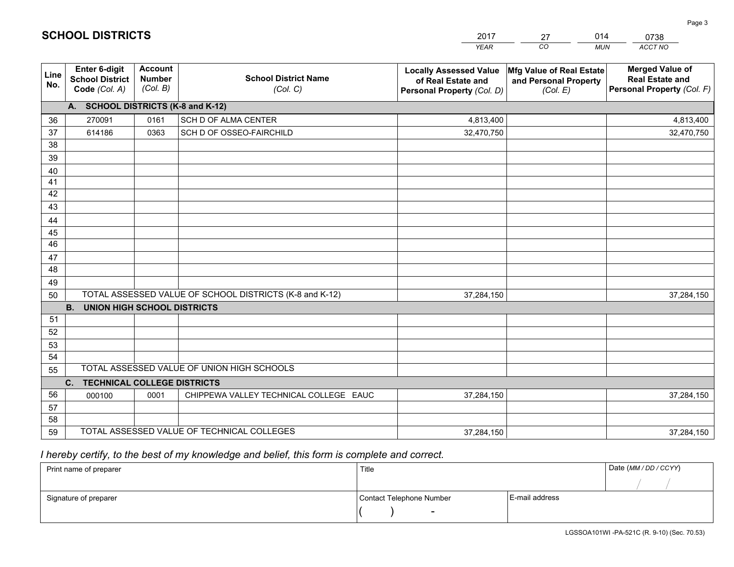# SCHOOL DISTRICTS

| 2017 | 27 | 014 | 0738 |
|---|---|---|---|
| *YEAR* | *CO* | *MUN* | *ACCT NO* |

| Line No. | Enter 6-digit School District Code *(Col. A)* | Account Number *(Col. B)* | School District Name *(Col. C)* | Locally Assessed Value of Real Estate and Personal Property *(Col. D)* | Mfg Value of Real Estate and Personal Property *(Col. E)* | Merged Value of Real Estate and Personal Property *(Col. F)* |
|---|---|---|---|---|---|---|
| **A. SCHOOL DISTRICTS (K-8 and K-12)** | | | | | | |
| 36 | 270091 | 0161 | SCH D OF ALMA CENTER | 4,813,400 | | 4,813,400 |
| 37 | 614186 | 0363 | SCH D OF OSSEO-FAIRCHILD | 32,470,750 | | 32,470,750 |
| 38 | | | | | | |
| 39 | | | | | | |
| 40 | | | | | | |
| 41 | | | | | | |
| 42 | | | | | | |
| 43 | | | | | | |
| 44 | | | | | | |
| 45 | | | | | | |
| 46 | | | | | | |
| 47 | | | | | | |
| 48 | | | | | | |
| 49 | | | | | | |
| 50 | TOTAL ASSESSED VALUE OF SCHOOL DISTRICTS (K-8 and K-12) | | | 37,284,150 | | 37,284,150 |
| **B. UNION HIGH SCHOOL DISTRICTS** | | | | | | |
| 51 | | | | | | |
| 52 | | | | | | |
| 53 | | | | | | |
| 54 | | | | | | |
| 55 | TOTAL ASSESSED VALUE OF UNION HIGH SCHOOLS | | | | | |
| **C. TECHNICAL COLLEGE DISTRICTS** | | | | | | |
| 56 | 000100 | 0001 | CHIPPEWA VALLEY TECHNICAL COLLEGE EAUC | 37,284,150 | | 37,284,150 |
| 57 | | | | | | |
| 58 | | | | | | |
| 59 | TOTAL ASSESSED VALUE OF TECHNICAL COLLEGES | | | 37,284,150 | | 37,284,150 |

*I hereby certify, to the best of my knowledge and belief, this form is complete and correct.*

| Print name of preparer | Title | | Date *(MM / DD / CCYY)* |
|---|---|---|---|
| | | | / / |
| Signature of preparer | Contact Telephone Number | E-mail address | |
| | ( ) - | | |

LGSSOA101WI -PA-521C (R. 9-10) (Sec. 70.53)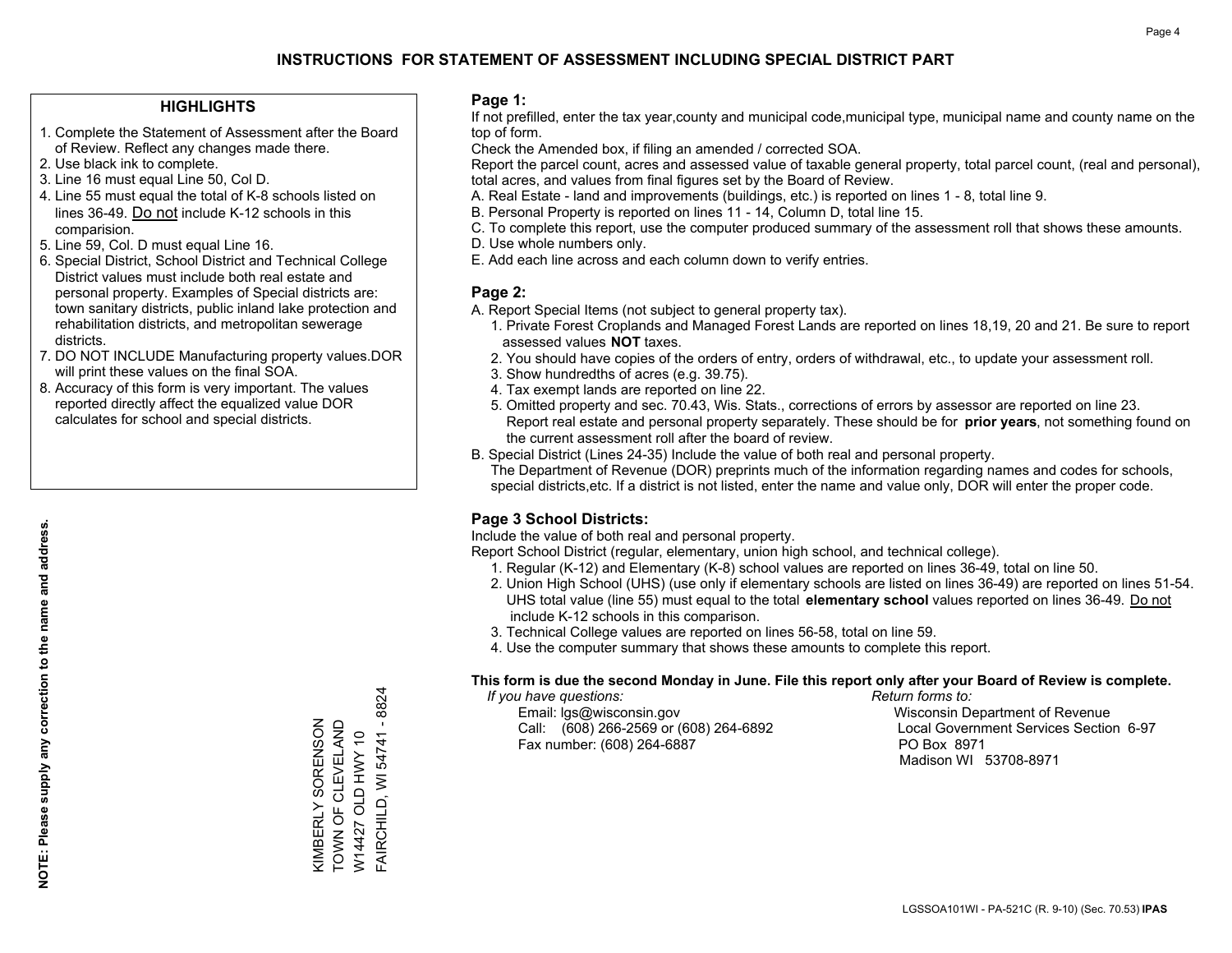## INSTRUCTIONS FOR STATEMENT OF ASSESSMENT INCLUDING SPECIAL DISTRICT PART

### HIGHLIGHTS

1. Complete the Statement of Assessment after the Board of Review. Reflect any changes made there.
2. Use black ink to complete.
3. Line 16 must equal Line 50, Col D.
4. Line 55 must equal the total of K-8 schools listed on lines 36-49. Do not include K-12 schools in this comparision.
5. Line 59, Col. D must equal Line 16.
6. Special District, School District and Technical College District values must include both real estate and personal property. Examples of Special districts are: town sanitary districts, public inland lake protection and rehabilitation districts, and metropolitan sewerage districts.
7. DO NOT INCLUDE Manufacturing property values.DOR will print these values on the final SOA.
8. Accuracy of this form is very important. The values reported directly affect the equalized value DOR calculates for school and special districts.

**NOTE: Please supply any correction to the name and address.**

KIMBERLY SORENSON
TOWN OF CLEVELAND
W14427 OLD HWY 10
FAIRCHILD, WI 54741 - 8824

### Page 1:

If not prefilled, enter the tax year,county and municipal code,municipal type, municipal name and county name on the top of form.

Check the Amended box, if filing an amended / corrected SOA.

Report the parcel count, acres and assessed value of taxable general property, total parcel count, (real and personal), total acres, and values from final figures set by the Board of Review.

A. Real Estate - land and improvements (buildings, etc.) is reported on lines 1 - 8, total line 9.
B. Personal Property is reported on lines 11 - 14, Column D, total line 15.
C. To complete this report, use the computer produced summary of the assessment roll that shows these amounts.
D. Use whole numbers only.
E. Add each line across and each column down to verify entries.

### Page 2:

A. Report Special Items (not subject to general property tax).
   1. Private Forest Croplands and Managed Forest Lands are reported on lines 18,19, 20 and 21. Be sure to report assessed values **NOT** taxes.
   2. You should have copies of the orders of entry, orders of withdrawal, etc., to update your assessment roll.
   3. Show hundredths of acres (e.g. 39.75).
   4. Tax exempt lands are reported on line 22.
   5. Omitted property and sec. 70.43, Wis. Stats., corrections of errors by assessor are reported on line 23. Report real estate and personal property separately. These should be for **prior years**, not something found on the current assessment roll after the board of review.
B. Special District (Lines 24-35) Include the value of both real and personal property.
   The Department of Revenue (DOR) preprints much of the information regarding names and codes for schools, special districts,etc. If a district is not listed, enter the name and value only, DOR will enter the proper code.

### Page 3 School Districts:

Include the value of both real and personal property.

Report School District (regular, elementary, union high school, and technical college).

1. Regular (K-12) and Elementary (K-8) school values are reported on lines 36-49, total on line 50.
2. Union High School (UHS) (use only if elementary schools are listed on lines 36-49) are reported on lines 51-54. UHS total value (line 55) must equal to the total **elementary school** values reported on lines 36-49. Do not include K-12 schools in this comparison.
3. Technical College values are reported on lines 56-58, total on line 59.
4. Use the computer summary that shows these amounts to complete this report.

**This form is due the second Monday in June. File this report only after your Board of Review is complete.**

*If you have questions:*
Email: lgs@wisconsin.gov
Call: (608) 266-2569 or (608) 264-6892
Fax number: (608) 264-6887

*Return forms to:*
Wisconsin Department of Revenue
Local Government Services Section 6-97
PO Box 8971
Madison WI 53708-8971

LGSSOA101WI - PA-521C (R. 9-10) (Sec. 70.53) **IPAS**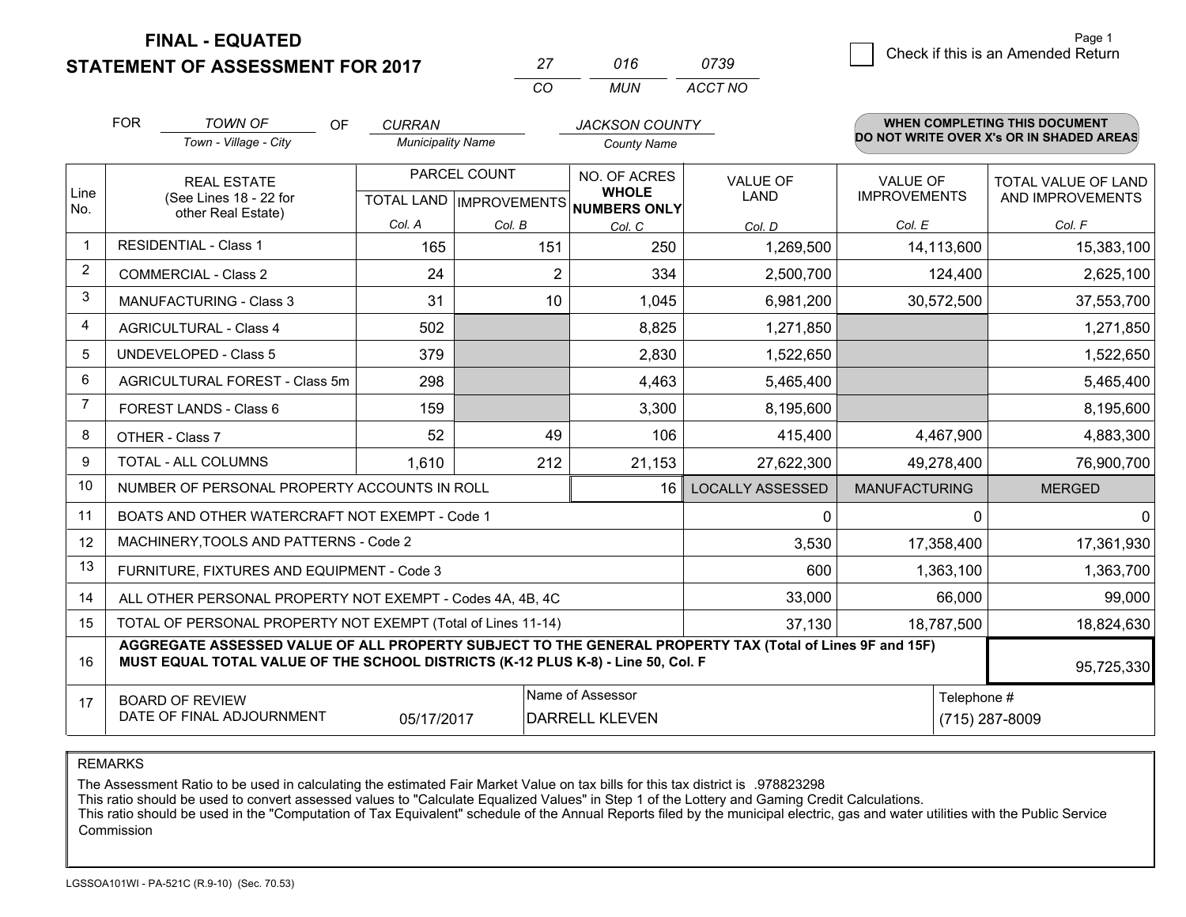**FINAL - EQUATED**
**STATEMENT OF ASSESSMENT FOR 2017**

| 27 | 016 | 0739 |
|---|---|---|
| CO | MUN | ACCT NO |

Page 1

☐ Check if this is an Amended Return

FOR *TOWN OF* (Town - Village - City) OF *CURRAN* (Municipality Name) *JACKSON COUNTY* (County Name)

**WHEN COMPLETING THIS DOCUMENT DO NOT WRITE OVER X's OR IN SHADED AREAS**

| Line No. | REAL ESTATE (See Lines 18 - 22 for other Real Estate) | PARCEL COUNT TOTAL LAND Col. A | PARCEL COUNT IMPROVEMENTS Col. B | NO. OF ACRES WHOLE NUMBERS ONLY Col. C | VALUE OF LAND Col. D | VALUE OF IMPROVEMENTS Col. E | TOTAL VALUE OF LAND AND IMPROVEMENTS Col. F |
|---|---|---|---|---|---|---|---|
| 1 | RESIDENTIAL - Class 1 | 165 | 151 | 250 | 1,269,500 | 14,113,600 | 15,383,100 |
| 2 | COMMERCIAL - Class 2 | 24 | 2 | 334 | 2,500,700 | 124,400 | 2,625,100 |
| 3 | MANUFACTURING - Class 3 | 31 | 10 | 1,045 | 6,981,200 | 30,572,500 | 37,553,700 |
| 4 | AGRICULTURAL - Class 4 | 502 | | 8,825 | 1,271,850 | | 1,271,850 |
| 5 | UNDEVELOPED - Class 5 | 379 | | 2,830 | 1,522,650 | | 1,522,650 |
| 6 | AGRICULTURAL FOREST - Class 5m | 298 | | 4,463 | 5,465,400 | | 5,465,400 |
| 7 | FOREST LANDS - Class 6 | 159 | | 3,300 | 8,195,600 | | 8,195,600 |
| 8 | OTHER - Class 7 | 52 | 49 | 106 | 415,400 | 4,467,900 | 4,883,300 |
| 9 | TOTAL - ALL COLUMNS | 1,610 | 212 | 21,153 | 27,622,300 | 49,278,400 | 76,900,700 |
| 10 | NUMBER OF PERSONAL PROPERTY ACCOUNTS IN ROLL | | | 16 | LOCALLY ASSESSED | MANUFACTURING | MERGED |
| 11 | BOATS AND OTHER WATERCRAFT NOT EXEMPT - Code 1 | | | | 0 | 0 | 0 |
| 12 | MACHINERY,TOOLS AND PATTERNS - Code 2 | | | | 3,530 | 17,358,400 | 17,361,930 |
| 13 | FURNITURE, FIXTURES AND EQUIPMENT - Code 3 | | | | 600 | 1,363,100 | 1,363,700 |
| 14 | ALL OTHER PERSONAL PROPERTY NOT EXEMPT - Codes 4A, 4B, 4C | | | | 33,000 | 66,000 | 99,000 |
| 15 | TOTAL OF PERSONAL PROPERTY NOT EXEMPT (Total of Lines 11-14) | | | | 37,130 | 18,787,500 | 18,824,630 |
| 16 | **AGGREGATE ASSESSED VALUE OF ALL PROPERTY SUBJECT TO THE GENERAL PROPERTY TAX (Total of Lines 9F and 15F) MUST EQUAL TOTAL VALUE OF THE SCHOOL DISTRICTS (K-12 PLUS K-8) - Line 50, Col. F** | | | | | | 95,725,330 |
| 17 | BOARD OF REVIEW DATE OF FINAL ADJOURNMENT | 05/17/2017 | | Name of Assessor: DARRELL KLEVEN | | Telephone #: (715) 287-8009 | |

REMARKS

The Assessment Ratio to be used in calculating the estimated Fair Market Value on tax bills for this tax district is .978823298
This ratio should be used to convert assessed values to "Calculate Equalized Values" in Step 1 of the Lottery and Gaming Credit Calculations.
This ratio should be used in the "Computation of Tax Equivalent" schedule of the Annual Reports filed by the municipal electric, gas and water utilities with the Public Service Commission

LGSSOA101WI - PA-521C (R.9-10) (Sec. 70.53)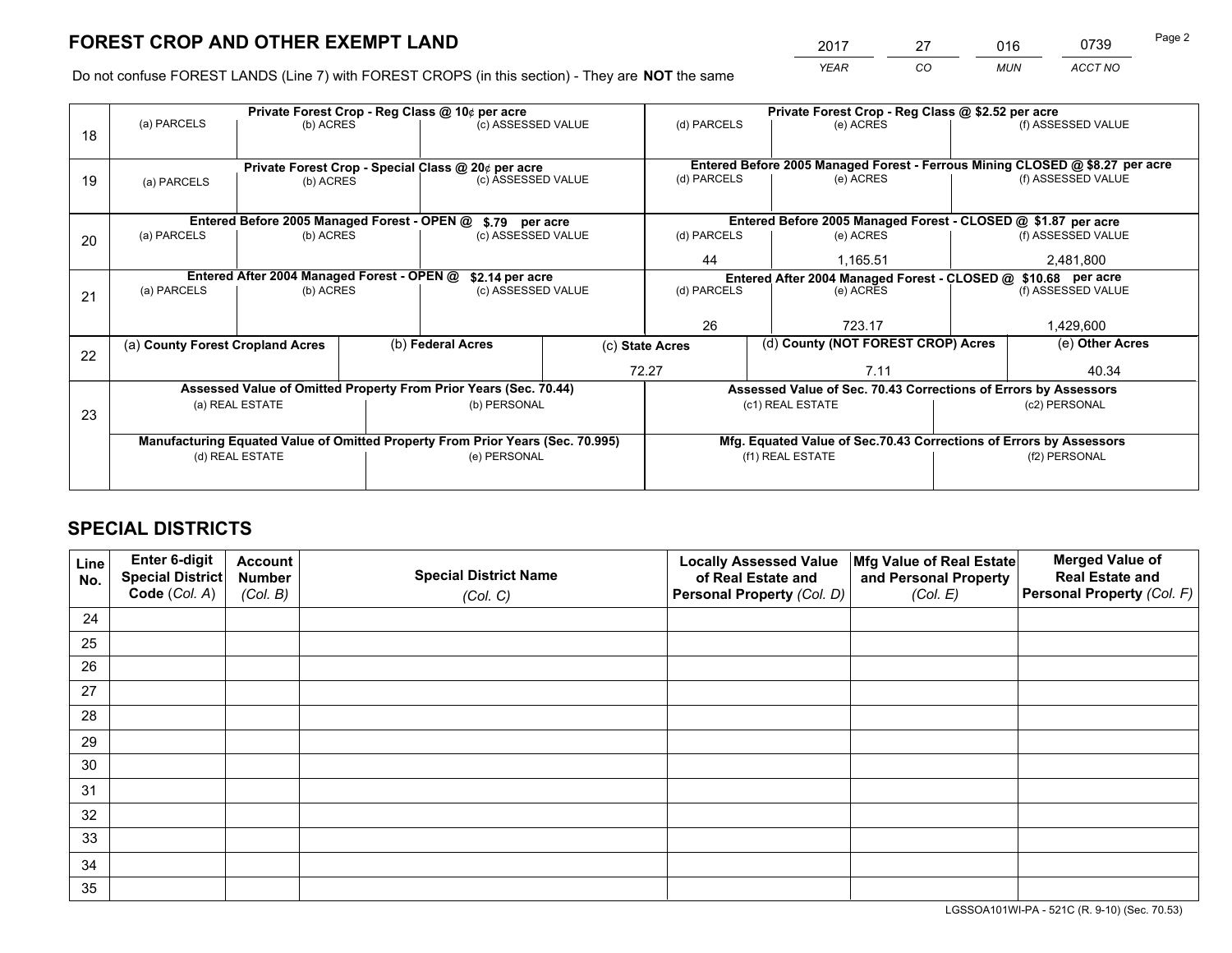# FOREST CROP AND OTHER EXEMPT LAND

| 2017 | 27 | 016 | 0739 |
|---|---|---|---|
| *YEAR* | *CO* | *MUN* | *ACCT NO* |

Do not confuse FOREST LANDS (Line 7) with FOREST CROPS (in this section) - They are **NOT** the same

| | | | | | | |
|---|---|---|---|---|---|---|
| 18 | Private Forest Crop - Reg Class @ 10¢ per acre | | | Private Forest Crop - Reg Class @ $2.52 per acre | | |
| | (a) PARCELS | (b) ACRES | (c) ASSESSED VALUE | (d) PARCELS | (e) ACRES | (f) ASSESSED VALUE |
| | | | | | | |
| 19 | Private Forest Crop - Special Class @ 20¢ per acre | | | Entered Before 2005 Managed Forest - Ferrous Mining CLOSED @ $8.27 per acre | | |
| | (a) PARCELS | (b) ACRES | (c) ASSESSED VALUE | (d) PARCELS | (e) ACRES | (f) ASSESSED VALUE |
| | | | | | | |
| 20 | Entered Before 2005 Managed Forest - OPEN @ $.79 per acre | | | Entered Before 2005 Managed Forest - CLOSED @ $1.87 per acre | | |
| | (a) PARCELS | (b) ACRES | (c) ASSESSED VALUE | (d) PARCELS | (e) ACRES | (f) ASSESSED VALUE |
| | | | | 44 | 1,165.51 | 2,481,800 |
| 21 | Entered After 2004 Managed Forest - OPEN @ $2.14 per acre | | | Entered After 2004 Managed Forest - CLOSED @ $10.68 per acre | | |
| | (a) PARCELS | (b) ACRES | (c) ASSESSED VALUE | (d) PARCELS | (e) ACRES | (f) ASSESSED VALUE |
| | | | | 26 | 723.17 | 1,429,600 |

| | | | | | |
|---|---|---|---|---|---|
| 22 | (a) **County Forest Cropland Acres** | (b) **Federal Acres** | (c) **State Acres** | (d) **County (NOT FOREST CROP) Acres** | (e) **Other Acres** |
| | | | 72.27 | 7.11 | 40.34 |

| | | | | |
|---|---|---|---|---|
| 23 | Assessed Value of Omitted Property From Prior Years (Sec. 70.44) | | Assessed Value of Sec. 70.43 Corrections of Errors by Assessors | |
| | (a) REAL ESTATE | (b) PERSONAL | (c1) REAL ESTATE | (c2) PERSONAL |
| | | | | |
| | Manufacturing Equated Value of Omitted Property From Prior Years (Sec. 70.995) | | Mfg. Equated Value of Sec.70.43 Corrections of Errors by Assessors | |
| | (d) REAL ESTATE | (e) PERSONAL | (f1) REAL ESTATE | (f2) PERSONAL |
| | | | | |

# SPECIAL DISTRICTS

| Line No. | Enter 6-digit Special District Code (*Col. A*) | Account Number (*Col. B*) | Special District Name (*Col. C*) | Locally Assessed Value of Real Estate and Personal Property (*Col. D*) | Mfg Value of Real Estate and Personal Property (*Col. E*) | Merged Value of Real Estate and Personal Property (*Col. F*) |
|---|---|---|---|---|---|---|
| 24 | | | | | | |
| 25 | | | | | | |
| 26 | | | | | | |
| 27 | | | | | | |
| 28 | | | | | | |
| 29 | | | | | | |
| 30 | | | | | | |
| 31 | | | | | | |
| 32 | | | | | | |
| 33 | | | | | | |
| 34 | | | | | | |
| 35 | | | | | | |

LGSSOA101WI-PA - 521C (R. 9-10) (Sec. 70.53)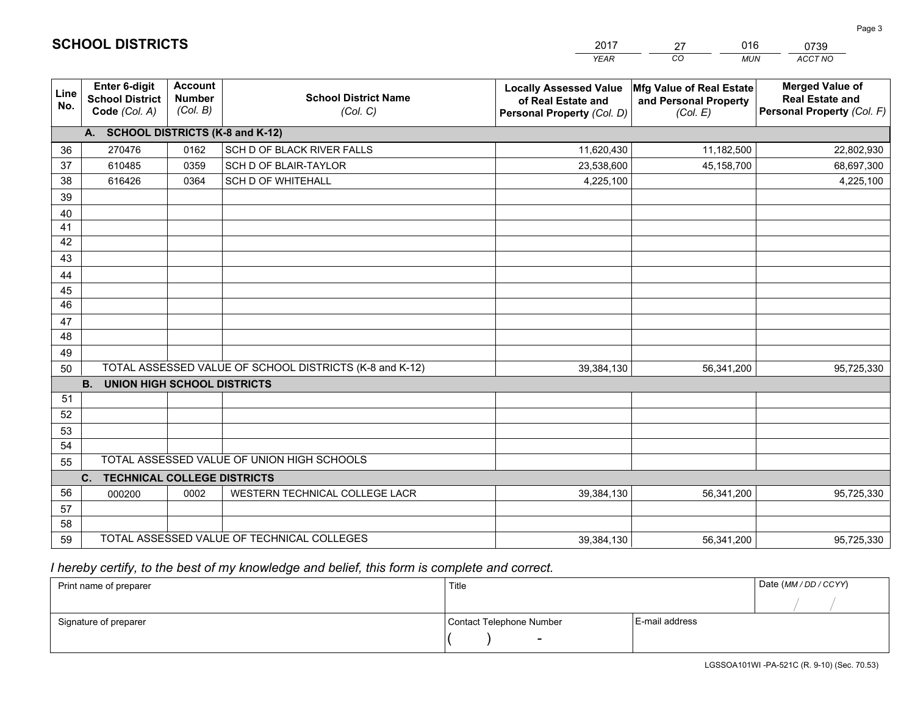# SCHOOL DISTRICTS

| 2017 | 27 | 016 | 0739 |
|---|---|---|---|
| YEAR | CO | MUN | ACCT NO |

| Line No. | Enter 6-digit School District Code (Col. A) | Account Number (Col. B) | School District Name (Col. C) | Locally Assessed Value of Real Estate and Personal Property (Col. D) | Mfg Value of Real Estate and Personal Property (Col. E) | Merged Value of Real Estate and Personal Property (Col. F) |
|---|---|---|---|---|---|---|
| | **A. SCHOOL DISTRICTS (K-8 and K-12)** | | | | | |
| 36 | 270476 | 0162 | SCH D OF BLACK RIVER FALLS | 11,620,430 | 11,182,500 | 22,802,930 |
| 37 | 610485 | 0359 | SCH D OF BLAIR-TAYLOR | 23,538,600 | 45,158,700 | 68,697,300 |
| 38 | 616426 | 0364 | SCH D OF WHITEHALL | 4,225,100 | | 4,225,100 |
| 39 | | | | | | |
| 40 | | | | | | |
| 41 | | | | | | |
| 42 | | | | | | |
| 43 | | | | | | |
| 44 | | | | | | |
| 45 | | | | | | |
| 46 | | | | | | |
| 47 | | | | | | |
| 48 | | | | | | |
| 49 | | | | | | |
| 50 | TOTAL ASSESSED VALUE OF SCHOOL DISTRICTS (K-8 and K-12) | | | 39,384,130 | 56,341,200 | 95,725,330 |
| | **B. UNION HIGH SCHOOL DISTRICTS** | | | | | |
| 51 | | | | | | |
| 52 | | | | | | |
| 53 | | | | | | |
| 54 | | | | | | |
| 55 | TOTAL ASSESSED VALUE OF UNION HIGH SCHOOLS | | | | | |
| | **C. TECHNICAL COLLEGE DISTRICTS** | | | | | |
| 56 | 000200 | 0002 | WESTERN TECHNICAL COLLEGE LACR | 39,384,130 | 56,341,200 | 95,725,330 |
| 57 | | | | | | |
| 58 | | | | | | |
| 59 | TOTAL ASSESSED VALUE OF TECHNICAL COLLEGES | | | 39,384,130 | 56,341,200 | 95,725,330 |

*I hereby certify, to the best of my knowledge and belief, this form is complete and correct.*

| Print name of preparer | Title | | Date (MM / DD / CCYY) |
|---|---|---|---|
| | | | / / |
| Signature of preparer | Contact Telephone Number | E-mail address | |
| | ( ) - | | |

LGSSOA101WI -PA-521C (R. 9-10) (Sec. 70.53)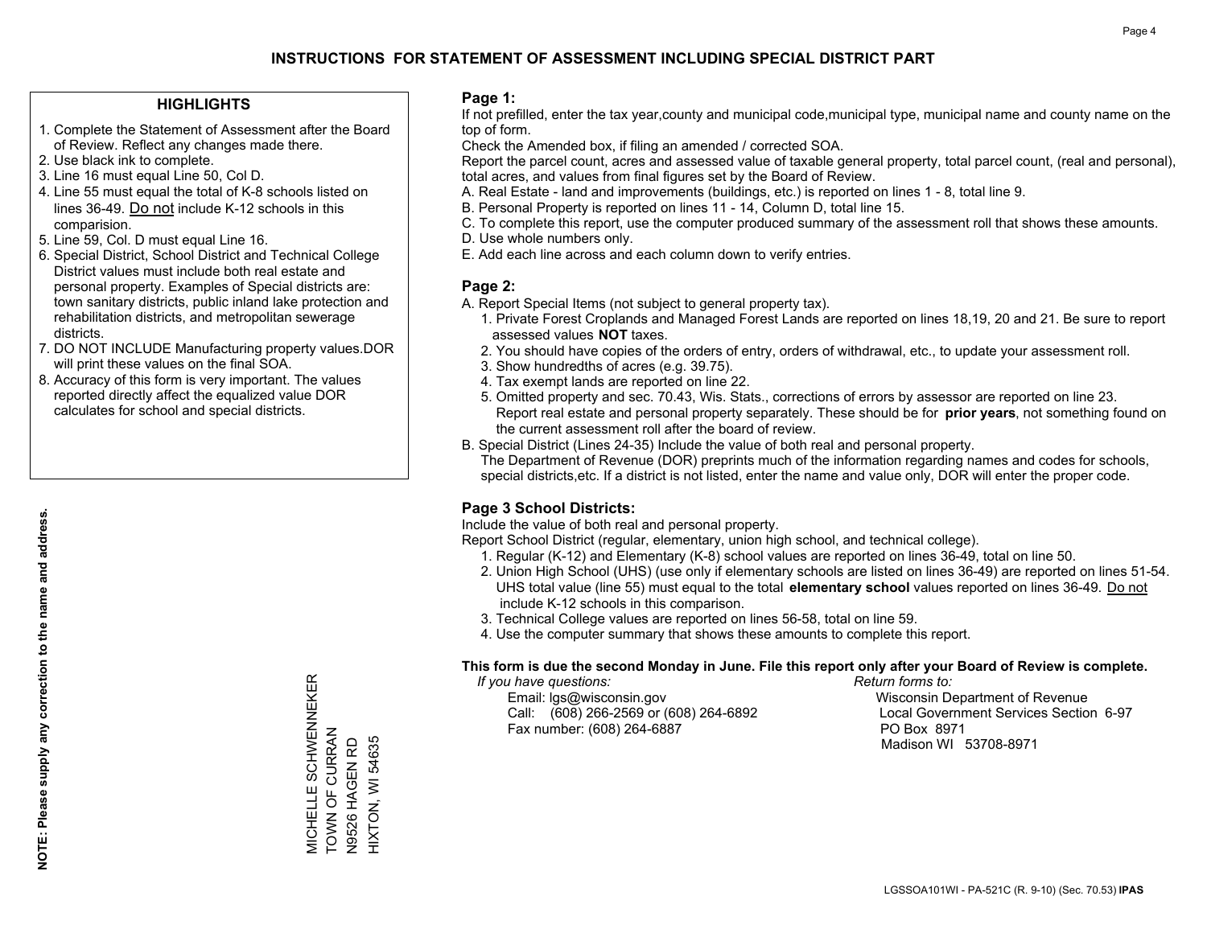# INSTRUCTIONS FOR STATEMENT OF ASSESSMENT INCLUDING SPECIAL DISTRICT PART

## HIGHLIGHTS

1. Complete the Statement of Assessment after the Board of Review. Reflect any changes made there.
2. Use black ink to complete.
3. Line 16 must equal Line 50, Col D.
4. Line 55 must equal the total of K-8 schools listed on lines 36-49. Do not include K-12 schools in this comparision.
5. Line 59, Col. D must equal Line 16.
6. Special District, School District and Technical College District values must include both real estate and personal property. Examples of Special districts are: town sanitary districts, public inland lake protection and rehabilitation districts, and metropolitan sewerage districts.
7. DO NOT INCLUDE Manufacturing property values.DOR will print these values on the final SOA.
8. Accuracy of this form is very important. The values reported directly affect the equalized value DOR calculates for school and special districts.

**NOTE: Please supply any correction to the name and address.**

MICHELLE SCHWENNEKER
TOWN OF CURRAN
N9526 HAGEN RD
HIXTON, WI 54635

### Page 1:

If not prefilled, enter the tax year,county and municipal code,municipal type, municipal name and county name on the top of form.

Check the Amended box, if filing an amended / corrected SOA.

Report the parcel count, acres and assessed value of taxable general property, total parcel count, (real and personal), total acres, and values from final figures set by the Board of Review.

A. Real Estate - land and improvements (buildings, etc.) is reported on lines 1 - 8, total line 9.
B. Personal Property is reported on lines 11 - 14, Column D, total line 15.
C. To complete this report, use the computer produced summary of the assessment roll that shows these amounts.
D. Use whole numbers only.
E. Add each line across and each column down to verify entries.

### Page 2:

A. Report Special Items (not subject to general property tax).
   1. Private Forest Croplands and Managed Forest Lands are reported on lines 18,19, 20 and 21. Be sure to report assessed values **NOT** taxes.
   2. You should have copies of the orders of entry, orders of withdrawal, etc., to update your assessment roll.
   3. Show hundredths of acres (e.g. 39.75).
   4. Tax exempt lands are reported on line 22.
   5. Omitted property and sec. 70.43, Wis. Stats., corrections of errors by assessor are reported on line 23. Report real estate and personal property separately. These should be for **prior years**, not something found on the current assessment roll after the board of review.
B. Special District (Lines 24-35) Include the value of both real and personal property.
   The Department of Revenue (DOR) preprints much of the information regarding names and codes for schools, special districts,etc. If a district is not listed, enter the name and value only, DOR will enter the proper code.

### Page 3 School Districts:

Include the value of both real and personal property.

Report School District (regular, elementary, union high school, and technical college).

1. Regular (K-12) and Elementary (K-8) school values are reported on lines 36-49, total on line 50.
2. Union High School (UHS) (use only if elementary schools are listed on lines 36-49) are reported on lines 51-54. UHS total value (line 55) must equal to the total **elementary school** values reported on lines 36-49. Do not include K-12 schools in this comparison.
3. Technical College values are reported on lines 56-58, total on line 59.
4. Use the computer summary that shows these amounts to complete this report.

**This form is due the second Monday in June. File this report only after your Board of Review is complete.**

*If you have questions:*
Email: lgs@wisconsin.gov
Call: (608) 266-2569 or (608) 264-6892
Fax number: (608) 264-6887

*Return forms to:*
Wisconsin Department of Revenue
Local Government Services Section 6-97
PO Box 8971
Madison WI 53708-8971

LGSSOA101WI - PA-521C (R. 9-10) (Sec. 70.53) **IPAS**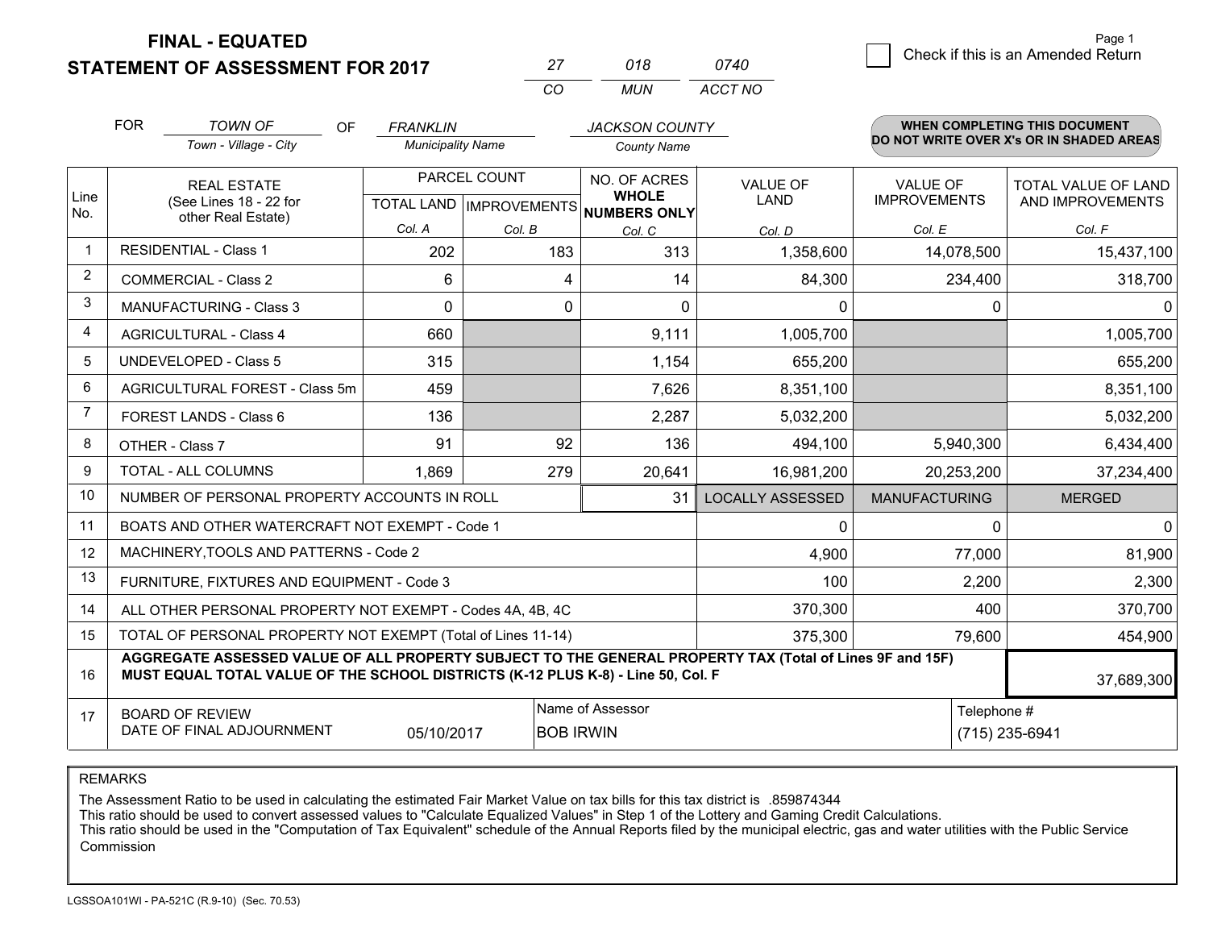**FINAL - EQUATED**
**STATEMENT OF ASSESSMENT FOR 2017**

| 27 | 018 | 0740 |
|---|---|---|
| CO | MUN | ACCT NO |

Page 1

☐ Check if this is an Amended Return

FOR *TOWN OF* (Town - Village - City) OF *FRANKLIN* (Municipality Name) *JACKSON COUNTY* (County Name)

**WHEN COMPLETING THIS DOCUMENT DO NOT WRITE OVER X's OR IN SHADED AREAS**

| Line No. | REAL ESTATE (See Lines 18 - 22 for other Real Estate) | PARCEL COUNT TOTAL LAND Col. A | PARCEL COUNT IMPROVEMENTS Col. B | NO. OF ACRES WHOLE NUMBERS ONLY Col. C | VALUE OF LAND Col. D | VALUE OF IMPROVEMENTS Col. E | TOTAL VALUE OF LAND AND IMPROVEMENTS Col. F |
|---|---|---|---|---|---|---|---|
| 1 | RESIDENTIAL - Class 1 | 202 | 183 | 313 | 1,358,600 | 14,078,500 | 15,437,100 |
| 2 | COMMERCIAL - Class 2 | 6 | 4 | 14 | 84,300 | 234,400 | 318,700 |
| 3 | MANUFACTURING - Class 3 | 0 | 0 | 0 | 0 | 0 | 0 |
| 4 | AGRICULTURAL - Class 4 | 660 | | 9,111 | 1,005,700 | | 1,005,700 |
| 5 | UNDEVELOPED - Class 5 | 315 | | 1,154 | 655,200 | | 655,200 |
| 6 | AGRICULTURAL FOREST - Class 5m | 459 | | 7,626 | 8,351,100 | | 8,351,100 |
| 7 | FOREST LANDS - Class 6 | 136 | | 2,287 | 5,032,200 | | 5,032,200 |
| 8 | OTHER - Class 7 | 91 | 92 | 136 | 494,100 | 5,940,300 | 6,434,400 |
| 9 | TOTAL - ALL COLUMNS | 1,869 | 279 | 20,641 | 16,981,200 | 20,253,200 | 37,234,400 |
| 10 | NUMBER OF PERSONAL PROPERTY ACCOUNTS IN ROLL | | | 31 | LOCALLY ASSESSED | MANUFACTURING | MERGED |
| 11 | BOATS AND OTHER WATERCRAFT NOT EXEMPT - Code 1 | | | | 0 | 0 | 0 |
| 12 | MACHINERY,TOOLS AND PATTERNS - Code 2 | | | | 4,900 | 77,000 | 81,900 |
| 13 | FURNITURE, FIXTURES AND EQUIPMENT - Code 3 | | | | 100 | 2,200 | 2,300 |
| 14 | ALL OTHER PERSONAL PROPERTY NOT EXEMPT - Codes 4A, 4B, 4C | | | | 370,300 | 400 | 370,700 |
| 15 | TOTAL OF PERSONAL PROPERTY NOT EXEMPT (Total of Lines 11-14) | | | | 375,300 | 79,600 | 454,900 |
| 16 | **AGGREGATE ASSESSED VALUE OF ALL PROPERTY SUBJECT TO THE GENERAL PROPERTY TAX (Total of Lines 9F and 15F) MUST EQUAL TOTAL VALUE OF THE SCHOOL DISTRICTS (K-12 PLUS K-8) - Line 50, Col. F** | | | | | | 37,689,300 |
| 17 | BOARD OF REVIEW DATE OF FINAL ADJOURNMENT | 05/10/2017 | Name of Assessor: BOB IRWIN | | | Telephone #: (715) 235-6941 | |

REMARKS

The Assessment Ratio to be used in calculating the estimated Fair Market Value on tax bills for this tax district is .859874344
This ratio should be used to convert assessed values to "Calculate Equalized Values" in Step 1 of the Lottery and Gaming Credit Calculations.
This ratio should be used in the "Computation of Tax Equivalent" schedule of the Annual Reports filed by the municipal electric, gas and water utilities with the Public Service Commission

LGSSOA101WI - PA-521C (R.9-10) (Sec. 70.53)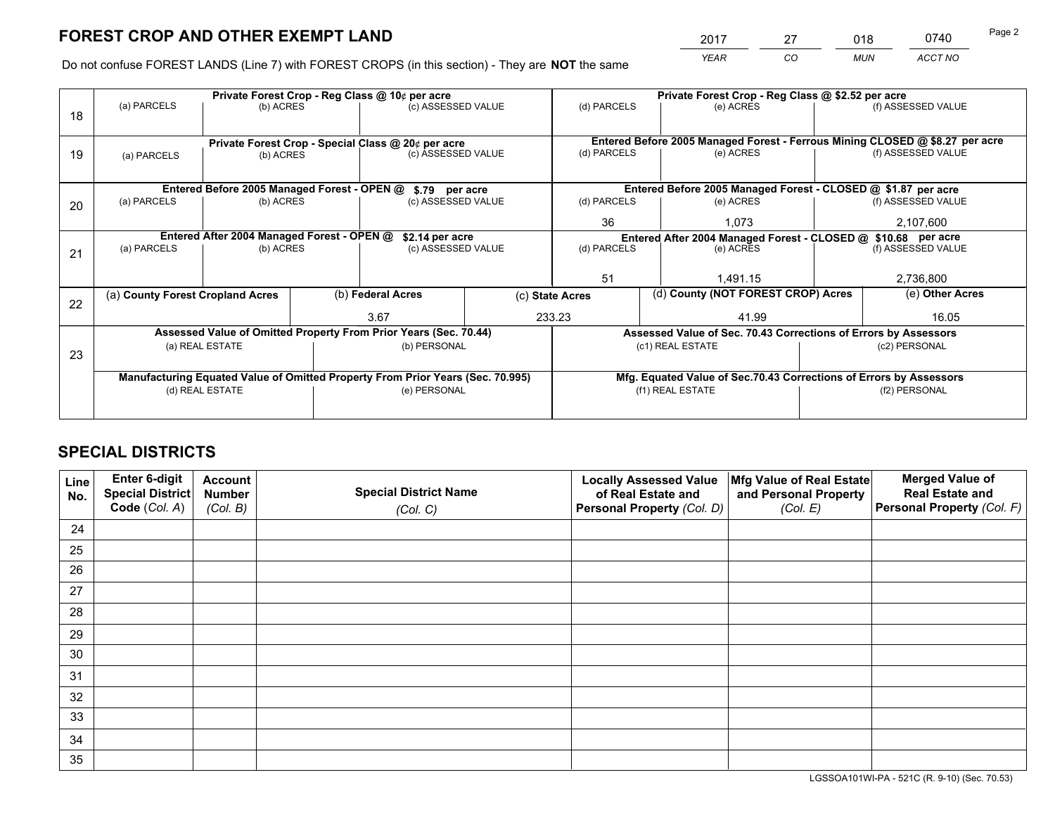# FOREST CROP AND OTHER EXEMPT LAND

| YEAR | CO | MUN | ACCT NO |
|---|---|---|---|
| 2017 | 27 | 018 | 0740 |

Do not confuse FOREST LANDS (Line 7) with FOREST CROPS (in this section) - They are **NOT** the same

| Line | Private Forest Crop - Reg Class @ 10¢ per acre | | | Private Forest Crop - Reg Class @ $2.52 per acre | | |
|---|---|---|---|---|---|---|
| 18 | (a) PARCELS | (b) ACRES | (c) ASSESSED VALUE | (d) PARCELS | (e) ACRES | (f) ASSESSED VALUE |
| | | | | | | |
| | **Private Forest Crop - Special Class @ 20¢ per acre** | | | **Entered Before 2005 Managed Forest - Ferrous Mining CLOSED @ $8.27 per acre** | | |
| 19 | (a) PARCELS | (b) ACRES | (c) ASSESSED VALUE | (d) PARCELS | (e) ACRES | (f) ASSESSED VALUE |
| | | | | | | |
| | **Entered Before 2005 Managed Forest - OPEN @ $.79 per acre** | | | **Entered Before 2005 Managed Forest - CLOSED @ $1.87 per acre** | | |
| 20 | (a) PARCELS | (b) ACRES | (c) ASSESSED VALUE | (d) PARCELS | (e) ACRES | (f) ASSESSED VALUE |
| | | | | 36 | 1,073 | 2,107,600 |
| | **Entered After 2004 Managed Forest - OPEN @ $2.14 per acre** | | | **Entered After 2004 Managed Forest - CLOSED @ $10.68 per acre** | | |
| 21 | (a) PARCELS | (b) ACRES | (c) ASSESSED VALUE | (d) PARCELS | (e) ACRES | (f) ASSESSED VALUE |
| | | | | 51 | 1,491.15 | 2,736,800 |

| Line | (a) County Forest Cropland Acres | (b) Federal Acres | (c) State Acres | (d) County (NOT FOREST CROP) Acres | (e) Other Acres |
|---|---|---|---|---|---|
| 22 | | 3.67 | 233.23 | 41.99 | 16.05 |

| Line | Assessed Value of Omitted Property From Prior Years (Sec. 70.44) | | Assessed Value of Sec. 70.43 Corrections of Errors by Assessors | |
|---|---|---|---|---|
| 23 | (a) REAL ESTATE | (b) PERSONAL | (c1) REAL ESTATE | (c2) PERSONAL |
| | | | | |
| | **Manufacturing Equated Value of Omitted Property From Prior Years (Sec. 70.995)** | | **Mfg. Equated Value of Sec.70.43 Corrections of Errors by Assessors** | |
| | (d) REAL ESTATE | (e) PERSONAL | (f1) REAL ESTATE | (f2) PERSONAL |
| | | | | |

# SPECIAL DISTRICTS

| Line No. | Enter 6-digit Special District Code (Col. A) | Account Number (Col. B) | Special District Name (Col. C) | Locally Assessed Value of Real Estate and Personal Property (Col. D) | Mfg Value of Real Estate and Personal Property (Col. E) | Merged Value of Real Estate and Personal Property (Col. F) |
|---|---|---|---|---|---|---|
| 24 | | | | | | |
| 25 | | | | | | |
| 26 | | | | | | |
| 27 | | | | | | |
| 28 | | | | | | |
| 29 | | | | | | |
| 30 | | | | | | |
| 31 | | | | | | |
| 32 | | | | | | |
| 33 | | | | | | |
| 34 | | | | | | |
| 35 | | | | | | |

LGSSOA101WI-PA - 521C (R. 9-10) (Sec. 70.53)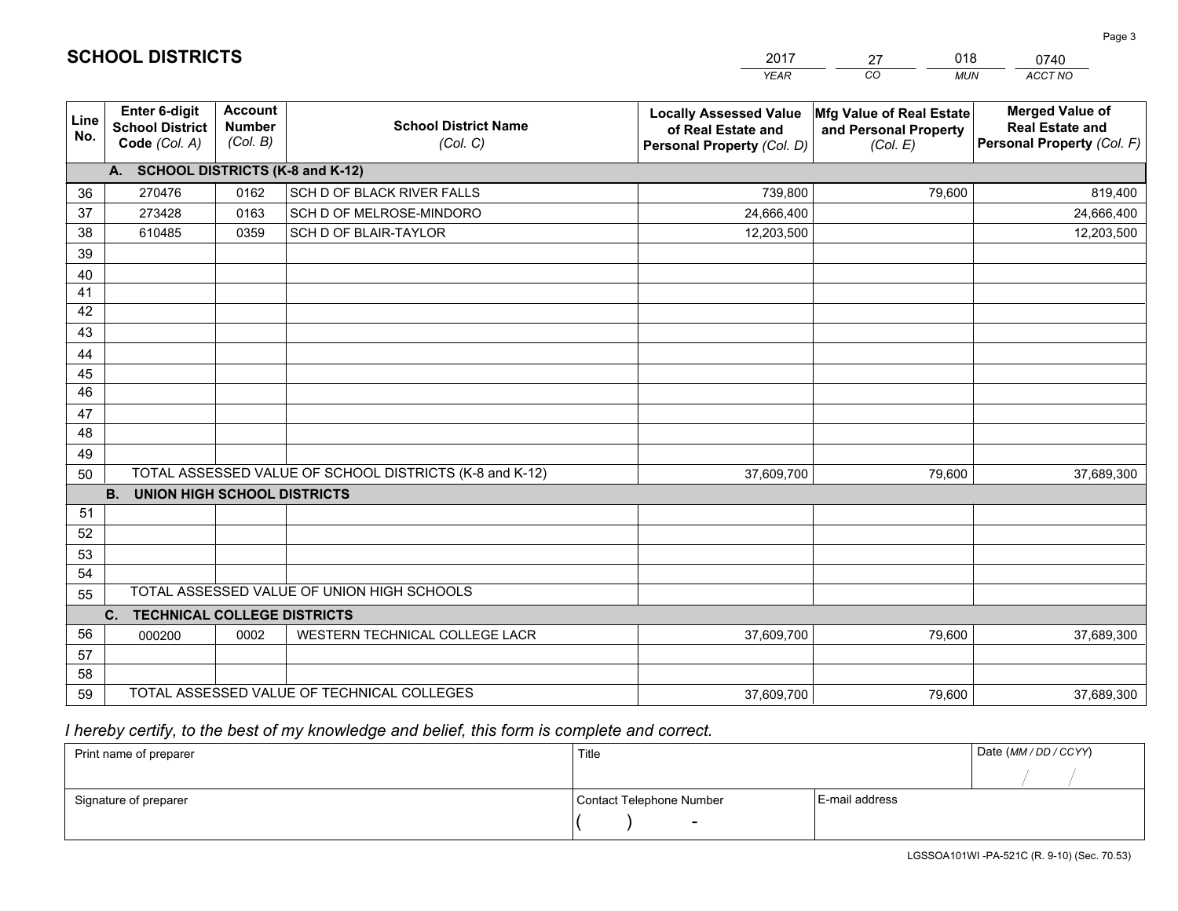# SCHOOL DISTRICTS

| 2017 | 27 | 018 | 0740 |
|---|---|---|---|
| *YEAR* | *CO* | *MUN* | *ACCT NO* |

| Line No. | Enter 6-digit School District Code *(Col. A)* | Account Number *(Col. B)* | School District Name *(Col. C)* | Locally Assessed Value of Real Estate and Personal Property *(Col. D)* | Mfg Value of Real Estate and Personal Property *(Col. E)* | Merged Value of Real Estate and Personal Property *(Col. F)* |
|---|---|---|---|---|---|---|
| | **A. SCHOOL DISTRICTS (K-8 and K-12)** | | | | | |
| 36 | 270476 | 0162 | SCH D OF BLACK RIVER FALLS | 739,800 | 79,600 | 819,400 |
| 37 | 273428 | 0163 | SCH D OF MELROSE-MINDORO | 24,666,400 | | 24,666,400 |
| 38 | 610485 | 0359 | SCH D OF BLAIR-TAYLOR | 12,203,500 | | 12,203,500 |
| 39 | | | | | | |
| 40 | | | | | | |
| 41 | | | | | | |
| 42 | | | | | | |
| 43 | | | | | | |
| 44 | | | | | | |
| 45 | | | | | | |
| 46 | | | | | | |
| 47 | | | | | | |
| 48 | | | | | | |
| 49 | | | | | | |
| 50 | TOTAL ASSESSED VALUE OF SCHOOL DISTRICTS (K-8 and K-12) | | | 37,609,700 | 79,600 | 37,689,300 |
| | **B. UNION HIGH SCHOOL DISTRICTS** | | | | | |
| 51 | | | | | | |
| 52 | | | | | | |
| 53 | | | | | | |
| 54 | | | | | | |
| 55 | TOTAL ASSESSED VALUE OF UNION HIGH SCHOOLS | | | | | |
| | **C. TECHNICAL COLLEGE DISTRICTS** | | | | | |
| 56 | 000200 | 0002 | WESTERN TECHNICAL COLLEGE LACR | 37,609,700 | 79,600 | 37,689,300 |
| 57 | | | | | | |
| 58 | | | | | | |
| 59 | TOTAL ASSESSED VALUE OF TECHNICAL COLLEGES | | | 37,609,700 | 79,600 | 37,689,300 |

*I hereby certify, to the best of my knowledge and belief, this form is complete and correct.*

| Print name of preparer | Title | | Date *(MM / DD / CCYY)* |
|---|---|---|---|
| | | | / / |
| Signature of preparer | Contact Telephone Number | E-mail address | |
| | ( ) - | | |

LGSSOA101WI -PA-521C (R. 9-10) (Sec. 70.53)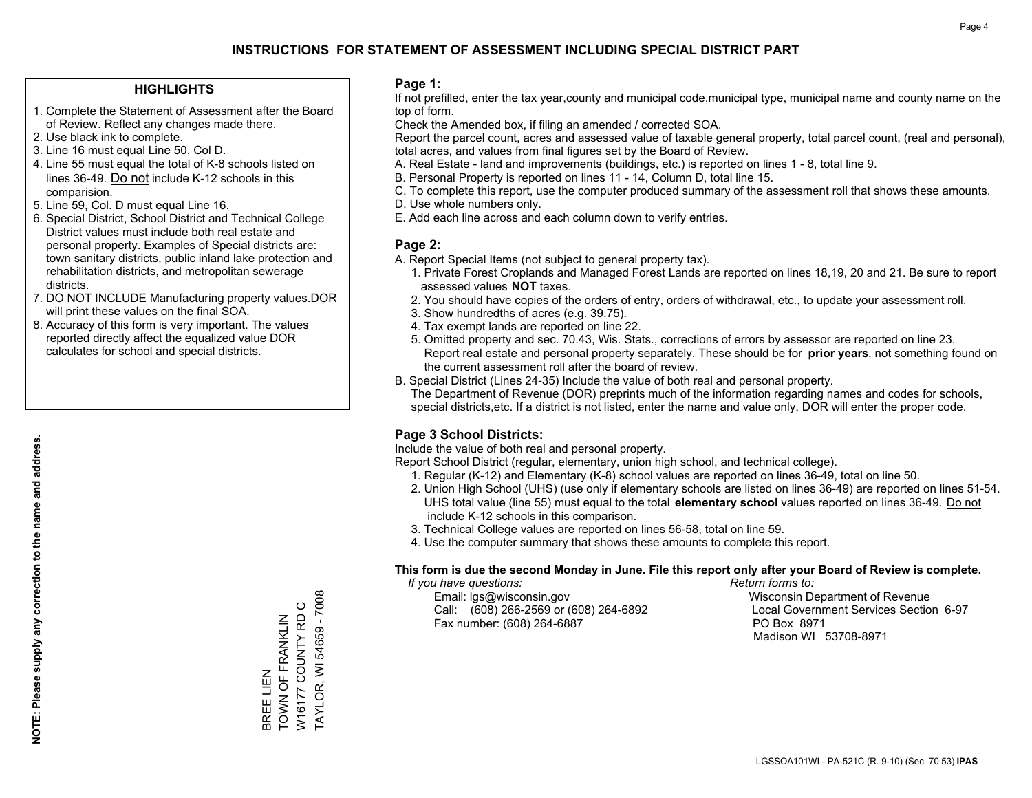# INSTRUCTIONS FOR STATEMENT OF ASSESSMENT INCLUDING SPECIAL DISTRICT PART

## HIGHLIGHTS

1. Complete the Statement of Assessment after the Board of Review. Reflect any changes made there.
2. Use black ink to complete.
3. Line 16 must equal Line 50, Col D.
4. Line 55 must equal the total of K-8 schools listed on lines 36-49. Do not include K-12 schools in this comparision.
5. Line 59, Col. D must equal Line 16.
6. Special District, School District and Technical College District values must include both real estate and personal property. Examples of Special districts are: town sanitary districts, public inland lake protection and rehabilitation districts, and metropolitan sewerage districts.
7. DO NOT INCLUDE Manufacturing property values.DOR will print these values on the final SOA.
8. Accuracy of this form is very important. The values reported directly affect the equalized value DOR calculates for school and special districts.

**NOTE: Please supply any correction to the name and address.**

BREE LIEN
TOWN OF FRANKLIN
W16177 COUNTY RD C
TAYLOR, WI 54659 - 7008

## Page 1:

If not prefilled, enter the tax year,county and municipal code,municipal type, municipal name and county name on the top of form.

Check the Amended box, if filing an amended / corrected SOA.

Report the parcel count, acres and assessed value of taxable general property, total parcel count, (real and personal), total acres, and values from final figures set by the Board of Review.

A. Real Estate - land and improvements (buildings, etc.) is reported on lines 1 - 8, total line 9.
B. Personal Property is reported on lines 11 - 14, Column D, total line 15.
C. To complete this report, use the computer produced summary of the assessment roll that shows these amounts.
D. Use whole numbers only.
E. Add each line across and each column down to verify entries.

## Page 2:

A. Report Special Items (not subject to general property tax).
   1. Private Forest Croplands and Managed Forest Lands are reported on lines 18,19, 20 and 21. Be sure to report assessed values **NOT** taxes.
   2. You should have copies of the orders of entry, orders of withdrawal, etc., to update your assessment roll.
   3. Show hundredths of acres (e.g. 39.75).
   4. Tax exempt lands are reported on line 22.
   5. Omitted property and sec. 70.43, Wis. Stats., corrections of errors by assessor are reported on line 23. Report real estate and personal property separately. These should be for **prior years**, not something found on the current assessment roll after the board of review.
B. Special District (Lines 24-35) Include the value of both real and personal property.
   The Department of Revenue (DOR) preprints much of the information regarding names and codes for schools, special districts,etc. If a district is not listed, enter the name and value only, DOR will enter the proper code.

## Page 3 School Districts:

Include the value of both real and personal property.

Report School District (regular, elementary, union high school, and technical college).

1. Regular (K-12) and Elementary (K-8) school values are reported on lines 36-49, total on line 50.
2. Union High School (UHS) (use only if elementary schools are listed on lines 36-49) are reported on lines 51-54. UHS total value (line 55) must equal to the total **elementary school** values reported on lines 36-49. Do not include K-12 schools in this comparison.
3. Technical College values are reported on lines 56-58, total on line 59.
4. Use the computer summary that shows these amounts to complete this report.

**This form is due the second Monday in June. File this report only after your Board of Review is complete.**

*If you have questions:*
Email: lgs@wisconsin.gov
Call: (608) 266-2569 or (608) 264-6892
Fax number: (608) 264-6887

*Return forms to:*
Wisconsin Department of Revenue
Local Government Services Section 6-97
PO Box 8971
Madison WI 53708-8971

LGSSOA101WI - PA-521C (R. 9-10) (Sec. 70.53) **IPAS**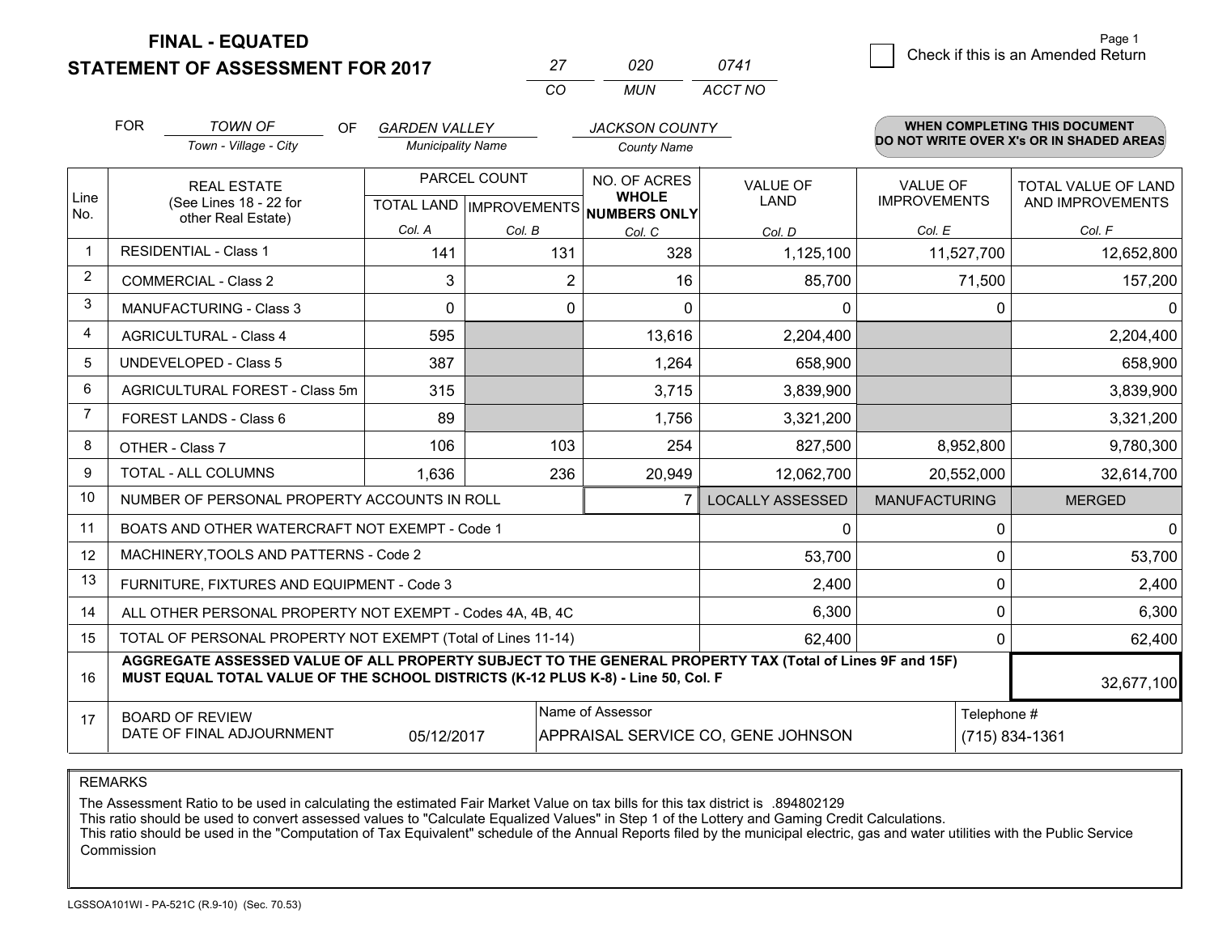**FINAL - EQUATED**
**STATEMENT OF ASSESSMENT FOR 2017**

| 27 | 020 | 0741 |
|---|---|---|
| CO | MUN | ACCT NO |

☐ Check if this is an Amended Return

FOR *TOWN OF* (Town - Village - City) OF *GARDEN VALLEY* (Municipality Name) *JACKSON COUNTY* (County Name)

**WHEN COMPLETING THIS DOCUMENT DO NOT WRITE OVER X's OR IN SHADED AREAS**

| Line No. | REAL ESTATE (See Lines 18 - 22 for other Real Estate) | PARCEL COUNT TOTAL LAND Col. A | PARCEL COUNT IMPROVEMENTS Col. B | NO. OF ACRES WHOLE NUMBERS ONLY Col. C | VALUE OF LAND Col. D | VALUE OF IMPROVEMENTS Col. E | TOTAL VALUE OF LAND AND IMPROVEMENTS Col. F |
|---|---|---|---|---|---|---|---|
| 1 | RESIDENTIAL - Class 1 | 141 | 131 | 328 | 1,125,100 | 11,527,700 | 12,652,800 |
| 2 | COMMERCIAL - Class 2 | 3 | 2 | 16 | 85,700 | 71,500 | 157,200 |
| 3 | MANUFACTURING - Class 3 | 0 | 0 | 0 | 0 | 0 | 0 |
| 4 | AGRICULTURAL - Class 4 | 595 | | 13,616 | 2,204,400 | | 2,204,400 |
| 5 | UNDEVELOPED - Class 5 | 387 | | 1,264 | 658,900 | | 658,900 |
| 6 | AGRICULTURAL FOREST - Class 5m | 315 | | 3,715 | 3,839,900 | | 3,839,900 |
| 7 | FOREST LANDS - Class 6 | 89 | | 1,756 | 3,321,200 | | 3,321,200 |
| 8 | OTHER - Class 7 | 106 | 103 | 254 | 827,500 | 8,952,800 | 9,780,300 |
| 9 | TOTAL - ALL COLUMNS | 1,636 | 236 | 20,949 | 12,062,700 | 20,552,000 | 32,614,700 |
| 10 | NUMBER OF PERSONAL PROPERTY ACCOUNTS IN ROLL | | | 7 | LOCALLY ASSESSED | MANUFACTURING | MERGED |
| 11 | BOATS AND OTHER WATERCRAFT NOT EXEMPT - Code 1 | | | | 0 | 0 | 0 |
| 12 | MACHINERY,TOOLS AND PATTERNS - Code 2 | | | | 53,700 | 0 | 53,700 |
| 13 | FURNITURE, FIXTURES AND EQUIPMENT - Code 3 | | | | 2,400 | 0 | 2,400 |
| 14 | ALL OTHER PERSONAL PROPERTY NOT EXEMPT - Codes 4A, 4B, 4C | | | | 6,300 | 0 | 6,300 |
| 15 | TOTAL OF PERSONAL PROPERTY NOT EXEMPT (Total of Lines 11-14) | | | | 62,400 | 0 | 62,400 |
| 16 | **AGGREGATE ASSESSED VALUE OF ALL PROPERTY SUBJECT TO THE GENERAL PROPERTY TAX (Total of Lines 9F and 15F) MUST EQUAL TOTAL VALUE OF THE SCHOOL DISTRICTS (K-12 PLUS K-8) - Line 50, Col. F** | | | | | | 32,677,100 |
| 17 | BOARD OF REVIEW DATE OF FINAL ADJOURNMENT | 05/12/2017 | | Name of Assessor: APPRAISAL SERVICE CO, GENE JOHNSON | | Telephone #: (715) 834-1361 | |

REMARKS

The Assessment Ratio to be used in calculating the estimated Fair Market Value on tax bills for this tax district is .894802129
This ratio should be used to convert assessed values to "Calculate Equalized Values" in Step 1 of the Lottery and Gaming Credit Calculations.
This ratio should be used in the "Computation of Tax Equivalent" schedule of the Annual Reports filed by the municipal electric, gas and water utilities with the Public Service Commission

LGSSOA101WI - PA-521C (R.9-10) (Sec. 70.53)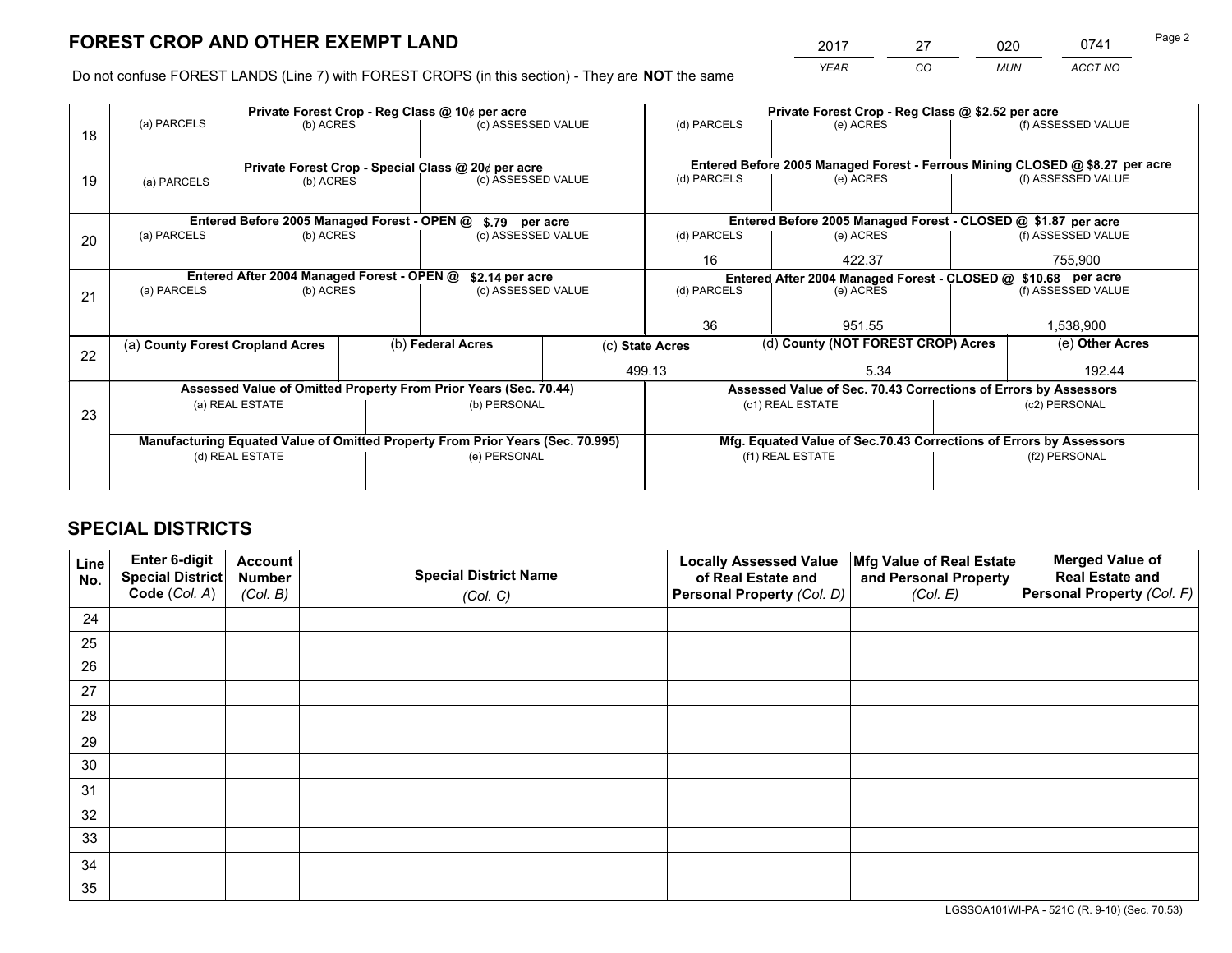# FOREST CROP AND OTHER EXEMPT LAND

| 2017 | 27 | 020 | 0741 |
|---|---|---|---|
| *YEAR* | *CO* | *MUN* | *ACCT NO* |

Do not confuse FOREST LANDS (Line 7) with FOREST CROPS (in this section) - They are **NOT** the same

| Line | | | | | | |
|---|---|---|---|---|---|---|
| 18 | Private Forest Crop - Reg Class @ 10¢ per acre | | | Private Forest Crop - Reg Class @ $2.52 per acre | | |
| | (a) PARCELS | (b) ACRES | (c) ASSESSED VALUE | (d) PARCELS | (e) ACRES | (f) ASSESSED VALUE |
| | | | | | | |
| 19 | Private Forest Crop - Special Class @ 20¢ per acre | | | Entered Before 2005 Managed Forest - Ferrous Mining CLOSED @ $8.27 per acre | | |
| | (a) PARCELS | (b) ACRES | (c) ASSESSED VALUE | (d) PARCELS | (e) ACRES | (f) ASSESSED VALUE |
| | | | | | | |
| 20 | Entered Before 2005 Managed Forest - OPEN @ $.79 per acre | | | Entered Before 2005 Managed Forest - CLOSED @ $1.87 per acre | | |
| | (a) PARCELS | (b) ACRES | (c) ASSESSED VALUE | (d) PARCELS | (e) ACRES | (f) ASSESSED VALUE |
| | | | | 16 | 422.37 | 755,900 |
| 21 | Entered After 2004 Managed Forest - OPEN @ $2.14 per acre | | | Entered After 2004 Managed Forest - CLOSED @ $10.68 per acre | | |
| | (a) PARCELS | (b) ACRES | (c) ASSESSED VALUE | (d) PARCELS | (e) ACRES | (f) ASSESSED VALUE |
| | | | | 36 | 951.55 | 1,538,900 |

| Line | (a) County Forest Cropland Acres | (b) Federal Acres | (c) State Acres | (d) County (NOT FOREST CROP) Acres | (e) Other Acres |
|---|---|---|---|---|---|
| 22 | | | 499.13 | 5.34 | 192.44 |

| Line | | | | |
|---|---|---|---|---|
| 23 | Assessed Value of Omitted Property From Prior Years (Sec. 70.44) | | Assessed Value of Sec. 70.43 Corrections of Errors by Assessors | |
| | (a) REAL ESTATE | (b) PERSONAL | (c1) REAL ESTATE | (c2) PERSONAL |
| | | | | |
| | Manufacturing Equated Value of Omitted Property From Prior Years (Sec. 70.995) | | Mfg. Equated Value of Sec.70.43 Corrections of Errors by Assessors | |
| | (d) REAL ESTATE | (e) PERSONAL | (f1) REAL ESTATE | (f2) PERSONAL |
| | | | | |

# SPECIAL DISTRICTS

| Line No. | Enter 6-digit Special District Code (*Col. A*) | Account Number (*Col. B*) | Special District Name (*Col. C*) | Locally Assessed Value of Real Estate and Personal Property (*Col. D*) | Mfg Value of Real Estate and Personal Property (*Col. E*) | Merged Value of Real Estate and Personal Property (*Col. F*) |
|---|---|---|---|---|---|---|
| 24 | | | | | | |
| 25 | | | | | | |
| 26 | | | | | | |
| 27 | | | | | | |
| 28 | | | | | | |
| 29 | | | | | | |
| 30 | | | | | | |
| 31 | | | | | | |
| 32 | | | | | | |
| 33 | | | | | | |
| 34 | | | | | | |
| 35 | | | | | | |

LGSSOA101WI-PA - 521C (R. 9-10) (Sec. 70.53)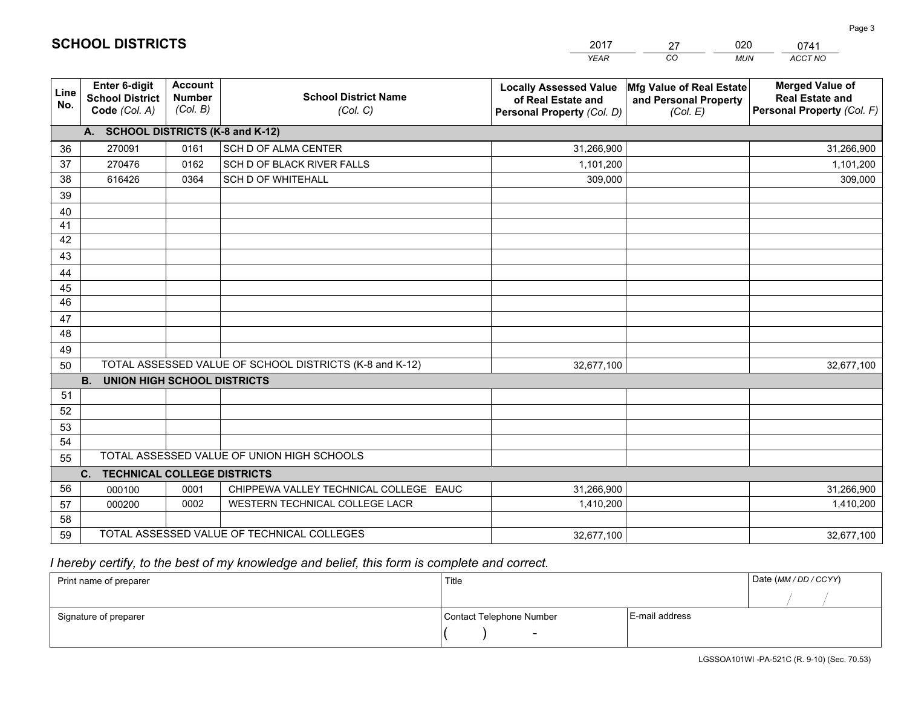# SCHOOL DISTRICTS

| 2017 | 27 | 020 | 0741 |
|---|---|---|---|
| *YEAR* | *CO* | *MUN* | *ACCT NO* |

| Line No. | Enter 6-digit School District Code *(Col. A)* | Account Number *(Col. B)* | School District Name *(Col. C)* | Locally Assessed Value of Real Estate and Personal Property *(Col. D)* | Mfg Value of Real Estate and Personal Property *(Col. E)* | Merged Value of Real Estate and Personal Property *(Col. F)* |
|---|---|---|---|---|---|---|
| | **A. SCHOOL DISTRICTS (K-8 and K-12)** | | | | | |
| 36 | 270091 | 0161 | SCH D OF ALMA CENTER | 31,266,900 | | 31,266,900 |
| 37 | 270476 | 0162 | SCH D OF BLACK RIVER FALLS | 1,101,200 | | 1,101,200 |
| 38 | 616426 | 0364 | SCH D OF WHITEHALL | 309,000 | | 309,000 |
| 39 | | | | | | |
| 40 | | | | | | |
| 41 | | | | | | |
| 42 | | | | | | |
| 43 | | | | | | |
| 44 | | | | | | |
| 45 | | | | | | |
| 46 | | | | | | |
| 47 | | | | | | |
| 48 | | | | | | |
| 49 | | | | | | |
| 50 | TOTAL ASSESSED VALUE OF SCHOOL DISTRICTS (K-8 and K-12) | | | 32,677,100 | | 32,677,100 |
| | **B. UNION HIGH SCHOOL DISTRICTS** | | | | | |
| 51 | | | | | | |
| 52 | | | | | | |
| 53 | | | | | | |
| 54 | | | | | | |
| 55 | TOTAL ASSESSED VALUE OF UNION HIGH SCHOOLS | | | | | |
| | **C. TECHNICAL COLLEGE DISTRICTS** | | | | | |
| 56 | 000100 | 0001 | CHIPPEWA VALLEY TECHNICAL COLLEGE EAUC | 31,266,900 | | 31,266,900 |
| 57 | 000200 | 0002 | WESTERN TECHNICAL COLLEGE LACR | 1,410,200 | | 1,410,200 |
| 58 | | | | | | |
| 59 | TOTAL ASSESSED VALUE OF TECHNICAL COLLEGES | | | 32,677,100 | | 32,677,100 |

*I hereby certify, to the best of my knowledge and belief, this form is complete and correct.*

| Print name of preparer | Title | | Date *(MM / DD / CCYY)* |
|---|---|---|---|
| | | | / / |
| Signature of preparer | Contact Telephone Number | E-mail address | |
| | ( ) - | | |

LGSSOA101WI -PA-521C (R. 9-10) (Sec. 70.53)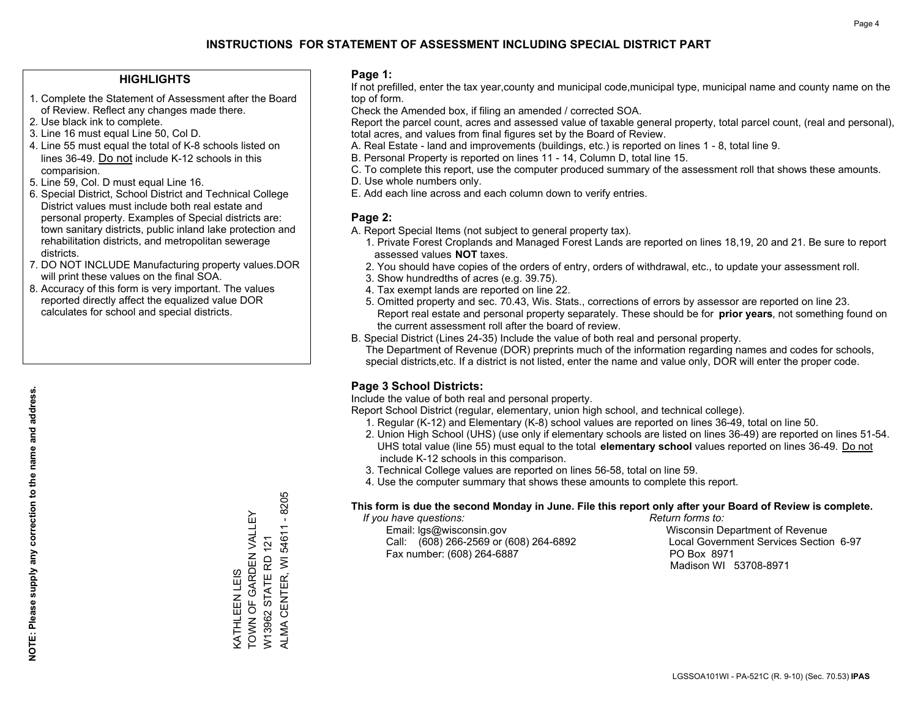# INSTRUCTIONS FOR STATEMENT OF ASSESSMENT INCLUDING SPECIAL DISTRICT PART

## HIGHLIGHTS

1. Complete the Statement of Assessment after the Board of Review. Reflect any changes made there.
2. Use black ink to complete.
3. Line 16 must equal Line 50, Col D.
4. Line 55 must equal the total of K-8 schools listed on lines 36-49. Do not include K-12 schools in this comparision.
5. Line 59, Col. D must equal Line 16.
6. Special District, School District and Technical College District values must include both real estate and personal property. Examples of Special districts are: town sanitary districts, public inland lake protection and rehabilitation districts, and metropolitan sewerage districts.
7. DO NOT INCLUDE Manufacturing property values.DOR will print these values on the final SOA.
8. Accuracy of this form is very important. The values reported directly affect the equalized value DOR calculates for school and special districts.

**NOTE: Please supply any correction to the name and address.**

KATHLEEN LEIS
TOWN OF GARDEN VALLEY
W13962 STATE RD 121
ALMA CENTER, WI 54611 - 8205

## Page 1:

If not prefilled, enter the tax year,county and municipal code,municipal type, municipal name and county name on the top of form.

Check the Amended box, if filing an amended / corrected SOA.

Report the parcel count, acres and assessed value of taxable general property, total parcel count, (real and personal), total acres, and values from final figures set by the Board of Review.

A. Real Estate - land and improvements (buildings, etc.) is reported on lines 1 - 8, total line 9.
B. Personal Property is reported on lines 11 - 14, Column D, total line 15.
C. To complete this report, use the computer produced summary of the assessment roll that shows these amounts.
D. Use whole numbers only.
E. Add each line across and each column down to verify entries.

## Page 2:

A. Report Special Items (not subject to general property tax).
   1. Private Forest Croplands and Managed Forest Lands are reported on lines 18,19, 20 and 21. Be sure to report assessed values **NOT** taxes.
   2. You should have copies of the orders of entry, orders of withdrawal, etc., to update your assessment roll.
   3. Show hundredths of acres (e.g. 39.75).
   4. Tax exempt lands are reported on line 22.
   5. Omitted property and sec. 70.43, Wis. Stats., corrections of errors by assessor are reported on line 23. Report real estate and personal property separately. These should be for **prior years**, not something found on the current assessment roll after the board of review.

B. Special District (Lines 24-35) Include the value of both real and personal property.
   The Department of Revenue (DOR) preprints much of the information regarding names and codes for schools, special districts,etc. If a district is not listed, enter the name and value only, DOR will enter the proper code.

## Page 3 School Districts:

Include the value of both real and personal property.

Report School District (regular, elementary, union high school, and technical college).

1. Regular (K-12) and Elementary (K-8) school values are reported on lines 36-49, total on line 50.
2. Union High School (UHS) (use only if elementary schools are listed on lines 36-49) are reported on lines 51-54. UHS total value (line 55) must equal to the total **elementary school** values reported on lines 36-49. Do not include K-12 schools in this comparison.
3. Technical College values are reported on lines 56-58, total on line 59.
4. Use the computer summary that shows these amounts to complete this report.

**This form is due the second Monday in June. File this report only after your Board of Review is complete.**

*If you have questions:*
Email: lgs@wisconsin.gov
Call: (608) 266-2569 or (608) 264-6892
Fax number: (608) 264-6887

*Return forms to:*
Wisconsin Department of Revenue
Local Government Services Section 6-97
PO Box 8971
Madison WI 53708-8971

LGSSOA101WI - PA-521C (R. 9-10) (Sec. 70.53) **IPAS**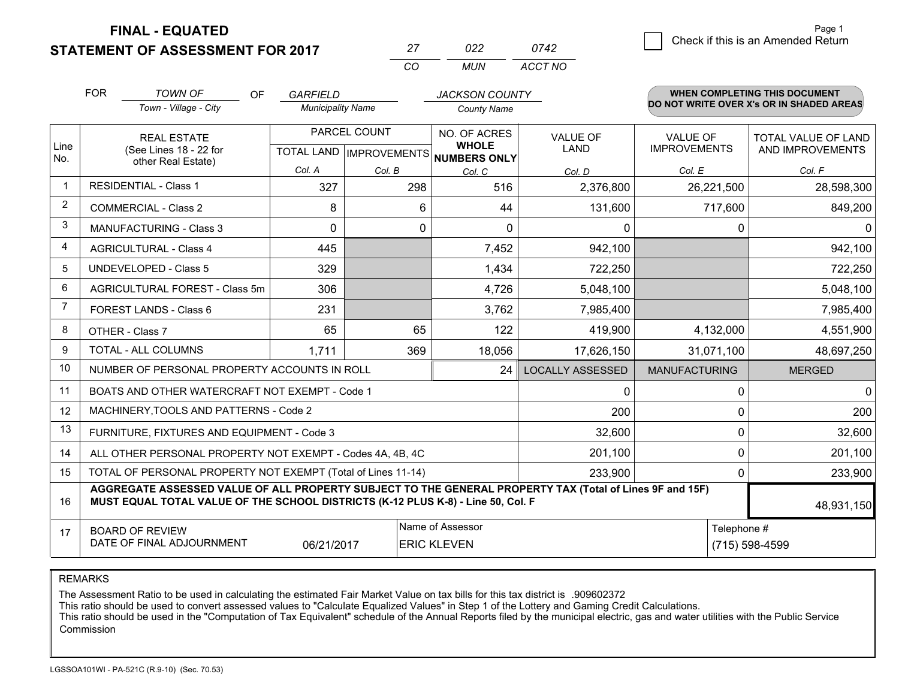# FINAL - EQUATED
# STATEMENT OF ASSESSMENT FOR 2017

| 27 | 022 | 0742 |
|---|---|---|
| CO | MUN | ACCT NO |

Page 1

☐ Check if this is an Amended Return

FOR *TOWN OF* (Town - Village - City) OF *GARFIELD* (Municipality Name) *JACKSON COUNTY* (County Name)

**WHEN COMPLETING THIS DOCUMENT DO NOT WRITE OVER X's OR IN SHADED AREAS**

| Line No. | REAL ESTATE (See Lines 18 - 22 for other Real Estate) | PARCEL COUNT TOTAL LAND Col. A | PARCEL COUNT IMPROVEMENTS Col. B | NO. OF ACRES WHOLE NUMBERS ONLY Col. C | VALUE OF LAND Col. D | VALUE OF IMPROVEMENTS Col. E | TOTAL VALUE OF LAND AND IMPROVEMENTS Col. F |
|---|---|---|---|---|---|---|---|
| 1 | RESIDENTIAL - Class 1 | 327 | 298 | 516 | 2,376,800 | 26,221,500 | 28,598,300 |
| 2 | COMMERCIAL - Class 2 | 8 | 6 | 44 | 131,600 | 717,600 | 849,200 |
| 3 | MANUFACTURING - Class 3 | 0 | 0 | 0 | 0 | 0 | 0 |
| 4 | AGRICULTURAL - Class 4 | 445 | | 7,452 | 942,100 | | 942,100 |
| 5 | UNDEVELOPED - Class 5 | 329 | | 1,434 | 722,250 | | 722,250 |
| 6 | AGRICULTURAL FOREST - Class 5m | 306 | | 4,726 | 5,048,100 | | 5,048,100 |
| 7 | FOREST LANDS - Class 6 | 231 | | 3,762 | 7,985,400 | | 7,985,400 |
| 8 | OTHER - Class 7 | 65 | 65 | 122 | 419,900 | 4,132,000 | 4,551,900 |
| 9 | TOTAL - ALL COLUMNS | 1,711 | 369 | 18,056 | 17,626,150 | 31,071,100 | 48,697,250 |
| 10 | NUMBER OF PERSONAL PROPERTY ACCOUNTS IN ROLL | | | 24 | LOCALLY ASSESSED | MANUFACTURING | MERGED |
| 11 | BOATS AND OTHER WATERCRAFT NOT EXEMPT - Code 1 | | | | 0 | 0 | 0 |
| 12 | MACHINERY,TOOLS AND PATTERNS - Code 2 | | | | 200 | 0 | 200 |
| 13 | FURNITURE, FIXTURES AND EQUIPMENT - Code 3 | | | | 32,600 | 0 | 32,600 |
| 14 | ALL OTHER PERSONAL PROPERTY NOT EXEMPT - Codes 4A, 4B, 4C | | | | 201,100 | 0 | 201,100 |
| 15 | TOTAL OF PERSONAL PROPERTY NOT EXEMPT (Total of Lines 11-14) | | | | 233,900 | 0 | 233,900 |
| 16 | **AGGREGATE ASSESSED VALUE OF ALL PROPERTY SUBJECT TO THE GENERAL PROPERTY TAX (Total of Lines 9F and 15F) MUST EQUAL TOTAL VALUE OF THE SCHOOL DISTRICTS (K-12 PLUS K-8) - Line 50, Col. F** | | | | | | 48,931,150 |
| 17 | BOARD OF REVIEW DATE OF FINAL ADJOURNMENT | 06/21/2017 | Name of Assessor | ERIC KLEVEN | | Telephone # | (715) 598-4599 |

REMARKS

The Assessment Ratio to be used in calculating the estimated Fair Market Value on tax bills for this tax district is .909602372
This ratio should be used to convert assessed values to "Calculate Equalized Values" in Step 1 of the Lottery and Gaming Credit Calculations.
This ratio should be used in the "Computation of Tax Equivalent" schedule of the Annual Reports filed by the municipal electric, gas and water utilities with the Public Service Commission

LGSSOA101WI - PA-521C (R.9-10) (Sec. 70.53)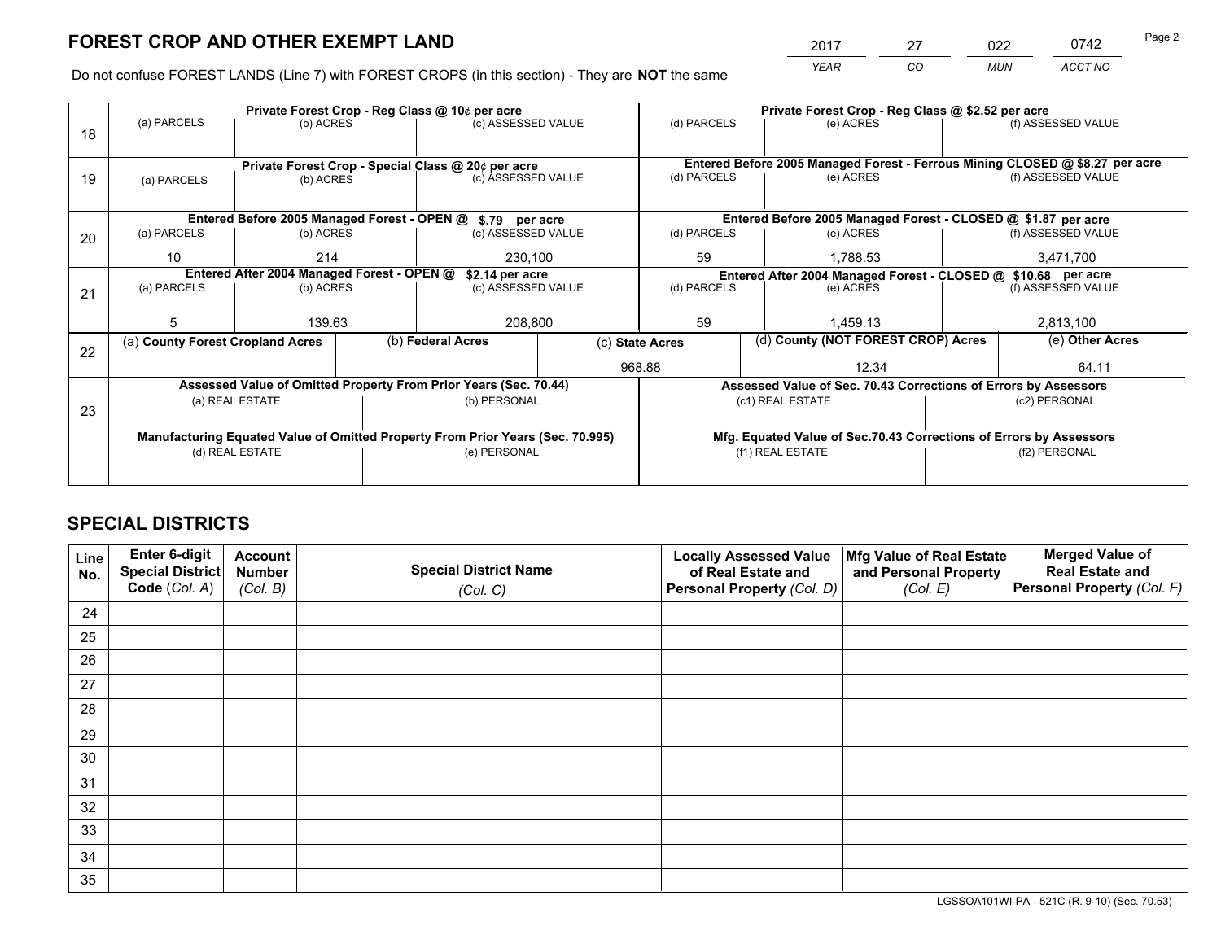# FOREST CROP AND OTHER EXEMPT LAND

| YEAR | CO | MUN | ACCT NO |
|---|---|---|---|
| 2017 | 27 | 022 | 0742 |

Do not confuse FOREST LANDS (Line 7) with FOREST CROPS (in this section) - They are **NOT** the same

| Line | | | | | | |
|---|---|---|---|---|---|---|
| 18 | Private Forest Crop - Reg Class @ 10¢ per acre | | | Private Forest Crop - Reg Class @ $2.52 per acre | | |
| | (a) PARCELS | (b) ACRES | (c) ASSESSED VALUE | (d) PARCELS | (e) ACRES | (f) ASSESSED VALUE |
| | | | | | | |
| 19 | Private Forest Crop - Special Class @ 20¢ per acre | | | Entered Before 2005 Managed Forest - Ferrous Mining CLOSED @ $8.27 per acre | | |
| | (a) PARCELS | (b) ACRES | (c) ASSESSED VALUE | (d) PARCELS | (e) ACRES | (f) ASSESSED VALUE |
| | | | | | | |
| 20 | Entered Before 2005 Managed Forest - OPEN @ $.79 per acre | | | Entered Before 2005 Managed Forest - CLOSED @ $1.87 per acre | | |
| | (a) PARCELS | (b) ACRES | (c) ASSESSED VALUE | (d) PARCELS | (e) ACRES | (f) ASSESSED VALUE |
| | 10 | 214 | 230,100 | 59 | 1,788.53 | 3,471,700 |
| 21 | Entered After 2004 Managed Forest - OPEN @ $2.14 per acre | | | Entered After 2004 Managed Forest - CLOSED @ $10.68 per acre | | |
| | (a) PARCELS | (b) ACRES | (c) ASSESSED VALUE | (d) PARCELS | (e) ACRES | (f) ASSESSED VALUE |
| | 5 | 139.63 | 208,800 | 59 | 1,459.13 | 2,813,100 |

| Line | (a) County Forest Cropland Acres | (b) Federal Acres | (c) State Acres | (d) County (NOT FOREST CROP) Acres | (e) Other Acres |
|---|---|---|---|---|---|
| 22 | | | 968.88 | 12.34 | 64.11 |

| Line | | | | |
|---|---|---|---|---|
| 23 | Assessed Value of Omitted Property From Prior Years (Sec. 70.44) | | Assessed Value of Sec. 70.43 Corrections of Errors by Assessors | |
| | (a) REAL ESTATE | (b) PERSONAL | (c1) REAL ESTATE | (c2) PERSONAL |
| | | | | |
| | Manufacturing Equated Value of Omitted Property From Prior Years (Sec. 70.995) | | Mfg. Equated Value of Sec.70.43 Corrections of Errors by Assessors | |
| | (d) REAL ESTATE | (e) PERSONAL | (f1) REAL ESTATE | (f2) PERSONAL |
| | | | | |

# SPECIAL DISTRICTS

| Line No. | Enter 6-digit Special District Code (Col. A) | Account Number (Col. B) | Special District Name (Col. C) | Locally Assessed Value of Real Estate and Personal Property (Col. D) | Mfg Value of Real Estate and Personal Property (Col. E) | Merged Value of Real Estate and Personal Property (Col. F) |
|---|---|---|---|---|---|---|
| 24 | | | | | | |
| 25 | | | | | | |
| 26 | | | | | | |
| 27 | | | | | | |
| 28 | | | | | | |
| 29 | | | | | | |
| 30 | | | | | | |
| 31 | | | | | | |
| 32 | | | | | | |
| 33 | | | | | | |
| 34 | | | | | | |
| 35 | | | | | | |

LGSSOA101WI-PA - 521C (R. 9-10) (Sec. 70.53)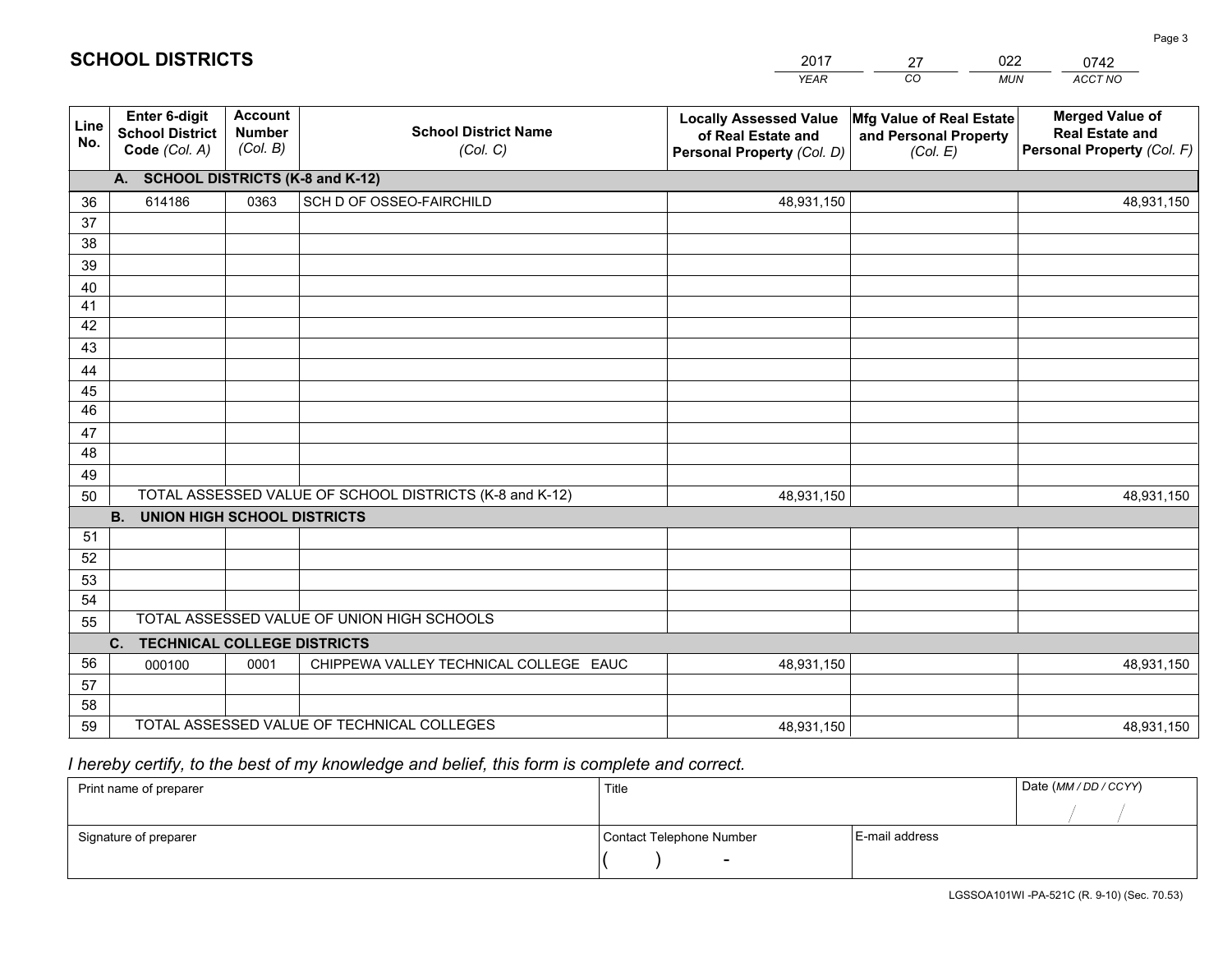# SCHOOL DISTRICTS

| 2017 | 27 | 022 | 0742 |
|---|---|---|---|
| *YEAR* | *CO* | *MUN* | *ACCT NO* |

| Line No. | Enter 6-digit School District Code *(Col. A)* | Account Number *(Col. B)* | School District Name *(Col. C)* | Locally Assessed Value of Real Estate and Personal Property *(Col. D)* | Mfg Value of Real Estate and Personal Property *(Col. E)* | Merged Value of Real Estate and Personal Property *(Col. F)* |
|---|---|---|---|---|---|---|
| **A. SCHOOL DISTRICTS (K-8 and K-12)** | | | | | | |
| 36 | 614186 | 0363 | SCH D OF OSSEO-FAIRCHILD | 48,931,150 | | 48,931,150 |
| 37 | | | | | | |
| 38 | | | | | | |
| 39 | | | | | | |
| 40 | | | | | | |
| 41 | | | | | | |
| 42 | | | | | | |
| 43 | | | | | | |
| 44 | | | | | | |
| 45 | | | | | | |
| 46 | | | | | | |
| 47 | | | | | | |
| 48 | | | | | | |
| 49 | | | | | | |
| 50 | TOTAL ASSESSED VALUE OF SCHOOL DISTRICTS (K-8 and K-12) | | | 48,931,150 | | 48,931,150 |
| **B. UNION HIGH SCHOOL DISTRICTS** | | | | | | |
| 51 | | | | | | |
| 52 | | | | | | |
| 53 | | | | | | |
| 54 | | | | | | |
| 55 | TOTAL ASSESSED VALUE OF UNION HIGH SCHOOLS | | | | | |
| **C. TECHNICAL COLLEGE DISTRICTS** | | | | | | |
| 56 | 000100 | 0001 | CHIPPEWA VALLEY TECHNICAL COLLEGE EAUC | 48,931,150 | | 48,931,150 |
| 57 | | | | | | |
| 58 | | | | | | |
| 59 | TOTAL ASSESSED VALUE OF TECHNICAL COLLEGES | | | 48,931,150 | | 48,931,150 |

*I hereby certify, to the best of my knowledge and belief, this form is complete and correct.*

| Print name of preparer | Title | | Date *(MM / DD / CCYY)* |
|---|---|---|---|
| | | | / / |
| Signature of preparer | Contact Telephone Number | E-mail address | |
| | ( ) - | | |

LGSSOA101WI -PA-521C (R. 9-10) (Sec. 70.53)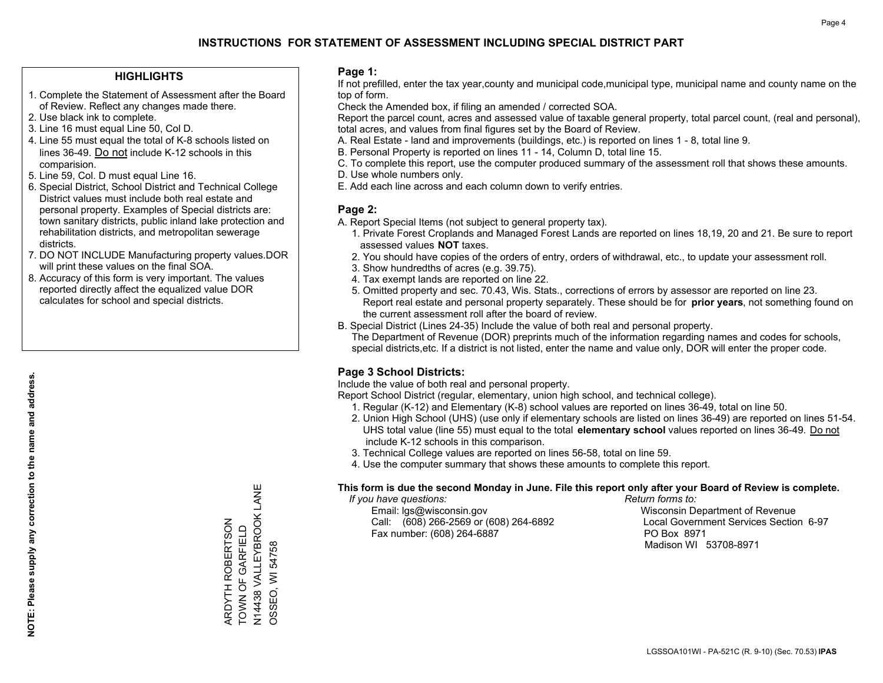# INSTRUCTIONS FOR STATEMENT OF ASSESSMENT INCLUDING SPECIAL DISTRICT PART

## HIGHLIGHTS

1. Complete the Statement of Assessment after the Board of Review. Reflect any changes made there.
2. Use black ink to complete.
3. Line 16 must equal Line 50, Col D.
4. Line 55 must equal the total of K-8 schools listed on lines 36-49. Do not include K-12 schools in this comparision.
5. Line 59, Col. D must equal Line 16.
6. Special District, School District and Technical College District values must include both real estate and personal property. Examples of Special districts are: town sanitary districts, public inland lake protection and rehabilitation districts, and metropolitan sewerage districts.
7. DO NOT INCLUDE Manufacturing property values.DOR will print these values on the final SOA.
8. Accuracy of this form is very important. The values reported directly affect the equalized value DOR calculates for school and special districts.

**NOTE: Please supply any correction to the name and address.**

ARDYTH ROBERTSON
TOWN OF GARFIELD
N14438 VALLEYBROOK LANE
OSSEO, WI 54758

## Page 1:

If not prefilled, enter the tax year,county and municipal code,municipal type, municipal name and county name on the top of form.

Check the Amended box, if filing an amended / corrected SOA.

Report the parcel count, acres and assessed value of taxable general property, total parcel count, (real and personal), total acres, and values from final figures set by the Board of Review.

A. Real Estate - land and improvements (buildings, etc.) is reported on lines 1 - 8, total line 9.
B. Personal Property is reported on lines 11 - 14, Column D, total line 15.
C. To complete this report, use the computer produced summary of the assessment roll that shows these amounts.
D. Use whole numbers only.
E. Add each line across and each column down to verify entries.

## Page 2:

A. Report Special Items (not subject to general property tax).
   1. Private Forest Croplands and Managed Forest Lands are reported on lines 18,19, 20 and 21. Be sure to report assessed values **NOT** taxes.
   2. You should have copies of the orders of entry, orders of withdrawal, etc., to update your assessment roll.
   3. Show hundredths of acres (e.g. 39.75).
   4. Tax exempt lands are reported on line 22.
   5. Omitted property and sec. 70.43, Wis. Stats., corrections of errors by assessor are reported on line 23. Report real estate and personal property separately. These should be for **prior years**, not something found on the current assessment roll after the board of review.

B. Special District (Lines 24-35) Include the value of both real and personal property.
   The Department of Revenue (DOR) preprints much of the information regarding names and codes for schools, special districts,etc. If a district is not listed, enter the name and value only, DOR will enter the proper code.

## Page 3 School Districts:

Include the value of both real and personal property.

Report School District (regular, elementary, union high school, and technical college).

1. Regular (K-12) and Elementary (K-8) school values are reported on lines 36-49, total on line 50.
2. Union High School (UHS) (use only if elementary schools are listed on lines 36-49) are reported on lines 51-54. UHS total value (line 55) must equal to the total **elementary school** values reported on lines 36-49. Do not include K-12 schools in this comparison.
3. Technical College values are reported on lines 56-58, total on line 59.
4. Use the computer summary that shows these amounts to complete this report.

**This form is due the second Monday in June. File this report only after your Board of Review is complete.**

*If you have questions:*
Email: lgs@wisconsin.gov
Call: (608) 266-2569 or (608) 264-6892
Fax number: (608) 264-6887

*Return forms to:*
Wisconsin Department of Revenue
Local Government Services Section 6-97
PO Box 8971
Madison WI 53708-8971

LGSSOA101WI - PA-521C (R. 9-10) (Sec. 70.53) **IPAS**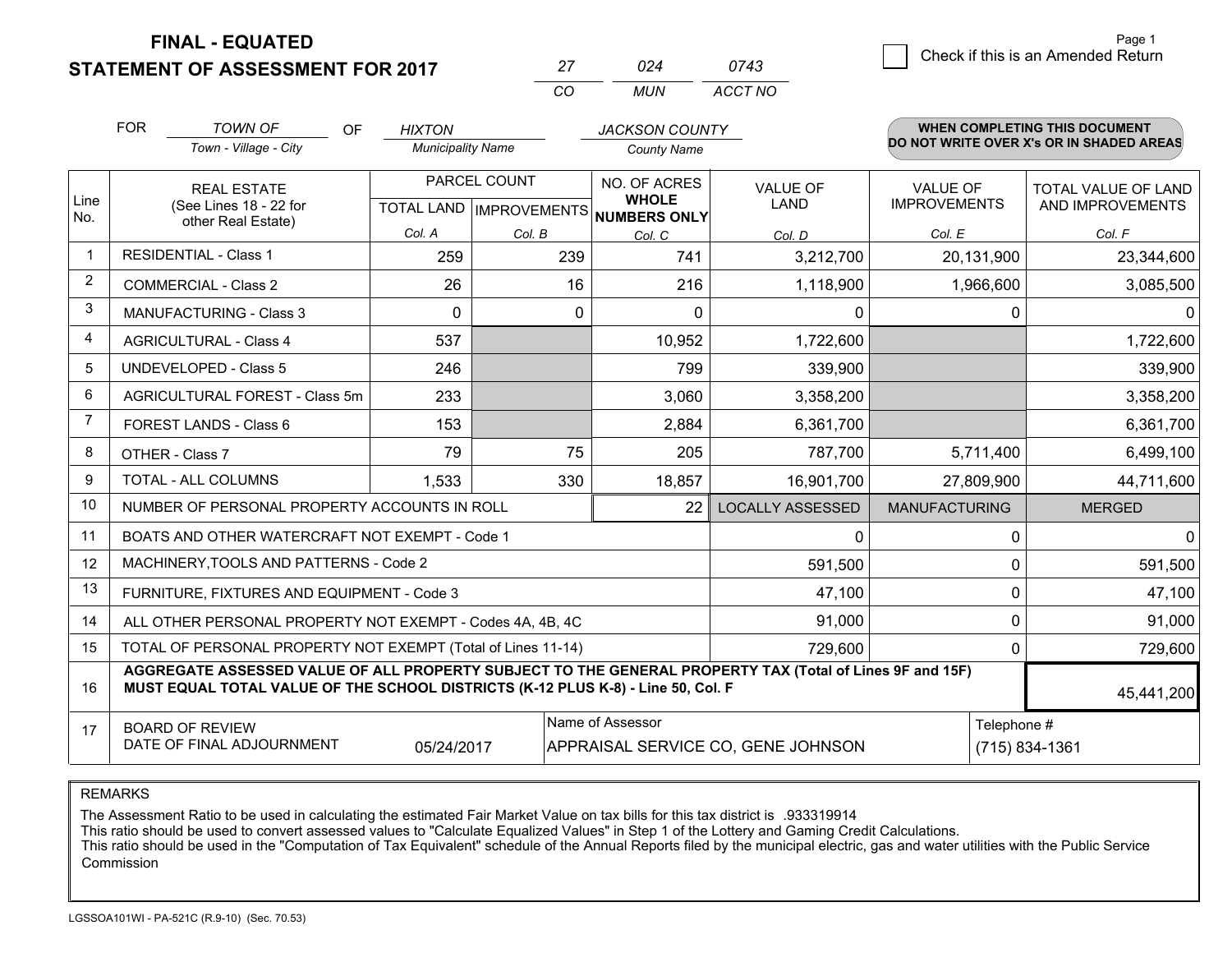**FINAL - EQUATED**
**STATEMENT OF ASSESSMENT FOR 2017**

| 27 | 024 | 0743 |
|---|---|---|
| CO | MUN | ACCT NO |

Page 1

☐ Check if this is an Amended Return

FOR *TOWN OF* (Town - Village - City) OF *HIXTON* (Municipality Name) *JACKSON COUNTY* (County Name)

**WHEN COMPLETING THIS DOCUMENT DO NOT WRITE OVER X's OR IN SHADED AREAS**

| Line No. | REAL ESTATE (See Lines 18 - 22 for other Real Estate) | PARCEL COUNT TOTAL LAND Col. A | PARCEL COUNT IMPROVEMENTS Col. B | NO. OF ACRES WHOLE NUMBERS ONLY Col. C | VALUE OF LAND Col. D | VALUE OF IMPROVEMENTS Col. E | TOTAL VALUE OF LAND AND IMPROVEMENTS Col. F |
|---|---|---|---|---|---|---|---|
| 1 | RESIDENTIAL - Class 1 | 259 | 239 | 741 | 3,212,700 | 20,131,900 | 23,344,600 |
| 2 | COMMERCIAL - Class 2 | 26 | 16 | 216 | 1,118,900 | 1,966,600 | 3,085,500 |
| 3 | MANUFACTURING - Class 3 | 0 | 0 | 0 | 0 | 0 | 0 |
| 4 | AGRICULTURAL - Class 4 | 537 | | 10,952 | 1,722,600 | | 1,722,600 |
| 5 | UNDEVELOPED - Class 5 | 246 | | 799 | 339,900 | | 339,900 |
| 6 | AGRICULTURAL FOREST - Class 5m | 233 | | 3,060 | 3,358,200 | | 3,358,200 |
| 7 | FOREST LANDS - Class 6 | 153 | | 2,884 | 6,361,700 | | 6,361,700 |
| 8 | OTHER - Class 7 | 79 | 75 | 205 | 787,700 | 5,711,400 | 6,499,100 |
| 9 | TOTAL - ALL COLUMNS | 1,533 | 330 | 18,857 | 16,901,700 | 27,809,900 | 44,711,600 |
| 10 | NUMBER OF PERSONAL PROPERTY ACCOUNTS IN ROLL | | | 22 | LOCALLY ASSESSED | MANUFACTURING | MERGED |
| 11 | BOATS AND OTHER WATERCRAFT NOT EXEMPT - Code 1 | | | | 0 | 0 | 0 |
| 12 | MACHINERY,TOOLS AND PATTERNS - Code 2 | | | | 591,500 | 0 | 591,500 |
| 13 | FURNITURE, FIXTURES AND EQUIPMENT - Code 3 | | | | 47,100 | 0 | 47,100 |
| 14 | ALL OTHER PERSONAL PROPERTY NOT EXEMPT - Codes 4A, 4B, 4C | | | | 91,000 | 0 | 91,000 |
| 15 | TOTAL OF PERSONAL PROPERTY NOT EXEMPT (Total of Lines 11-14) | | | | 729,600 | 0 | 729,600 |
| 16 | **AGGREGATE ASSESSED VALUE OF ALL PROPERTY SUBJECT TO THE GENERAL PROPERTY TAX (Total of Lines 9F and 15F) MUST EQUAL TOTAL VALUE OF THE SCHOOL DISTRICTS (K-12 PLUS K-8) - Line 50, Col. F** | | | | | | 45,441,200 |
| 17 | BOARD OF REVIEW DATE OF FINAL ADJOURNMENT | 05/24/2017 | Name of Assessor | APPRAISAL SERVICE CO, GENE JOHNSON | | Telephone # | (715) 834-1361 |

REMARKS

The Assessment Ratio to be used in calculating the estimated Fair Market Value on tax bills for this tax district is .933319914
This ratio should be used to convert assessed values to "Calculate Equalized Values" in Step 1 of the Lottery and Gaming Credit Calculations.
This ratio should be used in the "Computation of Tax Equivalent" schedule of the Annual Reports filed by the municipal electric, gas and water utilities with the Public Service Commission

LGSSOA101WI - PA-521C (R.9-10) (Sec. 70.53)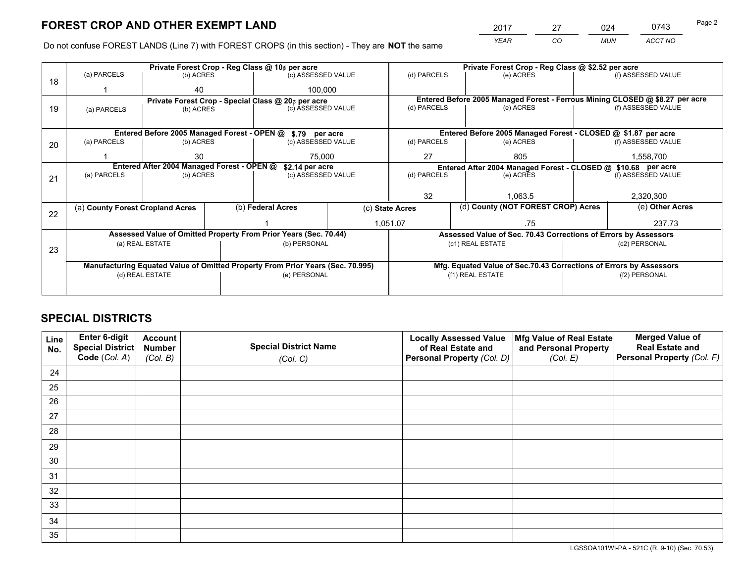# FOREST CROP AND OTHER EXEMPT LAND

| 2017 | 27 | 024 | 0743 |
|---|---|---|---|
| *YEAR* | *CO* | *MUN* | *ACCT NO* |

Do not confuse FOREST LANDS (Line 7) with FOREST CROPS (in this section) - They are **NOT** the same

| Line | Private Forest Crop - Reg Class @ 10¢ per acre | | | Private Forest Crop - Reg Class @ $2.52 per acre | | |
|---|---|---|---|---|---|---|
| | (a) PARCELS | (b) ACRES | (c) ASSESSED VALUE | (d) PARCELS | (e) ACRES | (f) ASSESSED VALUE |
| 18 | 1 | 40 | 100,000 | | | |
| | **Private Forest Crop - Special Class @ 20¢ per acre** | | | **Entered Before 2005 Managed Forest - Ferrous Mining CLOSED @ $8.27 per acre** | | |
| | (a) PARCELS | (b) ACRES | (c) ASSESSED VALUE | (d) PARCELS | (e) ACRES | (f) ASSESSED VALUE |
| 19 | | | | | | |
| | **Entered Before 2005 Managed Forest - OPEN @ $.79 per acre** | | | **Entered Before 2005 Managed Forest - CLOSED @ $1.87 per acre** | | |
| | (a) PARCELS | (b) ACRES | (c) ASSESSED VALUE | (d) PARCELS | (e) ACRES | (f) ASSESSED VALUE |
| 20 | 1 | 30 | 75,000 | 27 | 805 | 1,558,700 |
| | **Entered After 2004 Managed Forest - OPEN @ $2.14 per acre** | | | **Entered After 2004 Managed Forest - CLOSED @ $10.68 per acre** | | |
| | (a) PARCELS | (b) ACRES | (c) ASSESSED VALUE | (d) PARCELS | (e) ACRES | (f) ASSESSED VALUE |
| 21 | | | | 32 | 1,063.5 | 2,320,300 |

| Line | (a) County Forest Cropland Acres | (b) Federal Acres | (c) State Acres | (d) County (NOT FOREST CROP) Acres | (e) Other Acres |
|---|---|---|---|---|---|
| 22 | | 1 | 1,051.07 | .75 | 237.73 |

| Line | Assessed Value of Omitted Property From Prior Years (Sec. 70.44) | | Assessed Value of Sec. 70.43 Corrections of Errors by Assessors | |
|---|---|---|---|---|
| | (a) REAL ESTATE | (b) PERSONAL | (c1) REAL ESTATE | (c2) PERSONAL |
| 23 | | | | |
| | **Manufacturing Equated Value of Omitted Property From Prior Years (Sec. 70.995)** | | **Mfg. Equated Value of Sec.70.43 Corrections of Errors by Assessors** | |
| | (d) REAL ESTATE | (e) PERSONAL | (f1) REAL ESTATE | (f2) PERSONAL |
| | | | | |

# SPECIAL DISTRICTS

| Line No. | Enter 6-digit Special District Code (Col. A) | Account Number (Col. B) | Special District Name (Col. C) | Locally Assessed Value of Real Estate and Personal Property (Col. D) | Mfg Value of Real Estate and Personal Property (Col. E) | Merged Value of Real Estate and Personal Property (Col. F) |
|---|---|---|---|---|---|---|
| 24 | | | | | | |
| 25 | | | | | | |
| 26 | | | | | | |
| 27 | | | | | | |
| 28 | | | | | | |
| 29 | | | | | | |
| 30 | | | | | | |
| 31 | | | | | | |
| 32 | | | | | | |
| 33 | | | | | | |
| 34 | | | | | | |
| 35 | | | | | | |

LGSSOA101WI-PA - 521C (R. 9-10) (Sec. 70.53)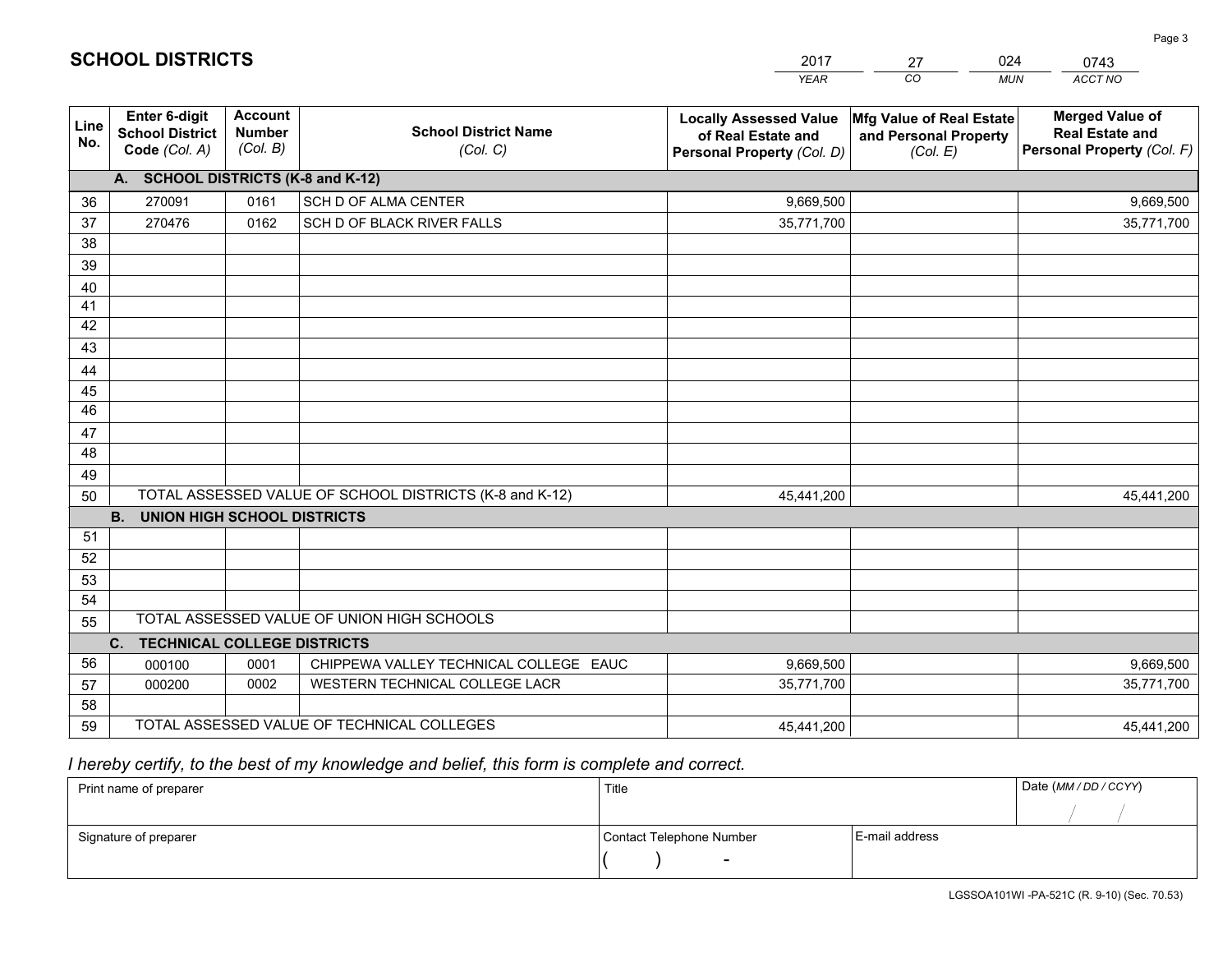# SCHOOL DISTRICTS

| 2017 | 27 | 024 | 0743 |
|---|---|---|---|
| *YEAR* | *CO* | *MUN* | *ACCT NO* |

| Line No. | Enter 6-digit School District Code *(Col. A)* | Account Number *(Col. B)* | School District Name *(Col. C)* | Locally Assessed Value of Real Estate and Personal Property *(Col. D)* | Mfg Value of Real Estate and Personal Property *(Col. E)* | Merged Value of Real Estate and Personal Property *(Col. F)* |
|---|---|---|---|---|---|---|
| **A. SCHOOL DISTRICTS (K-8 and K-12)** | | | | | | |
| 36 | 270091 | 0161 | SCH D OF ALMA CENTER | 9,669,500 | | 9,669,500 |
| 37 | 270476 | 0162 | SCH D OF BLACK RIVER FALLS | 35,771,700 | | 35,771,700 |
| 38 | | | | | | |
| 39 | | | | | | |
| 40 | | | | | | |
| 41 | | | | | | |
| 42 | | | | | | |
| 43 | | | | | | |
| 44 | | | | | | |
| 45 | | | | | | |
| 46 | | | | | | |
| 47 | | | | | | |
| 48 | | | | | | |
| 49 | | | | | | |
| 50 | TOTAL ASSESSED VALUE OF SCHOOL DISTRICTS (K-8 and K-12) | | | 45,441,200 | | 45,441,200 |
| **B. UNION HIGH SCHOOL DISTRICTS** | | | | | | |
| 51 | | | | | | |
| 52 | | | | | | |
| 53 | | | | | | |
| 54 | | | | | | |
| 55 | TOTAL ASSESSED VALUE OF UNION HIGH SCHOOLS | | | | | |
| **C. TECHNICAL COLLEGE DISTRICTS** | | | | | | |
| 56 | 000100 | 0001 | CHIPPEWA VALLEY TECHNICAL COLLEGE EAUC | 9,669,500 | | 9,669,500 |
| 57 | 000200 | 0002 | WESTERN TECHNICAL COLLEGE LACR | 35,771,700 | | 35,771,700 |
| 58 | | | | | | |
| 59 | TOTAL ASSESSED VALUE OF TECHNICAL COLLEGES | | | 45,441,200 | | 45,441,200 |

*I hereby certify, to the best of my knowledge and belief, this form is complete and correct.*

| Print name of preparer | Title | | Date *(MM / DD / CCYY)* |
|---|---|---|---|
| | | | / / |
| Signature of preparer | Contact Telephone Number | E-mail address | |
| | ( ) - | | |

LGSSOA101WI -PA-521C (R. 9-10) (Sec. 70.53)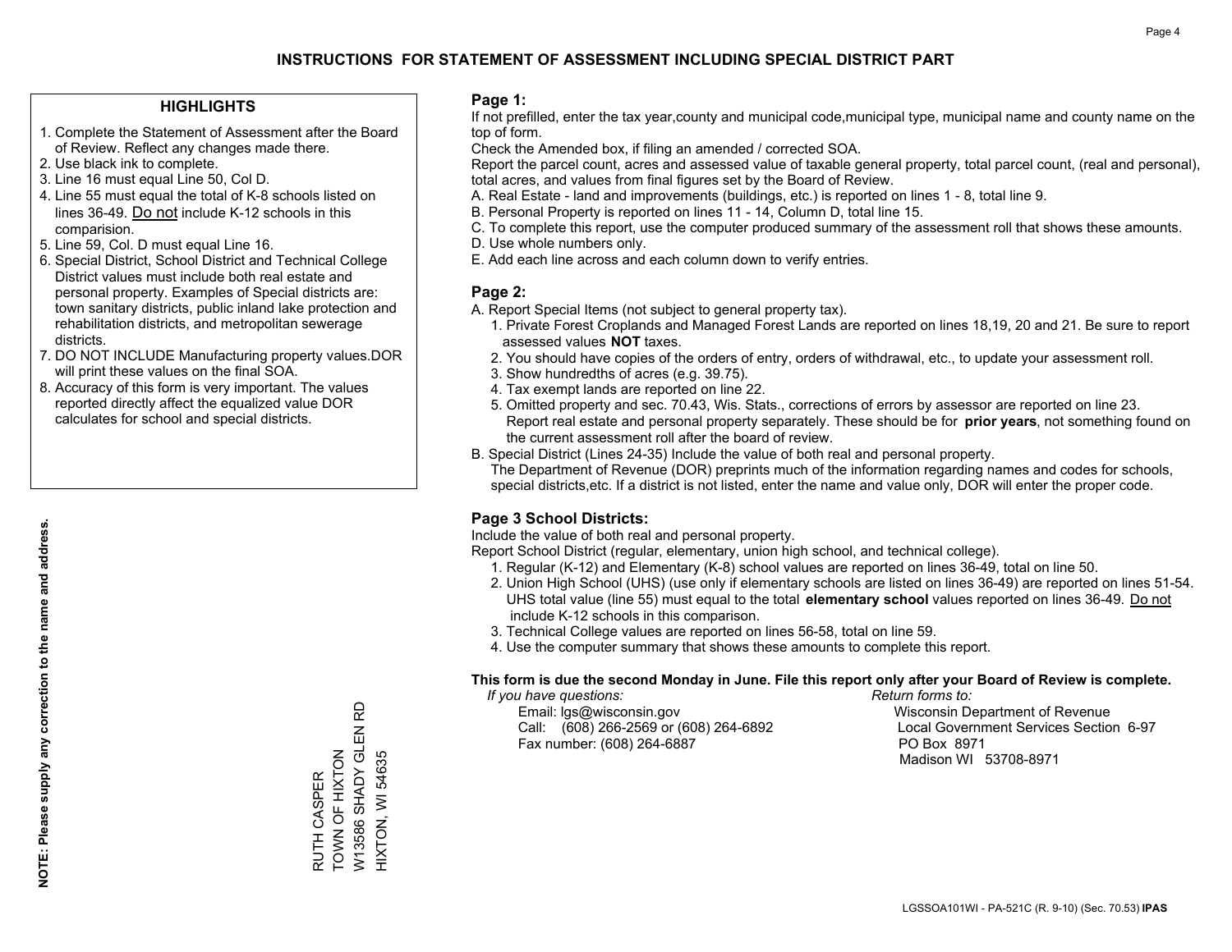# INSTRUCTIONS FOR STATEMENT OF ASSESSMENT INCLUDING SPECIAL DISTRICT PART

## HIGHLIGHTS

1. Complete the Statement of Assessment after the Board of Review. Reflect any changes made there.
2. Use black ink to complete.
3. Line 16 must equal Line 50, Col D.
4. Line 55 must equal the total of K-8 schools listed on lines 36-49. Do not include K-12 schools in this comparision.
5. Line 59, Col. D must equal Line 16.
6. Special District, School District and Technical College District values must include both real estate and personal property. Examples of Special districts are: town sanitary districts, public inland lake protection and rehabilitation districts, and metropolitan sewerage districts.
7. DO NOT INCLUDE Manufacturing property values.DOR will print these values on the final SOA.
8. Accuracy of this form is very important. The values reported directly affect the equalized value DOR calculates for school and special districts.

**NOTE: Please supply any correction to the name and address.**

RUTH CASPER
TOWN OF HIXTON
W13586 SHADY GLEN RD
HIXTON, WI 54635

## Page 1:

If not prefilled, enter the tax year,county and municipal code,municipal type, municipal name and county name on the top of form.

Check the Amended box, if filing an amended / corrected SOA.

Report the parcel count, acres and assessed value of taxable general property, total parcel count, (real and personal), total acres, and values from final figures set by the Board of Review.

A. Real Estate - land and improvements (buildings, etc.) is reported on lines 1 - 8, total line 9.
B. Personal Property is reported on lines 11 - 14, Column D, total line 15.
C. To complete this report, use the computer produced summary of the assessment roll that shows these amounts.
D. Use whole numbers only.
E. Add each line across and each column down to verify entries.

## Page 2:

A. Report Special Items (not subject to general property tax).
   1. Private Forest Croplands and Managed Forest Lands are reported on lines 18,19, 20 and 21. Be sure to report assessed values **NOT** taxes.
   2. You should have copies of the orders of entry, orders of withdrawal, etc., to update your assessment roll.
   3. Show hundredths of acres (e.g. 39.75).
   4. Tax exempt lands are reported on line 22.
   5. Omitted property and sec. 70.43, Wis. Stats., corrections of errors by assessor are reported on line 23. Report real estate and personal property separately. These should be for **prior years**, not something found on the current assessment roll after the board of review.
B. Special District (Lines 24-35) Include the value of both real and personal property.
   The Department of Revenue (DOR) preprints much of the information regarding names and codes for schools, special districts,etc. If a district is not listed, enter the name and value only, DOR will enter the proper code.

## Page 3 School Districts:

Include the value of both real and personal property.

Report School District (regular, elementary, union high school, and technical college).

1. Regular (K-12) and Elementary (K-8) school values are reported on lines 36-49, total on line 50.
2. Union High School (UHS) (use only if elementary schools are listed on lines 36-49) are reported on lines 51-54. UHS total value (line 55) must equal to the total **elementary school** values reported on lines 36-49. Do not include K-12 schools in this comparison.
3. Technical College values are reported on lines 56-58, total on line 59.
4. Use the computer summary that shows these amounts to complete this report.

**This form is due the second Monday in June. File this report only after your Board of Review is complete.**

*If you have questions:*
Email: lgs@wisconsin.gov
Call: (608) 266-2569 or (608) 264-6892
Fax number: (608) 264-6887

*Return forms to:*
Wisconsin Department of Revenue
Local Government Services Section 6-97
PO Box 8971
Madison WI 53708-8971

LGSSOA101WI - PA-521C (R. 9-10) (Sec. 70.53) **IPAS**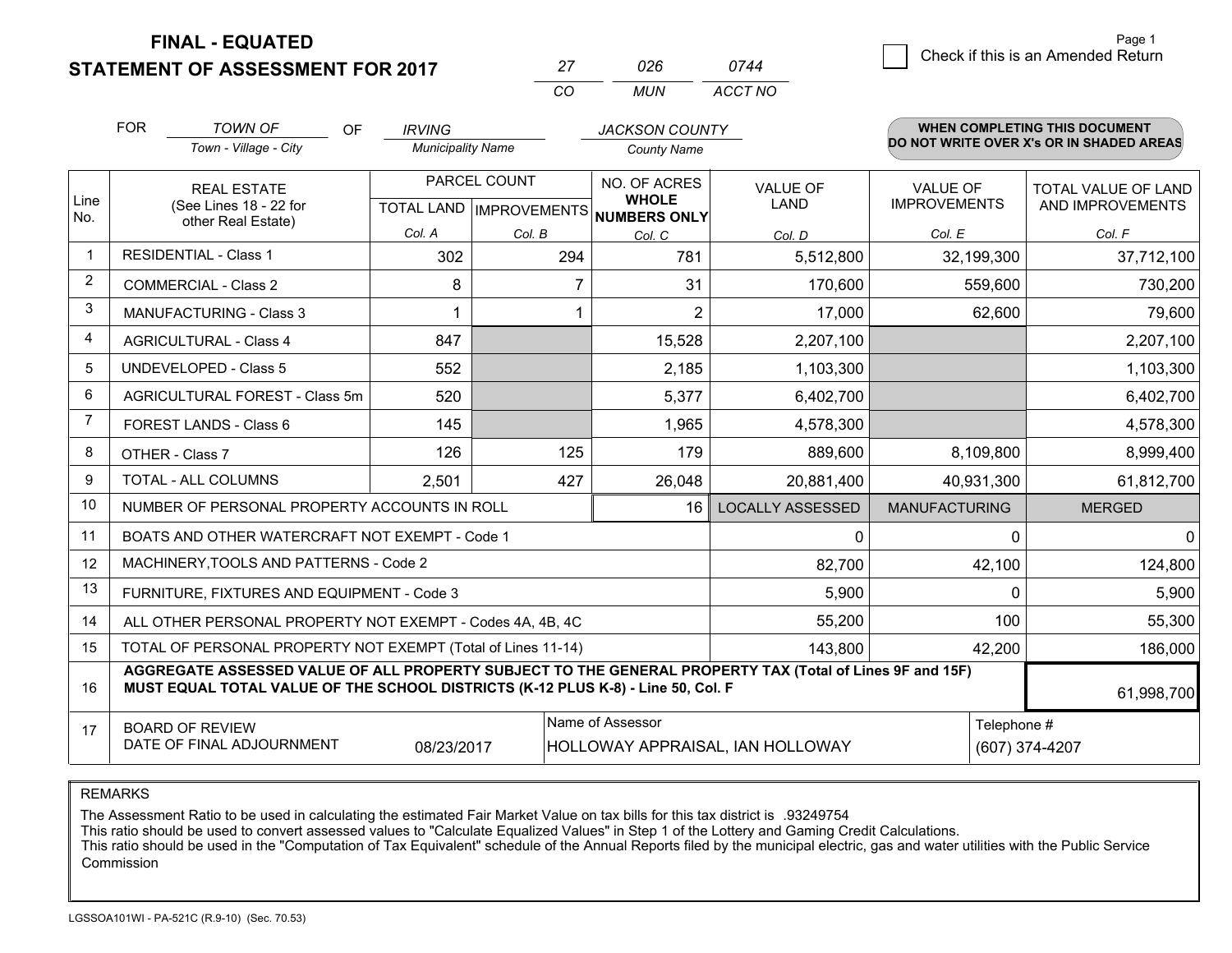# FINAL - EQUATED
# STATEMENT OF ASSESSMENT FOR 2017

| 27 | 026 | 0744 |
|---|---|---|
| CO | MUN | ACCT NO |

Page 1

☐ Check if this is an Amended Return

FOR *TOWN OF* (Town - Village - City) OF *IRVING* (Municipality Name) *JACKSON COUNTY* (County Name)

**WHEN COMPLETING THIS DOCUMENT DO NOT WRITE OVER X's OR IN SHADED AREAS**

| Line No. | REAL ESTATE (See Lines 18 - 22 for other Real Estate) | PARCEL COUNT | | NO. OF ACRES WHOLE NUMBERS ONLY | VALUE OF LAND | VALUE OF IMPROVEMENTS | TOTAL VALUE OF LAND AND IMPROVEMENTS |
|---|---|---|---|---|---|---|---|
| | | TOTAL LAND Col. A | IMPROVEMENTS Col. B | Col. C | Col. D | Col. E | Col. F |
| 1 | RESIDENTIAL - Class 1 | 302 | 294 | 781 | 5,512,800 | 32,199,300 | 37,712,100 |
| 2 | COMMERCIAL - Class 2 | 8 | 7 | 31 | 170,600 | 559,600 | 730,200 |
| 3 | MANUFACTURING - Class 3 | 1 | 1 | 2 | 17,000 | 62,600 | 79,600 |
| 4 | AGRICULTURAL - Class 4 | 847 | | 15,528 | 2,207,100 | | 2,207,100 |
| 5 | UNDEVELOPED - Class 5 | 552 | | 2,185 | 1,103,300 | | 1,103,300 |
| 6 | AGRICULTURAL FOREST - Class 5m | 520 | | 5,377 | 6,402,700 | | 6,402,700 |
| 7 | FOREST LANDS - Class 6 | 145 | | 1,965 | 4,578,300 | | 4,578,300 |
| 8 | OTHER - Class 7 | 126 | 125 | 179 | 889,600 | 8,109,800 | 8,999,400 |
| 9 | TOTAL - ALL COLUMNS | 2,501 | 427 | 26,048 | 20,881,400 | 40,931,300 | 61,812,700 |
| 10 | NUMBER OF PERSONAL PROPERTY ACCOUNTS IN ROLL | | | 16 | LOCALLY ASSESSED | MANUFACTURING | MERGED |
| 11 | BOATS AND OTHER WATERCRAFT NOT EXEMPT - Code 1 | | | | 0 | 0 | 0 |
| 12 | MACHINERY,TOOLS AND PATTERNS - Code 2 | | | | 82,700 | 42,100 | 124,800 |
| 13 | FURNITURE, FIXTURES AND EQUIPMENT - Code 3 | | | | 5,900 | 0 | 5,900 |
| 14 | ALL OTHER PERSONAL PROPERTY NOT EXEMPT - Codes 4A, 4B, 4C | | | | 55,200 | 100 | 55,300 |
| 15 | TOTAL OF PERSONAL PROPERTY NOT EXEMPT (Total of Lines 11-14) | | | | 143,800 | 42,200 | 186,000 |
| 16 | **AGGREGATE ASSESSED VALUE OF ALL PROPERTY SUBJECT TO THE GENERAL PROPERTY TAX (Total of Lines 9F and 15F) MUST EQUAL TOTAL VALUE OF THE SCHOOL DISTRICTS (K-12 PLUS K-8) - Line 50, Col. F** | | | | | | 61,998,700 |
| 17 | BOARD OF REVIEW DATE OF FINAL ADJOURNMENT | 08/23/2017 | | Name of Assessor: HOLLOWAY APPRAISAL, IAN HOLLOWAY | | | Telephone #: (607) 374-4207 |

REMARKS

The Assessment Ratio to be used in calculating the estimated Fair Market Value on tax bills for this tax district is .93249754
This ratio should be used to convert assessed values to "Calculate Equalized Values" in Step 1 of the Lottery and Gaming Credit Calculations.
This ratio should be used in the "Computation of Tax Equivalent" schedule of the Annual Reports filed by the municipal electric, gas and water utilities with the Public Service Commission

LGSSOA101WI - PA-521C (R.9-10) (Sec. 70.53)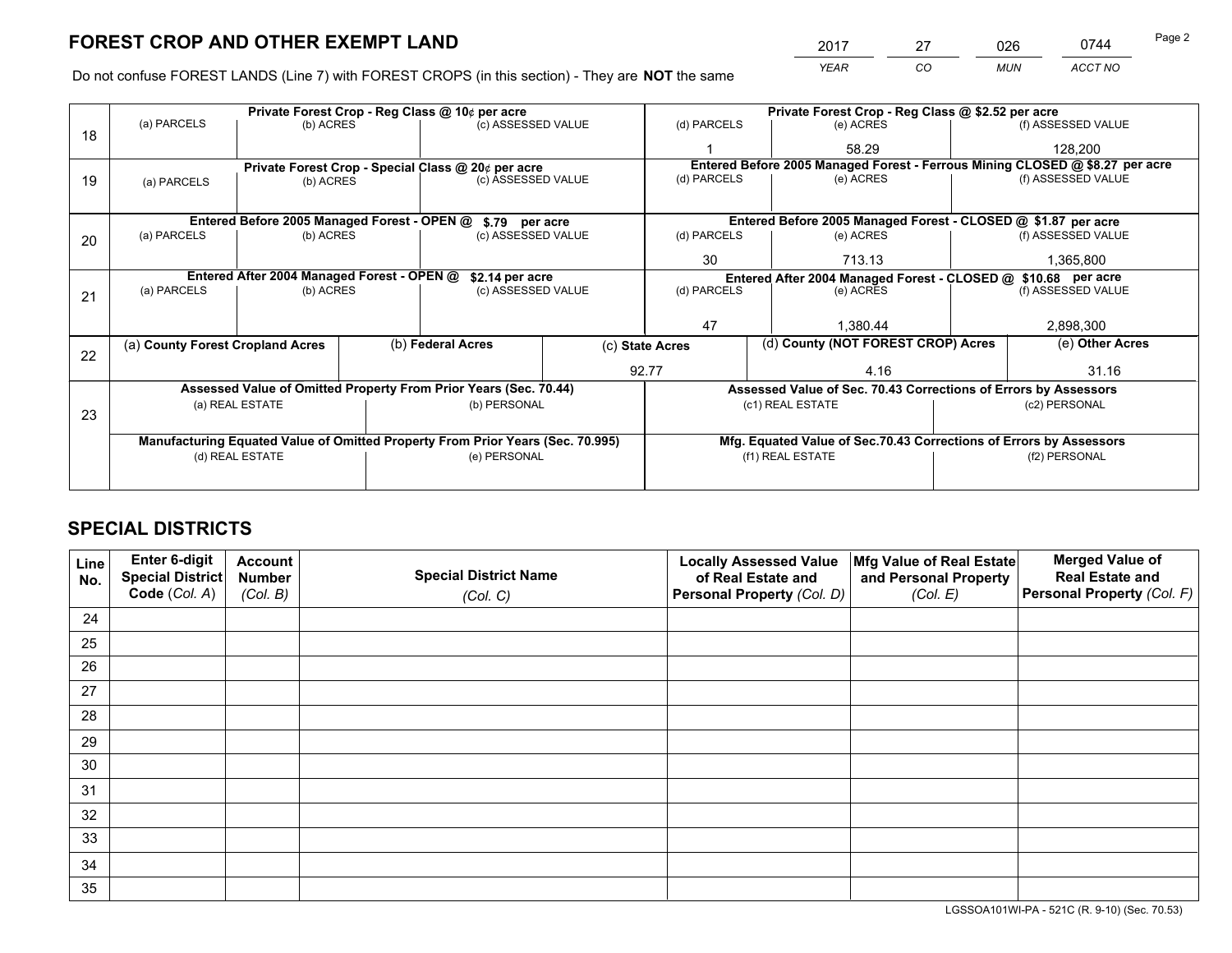# FOREST CROP AND OTHER EXEMPT LAND

| 2017 | 27 | 026 | 0744 |
|---|---|---|---|
| *YEAR* | *CO* | *MUN* | *ACCT NO* |

Do not confuse FOREST LANDS (Line 7) with FOREST CROPS (in this section) - They are **NOT** the same

| Line | | | | | | |
|---|---|---|---|---|---|---|
| 18 | Private Forest Crop - Reg Class @ 10¢ per acre | | | Private Forest Crop - Reg Class @ $2.52 per acre | | |
| | (a) PARCELS | (b) ACRES | (c) ASSESSED VALUE | (d) PARCELS | (e) ACRES | (f) ASSESSED VALUE |
| | | | | 1 | 58.29 | 128,200 |
| 19 | Private Forest Crop - Special Class @ 20¢ per acre | | | Entered Before 2005 Managed Forest - Ferrous Mining CLOSED @ $8.27 per acre | | |
| | (a) PARCELS | (b) ACRES | (c) ASSESSED VALUE | (d) PARCELS | (e) ACRES | (f) ASSESSED VALUE |
| | | | | | | |
| 20 | Entered Before 2005 Managed Forest - OPEN @ $.79 per acre | | | Entered Before 2005 Managed Forest - CLOSED @ $1.87 per acre | | |
| | (a) PARCELS | (b) ACRES | (c) ASSESSED VALUE | (d) PARCELS | (e) ACRES | (f) ASSESSED VALUE |
| | | | | 30 | 713.13 | 1,365,800 |
| 21 | Entered After 2004 Managed Forest - OPEN @ $2.14 per acre | | | Entered After 2004 Managed Forest - CLOSED @ $10.68 per acre | | |
| | (a) PARCELS | (b) ACRES | (c) ASSESSED VALUE | (d) PARCELS | (e) ACRES | (f) ASSESSED VALUE |
| | | | | 47 | 1,380.44 | 2,898,300 |

| Line | (a) County Forest Cropland Acres | (b) Federal Acres | (c) State Acres | (d) County (NOT FOREST CROP) Acres | (e) Other Acres |
|---|---|---|---|---|---|
| 22 | | | 92.77 | 4.16 | 31.16 |

| Line | | | | |
|---|---|---|---|---|
| 23 | Assessed Value of Omitted Property From Prior Years (Sec. 70.44) | | Assessed Value of Sec. 70.43 Corrections of Errors by Assessors | |
| | (a) REAL ESTATE | (b) PERSONAL | (c1) REAL ESTATE | (c2) PERSONAL |
| | | | | |
| | Manufacturing Equated Value of Omitted Property From Prior Years (Sec. 70.995) | | Mfg. Equated Value of Sec.70.43 Corrections of Errors by Assessors | |
| | (d) REAL ESTATE | (e) PERSONAL | (f1) REAL ESTATE | (f2) PERSONAL |
| | | | | |

# SPECIAL DISTRICTS

| Line No. | Enter 6-digit Special District Code (Col. A) | Account Number (Col. B) | Special District Name (Col. C) | Locally Assessed Value of Real Estate and Personal Property (Col. D) | Mfg Value of Real Estate and Personal Property (Col. E) | Merged Value of Real Estate and Personal Property (Col. F) |
|---|---|---|---|---|---|---|
| 24 | | | | | | |
| 25 | | | | | | |
| 26 | | | | | | |
| 27 | | | | | | |
| 28 | | | | | | |
| 29 | | | | | | |
| 30 | | | | | | |
| 31 | | | | | | |
| 32 | | | | | | |
| 33 | | | | | | |
| 34 | | | | | | |
| 35 | | | | | | |

LGSSOA101WI-PA - 521C (R. 9-10) (Sec. 70.53)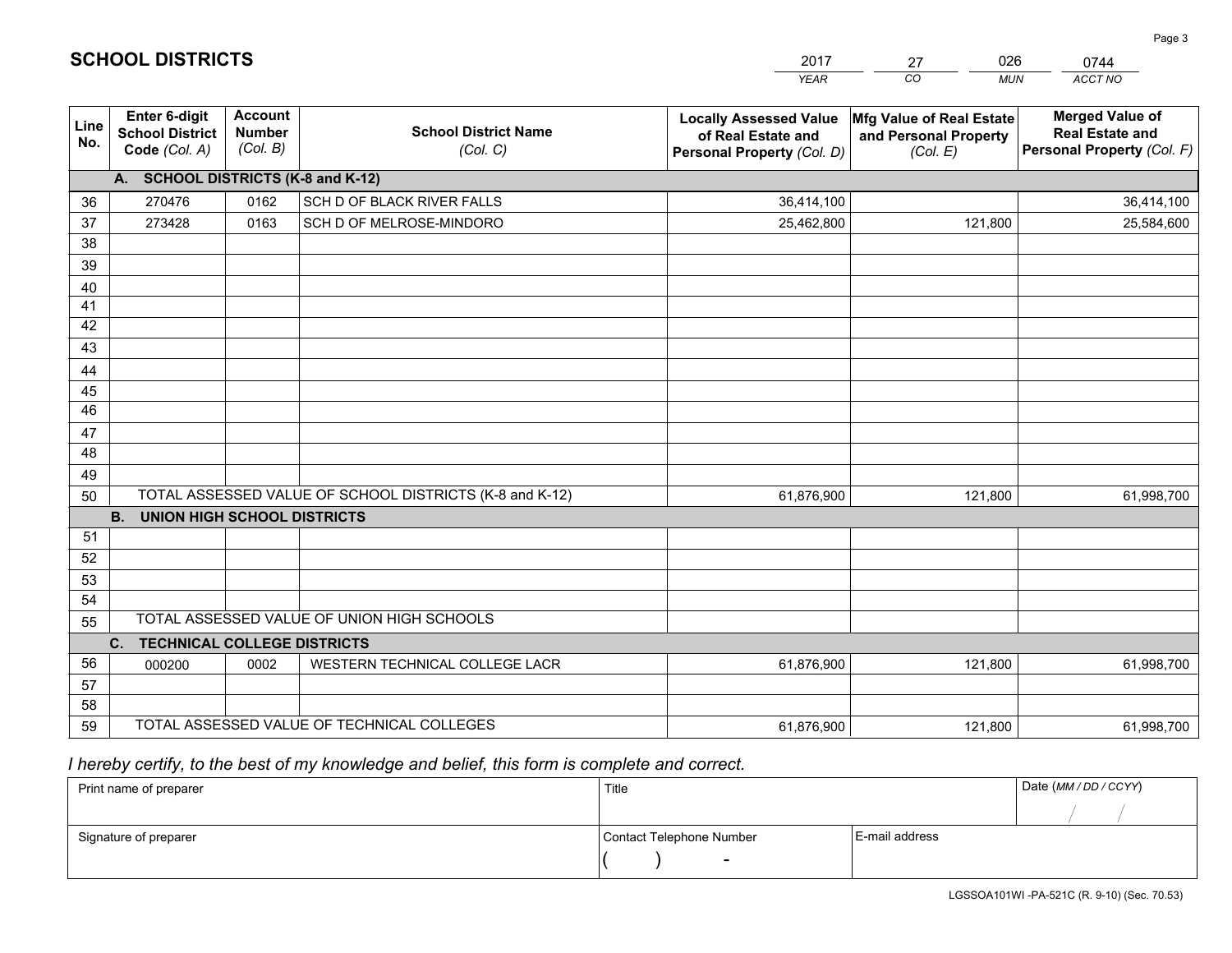## SCHOOL DISTRICTS

| 2017 | 27 | 026 | 0744 |
|---|---|---|---|
| *YEAR* | *CO* | *MUN* | *ACCT NO* |

| Line No. | Enter 6-digit School District Code *(Col. A)* | Account Number *(Col. B)* | School District Name *(Col. C)* | Locally Assessed Value of Real Estate and Personal Property *(Col. D)* | Mfg Value of Real Estate and Personal Property *(Col. E)* | Merged Value of Real Estate and Personal Property *(Col. F)* |
|---|---|---|---|---|---|---|
| **A.** | **SCHOOL DISTRICTS (K-8 and K-12)** | | | | | |
| 36 | 270476 | 0162 | SCH D OF BLACK RIVER FALLS | 36,414,100 | | 36,414,100 |
| 37 | 273428 | 0163 | SCH D OF MELROSE-MINDORO | 25,462,800 | 121,800 | 25,584,600 |
| 38 | | | | | | |
| 39 | | | | | | |
| 40 | | | | | | |
| 41 | | | | | | |
| 42 | | | | | | |
| 43 | | | | | | |
| 44 | | | | | | |
| 45 | | | | | | |
| 46 | | | | | | |
| 47 | | | | | | |
| 48 | | | | | | |
| 49 | | | | | | |
| 50 | TOTAL ASSESSED VALUE OF SCHOOL DISTRICTS (K-8 and K-12) | | | 61,876,900 | 121,800 | 61,998,700 |
| **B.** | **UNION HIGH SCHOOL DISTRICTS** | | | | | |
| 51 | | | | | | |
| 52 | | | | | | |
| 53 | | | | | | |
| 54 | | | | | | |
| 55 | TOTAL ASSESSED VALUE OF UNION HIGH SCHOOLS | | | | | |
| **C.** | **TECHNICAL COLLEGE DISTRICTS** | | | | | |
| 56 | 000200 | 0002 | WESTERN TECHNICAL COLLEGE LACR | 61,876,900 | 121,800 | 61,998,700 |
| 57 | | | | | | |
| 58 | | | | | | |
| 59 | TOTAL ASSESSED VALUE OF TECHNICAL COLLEGES | | | 61,876,900 | 121,800 | 61,998,700 |

*I hereby certify, to the best of my knowledge and belief, this form is complete and correct.*

| Print name of preparer | Title | | Date *(MM / DD / CCYY)* |
|---|---|---|---|
| | | | / / |
| Signature of preparer | Contact Telephone Number | E-mail address | |
| | ( ) - | | |

LGSSOA101WI -PA-521C (R. 9-10) (Sec. 70.53)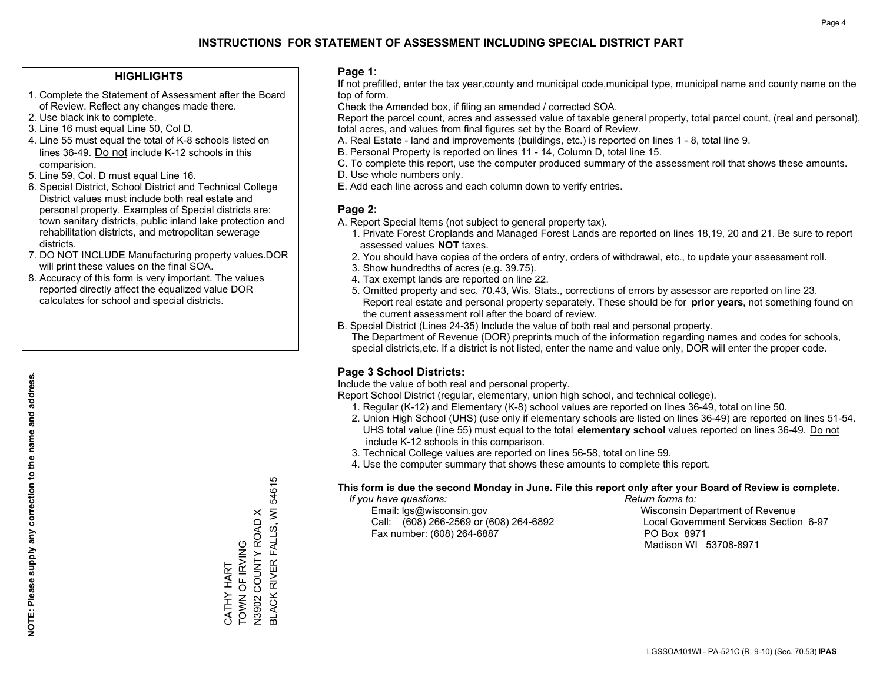# INSTRUCTIONS FOR STATEMENT OF ASSESSMENT INCLUDING SPECIAL DISTRICT PART

## HIGHLIGHTS

1. Complete the Statement of Assessment after the Board of Review. Reflect any changes made there.
2. Use black ink to complete.
3. Line 16 must equal Line 50, Col D.
4. Line 55 must equal the total of K-8 schools listed on lines 36-49. Do not include K-12 schools in this comparision.
5. Line 59, Col. D must equal Line 16.
6. Special District, School District and Technical College District values must include both real estate and personal property. Examples of Special districts are: town sanitary districts, public inland lake protection and rehabilitation districts, and metropolitan sewerage districts.
7. DO NOT INCLUDE Manufacturing property values.DOR will print these values on the final SOA.
8. Accuracy of this form is very important. The values reported directly affect the equalized value DOR calculates for school and special districts.

**NOTE: Please supply any correction to the name and address.**

CATHY HART
TOWN OF IRVING
N3902 COUNTY ROAD X
BLACK RIVER FALLS, WI 54615

## Page 1:

If not prefilled, enter the tax year,county and municipal code,municipal type, municipal name and county name on the top of form.

Check the Amended box, if filing an amended / corrected SOA.

Report the parcel count, acres and assessed value of taxable general property, total parcel count, (real and personal), total acres, and values from final figures set by the Board of Review.

A. Real Estate - land and improvements (buildings, etc.) is reported on lines 1 - 8, total line 9.
B. Personal Property is reported on lines 11 - 14, Column D, total line 15.
C. To complete this report, use the computer produced summary of the assessment roll that shows these amounts.
D. Use whole numbers only.
E. Add each line across and each column down to verify entries.

## Page 2:

A. Report Special Items (not subject to general property tax).
   1. Private Forest Croplands and Managed Forest Lands are reported on lines 18,19, 20 and 21. Be sure to report assessed values **NOT** taxes.
   2. You should have copies of the orders of entry, orders of withdrawal, etc., to update your assessment roll.
   3. Show hundredths of acres (e.g. 39.75).
   4. Tax exempt lands are reported on line 22.
   5. Omitted property and sec. 70.43, Wis. Stats., corrections of errors by assessor are reported on line 23. Report real estate and personal property separately. These should be for **prior years**, not something found on the current assessment roll after the board of review.
B. Special District (Lines 24-35) Include the value of both real and personal property.
   The Department of Revenue (DOR) preprints much of the information regarding names and codes for schools, special districts,etc. If a district is not listed, enter the name and value only, DOR will enter the proper code.

## Page 3 School Districts:

Include the value of both real and personal property.

Report School District (regular, elementary, union high school, and technical college).

1. Regular (K-12) and Elementary (K-8) school values are reported on lines 36-49, total on line 50.
2. Union High School (UHS) (use only if elementary schools are listed on lines 36-49) are reported on lines 51-54. UHS total value (line 55) must equal to the total **elementary school** values reported on lines 36-49. Do not include K-12 schools in this comparison.
3. Technical College values are reported on lines 56-58, total on line 59.
4. Use the computer summary that shows these amounts to complete this report.

**This form is due the second Monday in June. File this report only after your Board of Review is complete.**

*If you have questions:*
Email: lgs@wisconsin.gov
Call: (608) 266-2569 or (608) 264-6892
Fax number: (608) 264-6887

*Return forms to:*
Wisconsin Department of Revenue
Local Government Services Section 6-97
PO Box 8971
Madison WI 53708-8971

LGSSOA101WI - PA-521C (R. 9-10) (Sec. 70.53) **IPAS**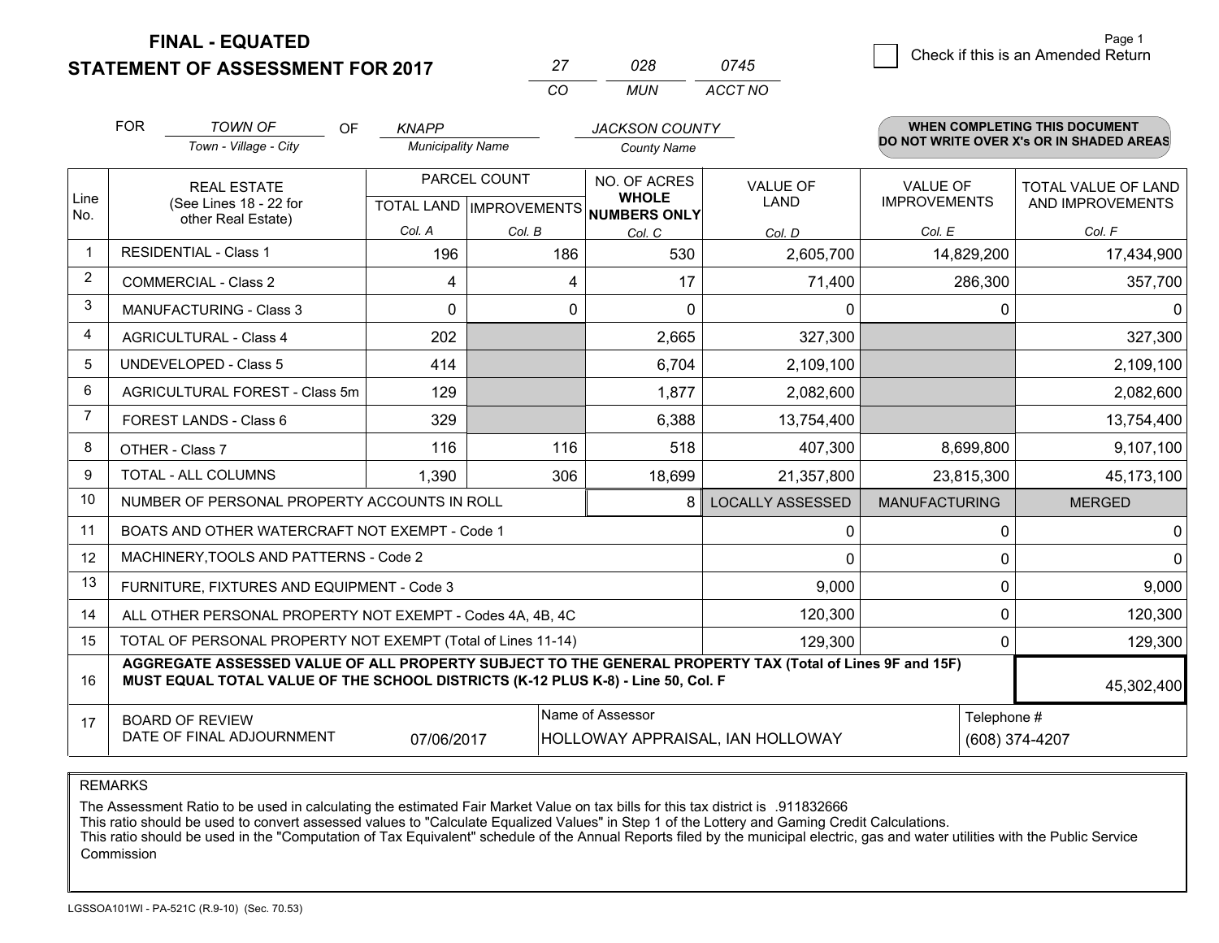**FINAL - EQUATED**
**STATEMENT OF ASSESSMENT FOR 2017**

| 27 | 028 | 0745 |
|---|---|---|
| CO | MUN | ACCT NO |

Page 1

☐ Check if this is an Amended Return

FOR *TOWN OF* (Town - Village - City) OF *KNAPP* (Municipality Name) *JACKSON COUNTY* (County Name)

**WHEN COMPLETING THIS DOCUMENT DO NOT WRITE OVER X's OR IN SHADED AREAS**

| Line No. | REAL ESTATE (See Lines 18 - 22 for other Real Estate) | PARCEL COUNT | | NO. OF ACRES **WHOLE NUMBERS ONLY** | VALUE OF LAND | VALUE OF IMPROVEMENTS | TOTAL VALUE OF LAND AND IMPROVEMENTS |
|---|---|---|---|---|---|---|---|
| | | TOTAL LAND | IMPROVEMENTS | | | | |
| | | Col. A | Col. B | Col. C | Col. D | Col. E | Col. F |
| 1 | RESIDENTIAL - Class 1 | 196 | 186 | 530 | 2,605,700 | 14,829,200 | 17,434,900 |
| 2 | COMMERCIAL - Class 2 | 4 | 4 | 17 | 71,400 | 286,300 | 357,700 |
| 3 | MANUFACTURING - Class 3 | 0 | 0 | 0 | 0 | 0 | 0 |
| 4 | AGRICULTURAL - Class 4 | 202 | | 2,665 | 327,300 | | 327,300 |
| 5 | UNDEVELOPED - Class 5 | 414 | | 6,704 | 2,109,100 | | 2,109,100 |
| 6 | AGRICULTURAL FOREST - Class 5m | 129 | | 1,877 | 2,082,600 | | 2,082,600 |
| 7 | FOREST LANDS - Class 6 | 329 | | 6,388 | 13,754,400 | | 13,754,400 |
| 8 | OTHER - Class 7 | 116 | 116 | 518 | 407,300 | 8,699,800 | 9,107,100 |
| 9 | TOTAL - ALL COLUMNS | 1,390 | 306 | 18,699 | 21,357,800 | 23,815,300 | 45,173,100 |
| 10 | NUMBER OF PERSONAL PROPERTY ACCOUNTS IN ROLL | | | 8 | LOCALLY ASSESSED | MANUFACTURING | MERGED |
| 11 | BOATS AND OTHER WATERCRAFT NOT EXEMPT - Code 1 | | | | 0 | 0 | 0 |
| 12 | MACHINERY,TOOLS AND PATTERNS - Code 2 | | | | 0 | 0 | 0 |
| 13 | FURNITURE, FIXTURES AND EQUIPMENT - Code 3 | | | | 9,000 | 0 | 9,000 |
| 14 | ALL OTHER PERSONAL PROPERTY NOT EXEMPT - Codes 4A, 4B, 4C | | | | 120,300 | 0 | 120,300 |
| 15 | TOTAL OF PERSONAL PROPERTY NOT EXEMPT (Total of Lines 11-14) | | | | 129,300 | 0 | 129,300 |
| 16 | **AGGREGATE ASSESSED VALUE OF ALL PROPERTY SUBJECT TO THE GENERAL PROPERTY TAX (Total of Lines 9F and 15F) MUST EQUAL TOTAL VALUE OF THE SCHOOL DISTRICTS (K-12 PLUS K-8) - Line 50, Col. F** | | | | | | 45,302,400 |
| 17 | BOARD OF REVIEW DATE OF FINAL ADJOURNMENT | 07/06/2017 | | Name of Assessor: HOLLOWAY APPRAISAL, IAN HOLLOWAY | | | Telephone #: (608) 374-4207 |

REMARKS

The Assessment Ratio to be used in calculating the estimated Fair Market Value on tax bills for this tax district is .911832666
This ratio should be used to convert assessed values to "Calculate Equalized Values" in Step 1 of the Lottery and Gaming Credit Calculations.
This ratio should be used in the "Computation of Tax Equivalent" schedule of the Annual Reports filed by the municipal electric, gas and water utilities with the Public Service Commission

LGSSOA101WI - PA-521C (R.9-10) (Sec. 70.53)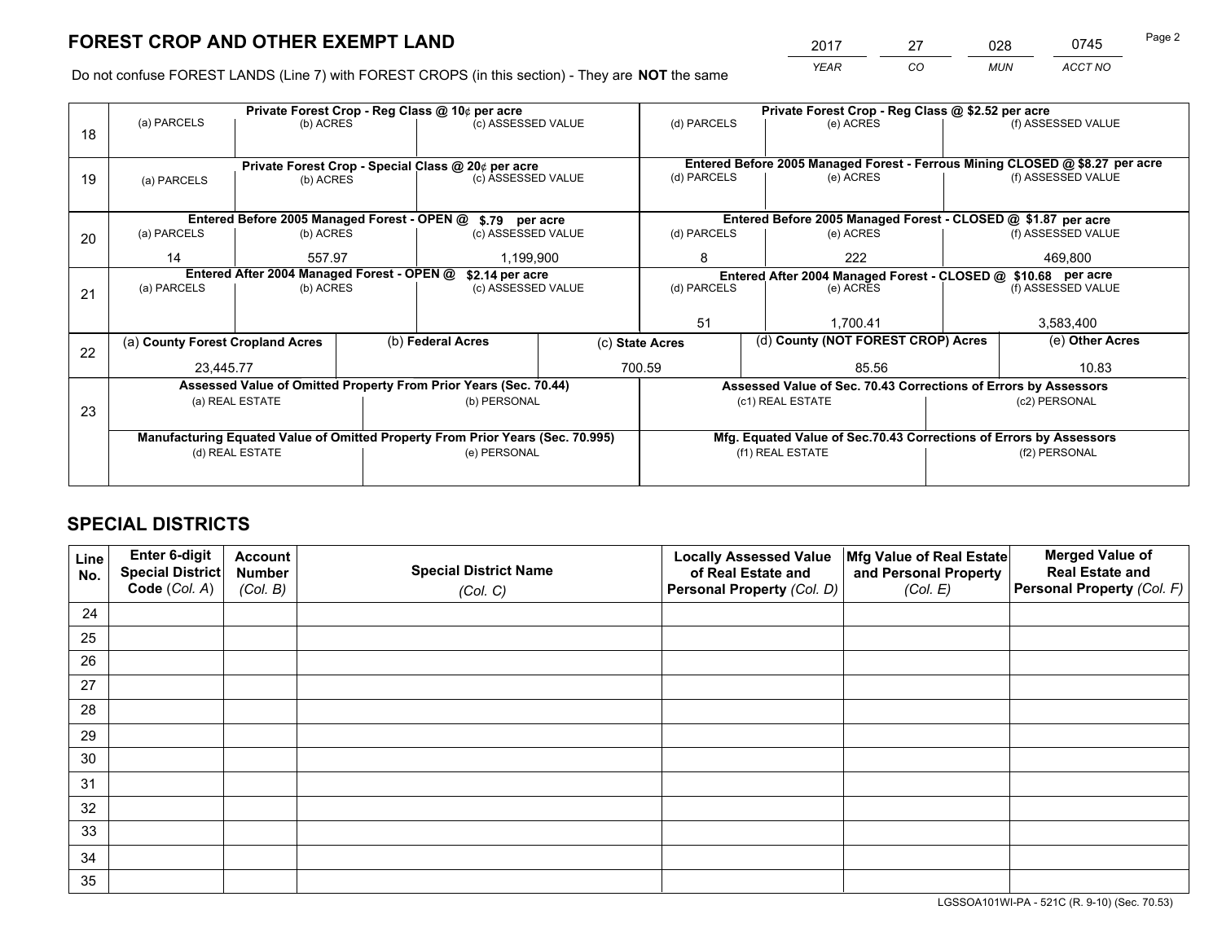# FOREST CROP AND OTHER EXEMPT LAND

| 2017 | 27 | 028 | 0745 |
|---|---|---|---|
| *YEAR* | *CO* | *MUN* | *ACCT NO* |

Do not confuse FOREST LANDS (Line 7) with FOREST CROPS (in this section) - They are **NOT** the same

| Line | | | | | | |
|---|---|---|---|---|---|---|
| 18 | **Private Forest Crop - Reg Class @ 10¢ per acre** | | | **Private Forest Crop - Reg Class @ $2.52 per acre** | | |
| | (a) PARCELS | (b) ACRES | (c) ASSESSED VALUE | (d) PARCELS | (e) ACRES | (f) ASSESSED VALUE |
| | | | | | | |
| 19 | **Private Forest Crop - Special Class @ 20¢ per acre** | | | **Entered Before 2005 Managed Forest - Ferrous Mining CLOSED @ $8.27 per acre** | | |
| | (a) PARCELS | (b) ACRES | (c) ASSESSED VALUE | (d) PARCELS | (e) ACRES | (f) ASSESSED VALUE |
| | | | | | | |
| 20 | **Entered Before 2005 Managed Forest - OPEN @ $.79 per acre** | | | **Entered Before 2005 Managed Forest - CLOSED @ $1.87 per acre** | | |
| | (a) PARCELS | (b) ACRES | (c) ASSESSED VALUE | (d) PARCELS | (e) ACRES | (f) ASSESSED VALUE |
| | 14 | 557.97 | 1,199,900 | 8 | 222 | 469,800 |
| 21 | **Entered After 2004 Managed Forest - OPEN @ $2.14 per acre** | | | **Entered After 2004 Managed Forest - CLOSED @ $10.68 per acre** | | |
| | (a) PARCELS | (b) ACRES | (c) ASSESSED VALUE | (d) PARCELS | (e) ACRES | (f) ASSESSED VALUE |
| | | | | 51 | 1,700.41 | 3,583,400 |

| Line | (a) County Forest Cropland Acres | (b) Federal Acres | (c) State Acres | (d) County (NOT FOREST CROP) Acres | (e) Other Acres |
|---|---|---|---|---|---|
| 22 | 23,445.77 | | 700.59 | 85.56 | 10.83 |

| Line | | | | |
|---|---|---|---|---|
| 23 | **Assessed Value of Omitted Property From Prior Years (Sec. 70.44)** | | **Assessed Value of Sec. 70.43 Corrections of Errors by Assessors** | |
| | (a) REAL ESTATE | (b) PERSONAL | (c1) REAL ESTATE | (c2) PERSONAL |
| | | | | |
| | **Manufacturing Equated Value of Omitted Property From Prior Years (Sec. 70.995)** | | **Mfg. Equated Value of Sec.70.43 Corrections of Errors by Assessors** | |
| | (d) REAL ESTATE | (e) PERSONAL | (f1) REAL ESTATE | (f2) PERSONAL |
| | | | | |

# SPECIAL DISTRICTS

| Line No. | Enter 6-digit Special District Code (*Col. A*) | Account Number (*Col. B*) | Special District Name (*Col. C*) | Locally Assessed Value of Real Estate and Personal Property (*Col. D*) | Mfg Value of Real Estate and Personal Property (*Col. E*) | Merged Value of Real Estate and Personal Property (*Col. F*) |
|---|---|---|---|---|---|---|
| 24 | | | | | | |
| 25 | | | | | | |
| 26 | | | | | | |
| 27 | | | | | | |
| 28 | | | | | | |
| 29 | | | | | | |
| 30 | | | | | | |
| 31 | | | | | | |
| 32 | | | | | | |
| 33 | | | | | | |
| 34 | | | | | | |
| 35 | | | | | | |

LGSSOA101WI-PA - 521C (R. 9-10) (Sec. 70.53)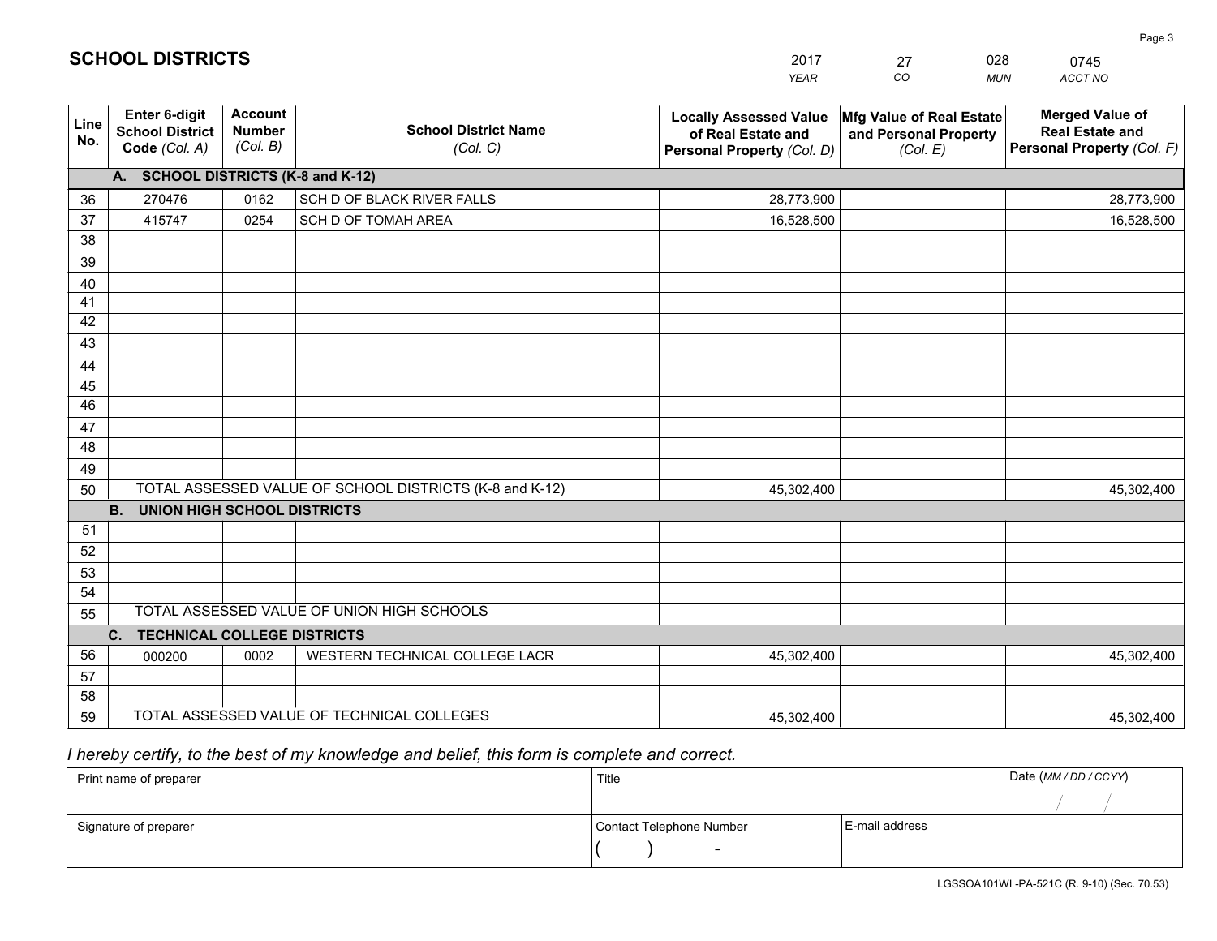# SCHOOL DISTRICTS

| 2017 | 27 | 028 | 0745 |
|---|---|---|---|
| *YEAR* | *CO* | *MUN* | *ACCT NO* |

| Line No. | Enter 6-digit School District Code (Col. A) | Account Number (Col. B) | School District Name (Col. C) | Locally Assessed Value of Real Estate and Personal Property (Col. D) | Mfg Value of Real Estate and Personal Property (Col. E) | Merged Value of Real Estate and Personal Property (Col. F) |
|---|---|---|---|---|---|---|
| | **A. SCHOOL DISTRICTS (K-8 and K-12)** | | | | | |
| 36 | 270476 | 0162 | SCH D OF BLACK RIVER FALLS | 28,773,900 | | 28,773,900 |
| 37 | 415747 | 0254 | SCH D OF TOMAH AREA | 16,528,500 | | 16,528,500 |
| 38 | | | | | | |
| 39 | | | | | | |
| 40 | | | | | | |
| 41 | | | | | | |
| 42 | | | | | | |
| 43 | | | | | | |
| 44 | | | | | | |
| 45 | | | | | | |
| 46 | | | | | | |
| 47 | | | | | | |
| 48 | | | | | | |
| 49 | | | | | | |
| 50 | TOTAL ASSESSED VALUE OF SCHOOL DISTRICTS (K-8 and K-12) | | | 45,302,400 | | 45,302,400 |
| | **B. UNION HIGH SCHOOL DISTRICTS** | | | | | |
| 51 | | | | | | |
| 52 | | | | | | |
| 53 | | | | | | |
| 54 | | | | | | |
| 55 | TOTAL ASSESSED VALUE OF UNION HIGH SCHOOLS | | | | | |
| | **C. TECHNICAL COLLEGE DISTRICTS** | | | | | |
| 56 | 000200 | 0002 | WESTERN TECHNICAL COLLEGE LACR | 45,302,400 | | 45,302,400 |
| 57 | | | | | | |
| 58 | | | | | | |
| 59 | TOTAL ASSESSED VALUE OF TECHNICAL COLLEGES | | | 45,302,400 | | 45,302,400 |

*I hereby certify, to the best of my knowledge and belief, this form is complete and correct.*

| Print name of preparer | Title | | Date (MM / DD / CCYY) |
|---|---|---|---|
| | | | / / |
| Signature of preparer | Contact Telephone Number | E-mail address | |
| | ( ) - | | |

LGSSOA101WI -PA-521C (R. 9-10) (Sec. 70.53)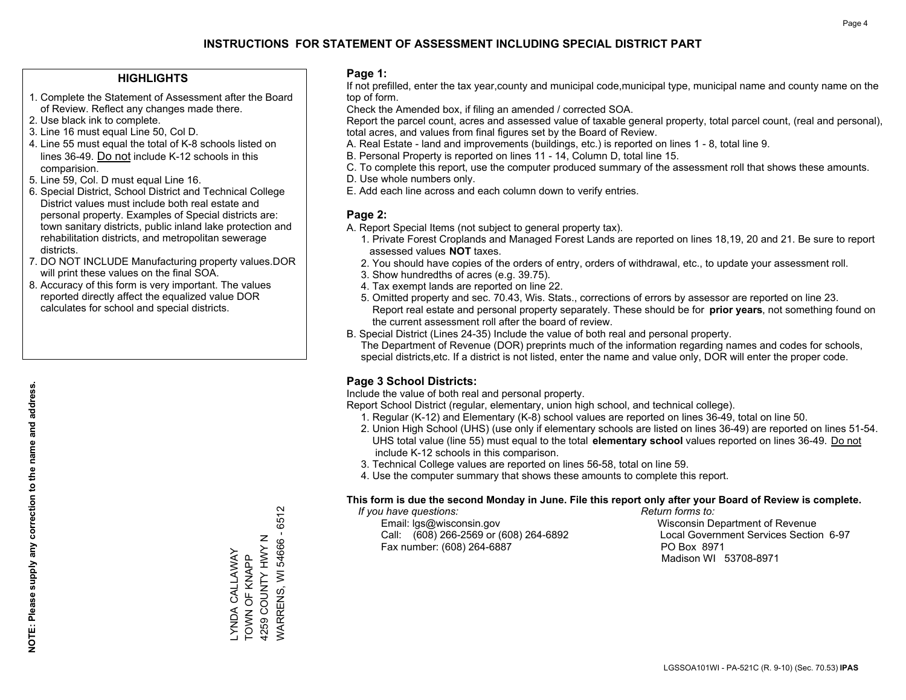# INSTRUCTIONS FOR STATEMENT OF ASSESSMENT INCLUDING SPECIAL DISTRICT PART

## HIGHLIGHTS

1. Complete the Statement of Assessment after the Board of Review. Reflect any changes made there.
2. Use black ink to complete.
3. Line 16 must equal Line 50, Col D.
4. Line 55 must equal the total of K-8 schools listed on lines 36-49. Do not include K-12 schools in this comparision.
5. Line 59, Col. D must equal Line 16.
6. Special District, School District and Technical College District values must include both real estate and personal property. Examples of Special districts are: town sanitary districts, public inland lake protection and rehabilitation districts, and metropolitan sewerage districts.
7. DO NOT INCLUDE Manufacturing property values.DOR will print these values on the final SOA.
8. Accuracy of this form is very important. The values reported directly affect the equalized value DOR calculates for school and special districts.

**NOTE: Please supply any correction to the name and address.**

LYNDA CALLAWAY
TOWN OF KNAPP
4259 COUNTY HWY N
WARRENS, WI 54666 - 6512

## Page 1:

If not prefilled, enter the tax year,county and municipal code,municipal type, municipal name and county name on the top of form.

Check the Amended box, if filing an amended / corrected SOA.

Report the parcel count, acres and assessed value of taxable general property, total parcel count, (real and personal), total acres, and values from final figures set by the Board of Review.

A. Real Estate - land and improvements (buildings, etc.) is reported on lines 1 - 8, total line 9.
B. Personal Property is reported on lines 11 - 14, Column D, total line 15.
C. To complete this report, use the computer produced summary of the assessment roll that shows these amounts.
D. Use whole numbers only.
E. Add each line across and each column down to verify entries.

## Page 2:

A. Report Special Items (not subject to general property tax).
   1. Private Forest Croplands and Managed Forest Lands are reported on lines 18,19, 20 and 21. Be sure to report assessed values **NOT** taxes.
   2. You should have copies of the orders of entry, orders of withdrawal, etc., to update your assessment roll.
   3. Show hundredths of acres (e.g. 39.75).
   4. Tax exempt lands are reported on line 22.
   5. Omitted property and sec. 70.43, Wis. Stats., corrections of errors by assessor are reported on line 23. Report real estate and personal property separately. These should be for **prior years**, not something found on the current assessment roll after the board of review.
B. Special District (Lines 24-35) Include the value of both real and personal property.
   The Department of Revenue (DOR) preprints much of the information regarding names and codes for schools, special districts,etc. If a district is not listed, enter the name and value only, DOR will enter the proper code.

## Page 3 School Districts:

Include the value of both real and personal property.

Report School District (regular, elementary, union high school, and technical college).

1. Regular (K-12) and Elementary (K-8) school values are reported on lines 36-49, total on line 50.
2. Union High School (UHS) (use only if elementary schools are listed on lines 36-49) are reported on lines 51-54. UHS total value (line 55) must equal to the total **elementary school** values reported on lines 36-49. Do not include K-12 schools in this comparison.
3. Technical College values are reported on lines 56-58, total on line 59.
4. Use the computer summary that shows these amounts to complete this report.

**This form is due the second Monday in June. File this report only after your Board of Review is complete.**

*If you have questions:*
Email: lgs@wisconsin.gov
Call: (608) 266-2569 or (608) 264-6892
Fax number: (608) 264-6887

*Return forms to:*
Wisconsin Department of Revenue
Local Government Services Section 6-97
PO Box 8971
Madison WI 53708-8971

LGSSOA101WI - PA-521C (R. 9-10) (Sec. 70.53) **IPAS**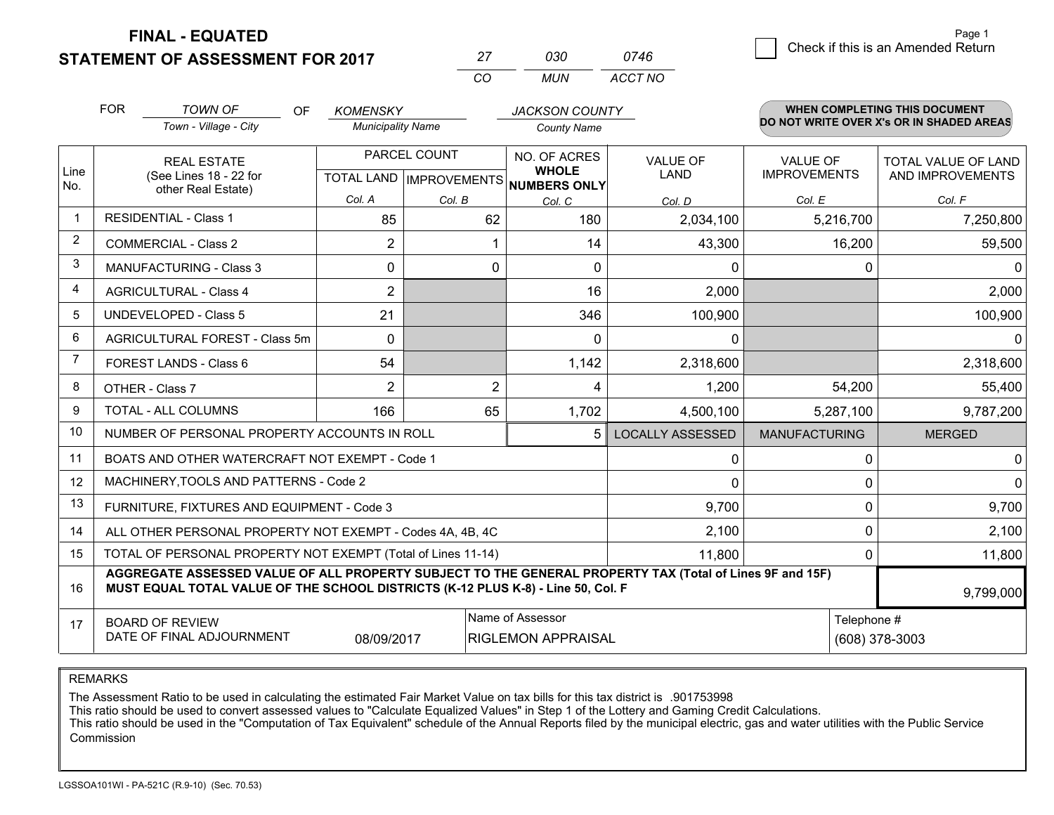**FINAL - EQUATED**
**STATEMENT OF ASSESSMENT FOR 2017**

| 27 | 030 | 0746 |
|---|---|---|
| CO | MUN | ACCT NO |

Page 1

☐ Check if this is an Amended Return

FOR *TOWN OF* (Town - Village - City) OF *KOMENSKY* (Municipality Name) *JACKSON COUNTY* (County Name)

**WHEN COMPLETING THIS DOCUMENT DO NOT WRITE OVER X's OR IN SHADED AREAS**

| Line No. | REAL ESTATE (See Lines 18 - 22 for other Real Estate) | PARCEL COUNT TOTAL LAND Col. A | PARCEL COUNT IMPROVEMENTS Col. B | NO. OF ACRES WHOLE NUMBERS ONLY Col. C | VALUE OF LAND Col. D | VALUE OF IMPROVEMENTS Col. E | TOTAL VALUE OF LAND AND IMPROVEMENTS Col. F |
|---|---|---|---|---|---|---|---|
| 1 | RESIDENTIAL - Class 1 | 85 | 62 | 180 | 2,034,100 | 5,216,700 | 7,250,800 |
| 2 | COMMERCIAL - Class 2 | 2 | 1 | 14 | 43,300 | 16,200 | 59,500 |
| 3 | MANUFACTURING - Class 3 | 0 | 0 | 0 | 0 | 0 | 0 |
| 4 | AGRICULTURAL - Class 4 | 2 | | 16 | 2,000 | | 2,000 |
| 5 | UNDEVELOPED - Class 5 | 21 | | 346 | 100,900 | | 100,900 |
| 6 | AGRICULTURAL FOREST - Class 5m | 0 | | 0 | 0 | | 0 |
| 7 | FOREST LANDS - Class 6 | 54 | | 1,142 | 2,318,600 | | 2,318,600 |
| 8 | OTHER - Class 7 | 2 | 2 | 4 | 1,200 | 54,200 | 55,400 |
| 9 | TOTAL - ALL COLUMNS | 166 | 65 | 1,702 | 4,500,100 | 5,287,100 | 9,787,200 |
| 10 | NUMBER OF PERSONAL PROPERTY ACCOUNTS IN ROLL | | | 5 | LOCALLY ASSESSED | MANUFACTURING | MERGED |
| 11 | BOATS AND OTHER WATERCRAFT NOT EXEMPT - Code 1 | | | | 0 | 0 | 0 |
| 12 | MACHINERY,TOOLS AND PATTERNS - Code 2 | | | | 0 | 0 | 0 |
| 13 | FURNITURE, FIXTURES AND EQUIPMENT - Code 3 | | | | 9,700 | 0 | 9,700 |
| 14 | ALL OTHER PERSONAL PROPERTY NOT EXEMPT - Codes 4A, 4B, 4C | | | | 2,100 | 0 | 2,100 |
| 15 | TOTAL OF PERSONAL PROPERTY NOT EXEMPT (Total of Lines 11-14) | | | | 11,800 | 0 | 11,800 |
| 16 | **AGGREGATE ASSESSED VALUE OF ALL PROPERTY SUBJECT TO THE GENERAL PROPERTY TAX (Total of Lines 9F and 15F) MUST EQUAL TOTAL VALUE OF THE SCHOOL DISTRICTS (K-12 PLUS K-8) - Line 50, Col. F** | | | | | | 9,799,000 |
| 17 | BOARD OF REVIEW DATE OF FINAL ADJOURNMENT | 08/09/2017 | | Name of Assessor: RIGLEMON APPRAISAL | | Telephone #: (608) 378-3003 | |

REMARKS

The Assessment Ratio to be used in calculating the estimated Fair Market Value on tax bills for this tax district is .901753998
This ratio should be used to convert assessed values to "Calculate Equalized Values" in Step 1 of the Lottery and Gaming Credit Calculations.
This ratio should be used in the "Computation of Tax Equivalent" schedule of the Annual Reports filed by the municipal electric, gas and water utilities with the Public Service Commission

LGSSOA101WI - PA-521C (R.9-10) (Sec. 70.53)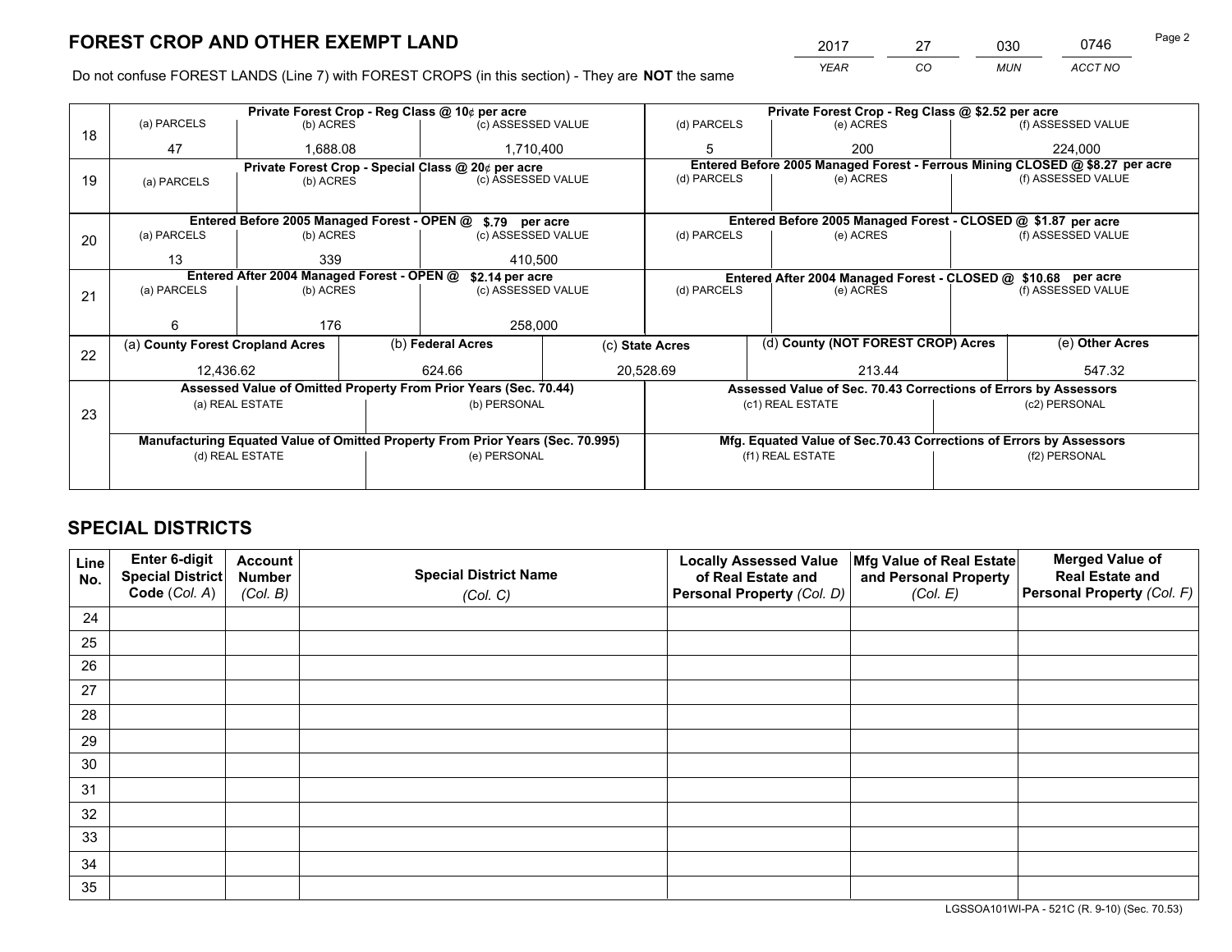# FOREST CROP AND OTHER EXEMPT LAND

| 2017 | 27 | 030 | 0746 |
|---|---|---|---|
| *YEAR* | *CO* | *MUN* | *ACCT NO* |

Do not confuse FOREST LANDS (Line 7) with FOREST CROPS (in this section) - They are **NOT** the same

| Line | Private Forest Crop - Reg Class @ 10¢ per acre | | | Private Forest Crop - Reg Class @ $2.52 per acre | | |
|---|---|---|---|---|---|---|
| | (a) PARCELS | (b) ACRES | (c) ASSESSED VALUE | (d) PARCELS | (e) ACRES | (f) ASSESSED VALUE |
| 18 | 47 | 1,688.08 | 1,710,400 | 5 | 200 | 224,000 |
| | **Private Forest Crop - Special Class @ 20¢ per acre** | | | **Entered Before 2005 Managed Forest - Ferrous Mining CLOSED @ $8.27 per acre** | | |
| 19 | (a) PARCELS | (b) ACRES | (c) ASSESSED VALUE | (d) PARCELS | (e) ACRES | (f) ASSESSED VALUE |
| | **Entered Before 2005 Managed Forest - OPEN @ $.79 per acre** | | | **Entered Before 2005 Managed Forest - CLOSED @ $1.87 per acre** | | |
| | (a) PARCELS | (b) ACRES | (c) ASSESSED VALUE | (d) PARCELS | (e) ACRES | (f) ASSESSED VALUE |
| 20 | 13 | 339 | 410,500 | | | |
| | **Entered After 2004 Managed Forest - OPEN @ $2.14 per acre** | | | **Entered After 2004 Managed Forest - CLOSED @ $10.68 per acre** | | |
| | (a) PARCELS | (b) ACRES | (c) ASSESSED VALUE | (d) PARCELS | (e) ACRES | (f) ASSESSED VALUE |
| 21 | 6 | 176 | 258,000 | | | |

| Line | (a) County Forest Cropland Acres | (b) Federal Acres | (c) State Acres | (d) County (NOT FOREST CROP) Acres | (e) Other Acres |
|---|---|---|---|---|---|
| 22 | 12,436.62 | 624.66 | 20,528.69 | 213.44 | 547.32 |

| Line | Assessed Value of Omitted Property From Prior Years (Sec. 70.44) | | Assessed Value of Sec. 70.43 Corrections of Errors by Assessors | |
|---|---|---|---|---|
| 23 | (a) REAL ESTATE | (b) PERSONAL | (c1) REAL ESTATE | (c2) PERSONAL |
| | **Manufacturing Equated Value of Omitted Property From Prior Years (Sec. 70.995)** | | **Mfg. Equated Value of Sec.70.43 Corrections of Errors by Assessors** | |
| | (d) REAL ESTATE | (e) PERSONAL | (f1) REAL ESTATE | (f2) PERSONAL |

## SPECIAL DISTRICTS

| Line No. | Enter 6-digit Special District Code (Col. A) | Account Number (Col. B) | Special District Name (Col. C) | Locally Assessed Value of Real Estate and Personal Property (Col. D) | Mfg Value of Real Estate and Personal Property (Col. E) | Merged Value of Real Estate and Personal Property (Col. F) |
|---|---|---|---|---|---|---|
| 24 | | | | | | |
| 25 | | | | | | |
| 26 | | | | | | |
| 27 | | | | | | |
| 28 | | | | | | |
| 29 | | | | | | |
| 30 | | | | | | |
| 31 | | | | | | |
| 32 | | | | | | |
| 33 | | | | | | |
| 34 | | | | | | |
| 35 | | | | | | |

LGSSOA101WI-PA - 521C (R. 9-10) (Sec. 70.53)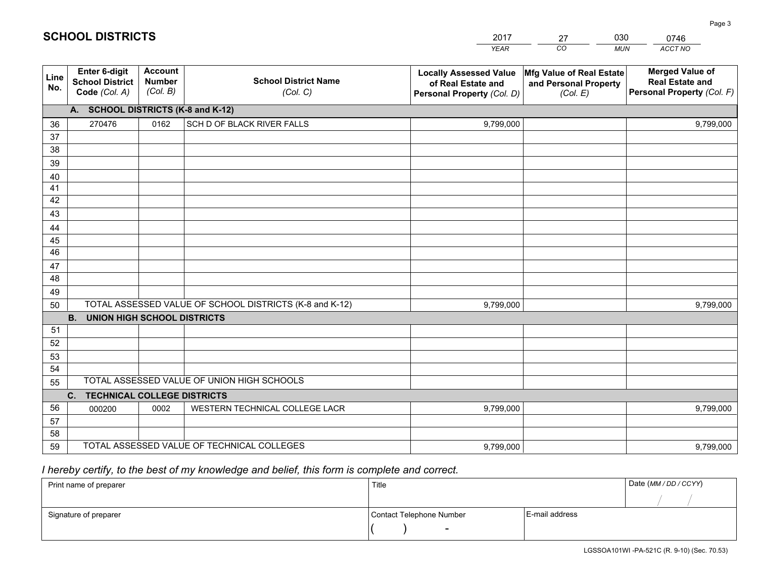## SCHOOL DISTRICTS

| 2017 | 27 | 030 | 0746 |
|---|---|---|---|
| *YEAR* | *CO* | *MUN* | *ACCT NO* |

| Line No. | Enter 6-digit School District Code *(Col. A)* | Account Number *(Col. B)* | School District Name *(Col. C)* | Locally Assessed Value of Real Estate and Personal Property *(Col. D)* | Mfg Value of Real Estate and Personal Property *(Col. E)* | Merged Value of Real Estate and Personal Property *(Col. F)* |
|---|---|---|---|---|---|---|
| **A. SCHOOL DISTRICTS (K-8 and K-12)** | | | | | | |
| 36 | 270476 | 0162 | SCH D OF BLACK RIVER FALLS | 9,799,000 | | 9,799,000 |
| 37 | | | | | | |
| 38 | | | | | | |
| 39 | | | | | | |
| 40 | | | | | | |
| 41 | | | | | | |
| 42 | | | | | | |
| 43 | | | | | | |
| 44 | | | | | | |
| 45 | | | | | | |
| 46 | | | | | | |
| 47 | | | | | | |
| 48 | | | | | | |
| 49 | | | | | | |
| 50 | TOTAL ASSESSED VALUE OF SCHOOL DISTRICTS (K-8 and K-12) | | | 9,799,000 | | 9,799,000 |
| **B. UNION HIGH SCHOOL DISTRICTS** | | | | | | |
| 51 | | | | | | |
| 52 | | | | | | |
| 53 | | | | | | |
| 54 | | | | | | |
| 55 | TOTAL ASSESSED VALUE OF UNION HIGH SCHOOLS | | | | | |
| **C. TECHNICAL COLLEGE DISTRICTS** | | | | | | |
| 56 | 000200 | 0002 | WESTERN TECHNICAL COLLEGE LACR | 9,799,000 | | 9,799,000 |
| 57 | | | | | | |
| 58 | | | | | | |
| 59 | TOTAL ASSESSED VALUE OF TECHNICAL COLLEGES | | | 9,799,000 | | 9,799,000 |

*I hereby certify, to the best of my knowledge and belief, this form is complete and correct.*

| Print name of preparer | Title | | Date *(MM / DD / CCYY)* |
|---|---|---|---|
| | | | / / |
| Signature of preparer | Contact Telephone Number | E-mail address | |
| | ( ) - | | |

LGSSOA101WI -PA-521C (R. 9-10) (Sec. 70.53)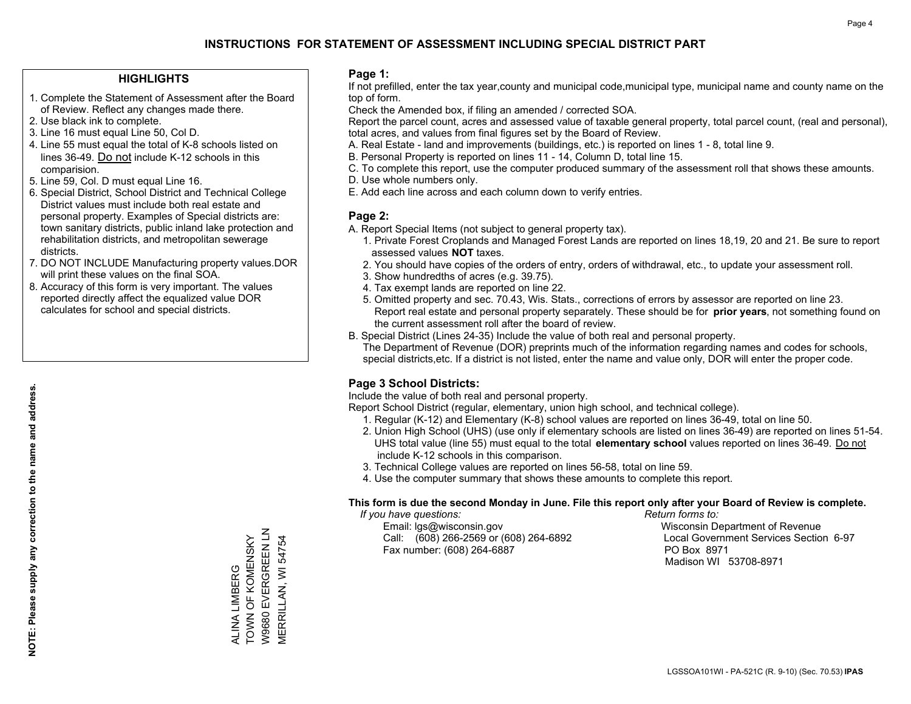# INSTRUCTIONS FOR STATEMENT OF ASSESSMENT INCLUDING SPECIAL DISTRICT PART

## HIGHLIGHTS

1. Complete the Statement of Assessment after the Board of Review. Reflect any changes made there.
2. Use black ink to complete.
3. Line 16 must equal Line 50, Col D.
4. Line 55 must equal the total of K-8 schools listed on lines 36-49. Do not include K-12 schools in this comparision.
5. Line 59, Col. D must equal Line 16.
6. Special District, School District and Technical College District values must include both real estate and personal property. Examples of Special districts are: town sanitary districts, public inland lake protection and rehabilitation districts, and metropolitan sewerage districts.
7. DO NOT INCLUDE Manufacturing property values.DOR will print these values on the final SOA.
8. Accuracy of this form is very important. The values reported directly affect the equalized value DOR calculates for school and special districts.

**NOTE: Please supply any correction to the name and address.**

ALINA LIMBERG
TOWN OF KOMENSKY
W9680 EVERGREEN LN
MERRILLAN, WI 54754

## Page 1:

If not prefilled, enter the tax year,county and municipal code,municipal type, municipal name and county name on the top of form.

Check the Amended box, if filing an amended / corrected SOA.

Report the parcel count, acres and assessed value of taxable general property, total parcel count, (real and personal), total acres, and values from final figures set by the Board of Review.

A. Real Estate - land and improvements (buildings, etc.) is reported on lines 1 - 8, total line 9.
B. Personal Property is reported on lines 11 - 14, Column D, total line 15.
C. To complete this report, use the computer produced summary of the assessment roll that shows these amounts.
D. Use whole numbers only.
E. Add each line across and each column down to verify entries.

## Page 2:

A. Report Special Items (not subject to general property tax).
   1. Private Forest Croplands and Managed Forest Lands are reported on lines 18,19, 20 and 21. Be sure to report assessed values **NOT** taxes.
   2. You should have copies of the orders of entry, orders of withdrawal, etc., to update your assessment roll.
   3. Show hundredths of acres (e.g. 39.75).
   4. Tax exempt lands are reported on line 22.
   5. Omitted property and sec. 70.43, Wis. Stats., corrections of errors by assessor are reported on line 23. Report real estate and personal property separately. These should be for **prior years**, not something found on the current assessment roll after the board of review.

B. Special District (Lines 24-35) Include the value of both real and personal property.
   The Department of Revenue (DOR) preprints much of the information regarding names and codes for schools, special districts,etc. If a district is not listed, enter the name and value only, DOR will enter the proper code.

## Page 3 School Districts:

Include the value of both real and personal property.

Report School District (regular, elementary, union high school, and technical college).

1. Regular (K-12) and Elementary (K-8) school values are reported on lines 36-49, total on line 50.
2. Union High School (UHS) (use only if elementary schools are listed on lines 36-49) are reported on lines 51-54. UHS total value (line 55) must equal to the total **elementary school** values reported on lines 36-49. Do not include K-12 schools in this comparison.
3. Technical College values are reported on lines 56-58, total on line 59.
4. Use the computer summary that shows these amounts to complete this report.

**This form is due the second Monday in June. File this report only after your Board of Review is complete.**

*If you have questions:*
Email: lgs@wisconsin.gov
Call: (608) 266-2569 or (608) 264-6892
Fax number: (608) 264-6887

*Return forms to:*
Wisconsin Department of Revenue
Local Government Services Section 6-97
PO Box 8971
Madison WI 53708-8971

LGSSOA101WI - PA-521C (R. 9-10) (Sec. 70.53) **IPAS**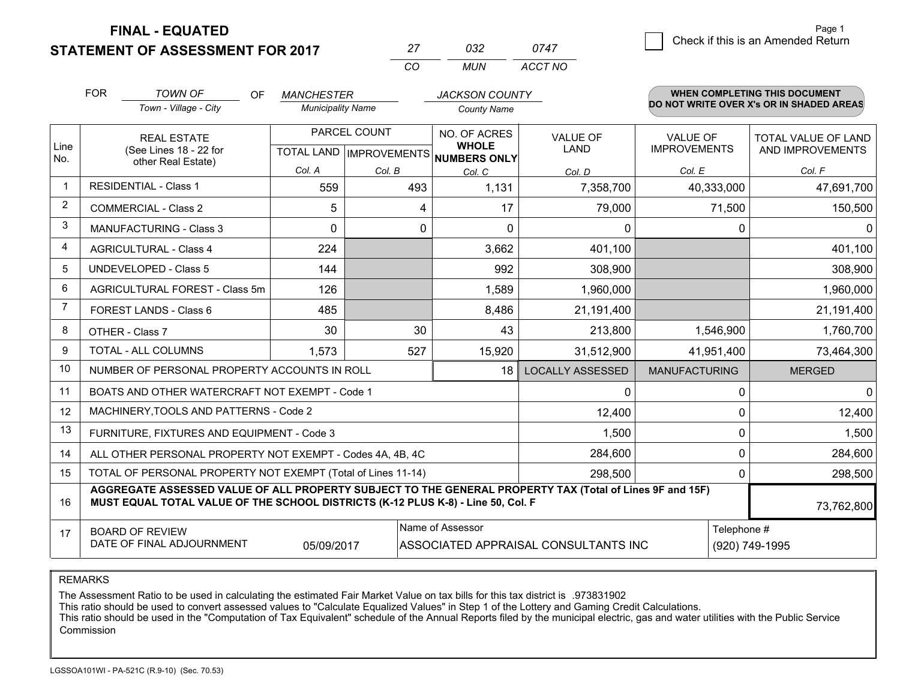**FINAL - EQUATED**

**STATEMENT OF ASSESSMENT FOR 2017**

| 27 | 032 | 0747 |
|---|---|---|
| CO | MUN | ACCT NO |

Page 1

☐ Check if this is an Amended Return

FOR *TOWN OF* (Town - Village - City) OF *MANCHESTER* (Municipality Name) *JACKSON COUNTY* (County Name)

**WHEN COMPLETING THIS DOCUMENT DO NOT WRITE OVER X's OR IN SHADED AREAS**

| Line No. | REAL ESTATE (See Lines 18 - 22 for other Real Estate) | PARCEL COUNT TOTAL LAND Col. A | PARCEL COUNT IMPROVEMENTS Col. B | NO. OF ACRES WHOLE NUMBERS ONLY Col. C | VALUE OF LAND Col. D | VALUE OF IMPROVEMENTS Col. E | TOTAL VALUE OF LAND AND IMPROVEMENTS Col. F |
|---|---|---|---|---|---|---|---|
| 1 | RESIDENTIAL - Class 1 | 559 | 493 | 1,131 | 7,358,700 | 40,333,000 | 47,691,700 |
| 2 | COMMERCIAL - Class 2 | 5 | 4 | 17 | 79,000 | 71,500 | 150,500 |
| 3 | MANUFACTURING - Class 3 | 0 | 0 | 0 | 0 | 0 | 0 |
| 4 | AGRICULTURAL - Class 4 | 224 | | 3,662 | 401,100 | | 401,100 |
| 5 | UNDEVELOPED - Class 5 | 144 | | 992 | 308,900 | | 308,900 |
| 6 | AGRICULTURAL FOREST - Class 5m | 126 | | 1,589 | 1,960,000 | | 1,960,000 |
| 7 | FOREST LANDS - Class 6 | 485 | | 8,486 | 21,191,400 | | 21,191,400 |
| 8 | OTHER - Class 7 | 30 | 30 | 43 | 213,800 | 1,546,900 | 1,760,700 |
| 9 | TOTAL - ALL COLUMNS | 1,573 | 527 | 15,920 | 31,512,900 | 41,951,400 | 73,464,300 |
| 10 | NUMBER OF PERSONAL PROPERTY ACCOUNTS IN ROLL | | | 18 | LOCALLY ASSESSED | MANUFACTURING | MERGED |
| 11 | BOATS AND OTHER WATERCRAFT NOT EXEMPT - Code 1 | | | | 0 | 0 | 0 |
| 12 | MACHINERY,TOOLS AND PATTERNS - Code 2 | | | | 12,400 | 0 | 12,400 |
| 13 | FURNITURE, FIXTURES AND EQUIPMENT - Code 3 | | | | 1,500 | 0 | 1,500 |
| 14 | ALL OTHER PERSONAL PROPERTY NOT EXEMPT - Codes 4A, 4B, 4C | | | | 284,600 | 0 | 284,600 |
| 15 | TOTAL OF PERSONAL PROPERTY NOT EXEMPT (Total of Lines 11-14) | | | | 298,500 | 0 | 298,500 |
| 16 | **AGGREGATE ASSESSED VALUE OF ALL PROPERTY SUBJECT TO THE GENERAL PROPERTY TAX (Total of Lines 9F and 15F) MUST EQUAL TOTAL VALUE OF THE SCHOOL DISTRICTS (K-12 PLUS K-8) - Line 50, Col. F** | | | | | | 73,762,800 |
| 17 | BOARD OF REVIEW DATE OF FINAL ADJOURNMENT | 05/09/2017 | | Name of Assessor: ASSOCIATED APPRAISAL CONSULTANTS INC | | | Telephone #: (920) 749-1995 |

REMARKS

The Assessment Ratio to be used in calculating the estimated Fair Market Value on tax bills for this tax district is .973831902
This ratio should be used to convert assessed values to "Calculate Equalized Values" in Step 1 of the Lottery and Gaming Credit Calculations.
This ratio should be used in the "Computation of Tax Equivalent" schedule of the Annual Reports filed by the municipal electric, gas and water utilities with the Public Service Commission

LGSSOA101WI - PA-521C (R.9-10) (Sec. 70.53)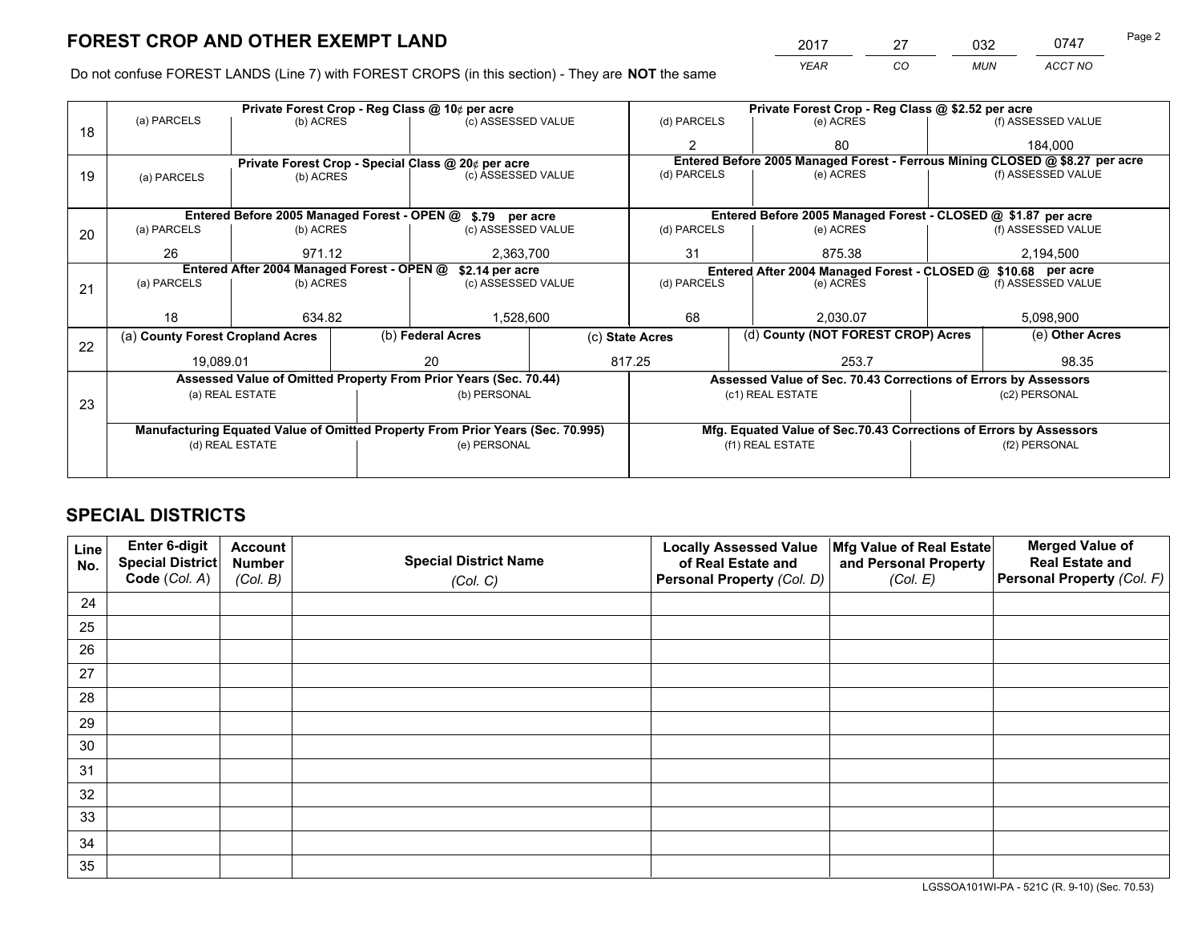# FOREST CROP AND OTHER EXEMPT LAND

| 2017 | 27 | 032 | 0747 |
|---|---|---|---|
| *YEAR* | *CO* | *MUN* | *ACCT NO* |

Do not confuse FOREST LANDS (Line 7) with FOREST CROPS (in this section) - They are **NOT** the same

| Line | Private Forest Crop - Reg Class @ 10¢ per acre | | | Private Forest Crop - Reg Class @ $2.52 per acre | | |
|---|---|---|---|---|---|---|
| | (a) PARCELS | (b) ACRES | (c) ASSESSED VALUE | (d) PARCELS | (e) ACRES | (f) ASSESSED VALUE |
| 18 | | | | 2 | 80 | 184,000 |
| | **Private Forest Crop - Special Class @ 20¢ per acre** | | | **Entered Before 2005 Managed Forest - Ferrous Mining CLOSED @ $8.27 per acre** | | |
| | (a) PARCELS | (b) ACRES | (c) ASSESSED VALUE | (d) PARCELS | (e) ACRES | (f) ASSESSED VALUE |
| 19 | | | | | | |
| | **Entered Before 2005 Managed Forest - OPEN @ $.79 per acre** | | | **Entered Before 2005 Managed Forest - CLOSED @ $1.87 per acre** | | |
| | (a) PARCELS | (b) ACRES | (c) ASSESSED VALUE | (d) PARCELS | (e) ACRES | (f) ASSESSED VALUE |
| 20 | 26 | 971.12 | 2,363,700 | 31 | 875.38 | 2,194,500 |
| | **Entered After 2004 Managed Forest - OPEN @ $2.14 per acre** | | | **Entered After 2004 Managed Forest - CLOSED @ $10.68 per acre** | | |
| | (a) PARCELS | (b) ACRES | (c) ASSESSED VALUE | (d) PARCELS | (e) ACRES | (f) ASSESSED VALUE |
| 21 | 18 | 634.82 | 1,528,600 | 68 | 2,030.07 | 5,098,900 |

| Line | (a) County Forest Cropland Acres | (b) Federal Acres | (c) State Acres | (d) County (NOT FOREST CROP) Acres | (e) Other Acres |
|---|---|---|---|---|---|
| 22 | 19,089.01 | 20 | 817.25 | 253.7 | 98.35 |

| Line | Assessed Value of Omitted Property From Prior Years (Sec. 70.44) | | Assessed Value of Sec. 70.43 Corrections of Errors by Assessors | |
|---|---|---|---|---|
| 23 | (a) REAL ESTATE | (b) PERSONAL | (c1) REAL ESTATE | (c2) PERSONAL |
| | | | | |
| | **Manufacturing Equated Value of Omitted Property From Prior Years (Sec. 70.995)** | | **Mfg. Equated Value of Sec.70.43 Corrections of Errors by Assessors** | |
| | (d) REAL ESTATE | (e) PERSONAL | (f1) REAL ESTATE | (f2) PERSONAL |
| | | | | |

# SPECIAL DISTRICTS

| Line No. | Enter 6-digit Special District Code (*Col. A*) | Account Number (*Col. B*) | Special District Name (*Col. C*) | Locally Assessed Value of Real Estate and Personal Property (*Col. D*) | Mfg Value of Real Estate and Personal Property (*Col. E*) | Merged Value of Real Estate and Personal Property (*Col. F*) |
|---|---|---|---|---|---|---|
| 24 | | | | | | |
| 25 | | | | | | |
| 26 | | | | | | |
| 27 | | | | | | |
| 28 | | | | | | |
| 29 | | | | | | |
| 30 | | | | | | |
| 31 | | | | | | |
| 32 | | | | | | |
| 33 | | | | | | |
| 34 | | | | | | |
| 35 | | | | | | |

LGSSOA101WI-PA - 521C (R. 9-10) (Sec. 70.53)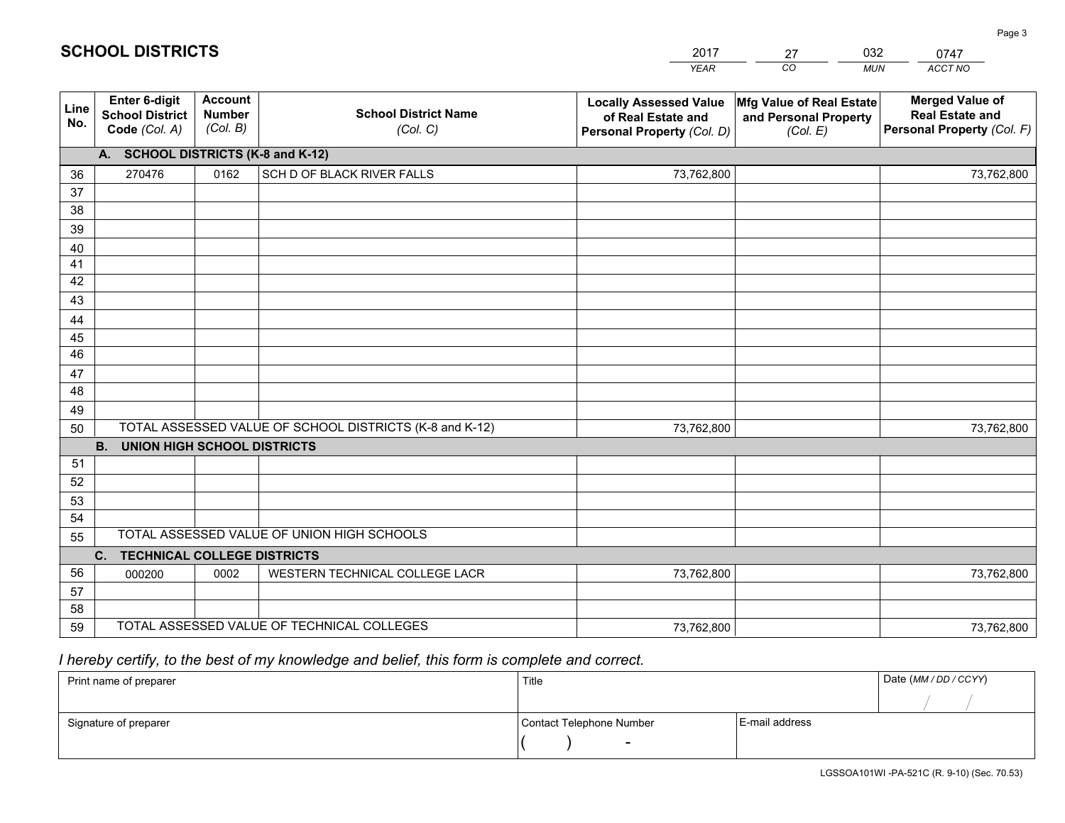# SCHOOL DISTRICTS

| 2017 | 27 | 032 | 0747 |
|---|---|---|---|
| YEAR | CO | MUN | ACCT NO |

| Line No. | Enter 6-digit School District Code (Col. A) | Account Number (Col. B) | School District Name (Col. C) | Locally Assessed Value of Real Estate and Personal Property (Col. D) | Mfg Value of Real Estate and Personal Property (Col. E) | Merged Value of Real Estate and Personal Property (Col. F) |
|---|---|---|---|---|---|---|
| | **A. SCHOOL DISTRICTS (K-8 and K-12)** | | | | | |
| 36 | 270476 | 0162 | SCH D OF BLACK RIVER FALLS | 73,762,800 | | 73,762,800 |
| 37 | | | | | | |
| 38 | | | | | | |
| 39 | | | | | | |
| 40 | | | | | | |
| 41 | | | | | | |
| 42 | | | | | | |
| 43 | | | | | | |
| 44 | | | | | | |
| 45 | | | | | | |
| 46 | | | | | | |
| 47 | | | | | | |
| 48 | | | | | | |
| 49 | | | | | | |
| 50 | TOTAL ASSESSED VALUE OF SCHOOL DISTRICTS (K-8 and K-12) | | | 73,762,800 | | 73,762,800 |
| | **B. UNION HIGH SCHOOL DISTRICTS** | | | | | |
| 51 | | | | | | |
| 52 | | | | | | |
| 53 | | | | | | |
| 54 | | | | | | |
| 55 | TOTAL ASSESSED VALUE OF UNION HIGH SCHOOLS | | | | | |
| | **C. TECHNICAL COLLEGE DISTRICTS** | | | | | |
| 56 | 000200 | 0002 | WESTERN TECHNICAL COLLEGE LACR | 73,762,800 | | 73,762,800 |
| 57 | | | | | | |
| 58 | | | | | | |
| 59 | TOTAL ASSESSED VALUE OF TECHNICAL COLLEGES | | | 73,762,800 | | 73,762,800 |

*I hereby certify, to the best of my knowledge and belief, this form is complete and correct.*

| Print name of preparer | Title | | Date (MM / DD / CCYY) |
|---|---|---|---|
| | | | / / |
| Signature of preparer | Contact Telephone Number | E-mail address | |
| | ( ) - | | |

LGSSOA101WI -PA-521C (R. 9-10) (Sec. 70.53)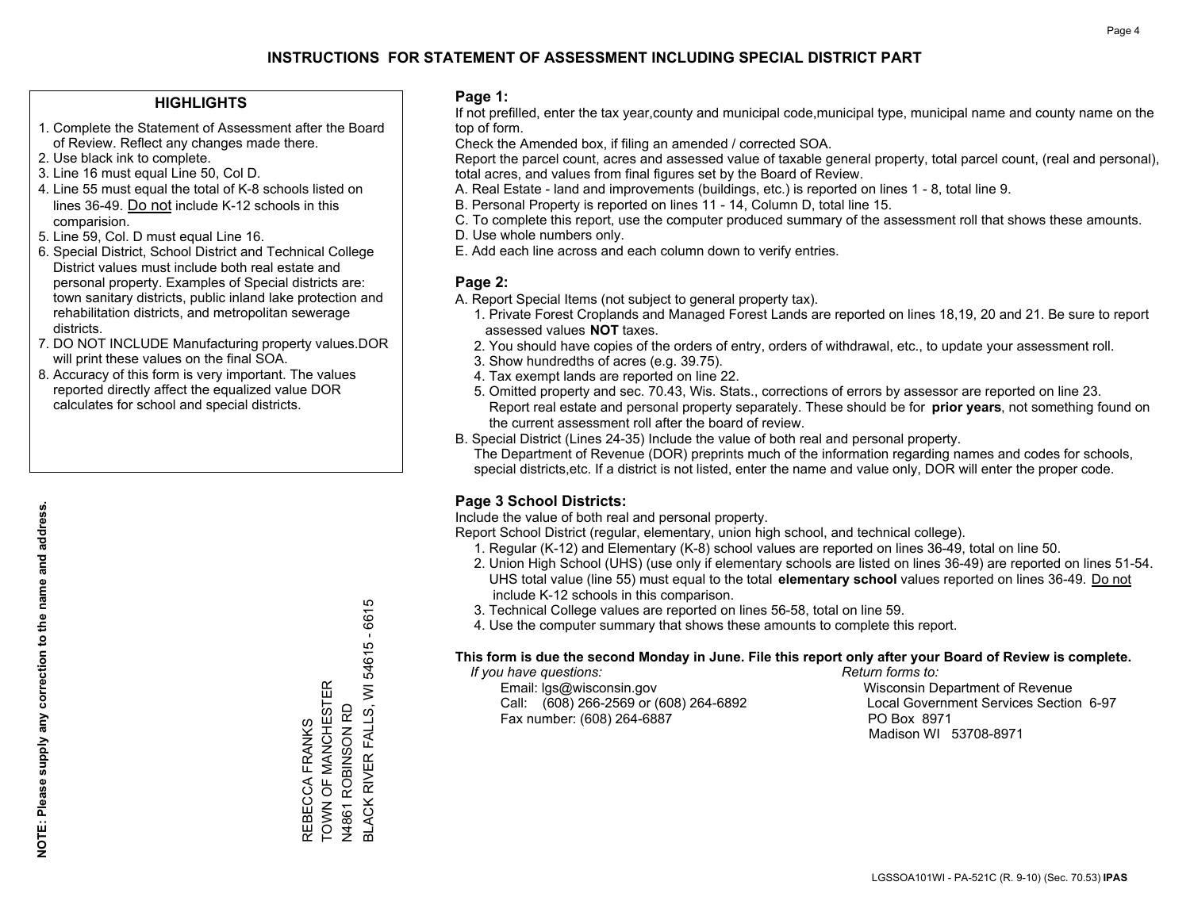# INSTRUCTIONS FOR STATEMENT OF ASSESSMENT INCLUDING SPECIAL DISTRICT PART

## HIGHLIGHTS

1. Complete the Statement of Assessment after the Board of Review. Reflect any changes made there.
2. Use black ink to complete.
3. Line 16 must equal Line 50, Col D.
4. Line 55 must equal the total of K-8 schools listed on lines 36-49. Do not include K-12 schools in this comparision.
5. Line 59, Col. D must equal Line 16.
6. Special District, School District and Technical College District values must include both real estate and personal property. Examples of Special districts are: town sanitary districts, public inland lake protection and rehabilitation districts, and metropolitan sewerage districts.
7. DO NOT INCLUDE Manufacturing property values.DOR will print these values on the final SOA.
8. Accuracy of this form is very important. The values reported directly affect the equalized value DOR calculates for school and special districts.

**NOTE: Please supply any correction to the name and address.**

REBECCA FRANKS
TOWN OF MANCHESTER
N4861 ROBINSON RD
BLACK RIVER FALLS, WI 54615 - 6615

## Page 1:

If not prefilled, enter the tax year,county and municipal code,municipal type, municipal name and county name on the top of form.

Check the Amended box, if filing an amended / corrected SOA.

Report the parcel count, acres and assessed value of taxable general property, total parcel count, (real and personal), total acres, and values from final figures set by the Board of Review.

A. Real Estate - land and improvements (buildings, etc.) is reported on lines 1 - 8, total line 9.
B. Personal Property is reported on lines 11 - 14, Column D, total line 15.
C. To complete this report, use the computer produced summary of the assessment roll that shows these amounts.
D. Use whole numbers only.
E. Add each line across and each column down to verify entries.

## Page 2:

A. Report Special Items (not subject to general property tax).
   1. Private Forest Croplands and Managed Forest Lands are reported on lines 18,19, 20 and 21. Be sure to report assessed values **NOT** taxes.
   2. You should have copies of the orders of entry, orders of withdrawal, etc., to update your assessment roll.
   3. Show hundredths of acres (e.g. 39.75).
   4. Tax exempt lands are reported on line 22.
   5. Omitted property and sec. 70.43, Wis. Stats., corrections of errors by assessor are reported on line 23. Report real estate and personal property separately. These should be for **prior years**, not something found on the current assessment roll after the board of review.
B. Special District (Lines 24-35) Include the value of both real and personal property.
   The Department of Revenue (DOR) preprints much of the information regarding names and codes for schools, special districts,etc. If a district is not listed, enter the name and value only, DOR will enter the proper code.

## Page 3 School Districts:

Include the value of both real and personal property.

Report School District (regular, elementary, union high school, and technical college).

1. Regular (K-12) and Elementary (K-8) school values are reported on lines 36-49, total on line 50.
2. Union High School (UHS) (use only if elementary schools are listed on lines 36-49) are reported on lines 51-54. UHS total value (line 55) must equal to the total **elementary school** values reported on lines 36-49. Do not include K-12 schools in this comparison.
3. Technical College values are reported on lines 56-58, total on line 59.
4. Use the computer summary that shows these amounts to complete this report.

**This form is due the second Monday in June. File this report only after your Board of Review is complete.**

*If you have questions:*
Email: lgs@wisconsin.gov
Call: (608) 266-2569 or (608) 264-6892
Fax number: (608) 264-6887

*Return forms to:*
Wisconsin Department of Revenue
Local Government Services Section 6-97
PO Box 8971
Madison WI 53708-8971

LGSSOA101WI - PA-521C (R. 9-10) (Sec. 70.53) **IPAS**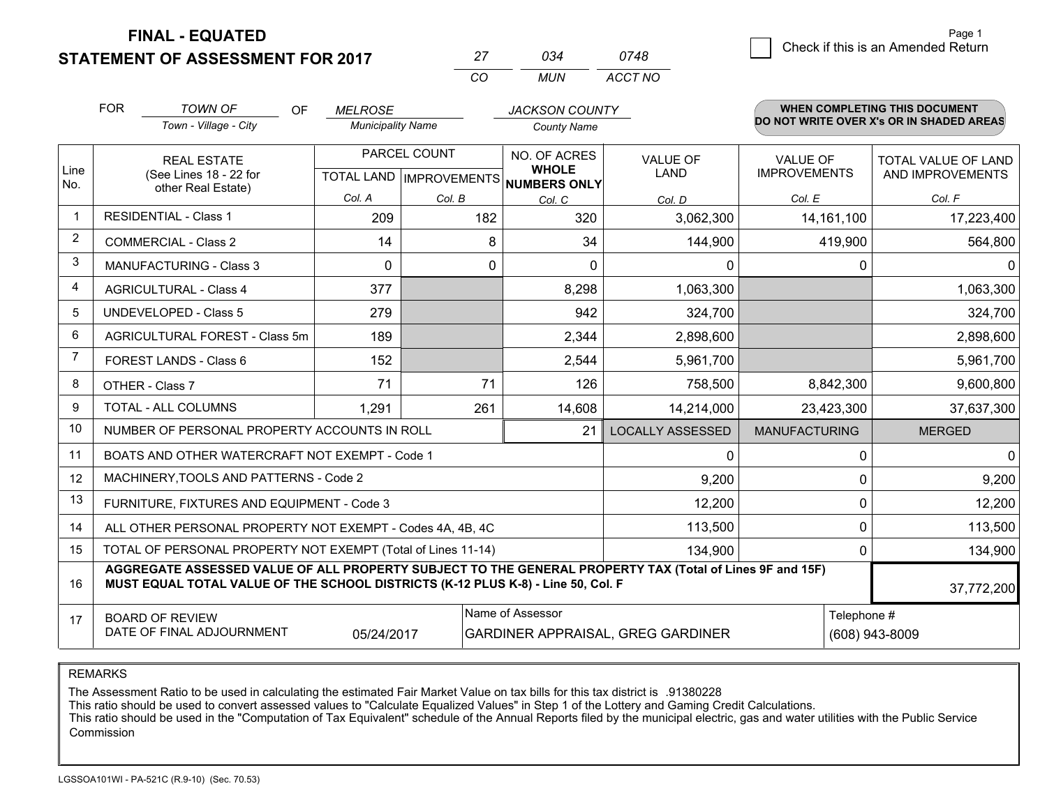**FINAL - EQUATED**
**STATEMENT OF ASSESSMENT FOR 2017**

| 27 | 034 | 0748 |
|---|---|---|
| CO | MUN | ACCT NO |

Page 1

☐ Check if this is an Amended Return

FOR *TOWN OF* (Town - Village - City) OF *MELROSE* (Municipality Name) *JACKSON COUNTY* (County Name)

**WHEN COMPLETING THIS DOCUMENT DO NOT WRITE OVER X's OR IN SHADED AREAS**

| Line No. | REAL ESTATE (See Lines 18 - 22 for other Real Estate) | PARCEL COUNT TOTAL LAND Col. A | PARCEL COUNT IMPROVEMENTS Col. B | NO. OF ACRES WHOLE NUMBERS ONLY Col. C | VALUE OF LAND Col. D | VALUE OF IMPROVEMENTS Col. E | TOTAL VALUE OF LAND AND IMPROVEMENTS Col. F |
|---|---|---|---|---|---|---|---|
| 1 | RESIDENTIAL - Class 1 | 209 | 182 | 320 | 3,062,300 | 14,161,100 | 17,223,400 |
| 2 | COMMERCIAL - Class 2 | 14 | 8 | 34 | 144,900 | 419,900 | 564,800 |
| 3 | MANUFACTURING - Class 3 | 0 | 0 | 0 | 0 | 0 | 0 |
| 4 | AGRICULTURAL - Class 4 | 377 | | 8,298 | 1,063,300 | | 1,063,300 |
| 5 | UNDEVELOPED - Class 5 | 279 | | 942 | 324,700 | | 324,700 |
| 6 | AGRICULTURAL FOREST - Class 5m | 189 | | 2,344 | 2,898,600 | | 2,898,600 |
| 7 | FOREST LANDS - Class 6 | 152 | | 2,544 | 5,961,700 | | 5,961,700 |
| 8 | OTHER - Class 7 | 71 | 71 | 126 | 758,500 | 8,842,300 | 9,600,800 |
| 9 | TOTAL - ALL COLUMNS | 1,291 | 261 | 14,608 | 14,214,000 | 23,423,300 | 37,637,300 |
| 10 | NUMBER OF PERSONAL PROPERTY ACCOUNTS IN ROLL | | | 21 | LOCALLY ASSESSED | MANUFACTURING | MERGED |
| 11 | BOATS AND OTHER WATERCRAFT NOT EXEMPT - Code 1 | | | | 0 | 0 | 0 |
| 12 | MACHINERY,TOOLS AND PATTERNS - Code 2 | | | | 9,200 | 0 | 9,200 |
| 13 | FURNITURE, FIXTURES AND EQUIPMENT - Code 3 | | | | 12,200 | 0 | 12,200 |
| 14 | ALL OTHER PERSONAL PROPERTY NOT EXEMPT - Codes 4A, 4B, 4C | | | | 113,500 | 0 | 113,500 |
| 15 | TOTAL OF PERSONAL PROPERTY NOT EXEMPT (Total of Lines 11-14) | | | | 134,900 | 0 | 134,900 |
| 16 | **AGGREGATE ASSESSED VALUE OF ALL PROPERTY SUBJECT TO THE GENERAL PROPERTY TAX (Total of Lines 9F and 15F) MUST EQUAL TOTAL VALUE OF THE SCHOOL DISTRICTS (K-12 PLUS K-8) - Line 50, Col. F** | | | | | | 37,772,200 |
| 17 | BOARD OF REVIEW DATE OF FINAL ADJOURNMENT | 05/24/2017 | Name of Assessor | GARDINER APPRAISAL, GREG GARDINER | | Telephone # | (608) 943-8009 |

REMARKS

The Assessment Ratio to be used in calculating the estimated Fair Market Value on tax bills for this tax district is .91380228
This ratio should be used to convert assessed values to "Calculate Equalized Values" in Step 1 of the Lottery and Gaming Credit Calculations.
This ratio should be used in the "Computation of Tax Equivalent" schedule of the Annual Reports filed by the municipal electric, gas and water utilities with the Public Service Commission

LGSSOA101WI - PA-521C (R.9-10) (Sec. 70.53)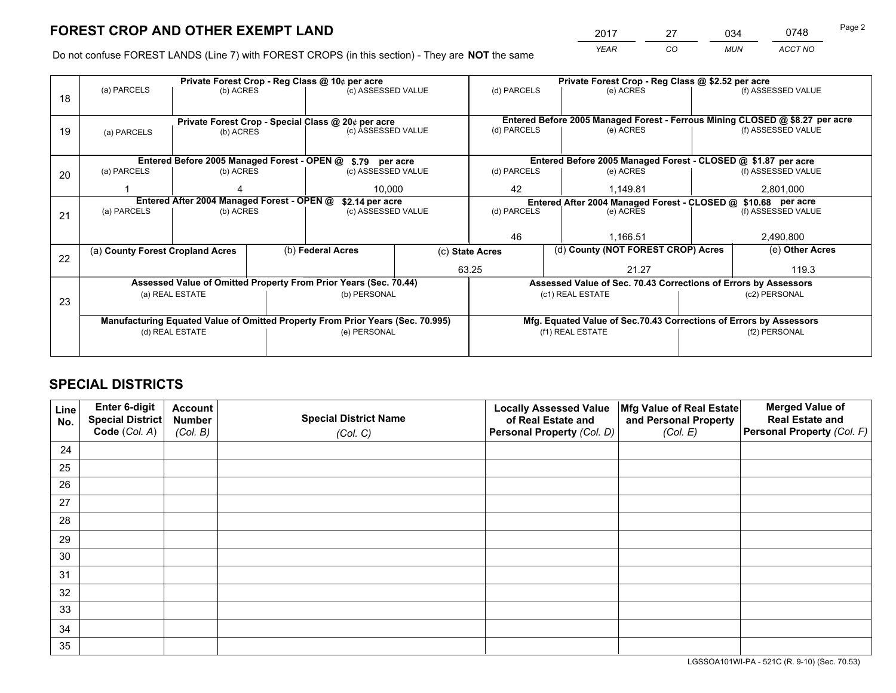# FOREST CROP AND OTHER EXEMPT LAND

| 2017 | 27 | 034 | 0748 |
|---|---|---|---|
| *YEAR* | *CO* | *MUN* | *ACCT NO* |

Do not confuse FOREST LANDS (Line 7) with FOREST CROPS (in this section) - They are **NOT** the same

| Line | Private Forest Crop - Reg Class @ 10¢ per acre | | | Private Forest Crop - Reg Class @ $2.52 per acre | | |
|---|---|---|---|---|---|---|
| 18 | (a) PARCELS | (b) ACRES | (c) ASSESSED VALUE | (d) PARCELS | (e) ACRES | (f) ASSESSED VALUE |
| | | | | | | |
| | **Private Forest Crop - Special Class @ 20¢ per acre** | | | **Entered Before 2005 Managed Forest - Ferrous Mining CLOSED @ $8.27 per acre** | | |
| 19 | (a) PARCELS | (b) ACRES | (c) ASSESSED VALUE | (d) PARCELS | (e) ACRES | (f) ASSESSED VALUE |
| | | | | | | |
| | **Entered Before 2005 Managed Forest - OPEN @ $.79 per acre** | | | **Entered Before 2005 Managed Forest - CLOSED @ $1.87 per acre** | | |
| 20 | (a) PARCELS | (b) ACRES | (c) ASSESSED VALUE | (d) PARCELS | (e) ACRES | (f) ASSESSED VALUE |
| | 1 | 4 | 10,000 | 42 | 1,149.81 | 2,801,000 |
| | **Entered After 2004 Managed Forest - OPEN @ $2.14 per acre** | | | **Entered After 2004 Managed Forest - CLOSED @ $10.68 per acre** | | |
| 21 | (a) PARCELS | (b) ACRES | (c) ASSESSED VALUE | (d) PARCELS | (e) ACRES | (f) ASSESSED VALUE |
| | | | | 46 | 1,166.51 | 2,490,800 |

| Line | (a) County Forest Cropland Acres | (b) Federal Acres | (c) State Acres | (d) County (NOT FOREST CROP) Acres | (e) Other Acres |
|---|---|---|---|---|---|
| 22 | | | 63.25 | 21.27 | 119.3 |

| Line | Assessed Value of Omitted Property From Prior Years (Sec. 70.44) | | Assessed Value of Sec. 70.43 Corrections of Errors by Assessors | |
|---|---|---|---|---|
| 23 | (a) REAL ESTATE | (b) PERSONAL | (c1) REAL ESTATE | (c2) PERSONAL |
| | | | | |
| | **Manufacturing Equated Value of Omitted Property From Prior Years (Sec. 70.995)** | | **Mfg. Equated Value of Sec.70.43 Corrections of Errors by Assessors** | |
| | (d) REAL ESTATE | (e) PERSONAL | (f1) REAL ESTATE | (f2) PERSONAL |
| | | | | |

# SPECIAL DISTRICTS

| Line No. | Enter 6-digit Special District Code (*Col. A*) | Account Number (*Col. B*) | Special District Name (*Col. C*) | Locally Assessed Value of Real Estate and Personal Property (*Col. D*) | Mfg Value of Real Estate and Personal Property (*Col. E*) | Merged Value of Real Estate and Personal Property (*Col. F*) |
|---|---|---|---|---|---|---|
| 24 | | | | | | |
| 25 | | | | | | |
| 26 | | | | | | |
| 27 | | | | | | |
| 28 | | | | | | |
| 29 | | | | | | |
| 30 | | | | | | |
| 31 | | | | | | |
| 32 | | | | | | |
| 33 | | | | | | |
| 34 | | | | | | |
| 35 | | | | | | |

LGSSOA101WI-PA - 521C (R. 9-10) (Sec. 70.53)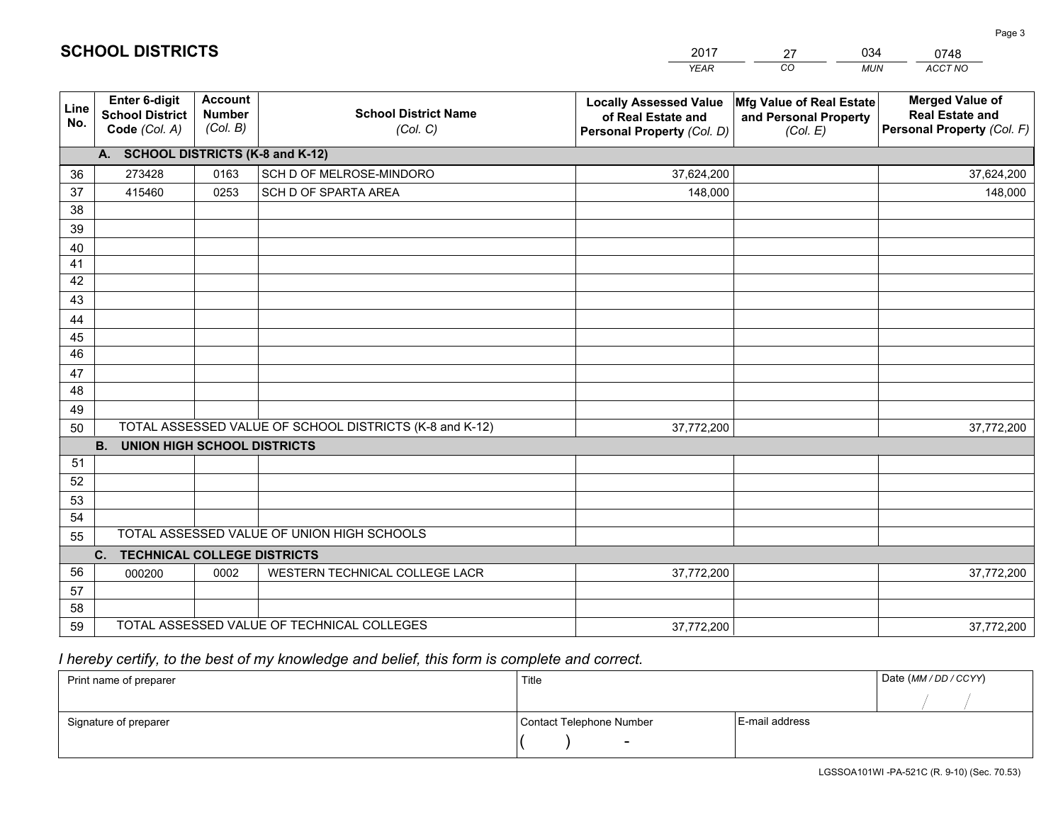## SCHOOL DISTRICTS

| 2017 | 27 | 034 | 0748 |
|---|---|---|---|
| *YEAR* | *CO* | *MUN* | *ACCT NO* |

| Line No. | Enter 6-digit School District Code *(Col. A)* | Account Number *(Col. B)* | School District Name *(Col. C)* | Locally Assessed Value of Real Estate and Personal Property *(Col. D)* | Mfg Value of Real Estate and Personal Property *(Col. E)* | Merged Value of Real Estate and Personal Property *(Col. F)* |
|---|---|---|---|---|---|---|
| | **A. SCHOOL DISTRICTS (K-8 and K-12)** | | | | | |
| 36 | 273428 | 0163 | SCH D OF MELROSE-MINDORO | 37,624,200 | | 37,624,200 |
| 37 | 415460 | 0253 | SCH D OF SPARTA AREA | 148,000 | | 148,000 |
| 38 | | | | | | |
| 39 | | | | | | |
| 40 | | | | | | |
| 41 | | | | | | |
| 42 | | | | | | |
| 43 | | | | | | |
| 44 | | | | | | |
| 45 | | | | | | |
| 46 | | | | | | |
| 47 | | | | | | |
| 48 | | | | | | |
| 49 | | | | | | |
| 50 | TOTAL ASSESSED VALUE OF SCHOOL DISTRICTS (K-8 and K-12) | | | 37,772,200 | | 37,772,200 |
| | **B. UNION HIGH SCHOOL DISTRICTS** | | | | | |
| 51 | | | | | | |
| 52 | | | | | | |
| 53 | | | | | | |
| 54 | | | | | | |
| 55 | TOTAL ASSESSED VALUE OF UNION HIGH SCHOOLS | | | | | |
| | **C. TECHNICAL COLLEGE DISTRICTS** | | | | | |
| 56 | 000200 | 0002 | WESTERN TECHNICAL COLLEGE LACR | 37,772,200 | | 37,772,200 |
| 57 | | | | | | |
| 58 | | | | | | |
| 59 | TOTAL ASSESSED VALUE OF TECHNICAL COLLEGES | | | 37,772,200 | | 37,772,200 |

*I hereby certify, to the best of my knowledge and belief, this form is complete and correct.*

| Print name of preparer | Title | | Date *(MM / DD / CCYY)* |
|---|---|---|---|
| | | | / / |
| Signature of preparer | Contact Telephone Number | E-mail address | |
| | ( ) - | | |

LGSSOA101WI -PA-521C (R. 9-10) (Sec. 70.53)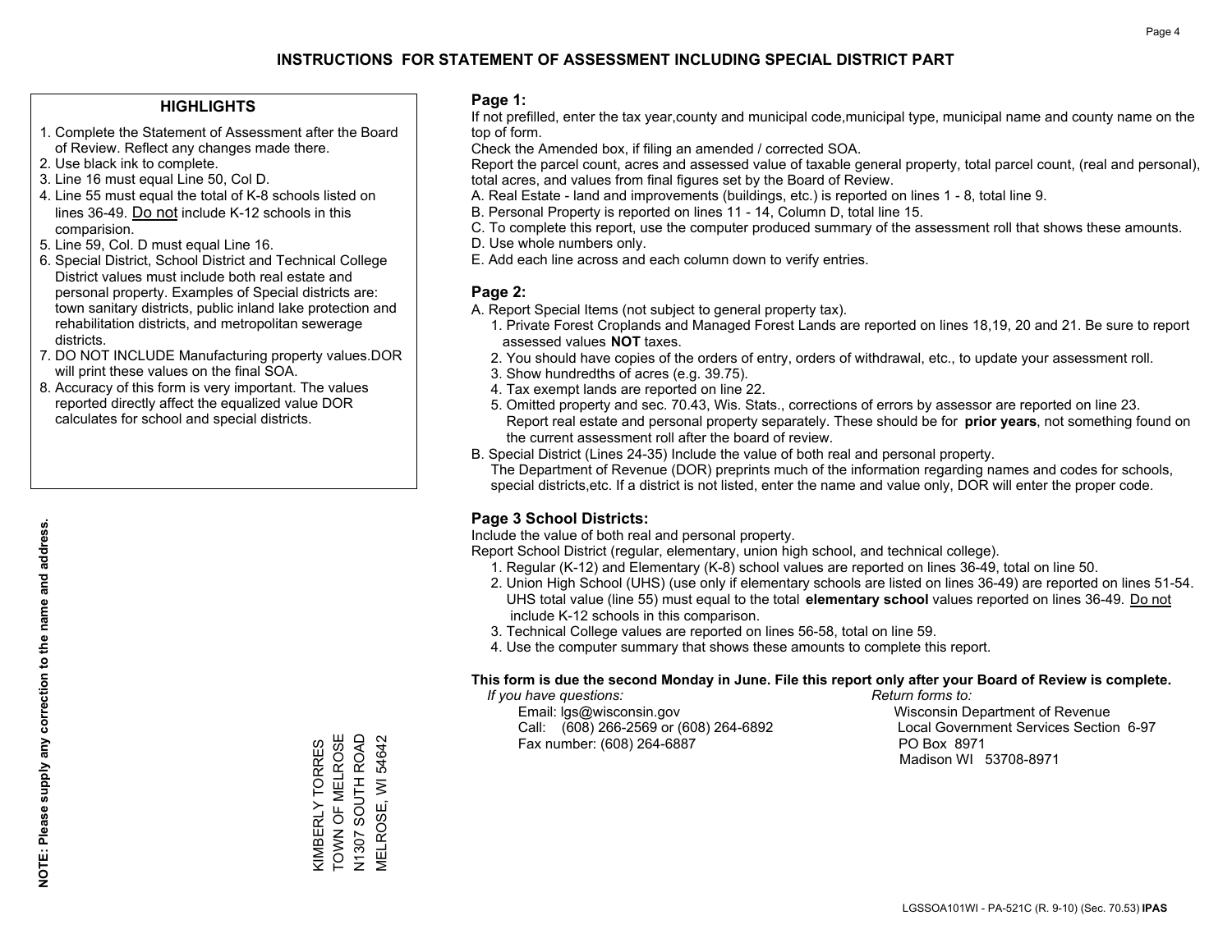# INSTRUCTIONS FOR STATEMENT OF ASSESSMENT INCLUDING SPECIAL DISTRICT PART

## HIGHLIGHTS

1. Complete the Statement of Assessment after the Board of Review. Reflect any changes made there.
2. Use black ink to complete.
3. Line 16 must equal Line 50, Col D.
4. Line 55 must equal the total of K-8 schools listed on lines 36-49. Do not include K-12 schools in this comparision.
5. Line 59, Col. D must equal Line 16.
6. Special District, School District and Technical College District values must include both real estate and personal property. Examples of Special districts are: town sanitary districts, public inland lake protection and rehabilitation districts, and metropolitan sewerage districts.
7. DO NOT INCLUDE Manufacturing property values.DOR will print these values on the final SOA.
8. Accuracy of this form is very important. The values reported directly affect the equalized value DOR calculates for school and special districts.

**NOTE: Please supply any correction to the name and address.**

KIMBERLY TORRES
TOWN OF MELROSE
N1307 SOUTH ROAD
MELROSE, WI 54642

## Page 1:

If not prefilled, enter the tax year,county and municipal code,municipal type, municipal name and county name on the top of form.

Check the Amended box, if filing an amended / corrected SOA.

Report the parcel count, acres and assessed value of taxable general property, total parcel count, (real and personal), total acres, and values from final figures set by the Board of Review.

A. Real Estate - land and improvements (buildings, etc.) is reported on lines 1 - 8, total line 9.
B. Personal Property is reported on lines 11 - 14, Column D, total line 15.
C. To complete this report, use the computer produced summary of the assessment roll that shows these amounts.
D. Use whole numbers only.
E. Add each line across and each column down to verify entries.

## Page 2:

A. Report Special Items (not subject to general property tax).
   1. Private Forest Croplands and Managed Forest Lands are reported on lines 18,19, 20 and 21. Be sure to report assessed values **NOT** taxes.
   2. You should have copies of the orders of entry, orders of withdrawal, etc., to update your assessment roll.
   3. Show hundredths of acres (e.g. 39.75).
   4. Tax exempt lands are reported on line 22.
   5. Omitted property and sec. 70.43, Wis. Stats., corrections of errors by assessor are reported on line 23. Report real estate and personal property separately. These should be for **prior years**, not something found on the current assessment roll after the board of review.
B. Special District (Lines 24-35) Include the value of both real and personal property.
   The Department of Revenue (DOR) preprints much of the information regarding names and codes for schools, special districts,etc. If a district is not listed, enter the name and value only, DOR will enter the proper code.

## Page 3 School Districts:

Include the value of both real and personal property.

Report School District (regular, elementary, union high school, and technical college).

1. Regular (K-12) and Elementary (K-8) school values are reported on lines 36-49, total on line 50.
2. Union High School (UHS) (use only if elementary schools are listed on lines 36-49) are reported on lines 51-54. UHS total value (line 55) must equal to the total **elementary school** values reported on lines 36-49. Do not include K-12 schools in this comparison.
3. Technical College values are reported on lines 56-58, total on line 59.
4. Use the computer summary that shows these amounts to complete this report.

**This form is due the second Monday in June. File this report only after your Board of Review is complete.**

*If you have questions:*
Email: lgs@wisconsin.gov
Call: (608) 266-2569 or (608) 264-6892
Fax number: (608) 264-6887

*Return forms to:*
Wisconsin Department of Revenue
Local Government Services Section 6-97
PO Box 8971
Madison WI 53708-8971

LGSSOA101WI - PA-521C (R. 9-10) (Sec. 70.53) **IPAS**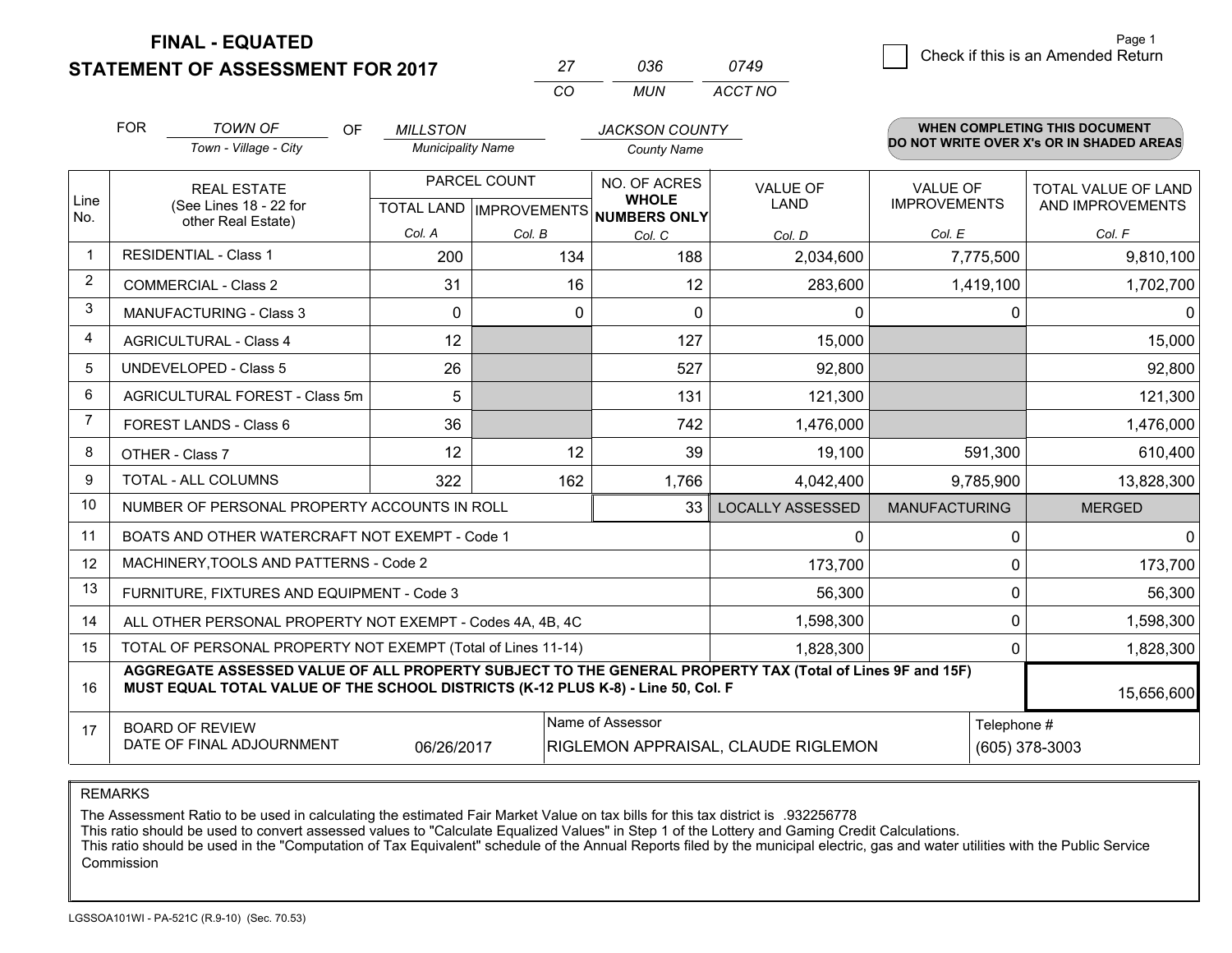**FINAL - EQUATED**
**STATEMENT OF ASSESSMENT FOR 2017**

| 27 | 036 | 0749 |
|---|---|---|
| CO | MUN | ACCT NO |

Check if this is an Amended Return

FOR *TOWN OF* (Town - Village - City) OF *MILLSTON* (Municipality Name) *JACKSON COUNTY* (County Name)

**WHEN COMPLETING THIS DOCUMENT DO NOT WRITE OVER X's OR IN SHADED AREAS**

| Line No. | REAL ESTATE (See Lines 18 - 22 for other Real Estate) | PARCEL COUNT | | NO. OF ACRES WHOLE NUMBERS ONLY | VALUE OF LAND | VALUE OF IMPROVEMENTS | TOTAL VALUE OF LAND AND IMPROVEMENTS |
|---|---|---|---|---|---|---|---|
| | | TOTAL LAND | IMPROVEMENTS | | | | |
| | | Col. A | Col. B | Col. C | Col. D | Col. E | Col. F |
| 1 | RESIDENTIAL - Class 1 | 200 | 134 | 188 | 2,034,600 | 7,775,500 | 9,810,100 |
| 2 | COMMERCIAL - Class 2 | 31 | 16 | 12 | 283,600 | 1,419,100 | 1,702,700 |
| 3 | MANUFACTURING - Class 3 | 0 | 0 | 0 | 0 | 0 | 0 |
| 4 | AGRICULTURAL - Class 4 | 12 | | 127 | 15,000 | | 15,000 |
| 5 | UNDEVELOPED - Class 5 | 26 | | 527 | 92,800 | | 92,800 |
| 6 | AGRICULTURAL FOREST - Class 5m | 5 | | 131 | 121,300 | | 121,300 |
| 7 | FOREST LANDS - Class 6 | 36 | | 742 | 1,476,000 | | 1,476,000 |
| 8 | OTHER - Class 7 | 12 | 12 | 39 | 19,100 | 591,300 | 610,400 |
| 9 | TOTAL - ALL COLUMNS | 322 | 162 | 1,766 | 4,042,400 | 9,785,900 | 13,828,300 |
| 10 | NUMBER OF PERSONAL PROPERTY ACCOUNTS IN ROLL | | | 33 | LOCALLY ASSESSED | MANUFACTURING | MERGED |
| 11 | BOATS AND OTHER WATERCRAFT NOT EXEMPT - Code 1 | | | | 0 | 0 | 0 |
| 12 | MACHINERY,TOOLS AND PATTERNS - Code 2 | | | | 173,700 | 0 | 173,700 |
| 13 | FURNITURE, FIXTURES AND EQUIPMENT - Code 3 | | | | 56,300 | 0 | 56,300 |
| 14 | ALL OTHER PERSONAL PROPERTY NOT EXEMPT - Codes 4A, 4B, 4C | | | | 1,598,300 | 0 | 1,598,300 |
| 15 | TOTAL OF PERSONAL PROPERTY NOT EXEMPT (Total of Lines 11-14) | | | | 1,828,300 | 0 | 1,828,300 |
| 16 | **AGGREGATE ASSESSED VALUE OF ALL PROPERTY SUBJECT TO THE GENERAL PROPERTY TAX (Total of Lines 9F and 15F) MUST EQUAL TOTAL VALUE OF THE SCHOOL DISTRICTS (K-12 PLUS K-8) - Line 50, Col. F** | | | | | | 15,656,600 |
| 17 | BOARD OF REVIEW DATE OF FINAL ADJOURNMENT | 06/26/2017 | | Name of Assessor: RIGLEMON APPRAISAL, CLAUDE RIGLEMON | | Telephone #: (605) 378-3003 | |

REMARKS

The Assessment Ratio to be used in calculating the estimated Fair Market Value on tax bills for this tax district is .932256778
This ratio should be used to convert assessed values to "Calculate Equalized Values" in Step 1 of the Lottery and Gaming Credit Calculations.
This ratio should be used in the "Computation of Tax Equivalent" schedule of the Annual Reports filed by the municipal electric, gas and water utilities with the Public Service Commission

LGSSOA101WI - PA-521C (R.9-10) (Sec. 70.53)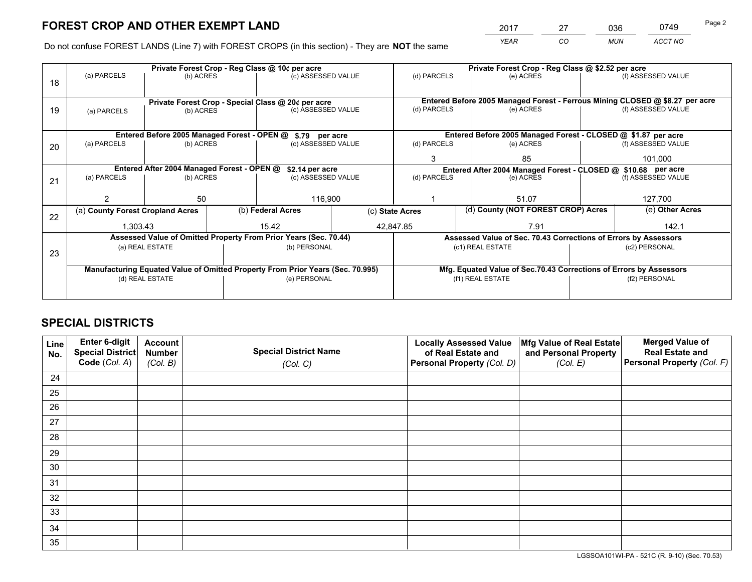# FOREST CROP AND OTHER EXEMPT LAND

| 2017 | 27 | 036 | 0749 |
|---|---|---|---|
| *YEAR* | *CO* | *MUN* | *ACCT NO* |

Do not confuse FOREST LANDS (Line 7) with FOREST CROPS (in this section) - They are **NOT** the same

| Line | | | | | | |
|---|---|---|---|---|---|---|
| 18 | **Private Forest Crop - Reg Class @ 10¢ per acre** | | | **Private Forest Crop - Reg Class @ $2.52 per acre** | | |
| | (a) PARCELS | (b) ACRES | (c) ASSESSED VALUE | (d) PARCELS | (e) ACRES | (f) ASSESSED VALUE |
| | | | | | | |
| 19 | **Private Forest Crop - Special Class @ 20¢ per acre** | | | **Entered Before 2005 Managed Forest - Ferrous Mining CLOSED @ $8.27 per acre** | | |
| | (a) PARCELS | (b) ACRES | (c) ASSESSED VALUE | (d) PARCELS | (e) ACRES | (f) ASSESSED VALUE |
| | | | | | | |
| 20 | **Entered Before 2005 Managed Forest - OPEN @ $.79 per acre** | | | **Entered Before 2005 Managed Forest - CLOSED @ $1.87 per acre** | | |
| | (a) PARCELS | (b) ACRES | (c) ASSESSED VALUE | (d) PARCELS | (e) ACRES | (f) ASSESSED VALUE |
| | | | | 3 | 85 | 101,000 |
| 21 | **Entered After 2004 Managed Forest - OPEN @ $2.14 per acre** | | | **Entered After 2004 Managed Forest - CLOSED @ $10.68 per acre** | | |
| | (a) PARCELS | (b) ACRES | (c) ASSESSED VALUE | (d) PARCELS | (e) ACRES | (f) ASSESSED VALUE |
| | 2 | 50 | 116,900 | 1 | 51.07 | 127,700 |

| Line | (a) County Forest Cropland Acres | (b) Federal Acres | (c) State Acres | (d) County (NOT FOREST CROP) Acres | (e) Other Acres |
|---|---|---|---|---|---|
| 22 | 1,303.43 | 15.42 | 42,847.85 | 7.91 | 142.1 |

| Line | | | | |
|---|---|---|---|---|
| 23 | **Assessed Value of Omitted Property From Prior Years (Sec. 70.44)** | | **Assessed Value of Sec. 70.43 Corrections of Errors by Assessors** | |
| | (a) REAL ESTATE | (b) PERSONAL | (c1) REAL ESTATE | (c2) PERSONAL |
| | | | | |
| | **Manufacturing Equated Value of Omitted Property From Prior Years (Sec. 70.995)** | | **Mfg. Equated Value of Sec.70.43 Corrections of Errors by Assessors** | |
| | (d) REAL ESTATE | (e) PERSONAL | (f1) REAL ESTATE | (f2) PERSONAL |
| | | | | |

# SPECIAL DISTRICTS

| Line No. | Enter 6-digit Special District Code (Col. A) | Account Number (Col. B) | Special District Name (Col. C) | Locally Assessed Value of Real Estate and Personal Property (Col. D) | Mfg Value of Real Estate and Personal Property (Col. E) | Merged Value of Real Estate and Personal Property (Col. F) |
|---|---|---|---|---|---|---|
| 24 | | | | | | |
| 25 | | | | | | |
| 26 | | | | | | |
| 27 | | | | | | |
| 28 | | | | | | |
| 29 | | | | | | |
| 30 | | | | | | |
| 31 | | | | | | |
| 32 | | | | | | |
| 33 | | | | | | |
| 34 | | | | | | |
| 35 | | | | | | |

LGSSOA101WI-PA - 521C (R. 9-10) (Sec. 70.53)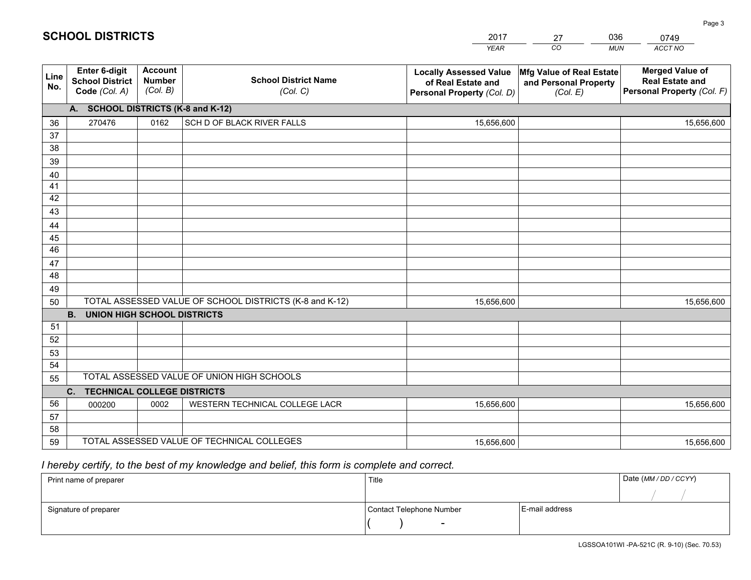## SCHOOL DISTRICTS

| 2017 | 27 | 036 | 0749 |
|---|---|---|---|
| *YEAR* | *CO* | *MUN* | *ACCT NO* |

| Line No. | Enter 6-digit School District Code *(Col. A)* | Account Number *(Col. B)* | School District Name *(Col. C)* | Locally Assessed Value of Real Estate and Personal Property *(Col. D)* | Mfg Value of Real Estate and Personal Property *(Col. E)* | Merged Value of Real Estate and Personal Property *(Col. F)* |
|---|---|---|---|---|---|---|
| | **A. SCHOOL DISTRICTS (K-8 and K-12)** | | | | | |
| 36 | 270476 | 0162 | SCH D OF BLACK RIVER FALLS | 15,656,600 | | 15,656,600 |
| 37 | | | | | | |
| 38 | | | | | | |
| 39 | | | | | | |
| 40 | | | | | | |
| 41 | | | | | | |
| 42 | | | | | | |
| 43 | | | | | | |
| 44 | | | | | | |
| 45 | | | | | | |
| 46 | | | | | | |
| 47 | | | | | | |
| 48 | | | | | | |
| 49 | | | | | | |
| 50 | TOTAL ASSESSED VALUE OF SCHOOL DISTRICTS (K-8 and K-12) | | | 15,656,600 | | 15,656,600 |
| | **B. UNION HIGH SCHOOL DISTRICTS** | | | | | |
| 51 | | | | | | |
| 52 | | | | | | |
| 53 | | | | | | |
| 54 | | | | | | |
| 55 | TOTAL ASSESSED VALUE OF UNION HIGH SCHOOLS | | | | | |
| | **C. TECHNICAL COLLEGE DISTRICTS** | | | | | |
| 56 | 000200 | 0002 | WESTERN TECHNICAL COLLEGE LACR | 15,656,600 | | 15,656,600 |
| 57 | | | | | | |
| 58 | | | | | | |
| 59 | TOTAL ASSESSED VALUE OF TECHNICAL COLLEGES | | | 15,656,600 | | 15,656,600 |

*I hereby certify, to the best of my knowledge and belief, this form is complete and correct.*

| Print name of preparer | Title | | Date *(MM / DD / CCYY)* |
|---|---|---|---|
| | | | / / |
| Signature of preparer | Contact Telephone Number | E-mail address | |
| | ( ) - | | |

LGSSOA101WI -PA-521C (R. 9-10) (Sec. 70.53)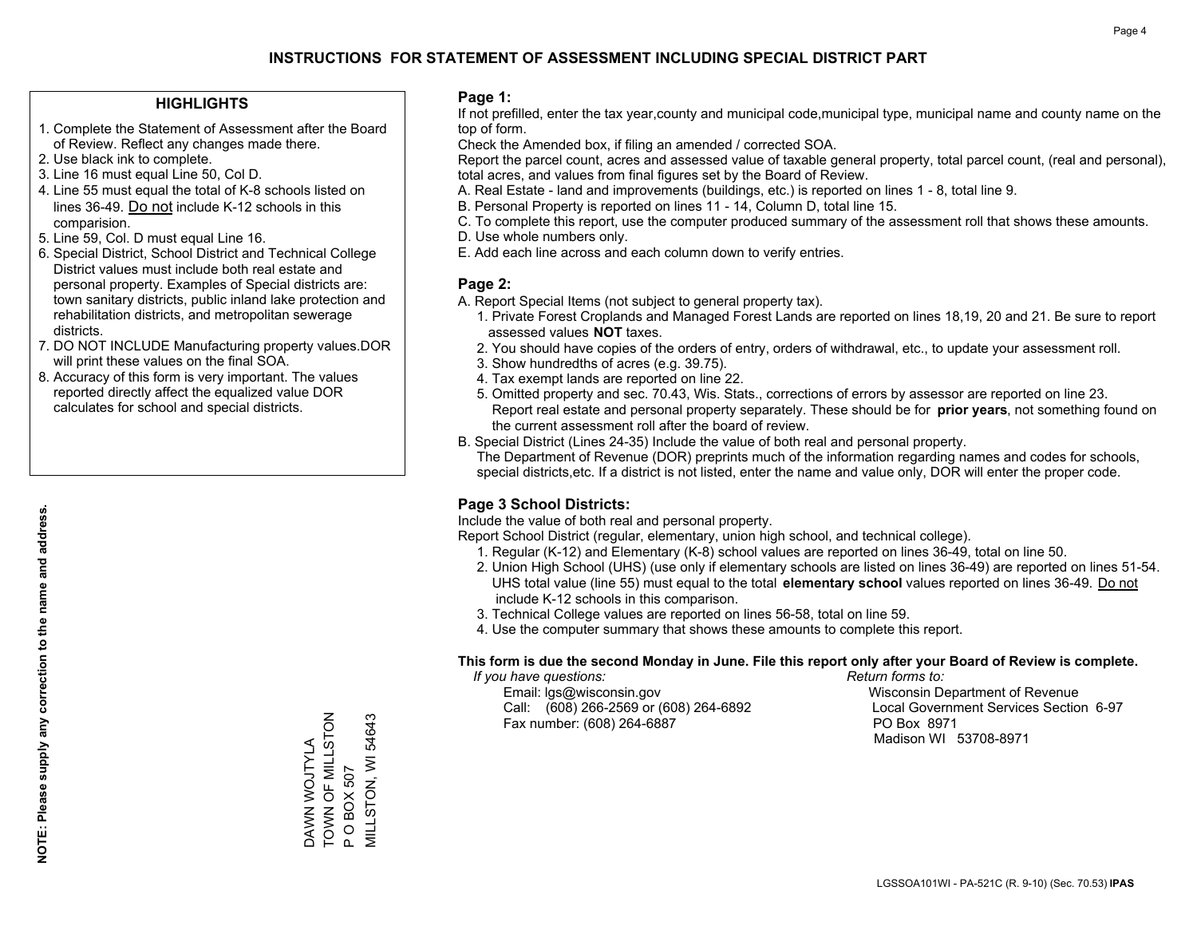# INSTRUCTIONS FOR STATEMENT OF ASSESSMENT INCLUDING SPECIAL DISTRICT PART

## HIGHLIGHTS

1. Complete the Statement of Assessment after the Board of Review. Reflect any changes made there.
2. Use black ink to complete.
3. Line 16 must equal Line 50, Col D.
4. Line 55 must equal the total of K-8 schools listed on lines 36-49. Do not include K-12 schools in this comparision.
5. Line 59, Col. D must equal Line 16.
6. Special District, School District and Technical College District values must include both real estate and personal property. Examples of Special districts are: town sanitary districts, public inland lake protection and rehabilitation districts, and metropolitan sewerage districts.
7. DO NOT INCLUDE Manufacturing property values.DOR will print these values on the final SOA.
8. Accuracy of this form is very important. The values reported directly affect the equalized value DOR calculates for school and special districts.

**NOTE: Please supply any correction to the name and address.**

DAWN WOJTYLA
TOWN OF MILLSTON
P O BOX 507
MILLSTON, WI 54643

## Page 1:

If not prefilled, enter the tax year,county and municipal code,municipal type, municipal name and county name on the top of form.

Check the Amended box, if filing an amended / corrected SOA.

Report the parcel count, acres and assessed value of taxable general property, total parcel count, (real and personal), total acres, and values from final figures set by the Board of Review.

A. Real Estate - land and improvements (buildings, etc.) is reported on lines 1 - 8, total line 9.
B. Personal Property is reported on lines 11 - 14, Column D, total line 15.
C. To complete this report, use the computer produced summary of the assessment roll that shows these amounts.
D. Use whole numbers only.
E. Add each line across and each column down to verify entries.

## Page 2:

A. Report Special Items (not subject to general property tax).
   1. Private Forest Croplands and Managed Forest Lands are reported on lines 18,19, 20 and 21. Be sure to report assessed values **NOT** taxes.
   2. You should have copies of the orders of entry, orders of withdrawal, etc., to update your assessment roll.
   3. Show hundredths of acres (e.g. 39.75).
   4. Tax exempt lands are reported on line 22.
   5. Omitted property and sec. 70.43, Wis. Stats., corrections of errors by assessor are reported on line 23. Report real estate and personal property separately. These should be for **prior years**, not something found on the current assessment roll after the board of review.
B. Special District (Lines 24-35) Include the value of both real and personal property.
   The Department of Revenue (DOR) preprints much of the information regarding names and codes for schools, special districts,etc. If a district is not listed, enter the name and value only, DOR will enter the proper code.

## Page 3 School Districts:

Include the value of both real and personal property.

Report School District (regular, elementary, union high school, and technical college).

1. Regular (K-12) and Elementary (K-8) school values are reported on lines 36-49, total on line 50.
2. Union High School (UHS) (use only if elementary schools are listed on lines 36-49) are reported on lines 51-54. UHS total value (line 55) must equal to the total **elementary school** values reported on lines 36-49. Do not include K-12 schools in this comparison.
3. Technical College values are reported on lines 56-58, total on line 59.
4. Use the computer summary that shows these amounts to complete this report.

**This form is due the second Monday in June. File this report only after your Board of Review is complete.**

*If you have questions:*
Email: lgs@wisconsin.gov
Call: (608) 266-2569 or (608) 264-6892
Fax number: (608) 264-6887

*Return forms to:*
Wisconsin Department of Revenue
Local Government Services Section 6-97
PO Box 8971
Madison WI 53708-8971

LGSSOA101WI - PA-521C (R. 9-10) (Sec. 70.53) **IPAS**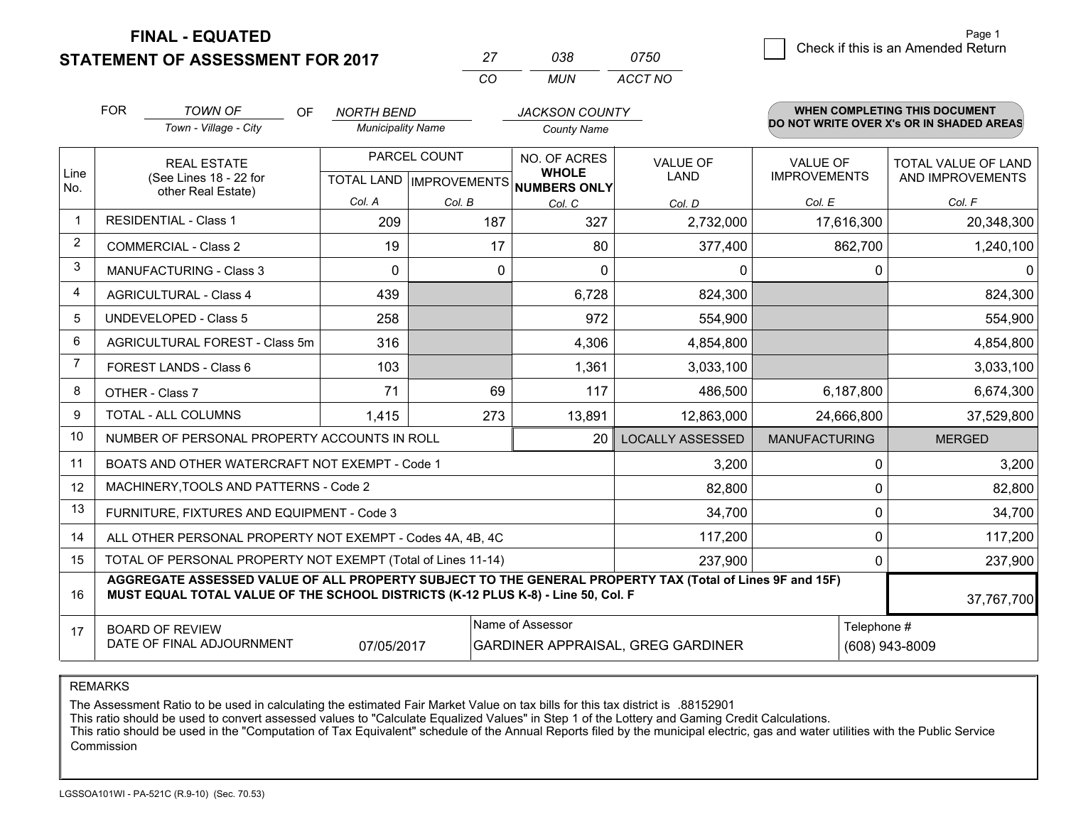# FINAL - EQUATED
# STATEMENT OF ASSESSMENT FOR 2017

| 27 | 038 | 0750 |
|---|---|---|
| CO | MUN | ACCT NO |

☐ Check if this is an Amended Return

FOR *TOWN OF* (Town - Village - City) OF *NORTH BEND* (Municipality Name) *JACKSON COUNTY* (County Name)

**WHEN COMPLETING THIS DOCUMENT DO NOT WRITE OVER X's OR IN SHADED AREAS**

| Line No. | REAL ESTATE (See Lines 18 - 22 for other Real Estate) | PARCEL COUNT | | NO. OF ACRES WHOLE NUMBERS ONLY | VALUE OF LAND | VALUE OF IMPROVEMENTS | TOTAL VALUE OF LAND AND IMPROVEMENTS |
|---|---|---|---|---|---|---|---|
| | | TOTAL LAND | IMPROVEMENTS | | | | |
| | | Col. A | Col. B | Col. C | Col. D | Col. E | Col. F |
| 1 | RESIDENTIAL - Class 1 | 209 | 187 | 327 | 2,732,000 | 17,616,300 | 20,348,300 |
| 2 | COMMERCIAL - Class 2 | 19 | 17 | 80 | 377,400 | 862,700 | 1,240,100 |
| 3 | MANUFACTURING - Class 3 | 0 | 0 | 0 | 0 | 0 | 0 |
| 4 | AGRICULTURAL - Class 4 | 439 | | 6,728 | 824,300 | | 824,300 |
| 5 | UNDEVELOPED - Class 5 | 258 | | 972 | 554,900 | | 554,900 |
| 6 | AGRICULTURAL FOREST - Class 5m | 316 | | 4,306 | 4,854,800 | | 4,854,800 |
| 7 | FOREST LANDS - Class 6 | 103 | | 1,361 | 3,033,100 | | 3,033,100 |
| 8 | OTHER - Class 7 | 71 | 69 | 117 | 486,500 | 6,187,800 | 6,674,300 |
| 9 | TOTAL - ALL COLUMNS | 1,415 | 273 | 13,891 | 12,863,000 | 24,666,800 | 37,529,800 |
| 10 | NUMBER OF PERSONAL PROPERTY ACCOUNTS IN ROLL | | | 20 | LOCALLY ASSESSED | MANUFACTURING | MERGED |
| 11 | BOATS AND OTHER WATERCRAFT NOT EXEMPT - Code 1 | | | | 3,200 | 0 | 3,200 |
| 12 | MACHINERY,TOOLS AND PATTERNS - Code 2 | | | | 82,800 | 0 | 82,800 |
| 13 | FURNITURE, FIXTURES AND EQUIPMENT - Code 3 | | | | 34,700 | 0 | 34,700 |
| 14 | ALL OTHER PERSONAL PROPERTY NOT EXEMPT - Codes 4A, 4B, 4C | | | | 117,200 | 0 | 117,200 |
| 15 | TOTAL OF PERSONAL PROPERTY NOT EXEMPT (Total of Lines 11-14) | | | | 237,900 | 0 | 237,900 |
| 16 | **AGGREGATE ASSESSED VALUE OF ALL PROPERTY SUBJECT TO THE GENERAL PROPERTY TAX (Total of Lines 9F and 15F) MUST EQUAL TOTAL VALUE OF THE SCHOOL DISTRICTS (K-12 PLUS K-8) - Line 50, Col. F** | | | | | | 37,767,700 |
| 17 | BOARD OF REVIEW DATE OF FINAL ADJOURNMENT | 07/05/2017 | | Name of Assessor: GARDINER APPRAISAL, GREG GARDINER | | Telephone #: (608) 943-8009 | |

REMARKS

The Assessment Ratio to be used in calculating the estimated Fair Market Value on tax bills for this tax district is .88152901
This ratio should be used to convert assessed values to "Calculate Equalized Values" in Step 1 of the Lottery and Gaming Credit Calculations.
This ratio should be used in the "Computation of Tax Equivalent" schedule of the Annual Reports filed by the municipal electric, gas and water utilities with the Public Service Commission

LGSSOA101WI - PA-521C (R.9-10) (Sec. 70.53)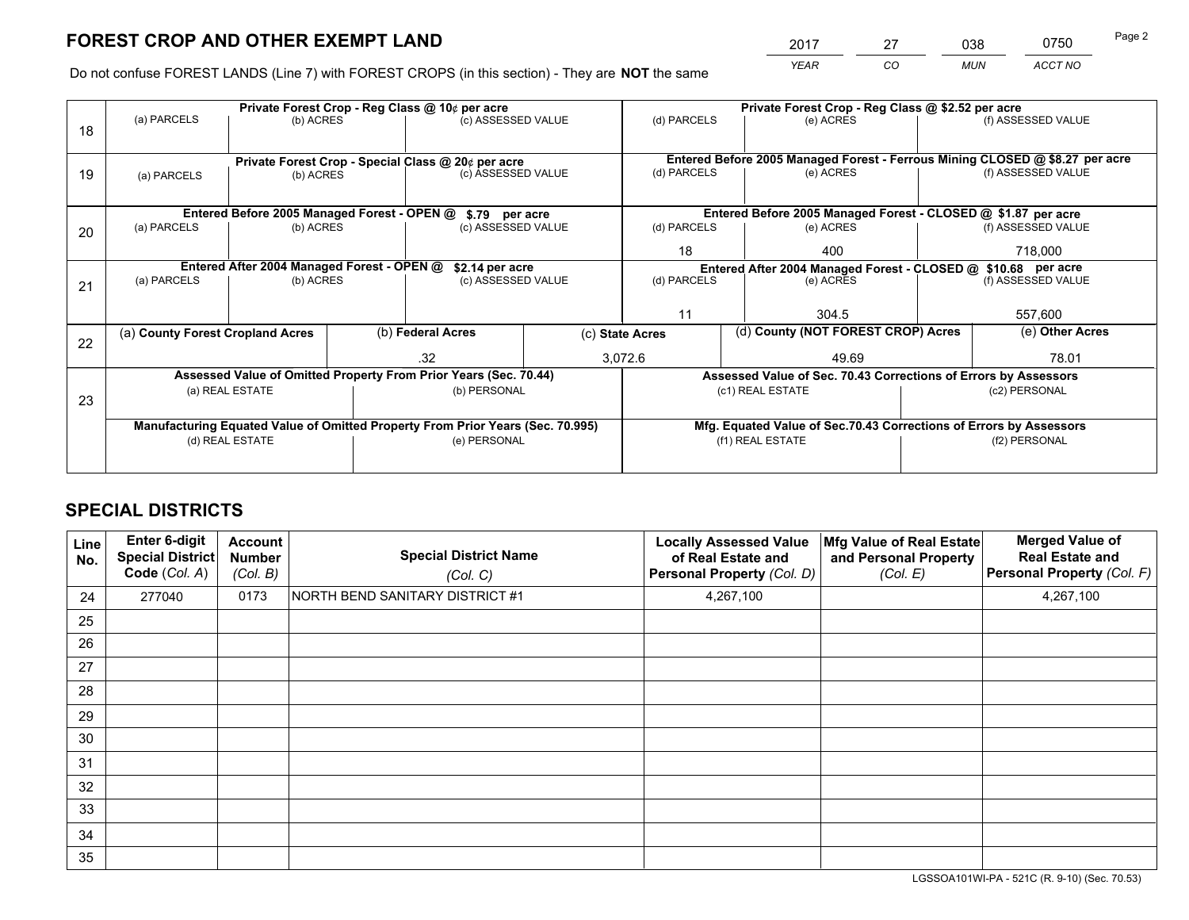# FOREST CROP AND OTHER EXEMPT LAND

| 2017 | 27 | 038 | 0750 |
|---|---|---|---|
| *YEAR* | *CO* | *MUN* | *ACCT NO* |

Do not confuse FOREST LANDS (Line 7) with FOREST CROPS (in this section) - They are **NOT** the same

| Line | Private Forest Crop - Reg Class @ 10¢ per acre | | | Private Forest Crop - Reg Class @ $2.52 per acre | | |
|---|---|---|---|---|---|---|
| 18 | (a) PARCELS | (b) ACRES | (c) ASSESSED VALUE | (d) PARCELS | (e) ACRES | (f) ASSESSED VALUE |
| | | | | | | |
| | **Private Forest Crop - Special Class @ 20¢ per acre** | | | **Entered Before 2005 Managed Forest - Ferrous Mining CLOSED @ $8.27 per acre** | | |
| 19 | (a) PARCELS | (b) ACRES | (c) ASSESSED VALUE | (d) PARCELS | (e) ACRES | (f) ASSESSED VALUE |
| | | | | | | |
| | **Entered Before 2005 Managed Forest - OPEN @ $.79 per acre** | | | **Entered Before 2005 Managed Forest - CLOSED @ $1.87 per acre** | | |
| 20 | (a) PARCELS | (b) ACRES | (c) ASSESSED VALUE | (d) PARCELS | (e) ACRES | (f) ASSESSED VALUE |
| | | | | 18 | 400 | 718,000 |
| | **Entered After 2004 Managed Forest - OPEN @ $2.14 per acre** | | | **Entered After 2004 Managed Forest - CLOSED @ $10.68 per acre** | | |
| 21 | (a) PARCELS | (b) ACRES | (c) ASSESSED VALUE | (d) PARCELS | (e) ACRES | (f) ASSESSED VALUE |
| | | | | 11 | 304.5 | 557,600 |

| Line | (a) County Forest Cropland Acres | (b) Federal Acres | (c) State Acres | (d) County (NOT FOREST CROP) Acres | (e) Other Acres |
|---|---|---|---|---|---|
| 22 | | .32 | 3,072.6 | 49.69 | 78.01 |

| Line | Assessed Value of Omitted Property From Prior Years (Sec. 70.44) | | Assessed Value of Sec. 70.43 Corrections of Errors by Assessors | |
|---|---|---|---|---|
| 23 | (a) REAL ESTATE | (b) PERSONAL | (c1) REAL ESTATE | (c2) PERSONAL |
| | | | | |
| | **Manufacturing Equated Value of Omitted Property From Prior Years (Sec. 70.995)** | | **Mfg. Equated Value of Sec.70.43 Corrections of Errors by Assessors** | |
| | (d) REAL ESTATE | (e) PERSONAL | (f1) REAL ESTATE | (f2) PERSONAL |
| | | | | |

# SPECIAL DISTRICTS

| Line No. | Enter 6-digit Special District Code (Col. A) | Account Number (Col. B) | Special District Name (Col. C) | Locally Assessed Value of Real Estate and Personal Property (Col. D) | Mfg Value of Real Estate and Personal Property (Col. E) | Merged Value of Real Estate and Personal Property (Col. F) |
|---|---|---|---|---|---|---|
| 24 | 277040 | 0173 | NORTH BEND SANITARY DISTRICT #1 | 4,267,100 | | 4,267,100 |
| 25 | | | | | | |
| 26 | | | | | | |
| 27 | | | | | | |
| 28 | | | | | | |
| 29 | | | | | | |
| 30 | | | | | | |
| 31 | | | | | | |
| 32 | | | | | | |
| 33 | | | | | | |
| 34 | | | | | | |
| 35 | | | | | | |

LGSSOA101WI-PA - 521C (R. 9-10) (Sec. 70.53)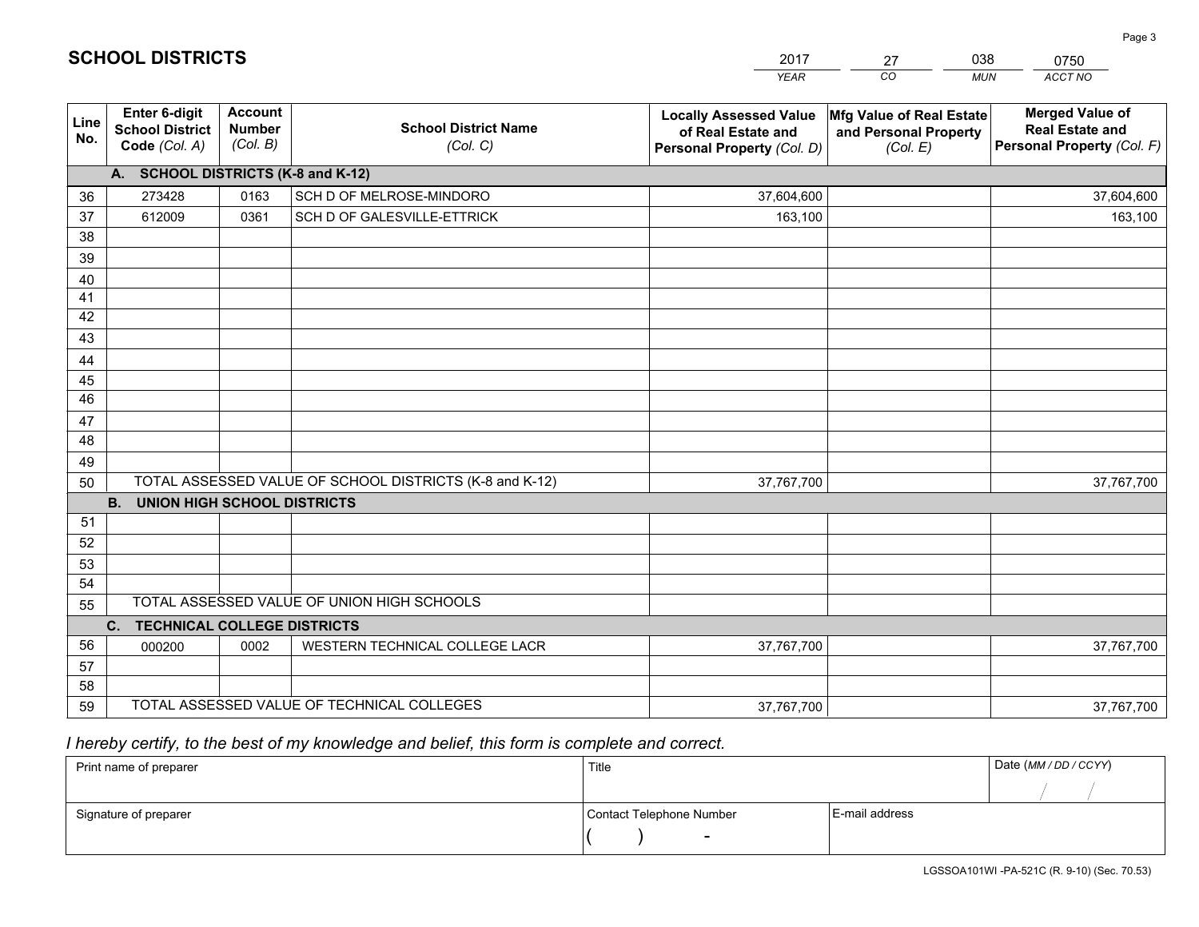# SCHOOL DISTRICTS

| 2017 | 27 | 038 | 0750 |
|---|---|---|---|
| *YEAR* | *CO* | *MUN* | *ACCT NO* |

| Line No. | Enter 6-digit School District Code *(Col. A)* | Account Number *(Col. B)* | School District Name *(Col. C)* | Locally Assessed Value of Real Estate and Personal Property *(Col. D)* | Mfg Value of Real Estate and Personal Property *(Col. E)* | Merged Value of Real Estate and Personal Property *(Col. F)* |
|---|---|---|---|---|---|---|
| | **A. SCHOOL DISTRICTS (K-8 and K-12)** | | | | | |
| 36 | 273428 | 0163 | SCH D OF MELROSE-MINDORO | 37,604,600 | | 37,604,600 |
| 37 | 612009 | 0361 | SCH D OF GALESVILLE-ETTRICK | 163,100 | | 163,100 |
| 38 | | | | | | |
| 39 | | | | | | |
| 40 | | | | | | |
| 41 | | | | | | |
| 42 | | | | | | |
| 43 | | | | | | |
| 44 | | | | | | |
| 45 | | | | | | |
| 46 | | | | | | |
| 47 | | | | | | |
| 48 | | | | | | |
| 49 | | | | | | |
| 50 | TOTAL ASSESSED VALUE OF SCHOOL DISTRICTS (K-8 and K-12) | | | 37,767,700 | | 37,767,700 |
| | **B. UNION HIGH SCHOOL DISTRICTS** | | | | | |
| 51 | | | | | | |
| 52 | | | | | | |
| 53 | | | | | | |
| 54 | | | | | | |
| 55 | TOTAL ASSESSED VALUE OF UNION HIGH SCHOOLS | | | | | |
| | **C. TECHNICAL COLLEGE DISTRICTS** | | | | | |
| 56 | 000200 | 0002 | WESTERN TECHNICAL COLLEGE LACR | 37,767,700 | | 37,767,700 |
| 57 | | | | | | |
| 58 | | | | | | |
| 59 | TOTAL ASSESSED VALUE OF TECHNICAL COLLEGES | | | 37,767,700 | | 37,767,700 |

*I hereby certify, to the best of my knowledge and belief, this form is complete and correct.*

| Print name of preparer | Title | | Date *(MM / DD / CCYY)* |
|---|---|---|---|
| | | | / / |
| Signature of preparer | Contact Telephone Number | E-mail address | |
| | ( ) - | | |

LGSSOA101WI -PA-521C (R. 9-10) (Sec. 70.53)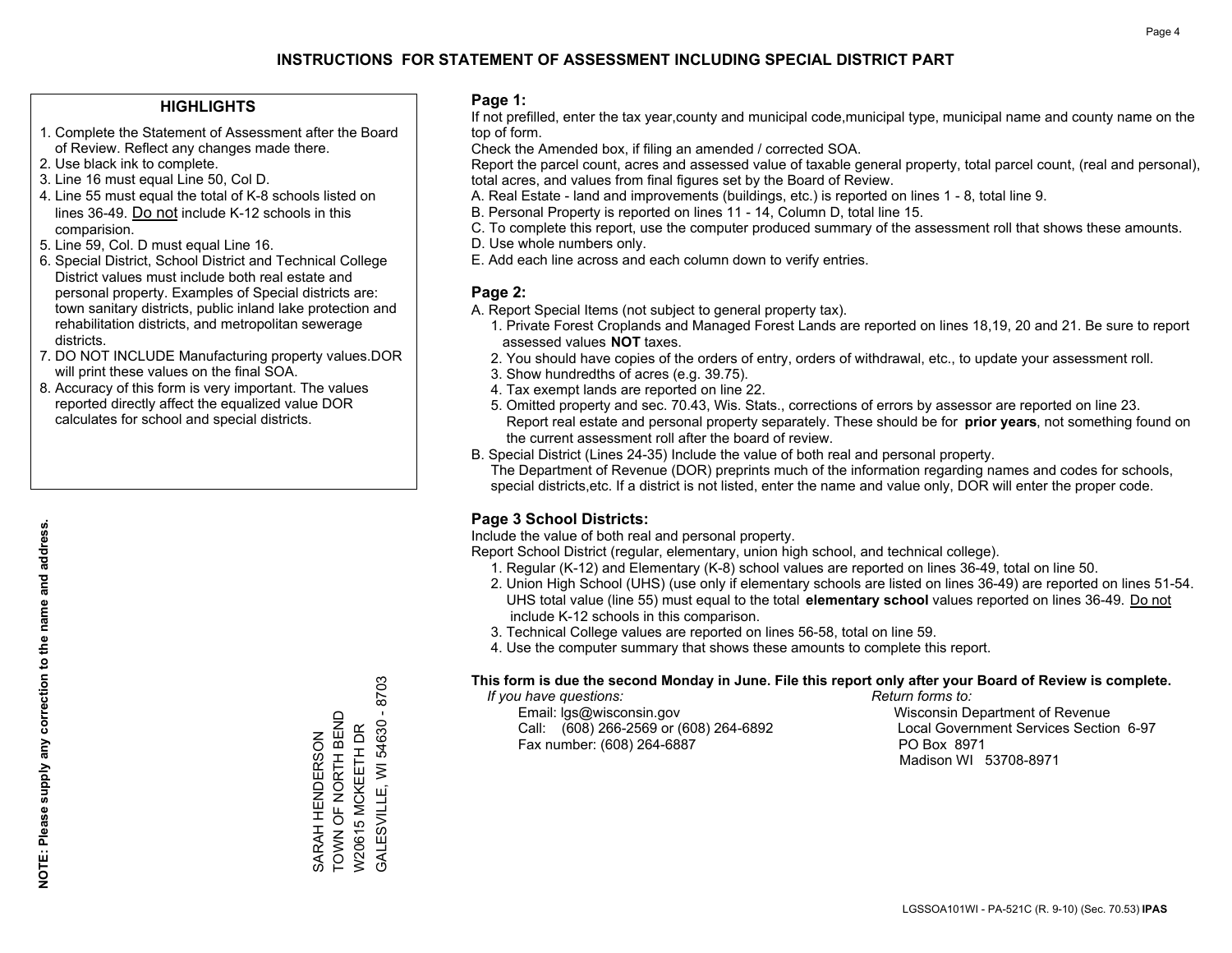# INSTRUCTIONS FOR STATEMENT OF ASSESSMENT INCLUDING SPECIAL DISTRICT PART

## HIGHLIGHTS

1. Complete the Statement of Assessment after the Board of Review. Reflect any changes made there.
2. Use black ink to complete.
3. Line 16 must equal Line 50, Col D.
4. Line 55 must equal the total of K-8 schools listed on lines 36-49. Do not include K-12 schools in this comparision.
5. Line 59, Col. D must equal Line 16.
6. Special District, School District and Technical College District values must include both real estate and personal property. Examples of Special districts are: town sanitary districts, public inland lake protection and rehabilitation districts, and metropolitan sewerage districts.
7. DO NOT INCLUDE Manufacturing property values.DOR will print these values on the final SOA.
8. Accuracy of this form is very important. The values reported directly affect the equalized value DOR calculates for school and special districts.

**NOTE: Please supply any correction to the name and address.**

SARAH HENDERSON
TOWN OF NORTH BEND
W20615 MCKEETH DR
GALESVILLE, WI 54630 - 8703

## Page 1:

If not prefilled, enter the tax year,county and municipal code,municipal type, municipal name and county name on the top of form.

Check the Amended box, if filing an amended / corrected SOA.

Report the parcel count, acres and assessed value of taxable general property, total parcel count, (real and personal), total acres, and values from final figures set by the Board of Review.

A. Real Estate - land and improvements (buildings, etc.) is reported on lines 1 - 8, total line 9.
B. Personal Property is reported on lines 11 - 14, Column D, total line 15.
C. To complete this report, use the computer produced summary of the assessment roll that shows these amounts.
D. Use whole numbers only.
E. Add each line across and each column down to verify entries.

## Page 2:

A. Report Special Items (not subject to general property tax).
   1. Private Forest Croplands and Managed Forest Lands are reported on lines 18,19, 20 and 21. Be sure to report assessed values **NOT** taxes.
   2. You should have copies of the orders of entry, orders of withdrawal, etc., to update your assessment roll.
   3. Show hundredths of acres (e.g. 39.75).
   4. Tax exempt lands are reported on line 22.
   5. Omitted property and sec. 70.43, Wis. Stats., corrections of errors by assessor are reported on line 23. Report real estate and personal property separately. These should be for **prior years**, not something found on the current assessment roll after the board of review.
B. Special District (Lines 24-35) Include the value of both real and personal property.
   The Department of Revenue (DOR) preprints much of the information regarding names and codes for schools, special districts,etc. If a district is not listed, enter the name and value only, DOR will enter the proper code.

## Page 3 School Districts:

Include the value of both real and personal property.

Report School District (regular, elementary, union high school, and technical college).

1. Regular (K-12) and Elementary (K-8) school values are reported on lines 36-49, total on line 50.
2. Union High School (UHS) (use only if elementary schools are listed on lines 36-49) are reported on lines 51-54. UHS total value (line 55) must equal to the total **elementary school** values reported on lines 36-49. Do not include K-12 schools in this comparison.
3. Technical College values are reported on lines 56-58, total on line 59.
4. Use the computer summary that shows these amounts to complete this report.

**This form is due the second Monday in June. File this report only after your Board of Review is complete.**

*If you have questions:*
Email: lgs@wisconsin.gov
Call: (608) 266-2569 or (608) 264-6892
Fax number: (608) 264-6887

*Return forms to:*
Wisconsin Department of Revenue
Local Government Services Section 6-97
PO Box 8971
Madison WI 53708-8971

LGSSOA101WI - PA-521C (R. 9-10) (Sec. 70.53) **IPAS**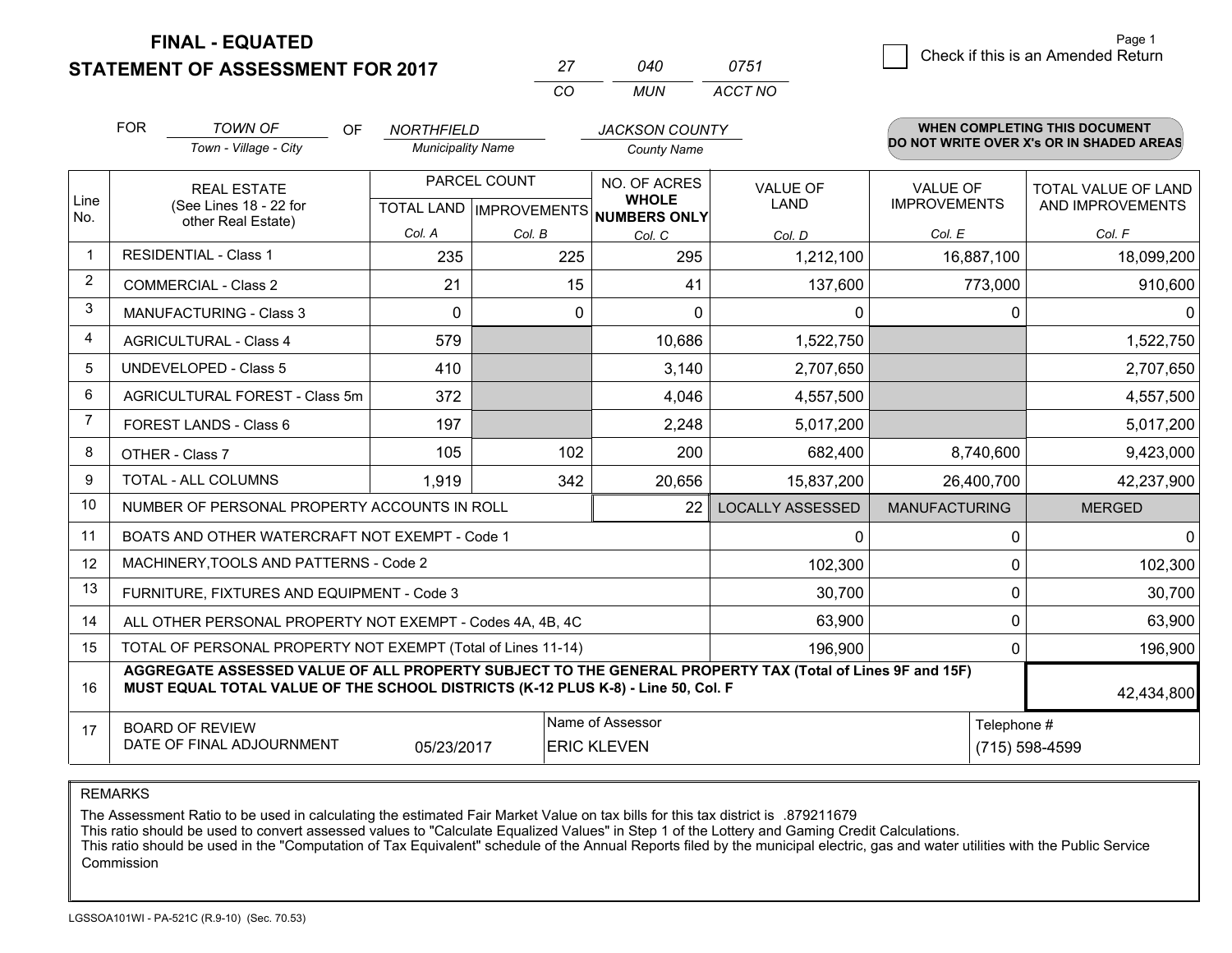# FINAL - EQUATED
# STATEMENT OF ASSESSMENT FOR 2017

| 27 | 040 | 0751 |
|---|---|---|
| CO | MUN | ACCT NO |

Page 1

☐ Check if this is an Amended Return

FOR *TOWN OF* (Town - Village - City) OF *NORTHFIELD* (Municipality Name) *JACKSON COUNTY* (County Name)

**WHEN COMPLETING THIS DOCUMENT DO NOT WRITE OVER X's OR IN SHADED AREAS**

| Line No. | REAL ESTATE (See Lines 18 - 22 for other Real Estate) | PARCEL COUNT TOTAL LAND Col. A | PARCEL COUNT IMPROVEMENTS Col. B | NO. OF ACRES WHOLE NUMBERS ONLY Col. C | VALUE OF LAND Col. D | VALUE OF IMPROVEMENTS Col. E | TOTAL VALUE OF LAND AND IMPROVEMENTS Col. F |
|---|---|---|---|---|---|---|---|
| 1 | RESIDENTIAL - Class 1 | 235 | 225 | 295 | 1,212,100 | 16,887,100 | 18,099,200 |
| 2 | COMMERCIAL - Class 2 | 21 | 15 | 41 | 137,600 | 773,000 | 910,600 |
| 3 | MANUFACTURING - Class 3 | 0 | 0 | 0 | 0 | 0 | 0 |
| 4 | AGRICULTURAL - Class 4 | 579 | | 10,686 | 1,522,750 | | 1,522,750 |
| 5 | UNDEVELOPED - Class 5 | 410 | | 3,140 | 2,707,650 | | 2,707,650 |
| 6 | AGRICULTURAL FOREST - Class 5m | 372 | | 4,046 | 4,557,500 | | 4,557,500 |
| 7 | FOREST LANDS - Class 6 | 197 | | 2,248 | 5,017,200 | | 5,017,200 |
| 8 | OTHER - Class 7 | 105 | 102 | 200 | 682,400 | 8,740,600 | 9,423,000 |
| 9 | TOTAL - ALL COLUMNS | 1,919 | 342 | 20,656 | 15,837,200 | 26,400,700 | 42,237,900 |
| 10 | NUMBER OF PERSONAL PROPERTY ACCOUNTS IN ROLL | | | 22 | LOCALLY ASSESSED | MANUFACTURING | MERGED |
| 11 | BOATS AND OTHER WATERCRAFT NOT EXEMPT - Code 1 | | | | 0 | 0 | 0 |
| 12 | MACHINERY,TOOLS AND PATTERNS - Code 2 | | | | 102,300 | 0 | 102,300 |
| 13 | FURNITURE, FIXTURES AND EQUIPMENT - Code 3 | | | | 30,700 | 0 | 30,700 |
| 14 | ALL OTHER PERSONAL PROPERTY NOT EXEMPT - Codes 4A, 4B, 4C | | | | 63,900 | 0 | 63,900 |
| 15 | TOTAL OF PERSONAL PROPERTY NOT EXEMPT (Total of Lines 11-14) | | | | 196,900 | 0 | 196,900 |
| 16 | **AGGREGATE ASSESSED VALUE OF ALL PROPERTY SUBJECT TO THE GENERAL PROPERTY TAX (Total of Lines 9F and 15F) MUST EQUAL TOTAL VALUE OF THE SCHOOL DISTRICTS (K-12 PLUS K-8) - Line 50, Col. F** | | | | | | 42,434,800 |
| 17 | BOARD OF REVIEW DATE OF FINAL ADJOURNMENT | 05/23/2017 | | Name of Assessor: ERIC KLEVEN | | Telephone #: (715) 598-4599 | |

REMARKS

The Assessment Ratio to be used in calculating the estimated Fair Market Value on tax bills for this tax district is .879211679
This ratio should be used to convert assessed values to "Calculate Equalized Values" in Step 1 of the Lottery and Gaming Credit Calculations.
This ratio should be used in the "Computation of Tax Equivalent" schedule of the Annual Reports filed by the municipal electric, gas and water utilities with the Public Service Commission

LGSSOA101WI - PA-521C (R.9-10) (Sec. 70.53)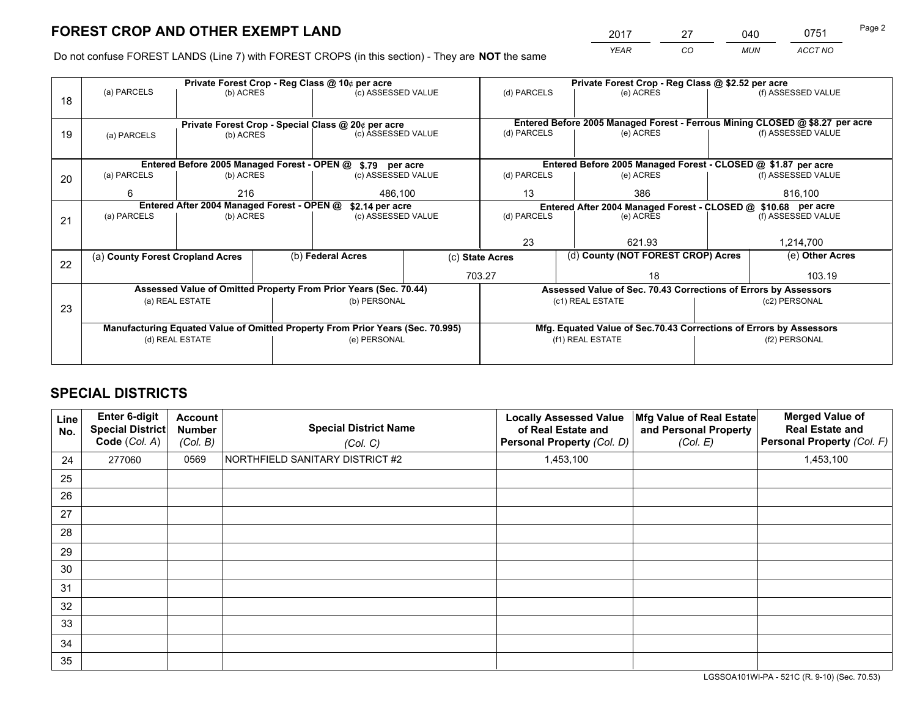# FOREST CROP AND OTHER EXEMPT LAND

| 2017 | 27 | 040 | 0751 |
|---|---|---|---|
| *YEAR* | *CO* | *MUN* | *ACCT NO* |

Do not confuse FOREST LANDS (Line 7) with FOREST CROPS (in this section) - They are **NOT** the same

| Line | Private Forest Crop - Reg Class @ 10¢ per acre | | | Private Forest Crop - Reg Class @ \$2.52 per acre | | |
|---|---|---|---|---|---|---|
| | (a) PARCELS | (b) ACRES | (c) ASSESSED VALUE | (d) PARCELS | (e) ACRES | (f) ASSESSED VALUE |
| 18 | | | | | | |
| | **Private Forest Crop - Special Class @ 20¢ per acre** | | | **Entered Before 2005 Managed Forest - Ferrous Mining CLOSED @ \$8.27 per acre** | | |
| 19 | (a) PARCELS | (b) ACRES | (c) ASSESSED VALUE | (d) PARCELS | (e) ACRES | (f) ASSESSED VALUE |
| | | | | | | |
| | **Entered Before 2005 Managed Forest - OPEN @ \$.79 per acre** | | | **Entered Before 2005 Managed Forest - CLOSED @ \$1.87 per acre** | | |
| 20 | (a) PARCELS | (b) ACRES | (c) ASSESSED VALUE | (d) PARCELS | (e) ACRES | (f) ASSESSED VALUE |
| | 6 | 216 | 486,100 | 13 | 386 | 816,100 |
| | **Entered After 2004 Managed Forest - OPEN @ \$2.14 per acre** | | | **Entered After 2004 Managed Forest - CLOSED @ \$10.68 per acre** | | |
| 21 | (a) PARCELS | (b) ACRES | (c) ASSESSED VALUE | (d) PARCELS | (e) ACRES | (f) ASSESSED VALUE |
| | | | | 23 | 621.93 | 1,214,700 |

| Line | (a) County Forest Cropland Acres | (b) Federal Acres | (c) State Acres | (d) County (NOT FOREST CROP) Acres | (e) Other Acres |
|---|---|---|---|---|---|
| 22 | | | 703.27 | 18 | 103.19 |

| Line | Assessed Value of Omitted Property From Prior Years (Sec. 70.44) | | Assessed Value of Sec. 70.43 Corrections of Errors by Assessors | |
|---|---|---|---|---|
| 23 | (a) REAL ESTATE | (b) PERSONAL | (c1) REAL ESTATE | (c2) PERSONAL |
| | | | | |
| | **Manufacturing Equated Value of Omitted Property From Prior Years (Sec. 70.995)** | | **Mfg. Equated Value of Sec.70.43 Corrections of Errors by Assessors** | |
| | (d) REAL ESTATE | (e) PERSONAL | (f1) REAL ESTATE | (f2) PERSONAL |
| | | | | |

# SPECIAL DISTRICTS

| Line No. | Enter 6-digit Special District Code (Col. A) | Account Number (Col. B) | Special District Name (Col. C) | Locally Assessed Value of Real Estate and Personal Property (Col. D) | Mfg Value of Real Estate and Personal Property (Col. E) | Merged Value of Real Estate and Personal Property (Col. F) |
|---|---|---|---|---|---|---|
| 24 | 277060 | 0569 | NORTHFIELD SANITARY DISTRICT #2 | 1,453,100 | | 1,453,100 |
| 25 | | | | | | |
| 26 | | | | | | |
| 27 | | | | | | |
| 28 | | | | | | |
| 29 | | | | | | |
| 30 | | | | | | |
| 31 | | | | | | |
| 32 | | | | | | |
| 33 | | | | | | |
| 34 | | | | | | |
| 35 | | | | | | |

LGSSOA101WI-PA - 521C (R. 9-10) (Sec. 70.53)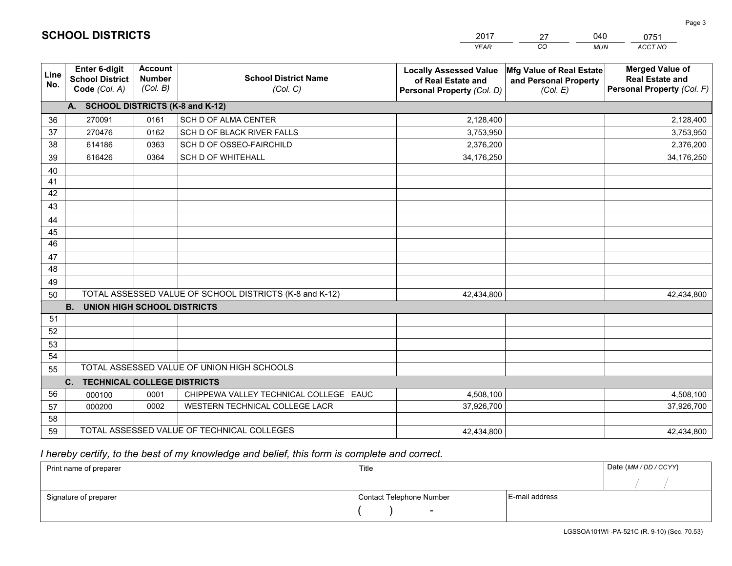# SCHOOL DISTRICTS

| 2017 | 27 | 040 | 0751 |
|---|---|---|---|
| *YEAR* | *CO* | *MUN* | *ACCT NO* |

| Line No. | Enter 6-digit School District Code *(Col. A)* | Account Number *(Col. B)* | School District Name *(Col. C)* | Locally Assessed Value of Real Estate and Personal Property *(Col. D)* | Mfg Value of Real Estate and Personal Property *(Col. E)* | Merged Value of Real Estate and Personal Property *(Col. F)* |
|---|---|---|---|---|---|---|
| | **A. SCHOOL DISTRICTS (K-8 and K-12)** | | | | | |
| 36 | 270091 | 0161 | SCH D OF ALMA CENTER | 2,128,400 | | 2,128,400 |
| 37 | 270476 | 0162 | SCH D OF BLACK RIVER FALLS | 3,753,950 | | 3,753,950 |
| 38 | 614186 | 0363 | SCH D OF OSSEO-FAIRCHILD | 2,376,200 | | 2,376,200 |
| 39 | 616426 | 0364 | SCH D OF WHITEHALL | 34,176,250 | | 34,176,250 |
| 40 | | | | | | |
| 41 | | | | | | |
| 42 | | | | | | |
| 43 | | | | | | |
| 44 | | | | | | |
| 45 | | | | | | |
| 46 | | | | | | |
| 47 | | | | | | |
| 48 | | | | | | |
| 49 | | | | | | |
| 50 | TOTAL ASSESSED VALUE OF SCHOOL DISTRICTS (K-8 and K-12) | | | 42,434,800 | | 42,434,800 |
| | **B. UNION HIGH SCHOOL DISTRICTS** | | | | | |
| 51 | | | | | | |
| 52 | | | | | | |
| 53 | | | | | | |
| 54 | | | | | | |
| 55 | TOTAL ASSESSED VALUE OF UNION HIGH SCHOOLS | | | | | |
| | **C. TECHNICAL COLLEGE DISTRICTS** | | | | | |
| 56 | 000100 | 0001 | CHIPPEWA VALLEY TECHNICAL COLLEGE EAUC | 4,508,100 | | 4,508,100 |
| 57 | 000200 | 0002 | WESTERN TECHNICAL COLLEGE LACR | 37,926,700 | | 37,926,700 |
| 58 | | | | | | |
| 59 | TOTAL ASSESSED VALUE OF TECHNICAL COLLEGES | | | 42,434,800 | | 42,434,800 |

*I hereby certify, to the best of my knowledge and belief, this form is complete and correct.*

| Print name of preparer | Title | | Date *(MM / DD / CCYY)* |
|---|---|---|---|
| | | | / / |
| Signature of preparer | Contact Telephone Number | E-mail address | |
| | ( ) - | | |

LGSSOA101WI -PA-521C (R. 9-10) (Sec. 70.53)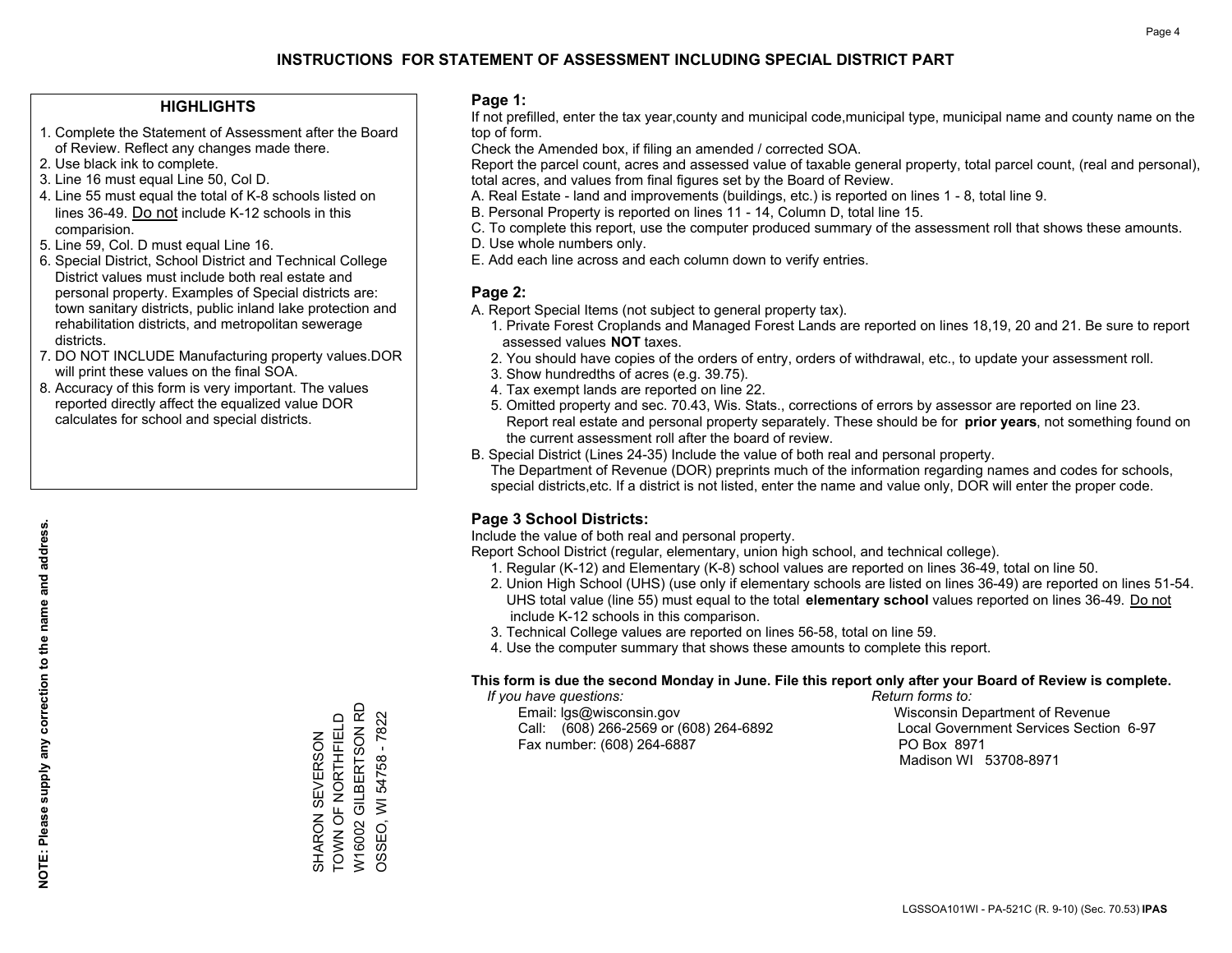# INSTRUCTIONS FOR STATEMENT OF ASSESSMENT INCLUDING SPECIAL DISTRICT PART

## HIGHLIGHTS

1. Complete the Statement of Assessment after the Board of Review. Reflect any changes made there.
2. Use black ink to complete.
3. Line 16 must equal Line 50, Col D.
4. Line 55 must equal the total of K-8 schools listed on lines 36-49. Do not include K-12 schools in this comparision.
5. Line 59, Col. D must equal Line 16.
6. Special District, School District and Technical College District values must include both real estate and personal property. Examples of Special districts are: town sanitary districts, public inland lake protection and rehabilitation districts, and metropolitan sewerage districts.
7. DO NOT INCLUDE Manufacturing property values.DOR will print these values on the final SOA.
8. Accuracy of this form is very important. The values reported directly affect the equalized value DOR calculates for school and special districts.

**NOTE: Please supply any correction to the name and address.**

SHARON SEVERSON
TOWN OF NORTHFIELD
W16002 GILBERTSON RD
OSSEO, WI 54758 - 7822

## Page 1:

If not prefilled, enter the tax year,county and municipal code,municipal type, municipal name and county name on the top of form.

Check the Amended box, if filing an amended / corrected SOA.

Report the parcel count, acres and assessed value of taxable general property, total parcel count, (real and personal), total acres, and values from final figures set by the Board of Review.

A. Real Estate - land and improvements (buildings, etc.) is reported on lines 1 - 8, total line 9.
B. Personal Property is reported on lines 11 - 14, Column D, total line 15.
C. To complete this report, use the computer produced summary of the assessment roll that shows these amounts.
D. Use whole numbers only.
E. Add each line across and each column down to verify entries.

## Page 2:

A. Report Special Items (not subject to general property tax).
   1. Private Forest Croplands and Managed Forest Lands are reported on lines 18,19, 20 and 21. Be sure to report assessed values **NOT** taxes.
   2. You should have copies of the orders of entry, orders of withdrawal, etc., to update your assessment roll.
   3. Show hundredths of acres (e.g. 39.75).
   4. Tax exempt lands are reported on line 22.
   5. Omitted property and sec. 70.43, Wis. Stats., corrections of errors by assessor are reported on line 23. Report real estate and personal property separately. These should be for **prior years**, not something found on the current assessment roll after the board of review.
B. Special District (Lines 24-35) Include the value of both real and personal property.
   The Department of Revenue (DOR) preprints much of the information regarding names and codes for schools, special districts,etc. If a district is not listed, enter the name and value only, DOR will enter the proper code.

## Page 3 School Districts:

Include the value of both real and personal property.

Report School District (regular, elementary, union high school, and technical college).

1. Regular (K-12) and Elementary (K-8) school values are reported on lines 36-49, total on line 50.
2. Union High School (UHS) (use only if elementary schools are listed on lines 36-49) are reported on lines 51-54. UHS total value (line 55) must equal to the total **elementary school** values reported on lines 36-49. Do not include K-12 schools in this comparison.
3. Technical College values are reported on lines 56-58, total on line 59.
4. Use the computer summary that shows these amounts to complete this report.

**This form is due the second Monday in June. File this report only after your Board of Review is complete.**

*If you have questions:*
Email: lgs@wisconsin.gov
Call: (608) 266-2569 or (608) 264-6892
Fax number: (608) 264-6887

*Return forms to:*
Wisconsin Department of Revenue
Local Government Services Section 6-97
PO Box 8971
Madison WI 53708-8971

LGSSOA101WI - PA-521C (R. 9-10) (Sec. 70.53) **IPAS**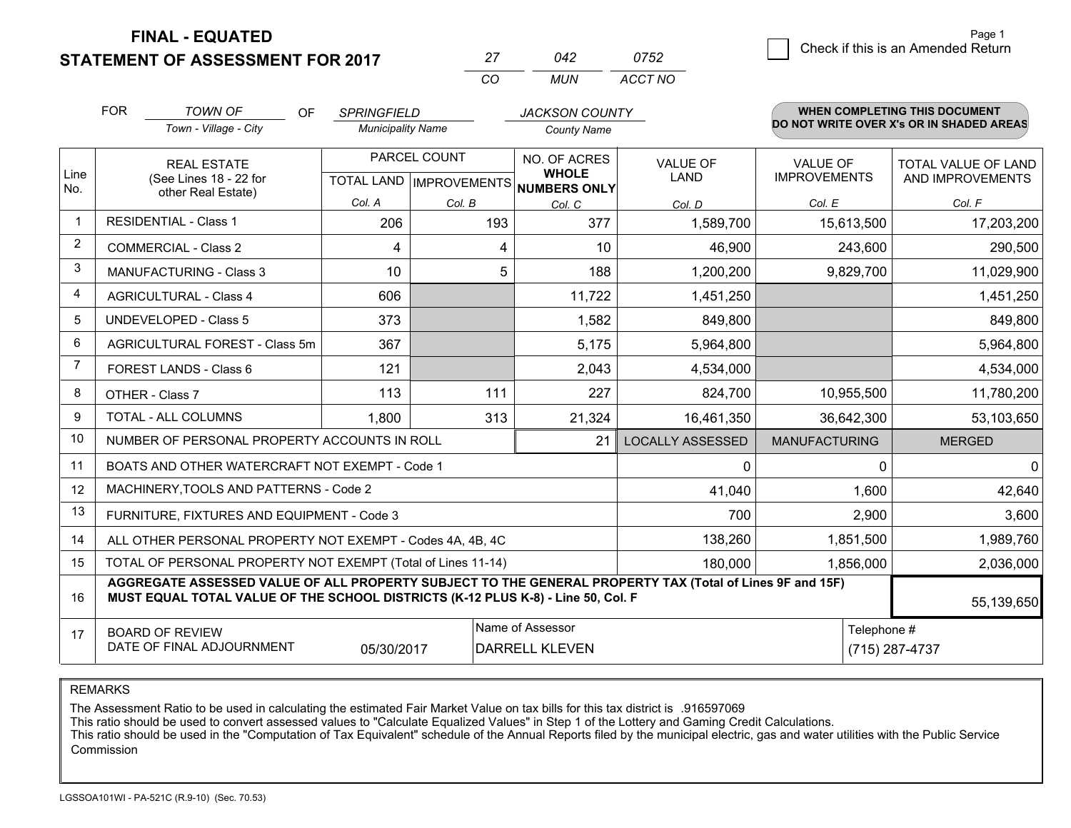**FINAL - EQUATED**

**STATEMENT OF ASSESSMENT FOR 2017**

| 27 | 042 | 0752 |
|---|---|---|
| CO | MUN | ACCT NO |

Check if this is an Amended Return

FOR *TOWN OF* (Town - Village - City) OF *SPRINGFIELD* (Municipality Name) *JACKSON COUNTY* (County Name)

**WHEN COMPLETING THIS DOCUMENT DO NOT WRITE OVER X's OR IN SHADED AREAS**

| Line No. | REAL ESTATE (See Lines 18 - 22 for other Real Estate) | PARCEL COUNT TOTAL LAND Col. A | PARCEL COUNT IMPROVEMENTS Col. B | NO. OF ACRES WHOLE NUMBERS ONLY Col. C | VALUE OF LAND Col. D | VALUE OF IMPROVEMENTS Col. E | TOTAL VALUE OF LAND AND IMPROVEMENTS Col. F |
|---|---|---|---|---|---|---|---|
| 1 | RESIDENTIAL - Class 1 | 206 | 193 | 377 | 1,589,700 | 15,613,500 | 17,203,200 |
| 2 | COMMERCIAL - Class 2 | 4 | 4 | 10 | 46,900 | 243,600 | 290,500 |
| 3 | MANUFACTURING - Class 3 | 10 | 5 | 188 | 1,200,200 | 9,829,700 | 11,029,900 |
| 4 | AGRICULTURAL - Class 4 | 606 | | 11,722 | 1,451,250 | | 1,451,250 |
| 5 | UNDEVELOPED - Class 5 | 373 | | 1,582 | 849,800 | | 849,800 |
| 6 | AGRICULTURAL FOREST - Class 5m | 367 | | 5,175 | 5,964,800 | | 5,964,800 |
| 7 | FOREST LANDS - Class 6 | 121 | | 2,043 | 4,534,000 | | 4,534,000 |
| 8 | OTHER - Class 7 | 113 | 111 | 227 | 824,700 | 10,955,500 | 11,780,200 |
| 9 | TOTAL - ALL COLUMNS | 1,800 | 313 | 21,324 | 16,461,350 | 36,642,300 | 53,103,650 |
| 10 | NUMBER OF PERSONAL PROPERTY ACCOUNTS IN ROLL | | | 21 | LOCALLY ASSESSED | MANUFACTURING | MERGED |
| 11 | BOATS AND OTHER WATERCRAFT NOT EXEMPT - Code 1 | | | | 0 | 0 | 0 |
| 12 | MACHINERY,TOOLS AND PATTERNS - Code 2 | | | | 41,040 | 1,600 | 42,640 |
| 13 | FURNITURE, FIXTURES AND EQUIPMENT - Code 3 | | | | 700 | 2,900 | 3,600 |
| 14 | ALL OTHER PERSONAL PROPERTY NOT EXEMPT - Codes 4A, 4B, 4C | | | | 138,260 | 1,851,500 | 1,989,760 |
| 15 | TOTAL OF PERSONAL PROPERTY NOT EXEMPT (Total of Lines 11-14) | | | | 180,000 | 1,856,000 | 2,036,000 |
| 16 | **AGGREGATE ASSESSED VALUE OF ALL PROPERTY SUBJECT TO THE GENERAL PROPERTY TAX (Total of Lines 9F and 15F) MUST EQUAL TOTAL VALUE OF THE SCHOOL DISTRICTS (K-12 PLUS K-8) - Line 50, Col. F** | | | | | | 55,139,650 |
| 17 | BOARD OF REVIEW DATE OF FINAL ADJOURNMENT | 05/30/2017 | Name of Assessor | DARRELL KLEVEN | | Telephone # | (715) 287-4737 |

REMARKS

The Assessment Ratio to be used in calculating the estimated Fair Market Value on tax bills for this tax district is .916597069
This ratio should be used to convert assessed values to "Calculate Equalized Values" in Step 1 of the Lottery and Gaming Credit Calculations.
This ratio should be used in the "Computation of Tax Equivalent" schedule of the Annual Reports filed by the municipal electric, gas and water utilities with the Public Service Commission

LGSSOA101WI - PA-521C (R.9-10) (Sec. 70.53)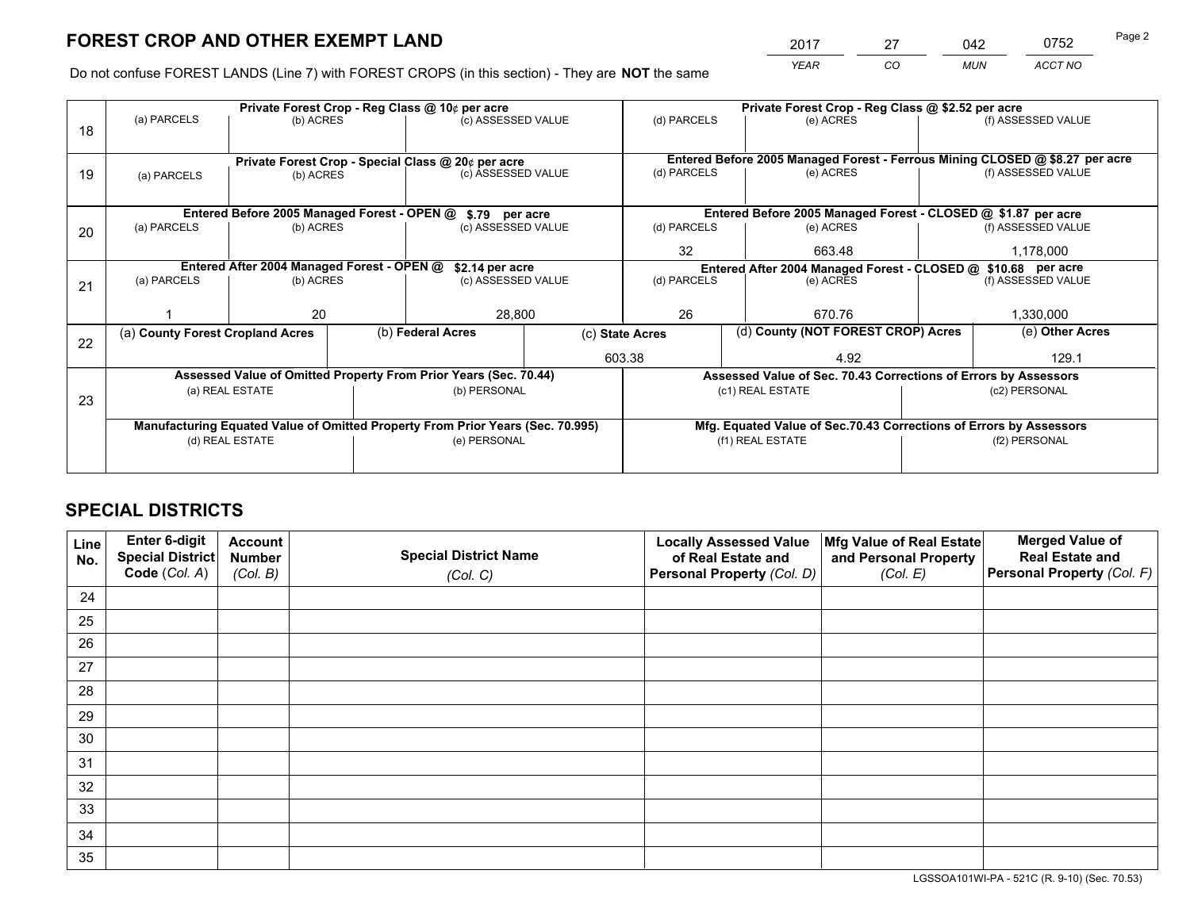# FOREST CROP AND OTHER EXEMPT LAND

| 2017 | 27 | 042 | 0752 |
|---|---|---|---|
| *YEAR* | *CO* | *MUN* | *ACCT NO* |

Do not confuse FOREST LANDS (Line 7) with FOREST CROPS (in this section) - They are **NOT** the same

| Line | Private Forest Crop - Reg Class @ 10¢ per acre | | | Private Forest Crop - Reg Class @ $2.52 per acre | | |
|---|---|---|---|---|---|---|
| | (a) PARCELS | (b) ACRES | (c) ASSESSED VALUE | (d) PARCELS | (e) ACRES | (f) ASSESSED VALUE |
| 18 | | | | | | |
| | **Private Forest Crop - Special Class @ 20¢ per acre** | | | **Entered Before 2005 Managed Forest - Ferrous Mining CLOSED @ $8.27 per acre** | | |
| | (a) PARCELS | (b) ACRES | (c) ASSESSED VALUE | (d) PARCELS | (e) ACRES | (f) ASSESSED VALUE |
| 19 | | | | | | |
| | **Entered Before 2005 Managed Forest - OPEN @ $.79 per acre** | | | **Entered Before 2005 Managed Forest - CLOSED @ $1.87 per acre** | | |
| | (a) PARCELS | (b) ACRES | (c) ASSESSED VALUE | (d) PARCELS | (e) ACRES | (f) ASSESSED VALUE |
| 20 | | | | 32 | 663.48 | 1,178,000 |
| | **Entered After 2004 Managed Forest - OPEN @ $2.14 per acre** | | | **Entered After 2004 Managed Forest - CLOSED @ $10.68 per acre** | | |
| | (a) PARCELS | (b) ACRES | (c) ASSESSED VALUE | (d) PARCELS | (e) ACRES | (f) ASSESSED VALUE |
| 21 | 1 | 20 | 28,800 | 26 | 670.76 | 1,330,000 |

| Line | (a) County Forest Cropland Acres | (b) Federal Acres | (c) State Acres | (d) County (NOT FOREST CROP) Acres | (e) Other Acres |
|---|---|---|---|---|---|
| 22 | | | 603.38 | 4.92 | 129.1 |

| Line | Assessed Value of Omitted Property From Prior Years (Sec. 70.44) | | Assessed Value of Sec. 70.43 Corrections of Errors by Assessors | |
|---|---|---|---|---|
| | (a) REAL ESTATE | (b) PERSONAL | (c1) REAL ESTATE | (c2) PERSONAL |
| 23 | | | | |
| | **Manufacturing Equated Value of Omitted Property From Prior Years (Sec. 70.995)** | | **Mfg. Equated Value of Sec.70.43 Corrections of Errors by Assessors** | |
| | (d) REAL ESTATE | (e) PERSONAL | (f1) REAL ESTATE | (f2) PERSONAL |
| | | | | |

# SPECIAL DISTRICTS

| Line No. | Enter 6-digit Special District Code (Col. A) | Account Number (Col. B) | Special District Name (Col. C) | Locally Assessed Value of Real Estate and Personal Property (Col. D) | Mfg Value of Real Estate and Personal Property (Col. E) | Merged Value of Real Estate and Personal Property (Col. F) |
|---|---|---|---|---|---|---|
| 24 | | | | | | |
| 25 | | | | | | |
| 26 | | | | | | |
| 27 | | | | | | |
| 28 | | | | | | |
| 29 | | | | | | |
| 30 | | | | | | |
| 31 | | | | | | |
| 32 | | | | | | |
| 33 | | | | | | |
| 34 | | | | | | |
| 35 | | | | | | |

LGSSOA101WI-PA - 521C (R. 9-10) (Sec. 70.53)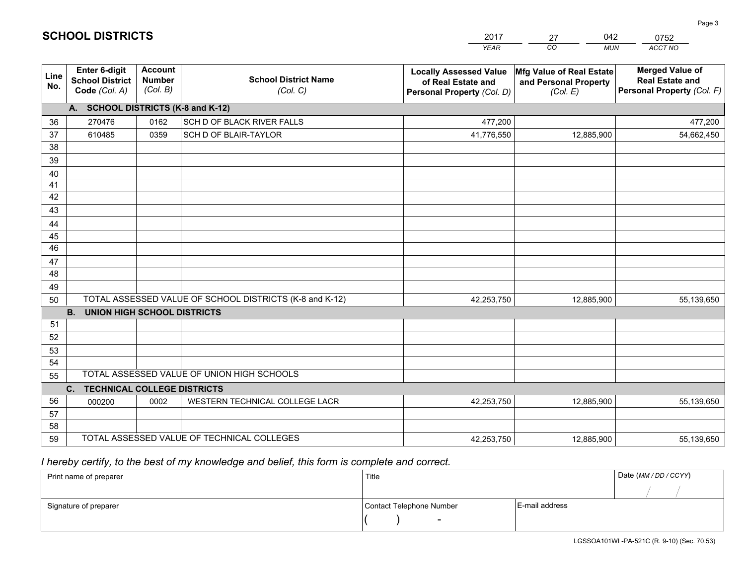## SCHOOL DISTRICTS

| 2017 | 27 | 042 | 0752 |
|---|---|---|---|
| *YEAR* | *CO* | *MUN* | *ACCT NO* |

| Line No. | Enter 6-digit School District Code *(Col. A)* | Account Number *(Col. B)* | School District Name *(Col. C)* | Locally Assessed Value of Real Estate and Personal Property *(Col. D)* | Mfg Value of Real Estate and Personal Property *(Col. E)* | Merged Value of Real Estate and Personal Property *(Col. F)* |
|---|---|---|---|---|---|---|
| **A. SCHOOL DISTRICTS (K-8 and K-12)** | | | | | | |
| 36 | 270476 | 0162 | SCH D OF BLACK RIVER FALLS | 477,200 | | 477,200 |
| 37 | 610485 | 0359 | SCH D OF BLAIR-TAYLOR | 41,776,550 | 12,885,900 | 54,662,450 |
| 38 | | | | | | |
| 39 | | | | | | |
| 40 | | | | | | |
| 41 | | | | | | |
| 42 | | | | | | |
| 43 | | | | | | |
| 44 | | | | | | |
| 45 | | | | | | |
| 46 | | | | | | |
| 47 | | | | | | |
| 48 | | | | | | |
| 49 | | | | | | |
| 50 | TOTAL ASSESSED VALUE OF SCHOOL DISTRICTS (K-8 and K-12) | | | 42,253,750 | 12,885,900 | 55,139,650 |
| **B. UNION HIGH SCHOOL DISTRICTS** | | | | | | |
| 51 | | | | | | |
| 52 | | | | | | |
| 53 | | | | | | |
| 54 | | | | | | |
| 55 | TOTAL ASSESSED VALUE OF UNION HIGH SCHOOLS | | | | | |
| **C. TECHNICAL COLLEGE DISTRICTS** | | | | | | |
| 56 | 000200 | 0002 | WESTERN TECHNICAL COLLEGE LACR | 42,253,750 | 12,885,900 | 55,139,650 |
| 57 | | | | | | |
| 58 | | | | | | |
| 59 | TOTAL ASSESSED VALUE OF TECHNICAL COLLEGES | | | 42,253,750 | 12,885,900 | 55,139,650 |

*I hereby certify, to the best of my knowledge and belief, this form is complete and correct.*

| Print name of preparer | Title | | Date *(MM / DD / CCYY)* |
|---|---|---|---|
| | | | / / |
| Signature of preparer | Contact Telephone Number | E-mail address | |
| | ( ) - | | |

LGSSOA101WI -PA-521C (R. 9-10) (Sec. 70.53)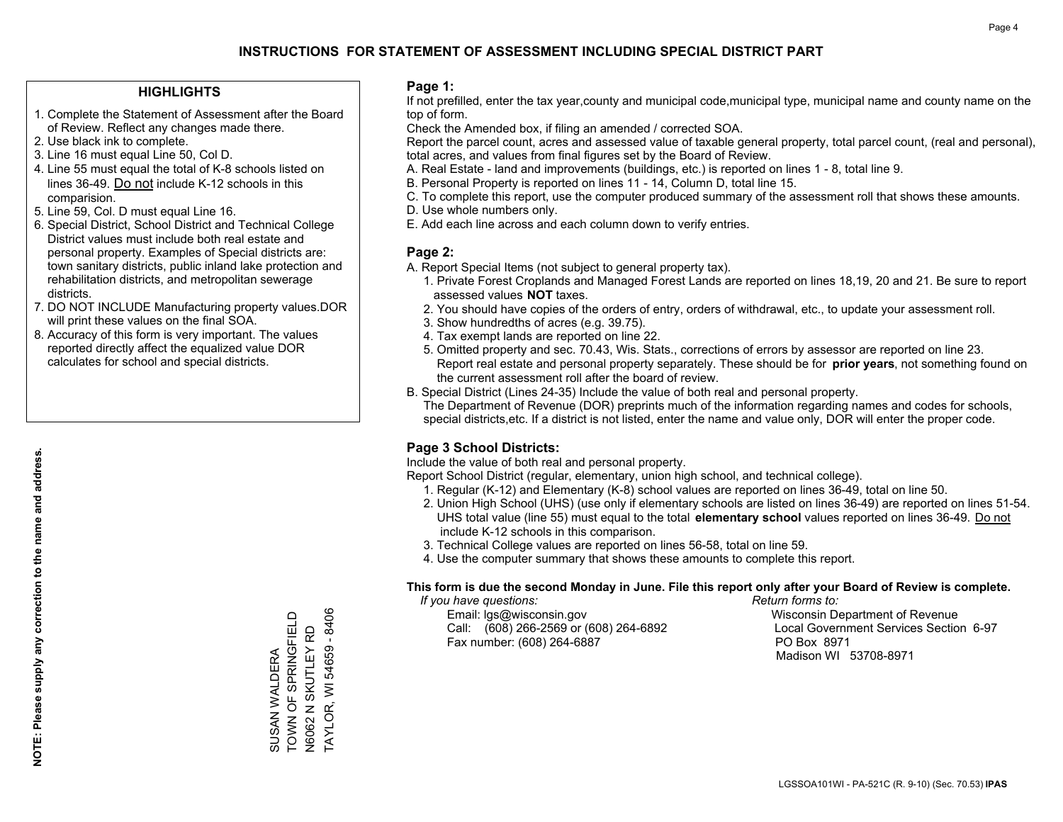# INSTRUCTIONS FOR STATEMENT OF ASSESSMENT INCLUDING SPECIAL DISTRICT PART

## HIGHLIGHTS

1. Complete the Statement of Assessment after the Board of Review. Reflect any changes made there.
2. Use black ink to complete.
3. Line 16 must equal Line 50, Col D.
4. Line 55 must equal the total of K-8 schools listed on lines 36-49. Do not include K-12 schools in this comparision.
5. Line 59, Col. D must equal Line 16.
6. Special District, School District and Technical College District values must include both real estate and personal property. Examples of Special districts are: town sanitary districts, public inland lake protection and rehabilitation districts, and metropolitan sewerage districts.
7. DO NOT INCLUDE Manufacturing property values.DOR will print these values on the final SOA.
8. Accuracy of this form is very important. The values reported directly affect the equalized value DOR calculates for school and special districts.

**NOTE: Please supply any correction to the name and address.**

SUSAN WALDERA
TOWN OF SPRINGFIELD
N6062 N SKUTLEY RD
TAYLOR, WI 54659 - 8406

## Page 1:

If not prefilled, enter the tax year,county and municipal code,municipal type, municipal name and county name on the top of form.

Check the Amended box, if filing an amended / corrected SOA.

Report the parcel count, acres and assessed value of taxable general property, total parcel count, (real and personal), total acres, and values from final figures set by the Board of Review.

A. Real Estate - land and improvements (buildings, etc.) is reported on lines 1 - 8, total line 9.
B. Personal Property is reported on lines 11 - 14, Column D, total line 15.
C. To complete this report, use the computer produced summary of the assessment roll that shows these amounts.
D. Use whole numbers only.
E. Add each line across and each column down to verify entries.

## Page 2:

A. Report Special Items (not subject to general property tax).
   1. Private Forest Croplands and Managed Forest Lands are reported on lines 18,19, 20 and 21. Be sure to report assessed values **NOT** taxes.
   2. You should have copies of the orders of entry, orders of withdrawal, etc., to update your assessment roll.
   3. Show hundredths of acres (e.g. 39.75).
   4. Tax exempt lands are reported on line 22.
   5. Omitted property and sec. 70.43, Wis. Stats., corrections of errors by assessor are reported on line 23. Report real estate and personal property separately. These should be for **prior years**, not something found on the current assessment roll after the board of review.
B. Special District (Lines 24-35) Include the value of both real and personal property.
   The Department of Revenue (DOR) preprints much of the information regarding names and codes for schools, special districts,etc. If a district is not listed, enter the name and value only, DOR will enter the proper code.

## Page 3 School Districts:

Include the value of both real and personal property.

Report School District (regular, elementary, union high school, and technical college).

1. Regular (K-12) and Elementary (K-8) school values are reported on lines 36-49, total on line 50.
2. Union High School (UHS) (use only if elementary schools are listed on lines 36-49) are reported on lines 51-54. UHS total value (line 55) must equal to the total **elementary school** values reported on lines 36-49. Do not include K-12 schools in this comparison.
3. Technical College values are reported on lines 56-58, total on line 59.
4. Use the computer summary that shows these amounts to complete this report.

**This form is due the second Monday in June. File this report only after your Board of Review is complete.**

*If you have questions:*
Email: lgs@wisconsin.gov
Call: (608) 266-2569 or (608) 264-6892
Fax number: (608) 264-6887

*Return forms to:*
Wisconsin Department of Revenue
Local Government Services Section 6-97
PO Box 8971
Madison WI 53708-8971

LGSSOA101WI - PA-521C (R. 9-10) (Sec. 70.53) **IPAS**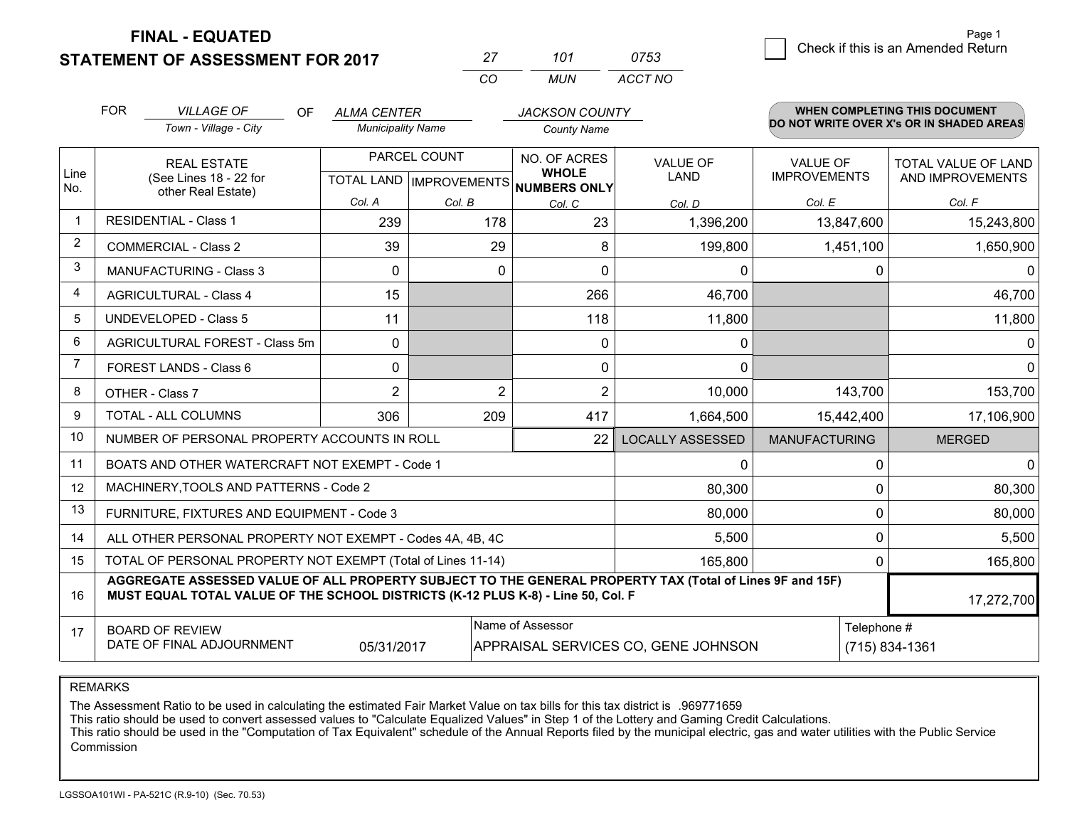**FINAL - EQUATED**
**STATEMENT OF ASSESSMENT FOR 2017**

| 27 | 101 | 0753 |
|---|---|---|
| CO | MUN | ACCT NO |

☐ Check if this is an Amended Return

FOR *VILLAGE OF* (Town - Village - City) OF *ALMA CENTER* (Municipality Name) *JACKSON COUNTY* (County Name)

**WHEN COMPLETING THIS DOCUMENT DO NOT WRITE OVER X's OR IN SHADED AREAS**

| Line No. | REAL ESTATE (See Lines 18 - 22 for other Real Estate) | PARCEL COUNT TOTAL LAND Col. A | PARCEL COUNT IMPROVEMENTS Col. B | NO. OF ACRES WHOLE NUMBERS ONLY Col. C | VALUE OF LAND Col. D | VALUE OF IMPROVEMENTS Col. E | TOTAL VALUE OF LAND AND IMPROVEMENTS Col. F |
|---|---|---|---|---|---|---|---|
| 1 | RESIDENTIAL - Class 1 | 239 | 178 | 23 | 1,396,200 | 13,847,600 | 15,243,800 |
| 2 | COMMERCIAL - Class 2 | 39 | 29 | 8 | 199,800 | 1,451,100 | 1,650,900 |
| 3 | MANUFACTURING - Class 3 | 0 | 0 | 0 | 0 | 0 | 0 |
| 4 | AGRICULTURAL - Class 4 | 15 | | 266 | 46,700 | | 46,700 |
| 5 | UNDEVELOPED - Class 5 | 11 | | 118 | 11,800 | | 11,800 |
| 6 | AGRICULTURAL FOREST - Class 5m | 0 | | 0 | 0 | | 0 |
| 7 | FOREST LANDS - Class 6 | 0 | | 0 | 0 | | 0 |
| 8 | OTHER - Class 7 | 2 | 2 | 2 | 10,000 | 143,700 | 153,700 |
| 9 | TOTAL - ALL COLUMNS | 306 | 209 | 417 | 1,664,500 | 15,442,400 | 17,106,900 |
| 10 | NUMBER OF PERSONAL PROPERTY ACCOUNTS IN ROLL | | | 22 | LOCALLY ASSESSED | MANUFACTURING | MERGED |
| 11 | BOATS AND OTHER WATERCRAFT NOT EXEMPT - Code 1 | | | | 0 | 0 | 0 |
| 12 | MACHINERY,TOOLS AND PATTERNS - Code 2 | | | | 80,300 | 0 | 80,300 |
| 13 | FURNITURE, FIXTURES AND EQUIPMENT - Code 3 | | | | 80,000 | 0 | 80,000 |
| 14 | ALL OTHER PERSONAL PROPERTY NOT EXEMPT - Codes 4A, 4B, 4C | | | | 5,500 | 0 | 5,500 |
| 15 | TOTAL OF PERSONAL PROPERTY NOT EXEMPT (Total of Lines 11-14) | | | | 165,800 | 0 | 165,800 |
| 16 | **AGGREGATE ASSESSED VALUE OF ALL PROPERTY SUBJECT TO THE GENERAL PROPERTY TAX (Total of Lines 9F and 15F) MUST EQUAL TOTAL VALUE OF THE SCHOOL DISTRICTS (K-12 PLUS K-8) - Line 50, Col. F** | | | | | | 17,272,700 |
| 17 | BOARD OF REVIEW DATE OF FINAL ADJOURNMENT | 05/31/2017 | Name of Assessor: APPRAISAL SERVICES CO, GENE JOHNSON | | | Telephone #: (715) 834-1361 | |

REMARKS

The Assessment Ratio to be used in calculating the estimated Fair Market Value on tax bills for this tax district is .969771659
This ratio should be used to convert assessed values to "Calculate Equalized Values" in Step 1 of the Lottery and Gaming Credit Calculations.
This ratio should be used in the "Computation of Tax Equivalent" schedule of the Annual Reports filed by the municipal electric, gas and water utilities with the Public Service Commission

LGSSOA101WI - PA-521C (R.9-10) (Sec. 70.53)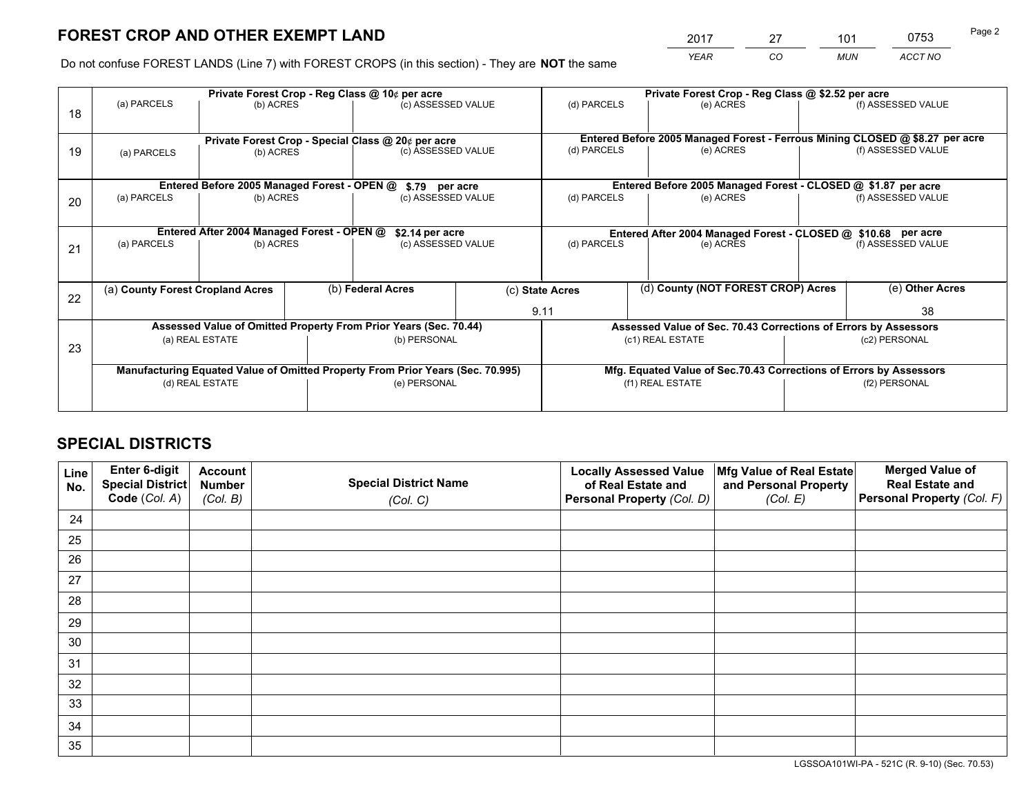# FOREST CROP AND OTHER EXEMPT LAND

| 2017 | 27 | 101 | 0753 |
|---|---|---|---|
| YEAR | CO | MUN | ACCT NO |

Do not confuse FOREST LANDS (Line 7) with FOREST CROPS (in this section) - They are **NOT** the same

| Line | Private Forest Crop - Reg Class @ 10¢ per acre | | | Private Forest Crop - Reg Class @ $2.52 per acre | | |
|---|---|---|---|---|---|---|
| 18 | (a) PARCELS | (b) ACRES | (c) ASSESSED VALUE | (d) PARCELS | (e) ACRES | (f) ASSESSED VALUE |
| | **Private Forest Crop - Special Class @ 20¢ per acre** | | | **Entered Before 2005 Managed Forest - Ferrous Mining CLOSED @ $8.27 per acre** | | |
| 19 | (a) PARCELS | (b) ACRES | (c) ASSESSED VALUE | (d) PARCELS | (e) ACRES | (f) ASSESSED VALUE |
| | **Entered Before 2005 Managed Forest - OPEN @ $.79 per acre** | | | **Entered Before 2005 Managed Forest - CLOSED @ $1.87 per acre** | | |
| 20 | (a) PARCELS | (b) ACRES | (c) ASSESSED VALUE | (d) PARCELS | (e) ACRES | (f) ASSESSED VALUE |
| | **Entered After 2004 Managed Forest - OPEN @ $2.14 per acre** | | | **Entered After 2004 Managed Forest - CLOSED @ $10.68 per acre** | | |
| 21 | (a) PARCELS | (b) ACRES | (c) ASSESSED VALUE | (d) PARCELS | (e) ACRES | (f) ASSESSED VALUE |

| Line | (a) County Forest Cropland Acres | (b) Federal Acres | (c) State Acres | (d) County (NOT FOREST CROP) Acres | (e) Other Acres |
|---|---|---|---|---|---|
| 22 | | | 9.11 | | 38 |

| Line | Assessed Value of Omitted Property From Prior Years (Sec. 70.44) | | Assessed Value of Sec. 70.43 Corrections of Errors by Assessors | |
|---|---|---|---|---|
| 23 | (a) REAL ESTATE | (b) PERSONAL | (c1) REAL ESTATE | (c2) PERSONAL |
| | **Manufacturing Equated Value of Omitted Property From Prior Years (Sec. 70.995)** | | **Mfg. Equated Value of Sec.70.43 Corrections of Errors by Assessors** | |
| | (d) REAL ESTATE | (e) PERSONAL | (f1) REAL ESTATE | (f2) PERSONAL |

# SPECIAL DISTRICTS

| Line No. | Enter 6-digit Special District Code (Col. A) | Account Number (Col. B) | Special District Name (Col. C) | Locally Assessed Value of Real Estate and Personal Property (Col. D) | Mfg Value of Real Estate and Personal Property (Col. E) | Merged Value of Real Estate and Personal Property (Col. F) |
|---|---|---|---|---|---|---|
| 24 | | | | | | |
| 25 | | | | | | |
| 26 | | | | | | |
| 27 | | | | | | |
| 28 | | | | | | |
| 29 | | | | | | |
| 30 | | | | | | |
| 31 | | | | | | |
| 32 | | | | | | |
| 33 | | | | | | |
| 34 | | | | | | |
| 35 | | | | | | |

LGSSOA101WI-PA - 521C (R. 9-10) (Sec. 70.53)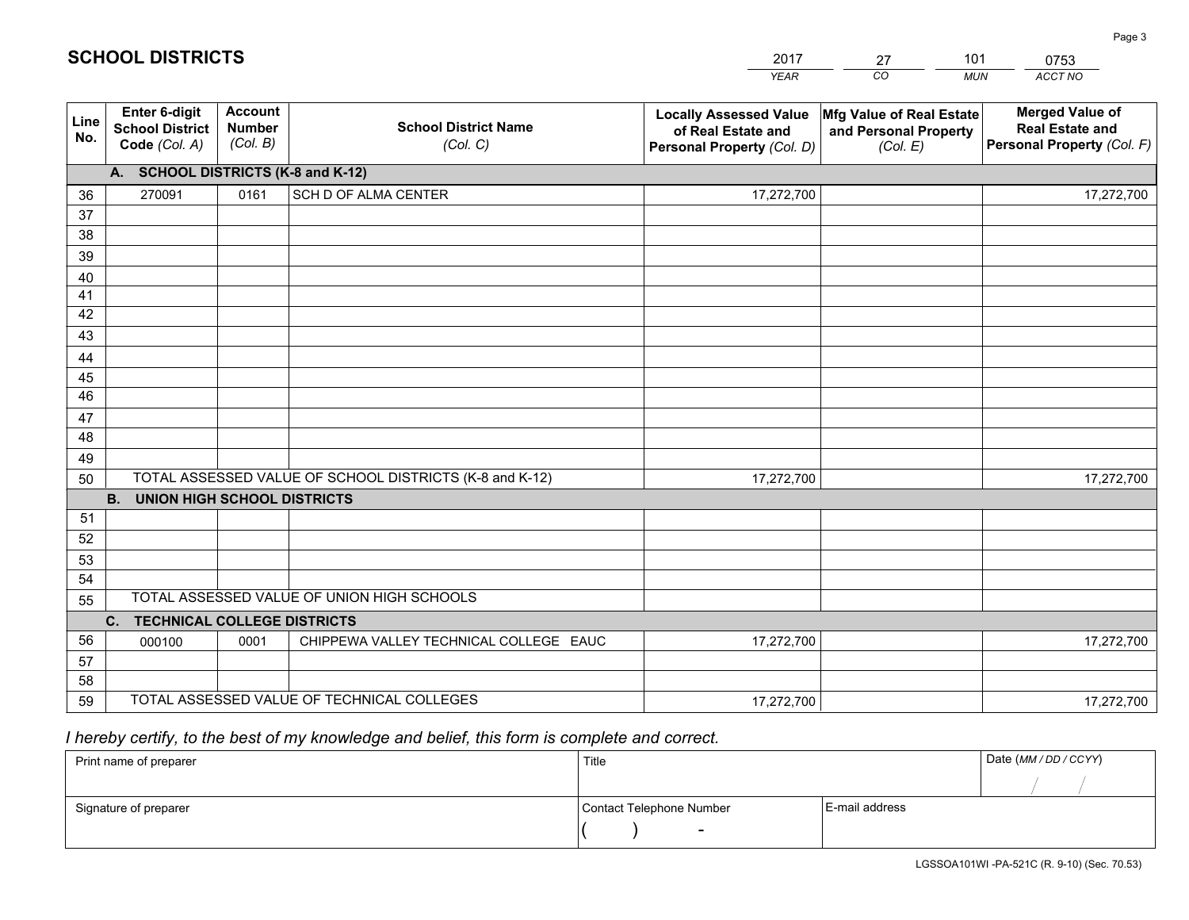# SCHOOL DISTRICTS

| 2017 | 27 | 101 | 0753 |
|---|---|---|---|
| *YEAR* | *CO* | *MUN* | *ACCT NO* |

| Line No. | Enter 6-digit School District Code *(Col. A)* | Account Number *(Col. B)* | School District Name *(Col. C)* | Locally Assessed Value of Real Estate and Personal Property *(Col. D)* | Mfg Value of Real Estate and Personal Property *(Col. E)* | Merged Value of Real Estate and Personal Property *(Col. F)* |
|---|---|---|---|---|---|---|
| | **A. SCHOOL DISTRICTS (K-8 and K-12)** | | | | | |
| 36 | 270091 | 0161 | SCH D OF ALMA CENTER | 17,272,700 | | 17,272,700 |
| 37 | | | | | | |
| 38 | | | | | | |
| 39 | | | | | | |
| 40 | | | | | | |
| 41 | | | | | | |
| 42 | | | | | | |
| 43 | | | | | | |
| 44 | | | | | | |
| 45 | | | | | | |
| 46 | | | | | | |
| 47 | | | | | | |
| 48 | | | | | | |
| 49 | | | | | | |
| 50 | TOTAL ASSESSED VALUE OF SCHOOL DISTRICTS (K-8 and K-12) | | | 17,272,700 | | 17,272,700 |
| | **B. UNION HIGH SCHOOL DISTRICTS** | | | | | |
| 51 | | | | | | |
| 52 | | | | | | |
| 53 | | | | | | |
| 54 | | | | | | |
| 55 | TOTAL ASSESSED VALUE OF UNION HIGH SCHOOLS | | | | | |
| | **C. TECHNICAL COLLEGE DISTRICTS** | | | | | |
| 56 | 000100 | 0001 | CHIPPEWA VALLEY TECHNICAL COLLEGE EAUC | 17,272,700 | | 17,272,700 |
| 57 | | | | | | |
| 58 | | | | | | |
| 59 | TOTAL ASSESSED VALUE OF TECHNICAL COLLEGES | | | 17,272,700 | | 17,272,700 |

*I hereby certify, to the best of my knowledge and belief, this form is complete and correct.*

| Print name of preparer | Title | | Date *(MM / DD / CCYY)* |
|---|---|---|---|
| | | | / / |
| Signature of preparer | Contact Telephone Number | E-mail address | |
| | ( ) - | | |

LGSSOA101WI -PA-521C (R. 9-10) (Sec. 70.53)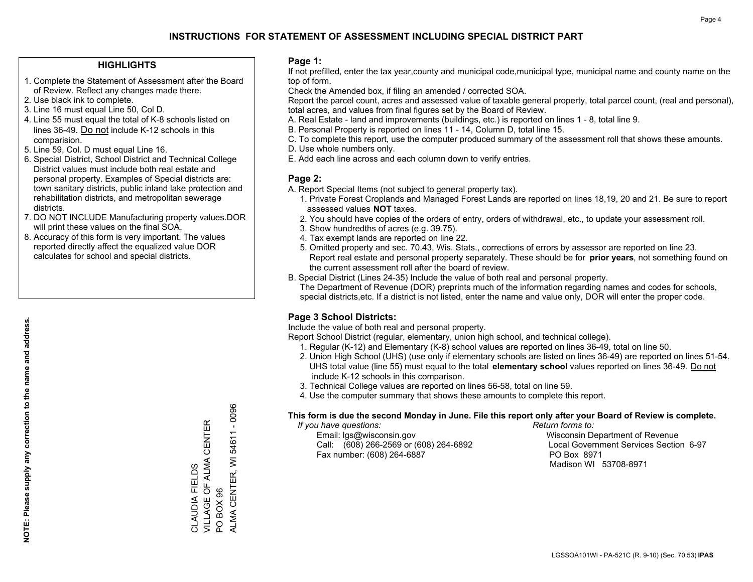# INSTRUCTIONS FOR STATEMENT OF ASSESSMENT INCLUDING SPECIAL DISTRICT PART

## HIGHLIGHTS

1. Complete the Statement of Assessment after the Board of Review. Reflect any changes made there.
2. Use black ink to complete.
3. Line 16 must equal Line 50, Col D.
4. Line 55 must equal the total of K-8 schools listed on lines 36-49. Do not include K-12 schools in this comparision.
5. Line 59, Col. D must equal Line 16.
6. Special District, School District and Technical College District values must include both real estate and personal property. Examples of Special districts are: town sanitary districts, public inland lake protection and rehabilitation districts, and metropolitan sewerage districts.
7. DO NOT INCLUDE Manufacturing property values.DOR will print these values on the final SOA.
8. Accuracy of this form is very important. The values reported directly affect the equalized value DOR calculates for school and special districts.

**NOTE: Please supply any correction to the name and address.**

CLAUDIA FIELDS
VILLAGE OF ALMA CENTER
PO BOX 96
ALMA CENTER, WI 54611 - 0096

## Page 1:

If not prefilled, enter the tax year,county and municipal code,municipal type, municipal name and county name on the top of form.

Check the Amended box, if filing an amended / corrected SOA.

Report the parcel count, acres and assessed value of taxable general property, total parcel count, (real and personal), total acres, and values from final figures set by the Board of Review.

A. Real Estate - land and improvements (buildings, etc.) is reported on lines 1 - 8, total line 9.
B. Personal Property is reported on lines 11 - 14, Column D, total line 15.
C. To complete this report, use the computer produced summary of the assessment roll that shows these amounts.
D. Use whole numbers only.
E. Add each line across and each column down to verify entries.

## Page 2:

A. Report Special Items (not subject to general property tax).
1. Private Forest Croplands and Managed Forest Lands are reported on lines 18,19, 20 and 21. Be sure to report assessed values **NOT** taxes.
2. You should have copies of the orders of entry, orders of withdrawal, etc., to update your assessment roll.
3. Show hundredths of acres (e.g. 39.75).
4. Tax exempt lands are reported on line 22.
5. Omitted property and sec. 70.43, Wis. Stats., corrections of errors by assessor are reported on line 23. Report real estate and personal property separately. These should be for **prior years**, not something found on the current assessment roll after the board of review.

B. Special District (Lines 24-35) Include the value of both real and personal property.
The Department of Revenue (DOR) preprints much of the information regarding names and codes for schools, special districts,etc. If a district is not listed, enter the name and value only, DOR will enter the proper code.

## Page 3 School Districts:

Include the value of both real and personal property.

Report School District (regular, elementary, union high school, and technical college).
1. Regular (K-12) and Elementary (K-8) school values are reported on lines 36-49, total on line 50.
2. Union High School (UHS) (use only if elementary schools are listed on lines 36-49) are reported on lines 51-54. UHS total value (line 55) must equal to the total **elementary school** values reported on lines 36-49. Do not include K-12 schools in this comparison.
3. Technical College values are reported on lines 56-58, total on line 59.
4. Use the computer summary that shows these amounts to complete this report.

**This form is due the second Monday in June. File this report only after your Board of Review is complete.**

*If you have questions:*
Email: lgs@wisconsin.gov
Call: (608) 266-2569 or (608) 264-6892
Fax number: (608) 264-6887

*Return forms to:*
Wisconsin Department of Revenue
Local Government Services Section 6-97
PO Box 8971
Madison WI 53708-8971

LGSSOA101WI - PA-521C (R. 9-10) (Sec. 70.53) **IPAS**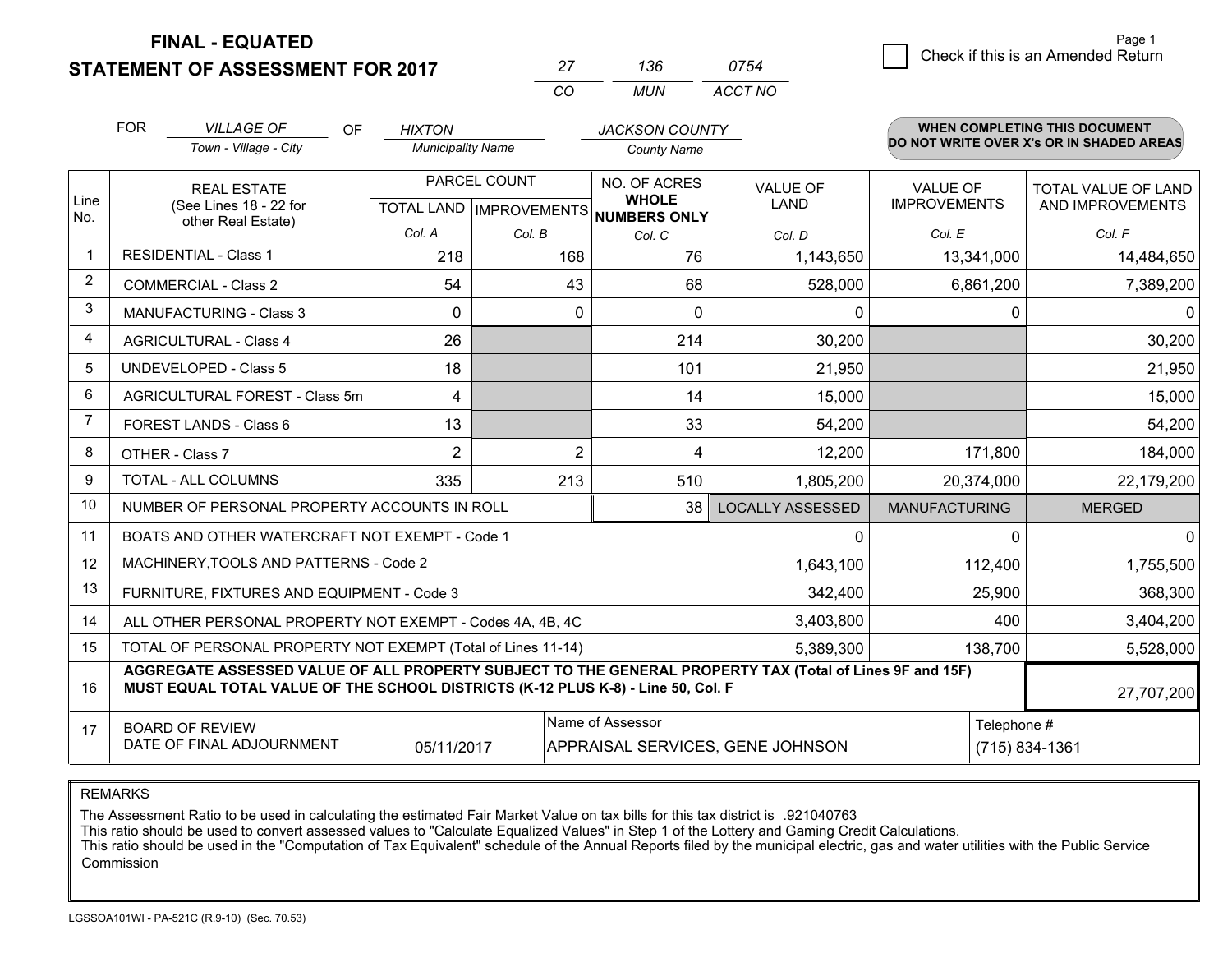**FINAL - EQUATED**
**STATEMENT OF ASSESSMENT FOR 2017**

| 27 | 136 | 0754 |
|---|---|---|
| CO | MUN | ACCT NO |

☐ Check if this is an Amended Return

Page 1

FOR *VILLAGE OF* (Town - Village - City) OF *HIXTON* (Municipality Name) *JACKSON COUNTY* (County Name)

**WHEN COMPLETING THIS DOCUMENT DO NOT WRITE OVER X's OR IN SHADED AREAS**

| Line No. | REAL ESTATE (See Lines 18 - 22 for other Real Estate) | PARCEL COUNT TOTAL LAND Col. A | PARCEL COUNT IMPROVEMENTS Col. B | NO. OF ACRES WHOLE NUMBERS ONLY Col. C | VALUE OF LAND Col. D | VALUE OF IMPROVEMENTS Col. E | TOTAL VALUE OF LAND AND IMPROVEMENTS Col. F |
|---|---|---|---|---|---|---|---|
| 1 | RESIDENTIAL - Class 1 | 218 | 168 | 76 | 1,143,650 | 13,341,000 | 14,484,650 |
| 2 | COMMERCIAL - Class 2 | 54 | 43 | 68 | 528,000 | 6,861,200 | 7,389,200 |
| 3 | MANUFACTURING - Class 3 | 0 | 0 | 0 | 0 | 0 | 0 |
| 4 | AGRICULTURAL - Class 4 | 26 | | 214 | 30,200 | | 30,200 |
| 5 | UNDEVELOPED - Class 5 | 18 | | 101 | 21,950 | | 21,950 |
| 6 | AGRICULTURAL FOREST - Class 5m | 4 | | 14 | 15,000 | | 15,000 |
| 7 | FOREST LANDS - Class 6 | 13 | | 33 | 54,200 | | 54,200 |
| 8 | OTHER - Class 7 | 2 | 2 | 4 | 12,200 | 171,800 | 184,000 |
| 9 | TOTAL - ALL COLUMNS | 335 | 213 | 510 | 1,805,200 | 20,374,000 | 22,179,200 |
| 10 | NUMBER OF PERSONAL PROPERTY ACCOUNTS IN ROLL | | | 38 | LOCALLY ASSESSED | MANUFACTURING | MERGED |
| 11 | BOATS AND OTHER WATERCRAFT NOT EXEMPT - Code 1 | | | | 0 | 0 | 0 |
| 12 | MACHINERY,TOOLS AND PATTERNS - Code 2 | | | | 1,643,100 | 112,400 | 1,755,500 |
| 13 | FURNITURE, FIXTURES AND EQUIPMENT - Code 3 | | | | 342,400 | 25,900 | 368,300 |
| 14 | ALL OTHER PERSONAL PROPERTY NOT EXEMPT - Codes 4A, 4B, 4C | | | | 3,403,800 | 400 | 3,404,200 |
| 15 | TOTAL OF PERSONAL PROPERTY NOT EXEMPT (Total of Lines 11-14) | | | | 5,389,300 | 138,700 | 5,528,000 |
| 16 | **AGGREGATE ASSESSED VALUE OF ALL PROPERTY SUBJECT TO THE GENERAL PROPERTY TAX (Total of Lines 9F and 15F) MUST EQUAL TOTAL VALUE OF THE SCHOOL DISTRICTS (K-12 PLUS K-8) - Line 50, Col. F** | | | | | | 27,707,200 |
| 17 | BOARD OF REVIEW DATE OF FINAL ADJOURNMENT | 05/11/2017 | Name of Assessor: APPRAISAL SERVICES, GENE JOHNSON | | | Telephone #: (715) 834-1361 | |

REMARKS

The Assessment Ratio to be used in calculating the estimated Fair Market Value on tax bills for this tax district is .921040763
This ratio should be used to convert assessed values to "Calculate Equalized Values" in Step 1 of the Lottery and Gaming Credit Calculations.
This ratio should be used in the "Computation of Tax Equivalent" schedule of the Annual Reports filed by the municipal electric, gas and water utilities with the Public Service Commission

LGSSOA101WI - PA-521C (R.9-10) (Sec. 70.53)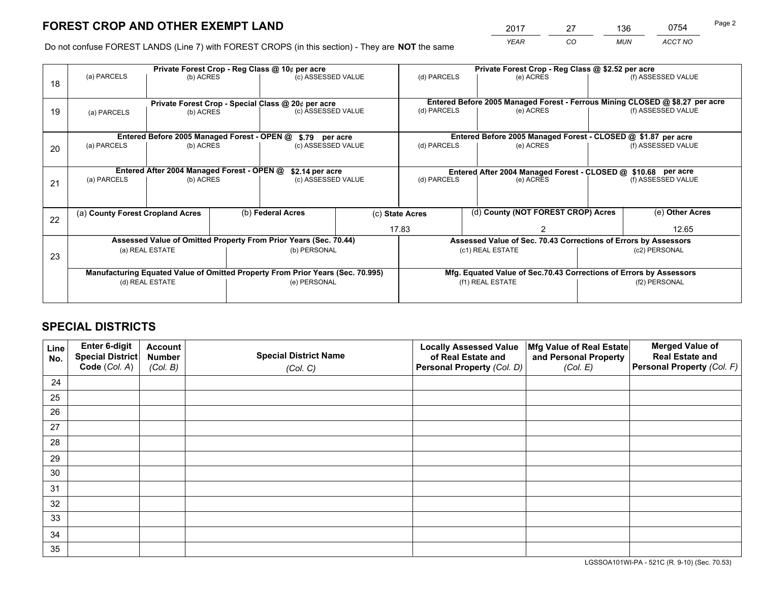## FOREST CROP AND OTHER EXEMPT LAND

| 2017 | 27 | 136 | 0754 |
|---|---|---|---|
| *YEAR* | *CO* | *MUN* | *ACCT NO* |

Do not confuse FOREST LANDS (Line 7) with FOREST CROPS (in this section) - They are **NOT** the same

| Line | Private Forest Crop - Reg Class @ 10¢ per acre | | | Private Forest Crop - Reg Class @ $2.52 per acre | | |
|---|---|---|---|---|---|---|
| 18 | (a) PARCELS | (b) ACRES | (c) ASSESSED VALUE | (d) PARCELS | (e) ACRES | (f) ASSESSED VALUE |
| | | | | | | |
| | **Private Forest Crop - Special Class @ 20¢ per acre** | | | **Entered Before 2005 Managed Forest - Ferrous Mining CLOSED @ $8.27 per acre** | | |
| 19 | (a) PARCELS | (b) ACRES | (c) ASSESSED VALUE | (d) PARCELS | (e) ACRES | (f) ASSESSED VALUE |
| | | | | | | |
| | **Entered Before 2005 Managed Forest - OPEN @ $.79 per acre** | | | **Entered Before 2005 Managed Forest - CLOSED @ $1.87 per acre** | | |
| 20 | (a) PARCELS | (b) ACRES | (c) ASSESSED VALUE | (d) PARCELS | (e) ACRES | (f) ASSESSED VALUE |
| | | | | | | |
| | **Entered After 2004 Managed Forest - OPEN @ $2.14 per acre** | | | **Entered After 2004 Managed Forest - CLOSED @ $10.68 per acre** | | |
| 21 | (a) PARCELS | (b) ACRES | (c) ASSESSED VALUE | (d) PARCELS | (e) ACRES | (f) ASSESSED VALUE |
| | | | | | | |

| Line | (a) **County Forest Cropland Acres** | (b) **Federal Acres** | (c) **State Acres** | (d) **County (NOT FOREST CROP) Acres** | (e) **Other Acres** |
|---|---|---|---|---|---|
| 22 | | | 17.83 | 2 | 12.65 |

| Line | Assessed Value of Omitted Property From Prior Years (Sec. 70.44) | | Assessed Value of Sec. 70.43 Corrections of Errors by Assessors | |
|---|---|---|---|---|
| 23 | (a) REAL ESTATE | (b) PERSONAL | (c1) REAL ESTATE | (c2) PERSONAL |
| | | | | |
| | **Manufacturing Equated Value of Omitted Property From Prior Years (Sec. 70.995)** | | **Mfg. Equated Value of Sec.70.43 Corrections of Errors by Assessors** | |
| | (d) REAL ESTATE | (e) PERSONAL | (f1) REAL ESTATE | (f2) PERSONAL |
| | | | | |

## SPECIAL DISTRICTS

| Line No. | Enter 6-digit Special District Code (*Col. A*) | Account Number (*Col. B*) | Special District Name (*Col. C*) | Locally Assessed Value of Real Estate and Personal Property (*Col. D*) | Mfg Value of Real Estate and Personal Property (*Col. E*) | Merged Value of Real Estate and Personal Property (*Col. F*) |
|---|---|---|---|---|---|---|
| 24 | | | | | | |
| 25 | | | | | | |
| 26 | | | | | | |
| 27 | | | | | | |
| 28 | | | | | | |
| 29 | | | | | | |
| 30 | | | | | | |
| 31 | | | | | | |
| 32 | | | | | | |
| 33 | | | | | | |
| 34 | | | | | | |
| 35 | | | | | | |

LGSSOA101WI-PA - 521C (R. 9-10) (Sec. 70.53)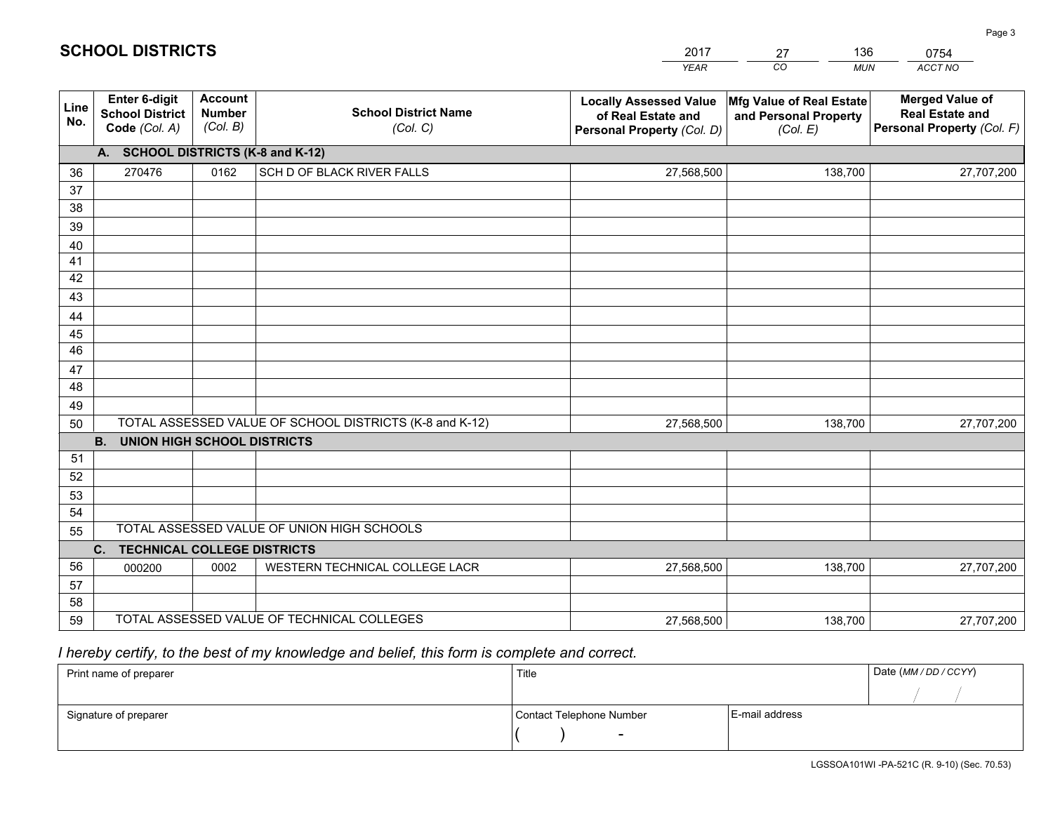# SCHOOL DISTRICTS

| 2017 | 27 | 136 | 0754 |
|---|---|---|---|
| *YEAR* | *CO* | *MUN* | *ACCT NO* |

| Line No. | Enter 6-digit School District Code *(Col. A)* | Account Number *(Col. B)* | School District Name *(Col. C)* | Locally Assessed Value of Real Estate and Personal Property *(Col. D)* | Mfg Value of Real Estate and Personal Property *(Col. E)* | Merged Value of Real Estate and Personal Property *(Col. F)* |
|---|---|---|---|---|---|---|
| | **A. SCHOOL DISTRICTS (K-8 and K-12)** | | | | | |
| 36 | 270476 | 0162 | SCH D OF BLACK RIVER FALLS | 27,568,500 | 138,700 | 27,707,200 |
| 37 | | | | | | |
| 38 | | | | | | |
| 39 | | | | | | |
| 40 | | | | | | |
| 41 | | | | | | |
| 42 | | | | | | |
| 43 | | | | | | |
| 44 | | | | | | |
| 45 | | | | | | |
| 46 | | | | | | |
| 47 | | | | | | |
| 48 | | | | | | |
| 49 | | | | | | |
| 50 | TOTAL ASSESSED VALUE OF SCHOOL DISTRICTS (K-8 and K-12) | | | 27,568,500 | 138,700 | 27,707,200 |
| | **B. UNION HIGH SCHOOL DISTRICTS** | | | | | |
| 51 | | | | | | |
| 52 | | | | | | |
| 53 | | | | | | |
| 54 | | | | | | |
| 55 | TOTAL ASSESSED VALUE OF UNION HIGH SCHOOLS | | | | | |
| | **C. TECHNICAL COLLEGE DISTRICTS** | | | | | |
| 56 | 000200 | 0002 | WESTERN TECHNICAL COLLEGE LACR | 27,568,500 | 138,700 | 27,707,200 |
| 57 | | | | | | |
| 58 | | | | | | |
| 59 | TOTAL ASSESSED VALUE OF TECHNICAL COLLEGES | | | 27,568,500 | 138,700 | 27,707,200 |

*I hereby certify, to the best of my knowledge and belief, this form is complete and correct.*

| Print name of preparer | Title | | Date *(MM / DD / CCYY)* |
|---|---|---|---|
| | | | / / |
| Signature of preparer | Contact Telephone Number | E-mail address | |
| | ( ) - | | |

LGSSOA101WI -PA-521C (R. 9-10) (Sec. 70.53)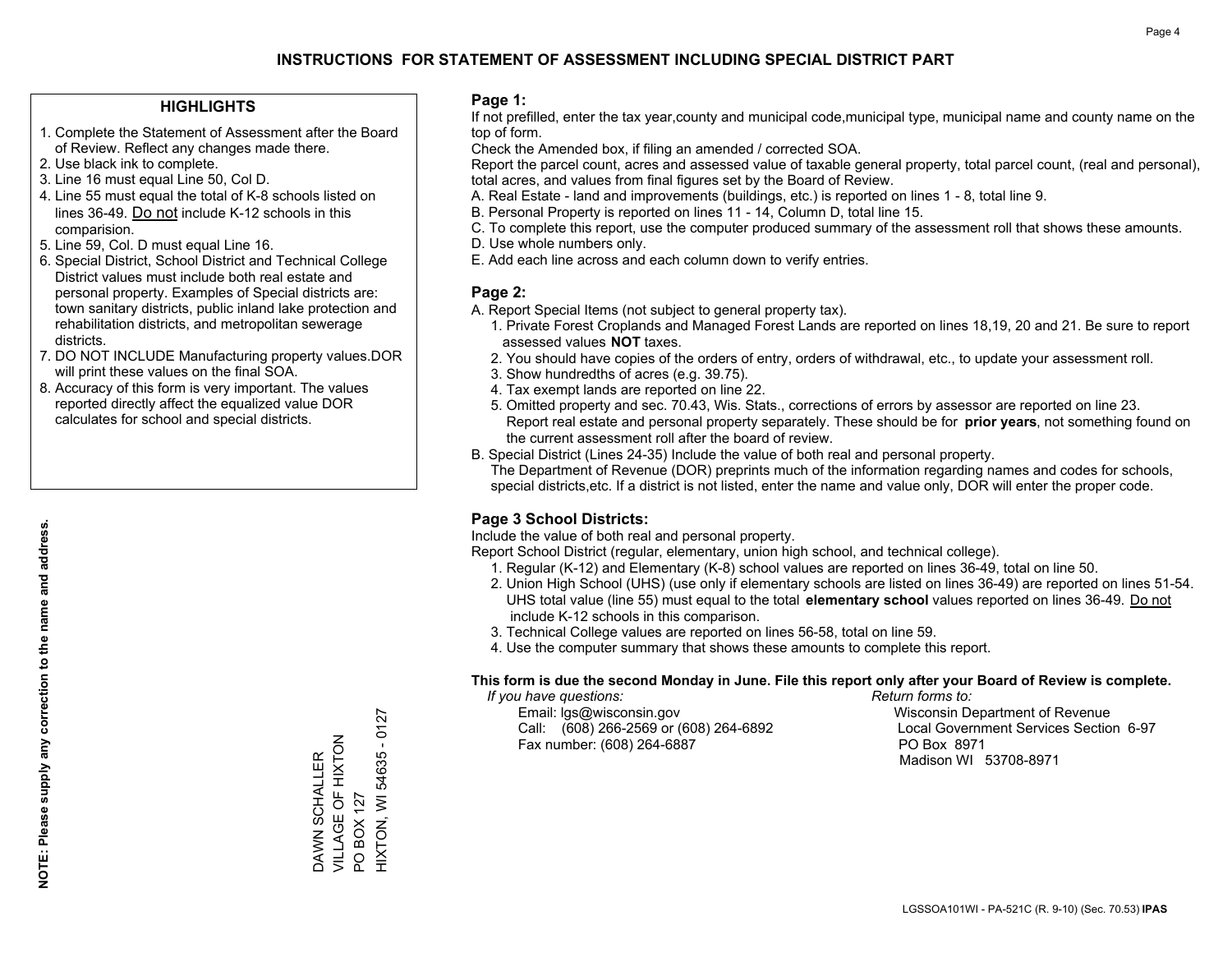# INSTRUCTIONS FOR STATEMENT OF ASSESSMENT INCLUDING SPECIAL DISTRICT PART

## HIGHLIGHTS

1. Complete the Statement of Assessment after the Board of Review. Reflect any changes made there.
2. Use black ink to complete.
3. Line 16 must equal Line 50, Col D.
4. Line 55 must equal the total of K-8 schools listed on lines 36-49. Do not include K-12 schools in this comparision.
5. Line 59, Col. D must equal Line 16.
6. Special District, School District and Technical College District values must include both real estate and personal property. Examples of Special districts are: town sanitary districts, public inland lake protection and rehabilitation districts, and metropolitan sewerage districts.
7. DO NOT INCLUDE Manufacturing property values.DOR will print these values on the final SOA.
8. Accuracy of this form is very important. The values reported directly affect the equalized value DOR calculates for school and special districts.

**NOTE: Please supply any correction to the name and address.**

DAWN SCHALLER
VILLAGE OF HIXTON
PO BOX 127
HIXTON, WI 54635 - 0127

## Page 1:

If not prefilled, enter the tax year,county and municipal code,municipal type, municipal name and county name on the top of form.

Check the Amended box, if filing an amended / corrected SOA.

Report the parcel count, acres and assessed value of taxable general property, total parcel count, (real and personal), total acres, and values from final figures set by the Board of Review.

A. Real Estate - land and improvements (buildings, etc.) is reported on lines 1 - 8, total line 9.
B. Personal Property is reported on lines 11 - 14, Column D, total line 15.
C. To complete this report, use the computer produced summary of the assessment roll that shows these amounts.
D. Use whole numbers only.
E. Add each line across and each column down to verify entries.

## Page 2:

A. Report Special Items (not subject to general property tax).
   1. Private Forest Croplands and Managed Forest Lands are reported on lines 18,19, 20 and 21. Be sure to report assessed values **NOT** taxes.
   2. You should have copies of the orders of entry, orders of withdrawal, etc., to update your assessment roll.
   3. Show hundredths of acres (e.g. 39.75).
   4. Tax exempt lands are reported on line 22.
   5. Omitted property and sec. 70.43, Wis. Stats., corrections of errors by assessor are reported on line 23. Report real estate and personal property separately. These should be for **prior years**, not something found on the current assessment roll after the board of review.
B. Special District (Lines 24-35) Include the value of both real and personal property.
   The Department of Revenue (DOR) preprints much of the information regarding names and codes for schools, special districts,etc. If a district is not listed, enter the name and value only, DOR will enter the proper code.

## Page 3 School Districts:

Include the value of both real and personal property.

Report School District (regular, elementary, union high school, and technical college).

1. Regular (K-12) and Elementary (K-8) school values are reported on lines 36-49, total on line 50.
2. Union High School (UHS) (use only if elementary schools are listed on lines 36-49) are reported on lines 51-54. UHS total value (line 55) must equal to the total **elementary school** values reported on lines 36-49. Do not include K-12 schools in this comparison.
3. Technical College values are reported on lines 56-58, total on line 59.
4. Use the computer summary that shows these amounts to complete this report.

**This form is due the second Monday in June. File this report only after your Board of Review is complete.**

*If you have questions:*
Email: lgs@wisconsin.gov
Call: (608) 266-2569 or (608) 264-6892
Fax number: (608) 264-6887

*Return forms to:*
Wisconsin Department of Revenue
Local Government Services Section 6-97
PO Box 8971
Madison WI 53708-8971

LGSSOA101WI - PA-521C (R. 9-10) (Sec. 70.53) **IPAS**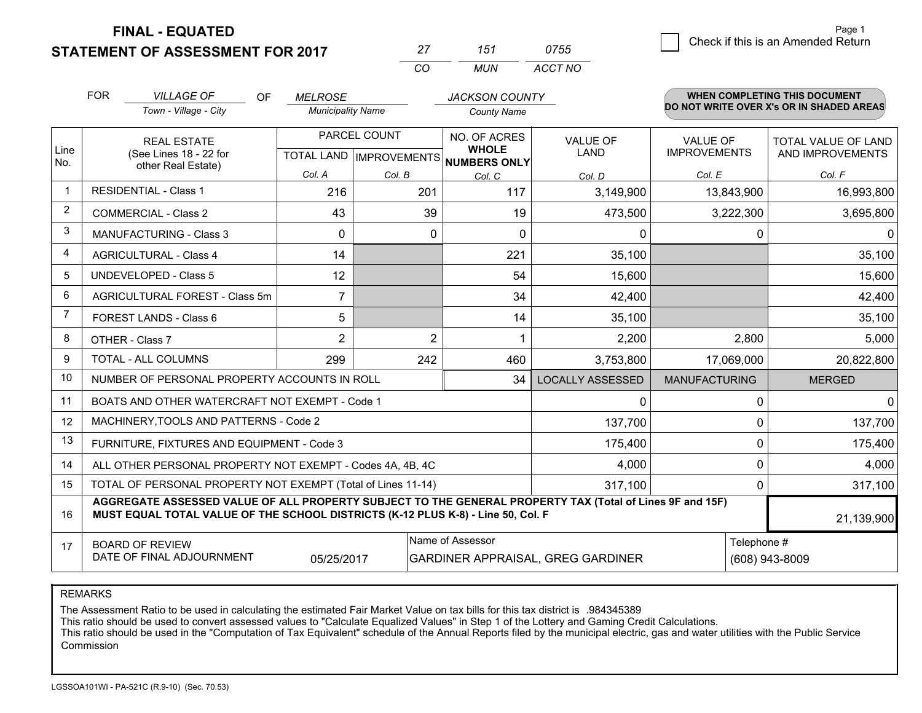**FINAL - EQUATED**
**STATEMENT OF ASSESSMENT FOR 2017**

| 27 | 151 | 0755 |
|---|---|---|
| CO | MUN | ACCT NO |

☐ Check if this is an Amended Return

FOR *VILLAGE OF* (Town - Village - City) OF *MELROSE* (Municipality Name) *JACKSON COUNTY* (County Name)

**WHEN COMPLETING THIS DOCUMENT DO NOT WRITE OVER X's OR IN SHADED AREAS**

| Line No. | REAL ESTATE (See Lines 18 - 22 for other Real Estate) | PARCEL COUNT TOTAL LAND Col. A | PARCEL COUNT IMPROVEMENTS Col. B | NO. OF ACRES WHOLE NUMBERS ONLY Col. C | VALUE OF LAND Col. D | VALUE OF IMPROVEMENTS Col. E | TOTAL VALUE OF LAND AND IMPROVEMENTS Col. F |
|---|---|---|---|---|---|---|---|
| 1 | RESIDENTIAL - Class 1 | 216 | 201 | 117 | 3,149,900 | 13,843,900 | 16,993,800 |
| 2 | COMMERCIAL - Class 2 | 43 | 39 | 19 | 473,500 | 3,222,300 | 3,695,800 |
| 3 | MANUFACTURING - Class 3 | 0 | 0 | 0 | 0 | 0 | 0 |
| 4 | AGRICULTURAL - Class 4 | 14 | | 221 | 35,100 | | 35,100 |
| 5 | UNDEVELOPED - Class 5 | 12 | | 54 | 15,600 | | 15,600 |
| 6 | AGRICULTURAL FOREST - Class 5m | 7 | | 34 | 42,400 | | 42,400 |
| 7 | FOREST LANDS - Class 6 | 5 | | 14 | 35,100 | | 35,100 |
| 8 | OTHER - Class 7 | 2 | 2 | 1 | 2,200 | 2,800 | 5,000 |
| 9 | TOTAL - ALL COLUMNS | 299 | 242 | 460 | 3,753,800 | 17,069,000 | 20,822,800 |
| 10 | NUMBER OF PERSONAL PROPERTY ACCOUNTS IN ROLL | | | 34 | LOCALLY ASSESSED | MANUFACTURING | MERGED |
| 11 | BOATS AND OTHER WATERCRAFT NOT EXEMPT - Code 1 | | | | 0 | 0 | 0 |
| 12 | MACHINERY,TOOLS AND PATTERNS - Code 2 | | | | 137,700 | 0 | 137,700 |
| 13 | FURNITURE, FIXTURES AND EQUIPMENT - Code 3 | | | | 175,400 | 0 | 175,400 |
| 14 | ALL OTHER PERSONAL PROPERTY NOT EXEMPT - Codes 4A, 4B, 4C | | | | 4,000 | 0 | 4,000 |
| 15 | TOTAL OF PERSONAL PROPERTY NOT EXEMPT (Total of Lines 11-14) | | | | 317,100 | 0 | 317,100 |
| 16 | **AGGREGATE ASSESSED VALUE OF ALL PROPERTY SUBJECT TO THE GENERAL PROPERTY TAX (Total of Lines 9F and 15F) MUST EQUAL TOTAL VALUE OF THE SCHOOL DISTRICTS (K-12 PLUS K-8) - Line 50, Col. F** | | | | | | 21,139,900 |
| 17 | BOARD OF REVIEW DATE OF FINAL ADJOURNMENT | 05/25/2017 | | Name of Assessor: GARDINER APPRAISAL, GREG GARDINER | | Telephone #: (608) 943-8009 | |

REMARKS

The Assessment Ratio to be used in calculating the estimated Fair Market Value on tax bills for this tax district is .984345389
This ratio should be used to convert assessed values to "Calculate Equalized Values" in Step 1 of the Lottery and Gaming Credit Calculations.
This ratio should be used in the "Computation of Tax Equivalent" schedule of the Annual Reports filed by the municipal electric, gas and water utilities with the Public Service Commission

LGSSOA101WI - PA-521C (R.9-10) (Sec. 70.53)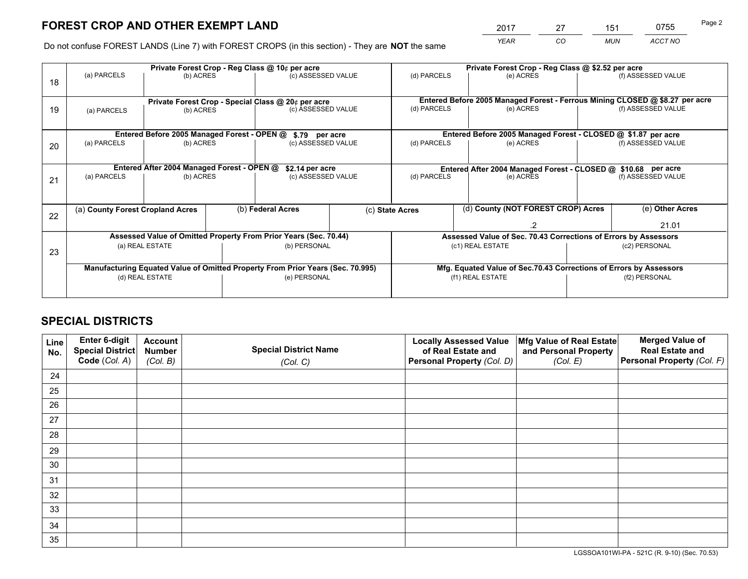# FOREST CROP AND OTHER EXEMPT LAND

| YEAR | CO | MUN | ACCT NO |
|---|---|---|---|
| 2017 | 27 | 151 | 0755 |

Do not confuse FOREST LANDS (Line 7) with FOREST CROPS (in this section) - They are **NOT** the same

| Line | Private Forest Crop - Reg Class @ 10¢ per acre | | | Private Forest Crop - Reg Class @ $2.52 per acre | | |
|---|---|---|---|---|---|---|
| 18 | (a) PARCELS | (b) ACRES | (c) ASSESSED VALUE | (d) PARCELS | (e) ACRES | (f) ASSESSED VALUE |
| | **Private Forest Crop - Special Class @ 20¢ per acre** | | | **Entered Before 2005 Managed Forest - Ferrous Mining CLOSED @ $8.27 per acre** | | |
| 19 | (a) PARCELS | (b) ACRES | (c) ASSESSED VALUE | (d) PARCELS | (e) ACRES | (f) ASSESSED VALUE |
| | **Entered Before 2005 Managed Forest - OPEN @ $.79 per acre** | | | **Entered Before 2005 Managed Forest - CLOSED @ $1.87 per acre** | | |
| 20 | (a) PARCELS | (b) ACRES | (c) ASSESSED VALUE | (d) PARCELS | (e) ACRES | (f) ASSESSED VALUE |
| | **Entered After 2004 Managed Forest - OPEN @ $2.14 per acre** | | | **Entered After 2004 Managed Forest - CLOSED @ $10.68 per acre** | | |
| 21 | (a) PARCELS | (b) ACRES | (c) ASSESSED VALUE | (d) PARCELS | (e) ACRES | (f) ASSESSED VALUE |

| Line | (a) County Forest Cropland Acres | (b) Federal Acres | (c) State Acres | (d) County (NOT FOREST CROP) Acres | (e) Other Acres |
|---|---|---|---|---|---|
| 22 | | | | .2 | 21.01 |

| Line | Assessed Value of Omitted Property From Prior Years (Sec. 70.44) | | Assessed Value of Sec. 70.43 Corrections of Errors by Assessors | |
|---|---|---|---|---|
| 23 | (a) REAL ESTATE | (b) PERSONAL | (c1) REAL ESTATE | (c2) PERSONAL |
| | **Manufacturing Equated Value of Omitted Property From Prior Years (Sec. 70.995)** | | **Mfg. Equated Value of Sec.70.43 Corrections of Errors by Assessors** | |
| | (d) REAL ESTATE | (e) PERSONAL | (f1) REAL ESTATE | (f2) PERSONAL |

# SPECIAL DISTRICTS

| Line No. | Enter 6-digit Special District Code (Col. A) | Account Number (Col. B) | Special District Name (Col. C) | Locally Assessed Value of Real Estate and Personal Property (Col. D) | Mfg Value of Real Estate and Personal Property (Col. E) | Merged Value of Real Estate and Personal Property (Col. F) |
|---|---|---|---|---|---|---|
| 24 | | | | | | |
| 25 | | | | | | |
| 26 | | | | | | |
| 27 | | | | | | |
| 28 | | | | | | |
| 29 | | | | | | |
| 30 | | | | | | |
| 31 | | | | | | |
| 32 | | | | | | |
| 33 | | | | | | |
| 34 | | | | | | |
| 35 | | | | | | |

LGSSOA101WI-PA - 521C (R. 9-10) (Sec. 70.53)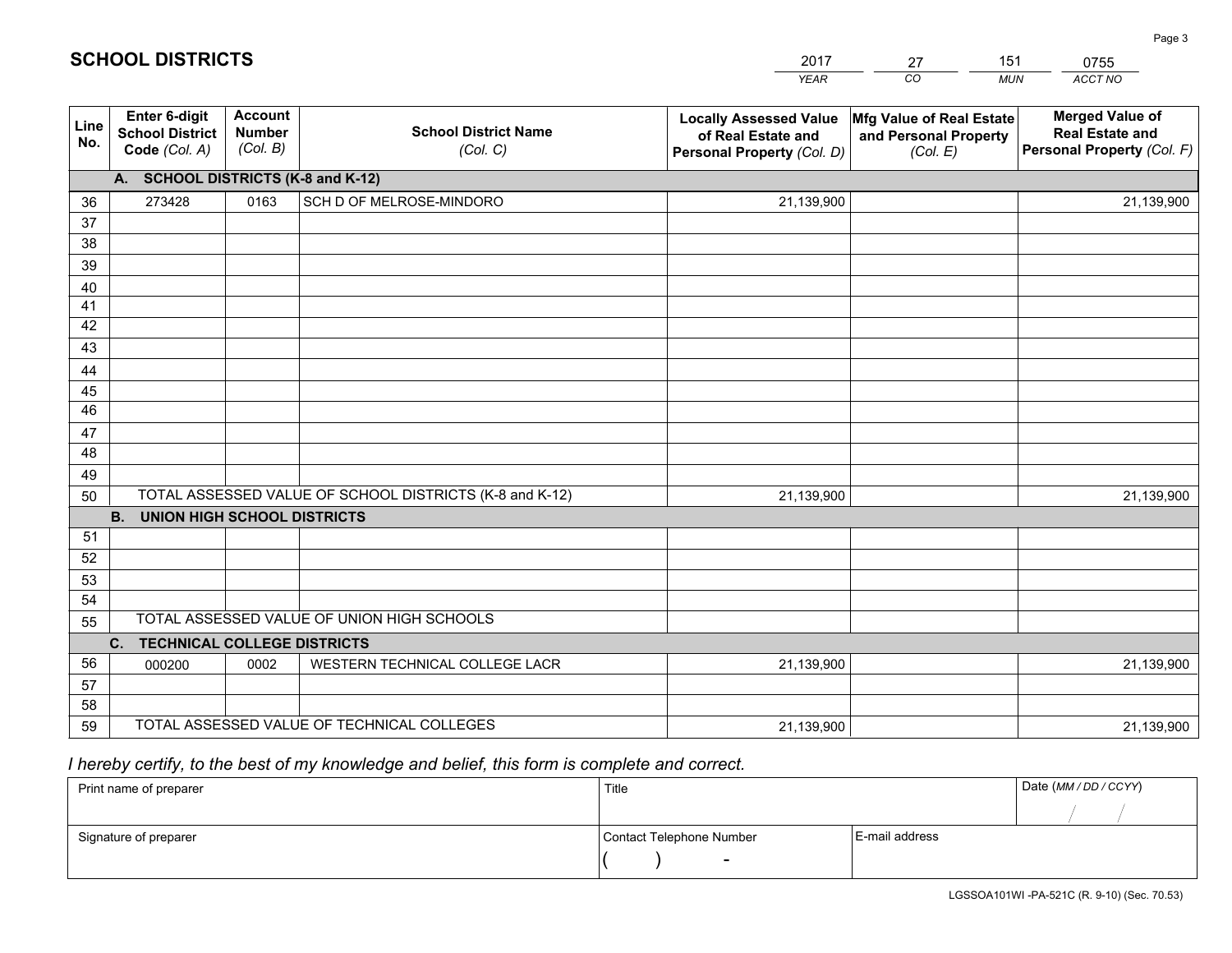# SCHOOL DISTRICTS

| 2017 | 27 | 151 | 0755 |
|---|---|---|---|
| *YEAR* | *CO* | *MUN* | *ACCT NO* |

| Line No. | Enter 6-digit School District Code *(Col. A)* | Account Number *(Col. B)* | School District Name *(Col. C)* | Locally Assessed Value of Real Estate and Personal Property *(Col. D)* | Mfg Value of Real Estate and Personal Property *(Col. E)* | Merged Value of Real Estate and Personal Property *(Col. F)* |
|---|---|---|---|---|---|---|
| | **A. SCHOOL DISTRICTS (K-8 and K-12)** | | | | | |
| 36 | 273428 | 0163 | SCH D OF MELROSE-MINDORO | 21,139,900 | | 21,139,900 |
| 37 | | | | | | |
| 38 | | | | | | |
| 39 | | | | | | |
| 40 | | | | | | |
| 41 | | | | | | |
| 42 | | | | | | |
| 43 | | | | | | |
| 44 | | | | | | |
| 45 | | | | | | |
| 46 | | | | | | |
| 47 | | | | | | |
| 48 | | | | | | |
| 49 | | | | | | |
| 50 | TOTAL ASSESSED VALUE OF SCHOOL DISTRICTS (K-8 and K-12) | | | 21,139,900 | | 21,139,900 |
| | **B. UNION HIGH SCHOOL DISTRICTS** | | | | | |
| 51 | | | | | | |
| 52 | | | | | | |
| 53 | | | | | | |
| 54 | | | | | | |
| 55 | TOTAL ASSESSED VALUE OF UNION HIGH SCHOOLS | | | | | |
| | **C. TECHNICAL COLLEGE DISTRICTS** | | | | | |
| 56 | 000200 | 0002 | WESTERN TECHNICAL COLLEGE LACR | 21,139,900 | | 21,139,900 |
| 57 | | | | | | |
| 58 | | | | | | |
| 59 | TOTAL ASSESSED VALUE OF TECHNICAL COLLEGES | | | 21,139,900 | | 21,139,900 |

*I hereby certify, to the best of my knowledge and belief, this form is complete and correct.*

| Print name of preparer | Title | | Date *(MM / DD / CCYY)* |
|---|---|---|---|
| | | | / / |
| Signature of preparer | Contact Telephone Number | E-mail address | |
| | ( ) - | | |

LGSSOA101WI -PA-521C (R. 9-10) (Sec. 70.53)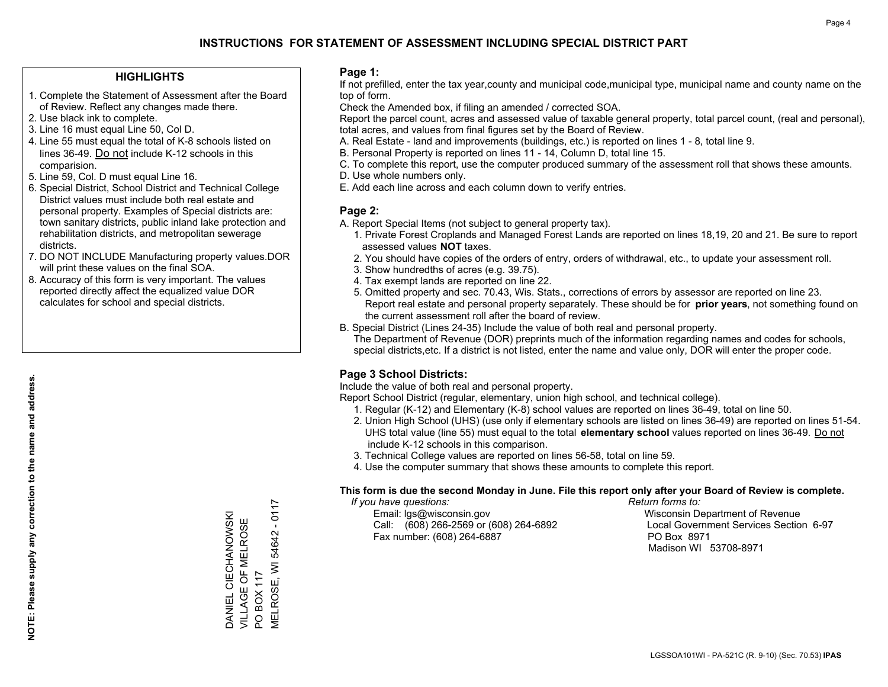# INSTRUCTIONS FOR STATEMENT OF ASSESSMENT INCLUDING SPECIAL DISTRICT PART

## HIGHLIGHTS

1. Complete the Statement of Assessment after the Board of Review. Reflect any changes made there.
2. Use black ink to complete.
3. Line 16 must equal Line 50, Col D.
4. Line 55 must equal the total of K-8 schools listed on lines 36-49. Do not include K-12 schools in this comparision.
5. Line 59, Col. D must equal Line 16.
6. Special District, School District and Technical College District values must include both real estate and personal property. Examples of Special districts are: town sanitary districts, public inland lake protection and rehabilitation districts, and metropolitan sewerage districts.
7. DO NOT INCLUDE Manufacturing property values.DOR will print these values on the final SOA.
8. Accuracy of this form is very important. The values reported directly affect the equalized value DOR calculates for school and special districts.

**NOTE: Please supply any correction to the name and address.**

DANIEL CIECHANOWSKI
VILLAGE OF MELROSE
PO BOX 117
MELROSE, WI 54642 - 0117

## Page 1:

If not prefilled, enter the tax year,county and municipal code,municipal type, municipal name and county name on the top of form.

Check the Amended box, if filing an amended / corrected SOA.

Report the parcel count, acres and assessed value of taxable general property, total parcel count, (real and personal), total acres, and values from final figures set by the Board of Review.

A. Real Estate - land and improvements (buildings, etc.) is reported on lines 1 - 8, total line 9.
B. Personal Property is reported on lines 11 - 14, Column D, total line 15.
C. To complete this report, use the computer produced summary of the assessment roll that shows these amounts.
D. Use whole numbers only.
E. Add each line across and each column down to verify entries.

## Page 2:

A. Report Special Items (not subject to general property tax).
   1. Private Forest Croplands and Managed Forest Lands are reported on lines 18,19, 20 and 21. Be sure to report assessed values **NOT** taxes.
   2. You should have copies of the orders of entry, orders of withdrawal, etc., to update your assessment roll.
   3. Show hundredths of acres (e.g. 39.75).
   4. Tax exempt lands are reported on line 22.
   5. Omitted property and sec. 70.43, Wis. Stats., corrections of errors by assessor are reported on line 23. Report real estate and personal property separately. These should be for **prior years**, not something found on the current assessment roll after the board of review.
B. Special District (Lines 24-35) Include the value of both real and personal property.
   The Department of Revenue (DOR) preprints much of the information regarding names and codes for schools, special districts,etc. If a district is not listed, enter the name and value only, DOR will enter the proper code.

## Page 3 School Districts:

Include the value of both real and personal property.

Report School District (regular, elementary, union high school, and technical college).

1. Regular (K-12) and Elementary (K-8) school values are reported on lines 36-49, total on line 50.
2. Union High School (UHS) (use only if elementary schools are listed on lines 36-49) are reported on lines 51-54. UHS total value (line 55) must equal to the total **elementary school** values reported on lines 36-49. Do not include K-12 schools in this comparison.
3. Technical College values are reported on lines 56-58, total on line 59.
4. Use the computer summary that shows these amounts to complete this report.

**This form is due the second Monday in June. File this report only after your Board of Review is complete.**

*If you have questions:*
Email: lgs@wisconsin.gov
Call: (608) 266-2569 or (608) 264-6892
Fax number: (608) 264-6887

*Return forms to:*
Wisconsin Department of Revenue
Local Government Services Section 6-97
PO Box 8971
Madison WI 53708-8971

LGSSOA101WI - PA-521C (R. 9-10) (Sec. 70.53) **IPAS**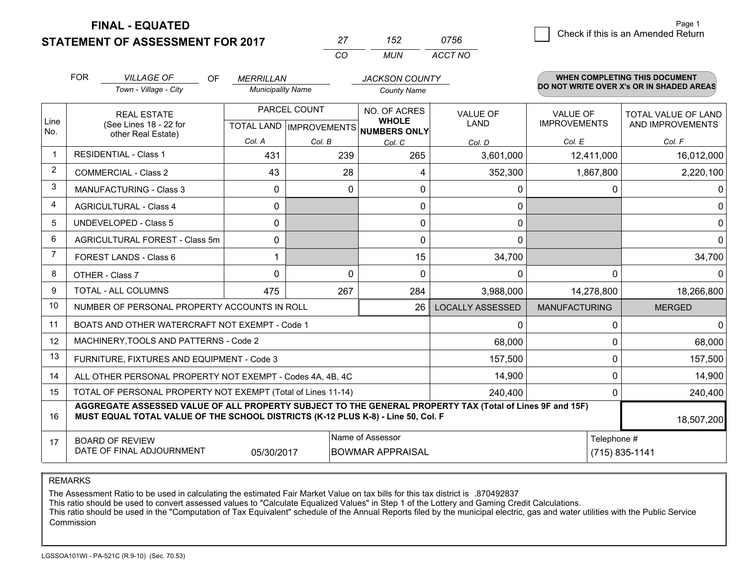**FINAL - EQUATED**
**STATEMENT OF ASSESSMENT FOR 2017**

| 27 | 152 | 0756 |
|---|---|---|
| CO | MUN | ACCT NO |

☐ Check if this is an Amended Return

Page 1

FOR *VILLAGE OF* OF *MERRILLAN* *JACKSON COUNTY*
Town - Village - City | Municipality Name | County Name

**WHEN COMPLETING THIS DOCUMENT DO NOT WRITE OVER X's OR IN SHADED AREAS**

| Line No. | REAL ESTATE (See Lines 18 - 22 for other Real Estate) | PARCEL COUNT | | NO. OF ACRES WHOLE NUMBERS ONLY | VALUE OF LAND | VALUE OF IMPROVEMENTS | TOTAL VALUE OF LAND AND IMPROVEMENTS |
|---|---|---|---|---|---|---|---|
| | | TOTAL LAND Col. A | IMPROVEMENTS Col. B | Col. C | Col. D | Col. E | Col. F |
| 1 | RESIDENTIAL - Class 1 | 431 | 239 | 265 | 3,601,000 | 12,411,000 | 16,012,000 |
| 2 | COMMERCIAL - Class 2 | 43 | 28 | 4 | 352,300 | 1,867,800 | 2,220,100 |
| 3 | MANUFACTURING - Class 3 | 0 | 0 | 0 | 0 | 0 | 0 |
| 4 | AGRICULTURAL - Class 4 | 0 | | 0 | 0 | | 0 |
| 5 | UNDEVELOPED - Class 5 | 0 | | 0 | 0 | | 0 |
| 6 | AGRICULTURAL FOREST - Class 5m | 0 | | 0 | 0 | | 0 |
| 7 | FOREST LANDS - Class 6 | 1 | | 15 | 34,700 | | 34,700 |
| 8 | OTHER - Class 7 | 0 | 0 | 0 | 0 | 0 | 0 |
| 9 | TOTAL - ALL COLUMNS | 475 | 267 | 284 | 3,988,000 | 14,278,800 | 18,266,800 |
| 10 | NUMBER OF PERSONAL PROPERTY ACCOUNTS IN ROLL | | | 26 | LOCALLY ASSESSED | MANUFACTURING | MERGED |
| 11 | BOATS AND OTHER WATERCRAFT NOT EXEMPT - Code 1 | | | | 0 | 0 | 0 |
| 12 | MACHINERY,TOOLS AND PATTERNS - Code 2 | | | | 68,000 | 0 | 68,000 |
| 13 | FURNITURE, FIXTURES AND EQUIPMENT - Code 3 | | | | 157,500 | 0 | 157,500 |
| 14 | ALL OTHER PERSONAL PROPERTY NOT EXEMPT - Codes 4A, 4B, 4C | | | | 14,900 | 0 | 14,900 |
| 15 | TOTAL OF PERSONAL PROPERTY NOT EXEMPT (Total of Lines 11-14) | | | | 240,400 | 0 | 240,400 |
| 16 | **AGGREGATE ASSESSED VALUE OF ALL PROPERTY SUBJECT TO THE GENERAL PROPERTY TAX (Total of Lines 9F and 15F) MUST EQUAL TOTAL VALUE OF THE SCHOOL DISTRICTS (K-12 PLUS K-8) - Line 50, Col. F** | | | | | | 18,507,200 |
| 17 | BOARD OF REVIEW DATE OF FINAL ADJOURNMENT | 05/30/2017 | Name of Assessor: BOWMAR APPRAISAL | | | Telephone #: (715) 835-1141 | |

REMARKS

The Assessment Ratio to be used in calculating the estimated Fair Market Value on tax bills for this tax district is .870492837
This ratio should be used to convert assessed values to "Calculate Equalized Values" in Step 1 of the Lottery and Gaming Credit Calculations.
This ratio should be used in the "Computation of Tax Equivalent" schedule of the Annual Reports filed by the municipal electric, gas and water utilities with the Public Service Commission

LGSSOA101WI - PA-521C (R.9-10) (Sec. 70.53)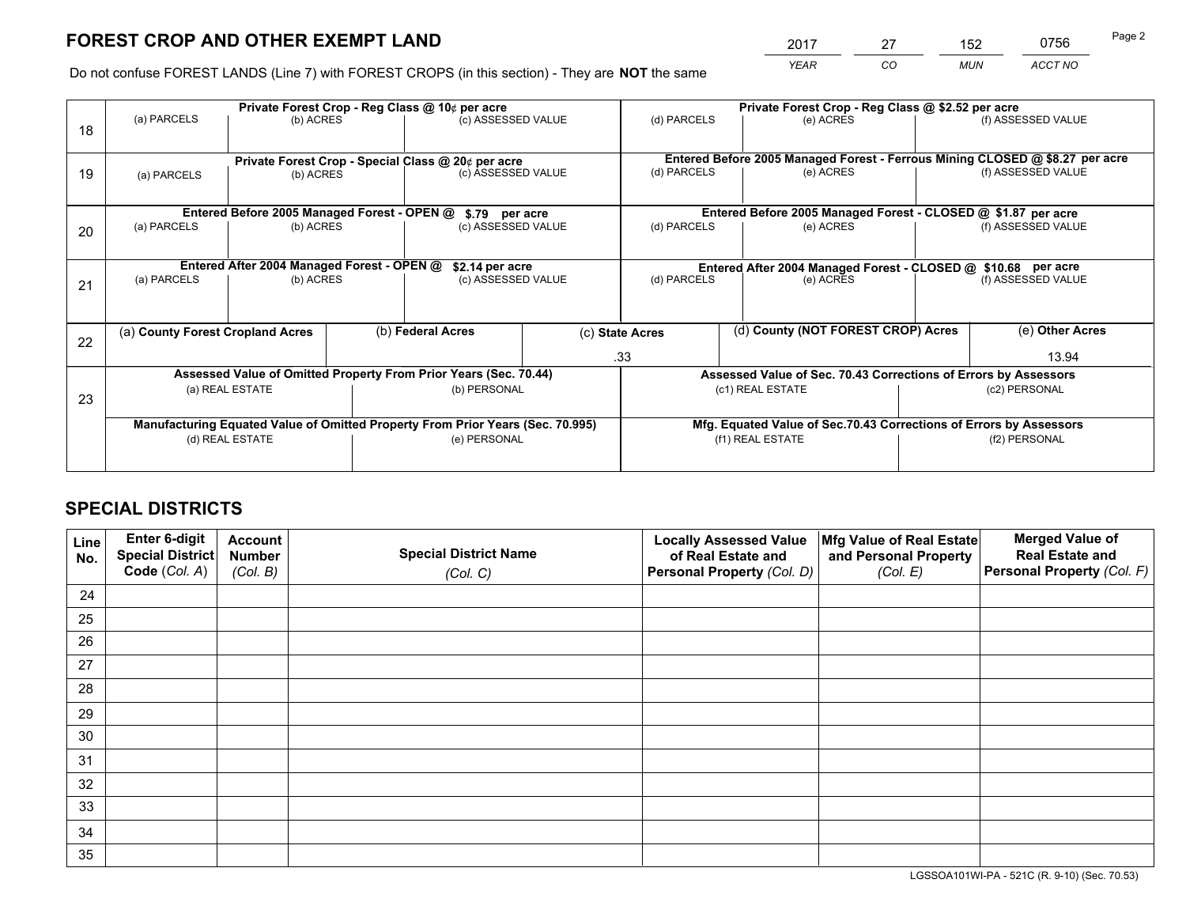# FOREST CROP AND OTHER EXEMPT LAND

| 2017 | 27 | 152 | 0756 |
|---|---|---|---|
| *YEAR* | *CO* | *MUN* | *ACCT NO* |

Do not confuse FOREST LANDS (Line 7) with FOREST CROPS (in this section) - They are **NOT** the same

| | Private Forest Crop - Reg Class @ 10¢ per acre | | | Private Forest Crop - Reg Class @ $2.52 per acre | | |
|---|---|---|---|---|---|---|
| 18 | (a) PARCELS | (b) ACRES | (c) ASSESSED VALUE | (d) PARCELS | (e) ACRES | (f) ASSESSED VALUE |
| | **Private Forest Crop - Special Class @ 20¢ per acre** | | | **Entered Before 2005 Managed Forest - Ferrous Mining CLOSED @ $8.27 per acre** | | |
| 19 | (a) PARCELS | (b) ACRES | (c) ASSESSED VALUE | (d) PARCELS | (e) ACRES | (f) ASSESSED VALUE |
| | **Entered Before 2005 Managed Forest - OPEN @ $.79 per acre** | | | **Entered Before 2005 Managed Forest - CLOSED @ $1.87 per acre** | | |
| 20 | (a) PARCELS | (b) ACRES | (c) ASSESSED VALUE | (d) PARCELS | (e) ACRES | (f) ASSESSED VALUE |
| | **Entered After 2004 Managed Forest - OPEN @ $2.14 per acre** | | | **Entered After 2004 Managed Forest - CLOSED @ $10.68 per acre** | | |
| 21 | (a) PARCELS | (b) ACRES | (c) ASSESSED VALUE | (d) PARCELS | (e) ACRES | (f) ASSESSED VALUE |

| | (a) County Forest Cropland Acres | (b) Federal Acres | (c) State Acres | (d) County (NOT FOREST CROP) Acres | (e) Other Acres |
|---|---|---|---|---|---|
| 22 | | | .33 | | 13.94 |

| | Assessed Value of Omitted Property From Prior Years (Sec. 70.44) | | Assessed Value of Sec. 70.43 Corrections of Errors by Assessors | |
|---|---|---|---|---|
| 23 | (a) REAL ESTATE | (b) PERSONAL | (c1) REAL ESTATE | (c2) PERSONAL |
| | **Manufacturing Equated Value of Omitted Property From Prior Years (Sec. 70.995)** | | **Mfg. Equated Value of Sec.70.43 Corrections of Errors by Assessors** | |
| | (d) REAL ESTATE | (e) PERSONAL | (f1) REAL ESTATE | (f2) PERSONAL |

# SPECIAL DISTRICTS

| Line No. | Enter 6-digit Special District Code (*Col. A*) | Account Number (*Col. B*) | Special District Name (*Col. C*) | Locally Assessed Value of Real Estate and Personal Property (*Col. D*) | Mfg Value of Real Estate and Personal Property (*Col. E*) | Merged Value of Real Estate and Personal Property (*Col. F*) |
|---|---|---|---|---|---|---|
| 24 | | | | | | |
| 25 | | | | | | |
| 26 | | | | | | |
| 27 | | | | | | |
| 28 | | | | | | |
| 29 | | | | | | |
| 30 | | | | | | |
| 31 | | | | | | |
| 32 | | | | | | |
| 33 | | | | | | |
| 34 | | | | | | |
| 35 | | | | | | |

LGSSOA101WI-PA - 521C (R. 9-10) (Sec. 70.53)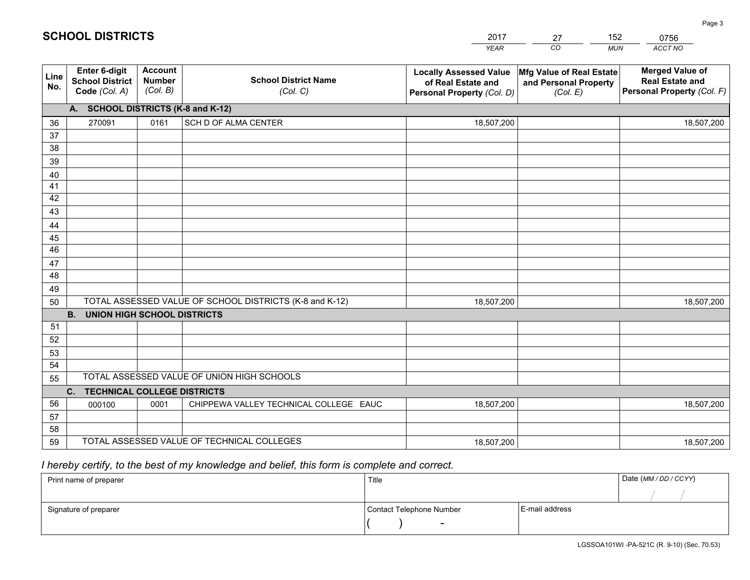# SCHOOL DISTRICTS

| 2017 | 27 | 152 | 0756 |
|---|---|---|---|
| YEAR | CO | MUN | ACCT NO |

| Line No. | Enter 6-digit School District Code (Col. A) | Account Number (Col. B) | School District Name (Col. C) | Locally Assessed Value of Real Estate and Personal Property (Col. D) | Mfg Value of Real Estate and Personal Property (Col. E) | Merged Value of Real Estate and Personal Property (Col. F) |
|---|---|---|---|---|---|---|
| | **A. SCHOOL DISTRICTS (K-8 and K-12)** | | | | | |
| 36 | 270091 | 0161 | SCH D OF ALMA CENTER | 18,507,200 | | 18,507,200 |
| 37 | | | | | | |
| 38 | | | | | | |
| 39 | | | | | | |
| 40 | | | | | | |
| 41 | | | | | | |
| 42 | | | | | | |
| 43 | | | | | | |
| 44 | | | | | | |
| 45 | | | | | | |
| 46 | | | | | | |
| 47 | | | | | | |
| 48 | | | | | | |
| 49 | | | | | | |
| 50 | TOTAL ASSESSED VALUE OF SCHOOL DISTRICTS (K-8 and K-12) | | | 18,507,200 | | 18,507,200 |
| | **B. UNION HIGH SCHOOL DISTRICTS** | | | | | |
| 51 | | | | | | |
| 52 | | | | | | |
| 53 | | | | | | |
| 54 | | | | | | |
| 55 | TOTAL ASSESSED VALUE OF UNION HIGH SCHOOLS | | | | | |
| | **C. TECHNICAL COLLEGE DISTRICTS** | | | | | |
| 56 | 000100 | 0001 | CHIPPEWA VALLEY TECHNICAL COLLEGE EAUC | 18,507,200 | | 18,507,200 |
| 57 | | | | | | |
| 58 | | | | | | |
| 59 | TOTAL ASSESSED VALUE OF TECHNICAL COLLEGES | | | 18,507,200 | | 18,507,200 |

*I hereby certify, to the best of my knowledge and belief, this form is complete and correct.*

| Print name of preparer | Title | | Date (MM / DD / CCYY) |
|---|---|---|---|
| | | | / / |
| Signature of preparer | Contact Telephone Number | E-mail address | |
| | ( ) - | | |

LGSSOA101WI -PA-521C (R. 9-10) (Sec. 70.53)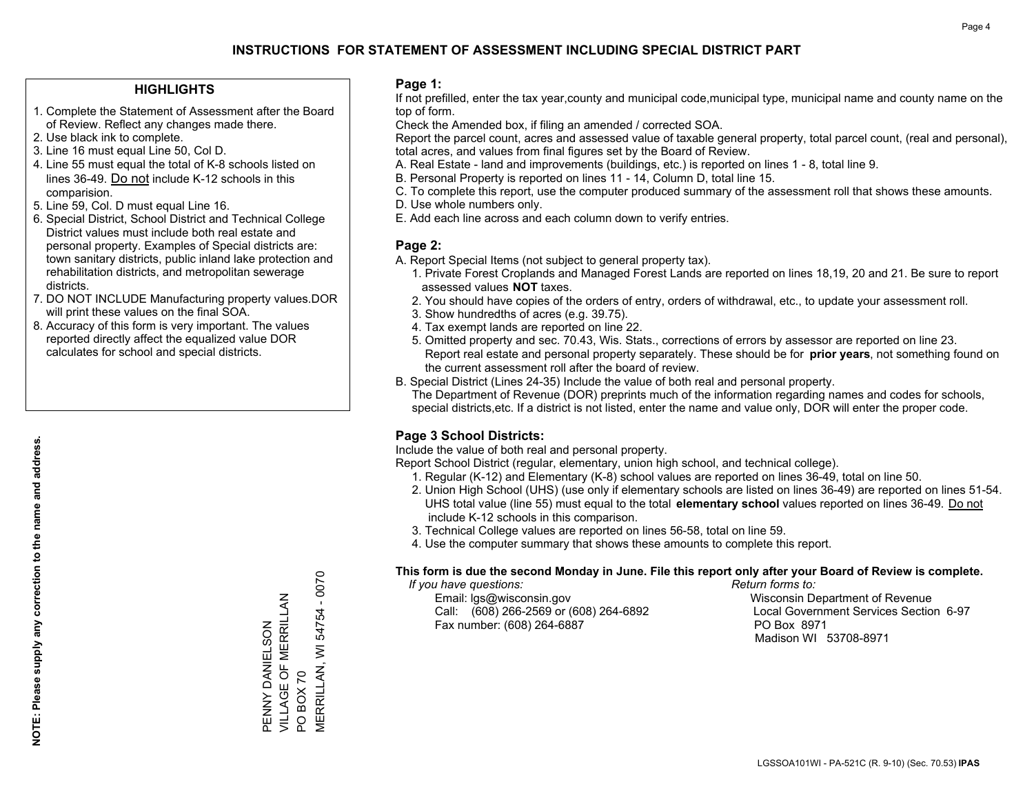# INSTRUCTIONS FOR STATEMENT OF ASSESSMENT INCLUDING SPECIAL DISTRICT PART

## HIGHLIGHTS

1. Complete the Statement of Assessment after the Board of Review. Reflect any changes made there.
2. Use black ink to complete.
3. Line 16 must equal Line 50, Col D.
4. Line 55 must equal the total of K-8 schools listed on lines 36-49. Do not include K-12 schools in this comparision.
5. Line 59, Col. D must equal Line 16.
6. Special District, School District and Technical College District values must include both real estate and personal property. Examples of Special districts are: town sanitary districts, public inland lake protection and rehabilitation districts, and metropolitan sewerage districts.
7. DO NOT INCLUDE Manufacturing property values.DOR will print these values on the final SOA.
8. Accuracy of this form is very important. The values reported directly affect the equalized value DOR calculates for school and special districts.

**NOTE: Please supply any correction to the name and address.**

PENNY DANIELSON
VILLAGE OF MERRILLAN
PO BOX 70
MERRILLAN, WI 54754 - 0070

## Page 1:

If not prefilled, enter the tax year,county and municipal code,municipal type, municipal name and county name on the top of form.

Check the Amended box, if filing an amended / corrected SOA.

Report the parcel count, acres and assessed value of taxable general property, total parcel count, (real and personal), total acres, and values from final figures set by the Board of Review.

A. Real Estate - land and improvements (buildings, etc.) is reported on lines 1 - 8, total line 9.
B. Personal Property is reported on lines 11 - 14, Column D, total line 15.
C. To complete this report, use the computer produced summary of the assessment roll that shows these amounts.
D. Use whole numbers only.
E. Add each line across and each column down to verify entries.

## Page 2:

A. Report Special Items (not subject to general property tax).
   1. Private Forest Croplands and Managed Forest Lands are reported on lines 18,19, 20 and 21. Be sure to report assessed values **NOT** taxes.
   2. You should have copies of the orders of entry, orders of withdrawal, etc., to update your assessment roll.
   3. Show hundredths of acres (e.g. 39.75).
   4. Tax exempt lands are reported on line 22.
   5. Omitted property and sec. 70.43, Wis. Stats., corrections of errors by assessor are reported on line 23. Report real estate and personal property separately. These should be for **prior years**, not something found on the current assessment roll after the board of review.
B. Special District (Lines 24-35) Include the value of both real and personal property.
   The Department of Revenue (DOR) preprints much of the information regarding names and codes for schools, special districts,etc. If a district is not listed, enter the name and value only, DOR will enter the proper code.

## Page 3 School Districts:

Include the value of both real and personal property.

Report School District (regular, elementary, union high school, and technical college).

1. Regular (K-12) and Elementary (K-8) school values are reported on lines 36-49, total on line 50.
2. Union High School (UHS) (use only if elementary schools are listed on lines 36-49) are reported on lines 51-54. UHS total value (line 55) must equal to the total **elementary school** values reported on lines 36-49. Do not include K-12 schools in this comparison.
3. Technical College values are reported on lines 56-58, total on line 59.
4. Use the computer summary that shows these amounts to complete this report.

**This form is due the second Monday in June. File this report only after your Board of Review is complete.**

*If you have questions:*
Email: lgs@wisconsin.gov
Call: (608) 266-2569 or (608) 264-6892
Fax number: (608) 264-6887

*Return forms to:*
Wisconsin Department of Revenue
Local Government Services Section 6-97
PO Box 8971
Madison WI 53708-8971

LGSSOA101WI - PA-521C (R. 9-10) (Sec. 70.53) **IPAS**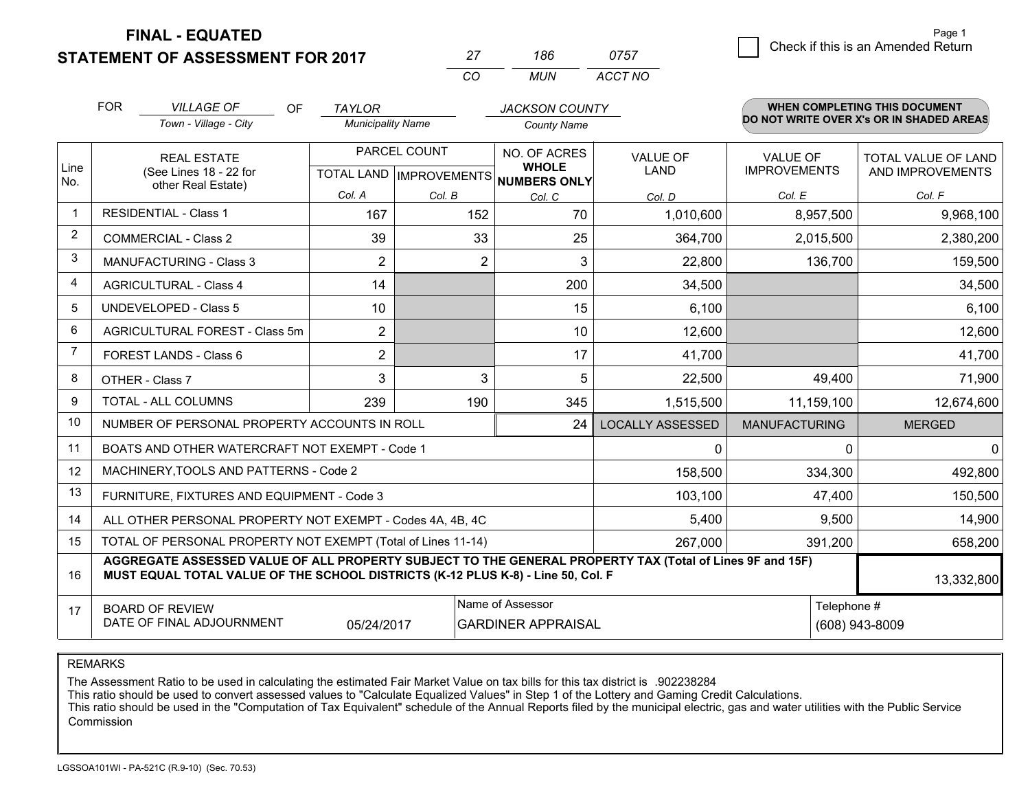**FINAL - EQUATED**
**STATEMENT OF ASSESSMENT FOR 2017**

| 27 | 186 | 0757 |
|---|---|---|
| CO | MUN | ACCT NO |

☐ Check if this is an Amended Return

FOR *VILLAGE OF* (Town - Village - City) OF *TAYLOR* (Municipality Name) *JACKSON COUNTY* (County Name)

**WHEN COMPLETING THIS DOCUMENT DO NOT WRITE OVER X's OR IN SHADED AREAS**

| Line No. | REAL ESTATE (See Lines 18 - 22 for other Real Estate) | PARCEL COUNT TOTAL LAND Col. A | PARCEL COUNT IMPROVEMENTS Col. B | NO. OF ACRES WHOLE NUMBERS ONLY Col. C | VALUE OF LAND Col. D | VALUE OF IMPROVEMENTS Col. E | TOTAL VALUE OF LAND AND IMPROVEMENTS Col. F |
|---|---|---|---|---|---|---|---|
| 1 | RESIDENTIAL - Class 1 | 167 | 152 | 70 | 1,010,600 | 8,957,500 | 9,968,100 |
| 2 | COMMERCIAL - Class 2 | 39 | 33 | 25 | 364,700 | 2,015,500 | 2,380,200 |
| 3 | MANUFACTURING - Class 3 | 2 | 2 | 3 | 22,800 | 136,700 | 159,500 |
| 4 | AGRICULTURAL - Class 4 | 14 | | 200 | 34,500 | | 34,500 |
| 5 | UNDEVELOPED - Class 5 | 10 | | 15 | 6,100 | | 6,100 |
| 6 | AGRICULTURAL FOREST - Class 5m | 2 | | 10 | 12,600 | | 12,600 |
| 7 | FOREST LANDS - Class 6 | 2 | | 17 | 41,700 | | 41,700 |
| 8 | OTHER - Class 7 | 3 | 3 | 5 | 22,500 | 49,400 | 71,900 |
| 9 | TOTAL - ALL COLUMNS | 239 | 190 | 345 | 1,515,500 | 11,159,100 | 12,674,600 |
| 10 | NUMBER OF PERSONAL PROPERTY ACCOUNTS IN ROLL | | | 24 | LOCALLY ASSESSED | MANUFACTURING | MERGED |
| 11 | BOATS AND OTHER WATERCRAFT NOT EXEMPT - Code 1 | | | | 0 | 0 | 0 |
| 12 | MACHINERY,TOOLS AND PATTERNS - Code 2 | | | | 158,500 | 334,300 | 492,800 |
| 13 | FURNITURE, FIXTURES AND EQUIPMENT - Code 3 | | | | 103,100 | 47,400 | 150,500 |
| 14 | ALL OTHER PERSONAL PROPERTY NOT EXEMPT - Codes 4A, 4B, 4C | | | | 5,400 | 9,500 | 14,900 |
| 15 | TOTAL OF PERSONAL PROPERTY NOT EXEMPT (Total of Lines 11-14) | | | | 267,000 | 391,200 | 658,200 |
| 16 | **AGGREGATE ASSESSED VALUE OF ALL PROPERTY SUBJECT TO THE GENERAL PROPERTY TAX (Total of Lines 9F and 15F) MUST EQUAL TOTAL VALUE OF THE SCHOOL DISTRICTS (K-12 PLUS K-8) - Line 50, Col. F** | | | | | | 13,332,800 |
| 17 | BOARD OF REVIEW DATE OF FINAL ADJOURNMENT | 05/24/2017 | Name of Assessor | GARDINER APPRAISAL | | Telephone # | (608) 943-8009 |

REMARKS

The Assessment Ratio to be used in calculating the estimated Fair Market Value on tax bills for this tax district is .902238284
This ratio should be used to convert assessed values to "Calculate Equalized Values" in Step 1 of the Lottery and Gaming Credit Calculations.
This ratio should be used in the "Computation of Tax Equivalent" schedule of the Annual Reports filed by the municipal electric, gas and water utilities with the Public Service Commission

LGSSOA101WI - PA-521C (R.9-10) (Sec. 70.53)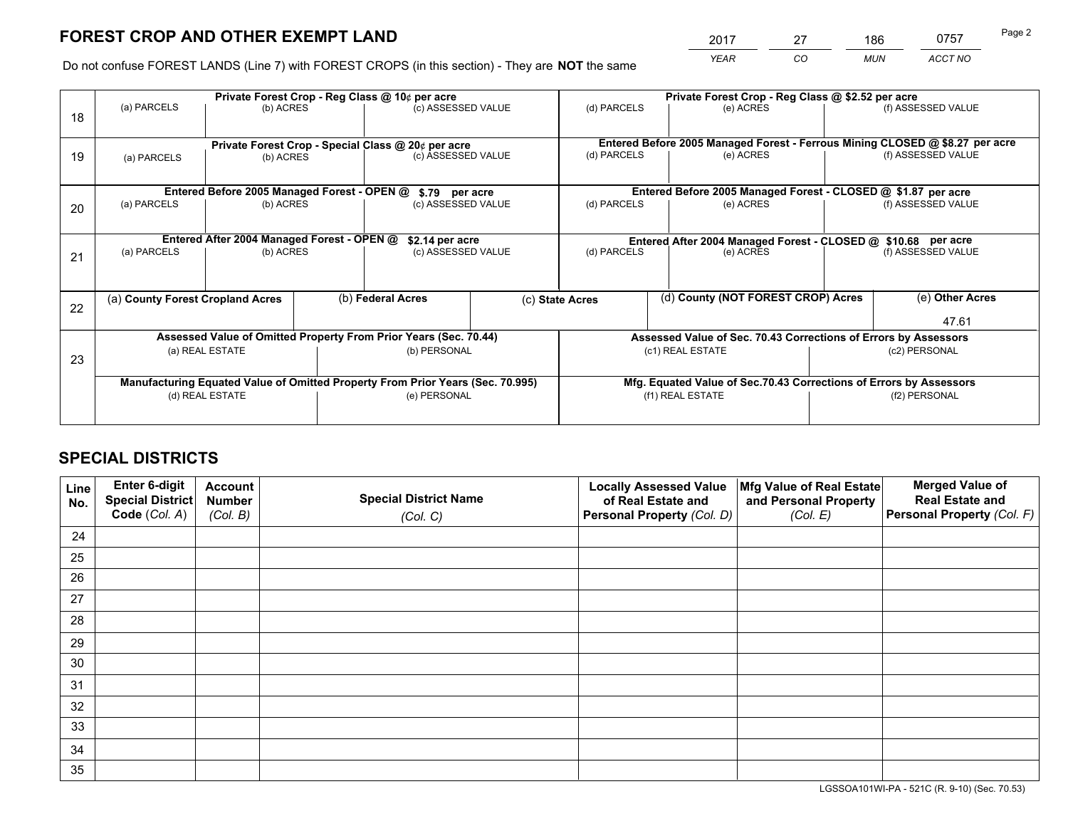# FOREST CROP AND OTHER EXEMPT LAND

| YEAR | CO | MUN | ACCT NO |
|---|---|---|---|
| 2017 | 27 | 186 | 0757 |

Do not confuse FOREST LANDS (Line 7) with FOREST CROPS (in this section) - They are **NOT** the same

| Line | Private Forest Crop - Reg Class @ 10¢ per acre | | | Private Forest Crop - Reg Class @ $2.52 per acre | | |
|---|---|---|---|---|---|---|
| | (a) PARCELS | (b) ACRES | (c) ASSESSED VALUE | (d) PARCELS | (e) ACRES | (f) ASSESSED VALUE |
| 18 | | | | | | |
| | **Private Forest Crop - Special Class @ 20¢ per acre** | | | **Entered Before 2005 Managed Forest - Ferrous Mining CLOSED @ $8.27 per acre** | | |
| | (a) PARCELS | (b) ACRES | (c) ASSESSED VALUE | (d) PARCELS | (e) ACRES | (f) ASSESSED VALUE |
| 19 | | | | | | |
| | **Entered Before 2005 Managed Forest - OPEN @ $.79 per acre** | | | **Entered Before 2005 Managed Forest - CLOSED @ $1.87 per acre** | | |
| | (a) PARCELS | (b) ACRES | (c) ASSESSED VALUE | (d) PARCELS | (e) ACRES | (f) ASSESSED VALUE |
| 20 | | | | | | |
| | **Entered After 2004 Managed Forest - OPEN @ $2.14 per acre** | | | **Entered After 2004 Managed Forest - CLOSED @ $10.68 per acre** | | |
| | (a) PARCELS | (b) ACRES | (c) ASSESSED VALUE | (d) PARCELS | (e) ACRES | (f) ASSESSED VALUE |
| 21 | | | | | | |

| Line | (a) County Forest Cropland Acres | (b) Federal Acres | (c) State Acres | (d) County (NOT FOREST CROP) Acres | (e) Other Acres |
|---|---|---|---|---|---|
| 22 | | | | | 47.61 |

| Line | Assessed Value of Omitted Property From Prior Years (Sec. 70.44) | | Assessed Value of Sec. 70.43 Corrections of Errors by Assessors | |
|---|---|---|---|---|
| 23 | (a) REAL ESTATE | (b) PERSONAL | (c1) REAL ESTATE | (c2) PERSONAL |
| | | | | |
| | **Manufacturing Equated Value of Omitted Property From Prior Years (Sec. 70.995)** | | **Mfg. Equated Value of Sec.70.43 Corrections of Errors by Assessors** | |
| | (d) REAL ESTATE | (e) PERSONAL | (f1) REAL ESTATE | (f2) PERSONAL |
| | | | | |

# SPECIAL DISTRICTS

| Line No. | Enter 6-digit Special District Code (Col. A) | Account Number (Col. B) | Special District Name (Col. C) | Locally Assessed Value of Real Estate and Personal Property (Col. D) | Mfg Value of Real Estate and Personal Property (Col. E) | Merged Value of Real Estate and Personal Property (Col. F) |
|---|---|---|---|---|---|---|
| 24 | | | | | | |
| 25 | | | | | | |
| 26 | | | | | | |
| 27 | | | | | | |
| 28 | | | | | | |
| 29 | | | | | | |
| 30 | | | | | | |
| 31 | | | | | | |
| 32 | | | | | | |
| 33 | | | | | | |
| 34 | | | | | | |
| 35 | | | | | | |

LGSSOA101WI-PA - 521C (R. 9-10) (Sec. 70.53)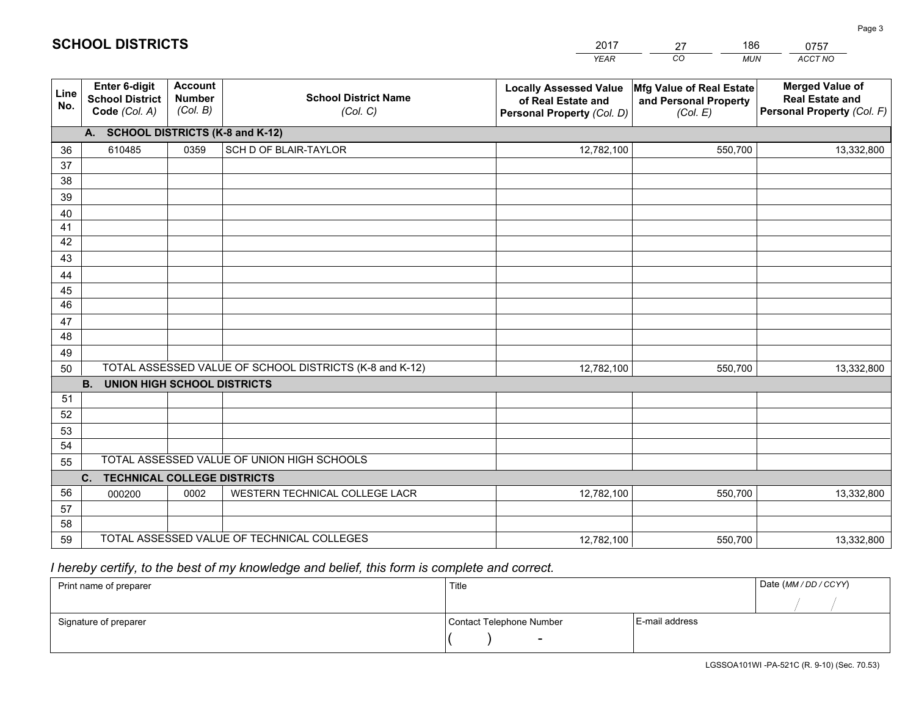# SCHOOL DISTRICTS

| 2017 | 27 | 186 | 0757 |
|---|---|---|---|
| *YEAR* | *CO* | *MUN* | *ACCT NO* |

| Line No. | Enter 6-digit School District Code *(Col. A)* | Account Number *(Col. B)* | School District Name *(Col. C)* | Locally Assessed Value of Real Estate and Personal Property *(Col. D)* | Mfg Value of Real Estate and Personal Property *(Col. E)* | Merged Value of Real Estate and Personal Property *(Col. F)* |
|---|---|---|---|---|---|---|
| | **A. SCHOOL DISTRICTS (K-8 and K-12)** | | | | | |
| 36 | 610485 | 0359 | SCH D OF BLAIR-TAYLOR | 12,782,100 | 550,700 | 13,332,800 |
| 37 | | | | | | |
| 38 | | | | | | |
| 39 | | | | | | |
| 40 | | | | | | |
| 41 | | | | | | |
| 42 | | | | | | |
| 43 | | | | | | |
| 44 | | | | | | |
| 45 | | | | | | |
| 46 | | | | | | |
| 47 | | | | | | |
| 48 | | | | | | |
| 49 | | | | | | |
| 50 | TOTAL ASSESSED VALUE OF SCHOOL DISTRICTS (K-8 and K-12) | | | 12,782,100 | 550,700 | 13,332,800 |
| | **B. UNION HIGH SCHOOL DISTRICTS** | | | | | |
| 51 | | | | | | |
| 52 | | | | | | |
| 53 | | | | | | |
| 54 | | | | | | |
| 55 | TOTAL ASSESSED VALUE OF UNION HIGH SCHOOLS | | | | | |
| | **C. TECHNICAL COLLEGE DISTRICTS** | | | | | |
| 56 | 000200 | 0002 | WESTERN TECHNICAL COLLEGE LACR | 12,782,100 | 550,700 | 13,332,800 |
| 57 | | | | | | |
| 58 | | | | | | |
| 59 | TOTAL ASSESSED VALUE OF TECHNICAL COLLEGES | | | 12,782,100 | 550,700 | 13,332,800 |

*I hereby certify, to the best of my knowledge and belief, this form is complete and correct.*

| Print name of preparer | Title | | Date *(MM / DD / CCYY)* |
|---|---|---|---|
| | | | / / |
| Signature of preparer | Contact Telephone Number | E-mail address | |
| | ( ) - | | |

LGSSOA101WI -PA-521C (R. 9-10) (Sec. 70.53)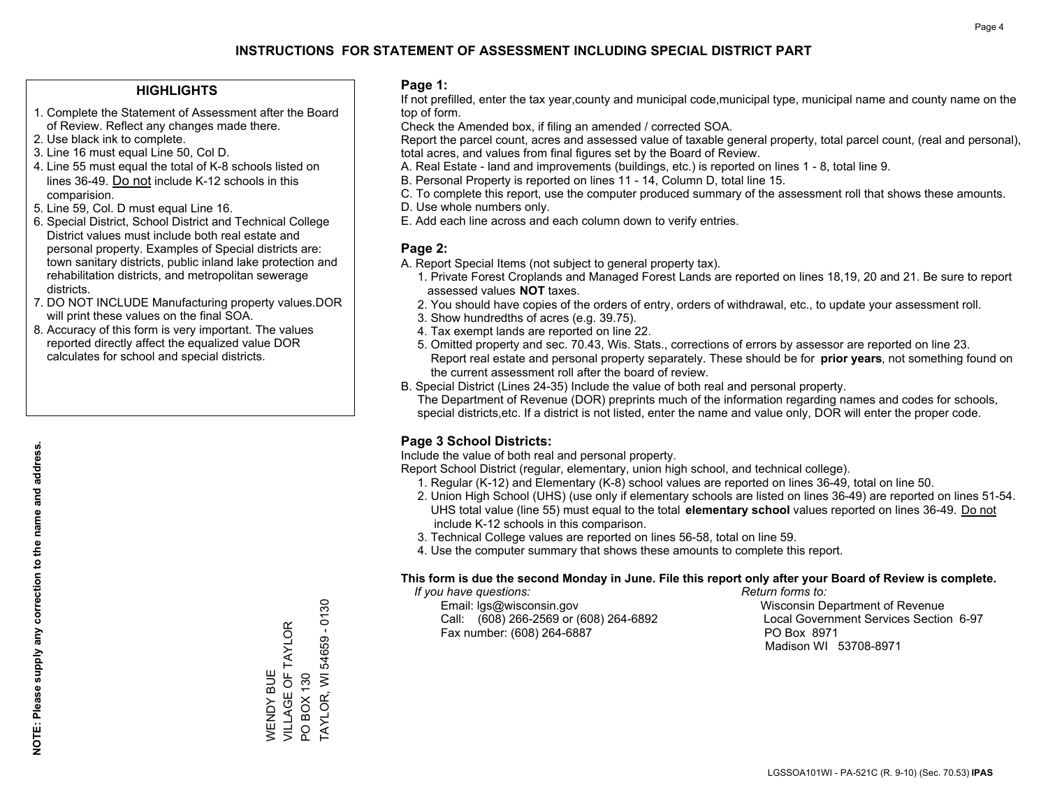# INSTRUCTIONS FOR STATEMENT OF ASSESSMENT INCLUDING SPECIAL DISTRICT PART

## HIGHLIGHTS

1. Complete the Statement of Assessment after the Board of Review. Reflect any changes made there.
2. Use black ink to complete.
3. Line 16 must equal Line 50, Col D.
4. Line 55 must equal the total of K-8 schools listed on lines 36-49. Do not include K-12 schools in this comparision.
5. Line 59, Col. D must equal Line 16.
6. Special District, School District and Technical College District values must include both real estate and personal property. Examples of Special districts are: town sanitary districts, public inland lake protection and rehabilitation districts, and metropolitan sewerage districts.
7. DO NOT INCLUDE Manufacturing property values.DOR will print these values on the final SOA.
8. Accuracy of this form is very important. The values reported directly affect the equalized value DOR calculates for school and special districts.

**NOTE: Please supply any correction to the name and address.**

WENDY BUE
VILLAGE OF TAYLOR
PO BOX 130
TAYLOR, WI 54659 - 0130

## Page 1:

If not prefilled, enter the tax year,county and municipal code,municipal type, municipal name and county name on the top of form.

Check the Amended box, if filing an amended / corrected SOA.

Report the parcel count, acres and assessed value of taxable general property, total parcel count, (real and personal), total acres, and values from final figures set by the Board of Review.

A. Real Estate - land and improvements (buildings, etc.) is reported on lines 1 - 8, total line 9.
B. Personal Property is reported on lines 11 - 14, Column D, total line 15.
C. To complete this report, use the computer produced summary of the assessment roll that shows these amounts.
D. Use whole numbers only.
E. Add each line across and each column down to verify entries.

## Page 2:

A. Report Special Items (not subject to general property tax).
   1. Private Forest Croplands and Managed Forest Lands are reported on lines 18,19, 20 and 21. Be sure to report assessed values **NOT** taxes.
   2. You should have copies of the orders of entry, orders of withdrawal, etc., to update your assessment roll.
   3. Show hundredths of acres (e.g. 39.75).
   4. Tax exempt lands are reported on line 22.
   5. Omitted property and sec. 70.43, Wis. Stats., corrections of errors by assessor are reported on line 23. Report real estate and personal property separately. These should be for **prior years**, not something found on the current assessment roll after the board of review.

B. Special District (Lines 24-35) Include the value of both real and personal property.
   The Department of Revenue (DOR) preprints much of the information regarding names and codes for schools, special districts,etc. If a district is not listed, enter the name and value only, DOR will enter the proper code.

## Page 3 School Districts:

Include the value of both real and personal property.

Report School District (regular, elementary, union high school, and technical college).

1. Regular (K-12) and Elementary (K-8) school values are reported on lines 36-49, total on line 50.
2. Union High School (UHS) (use only if elementary schools are listed on lines 36-49) are reported on lines 51-54. UHS total value (line 55) must equal to the total **elementary school** values reported on lines 36-49. Do not include K-12 schools in this comparison.
3. Technical College values are reported on lines 56-58, total on line 59.
4. Use the computer summary that shows these amounts to complete this report.

**This form is due the second Monday in June. File this report only after your Board of Review is complete.**

*If you have questions:*
Email: lgs@wisconsin.gov
Call: (608) 266-2569 or (608) 264-6892
Fax number: (608) 264-6887

*Return forms to:*
Wisconsin Department of Revenue
Local Government Services Section 6-97
PO Box 8971
Madison WI 53708-8971

LGSSOA101WI - PA-521C (R. 9-10) (Sec. 70.53) **IPAS**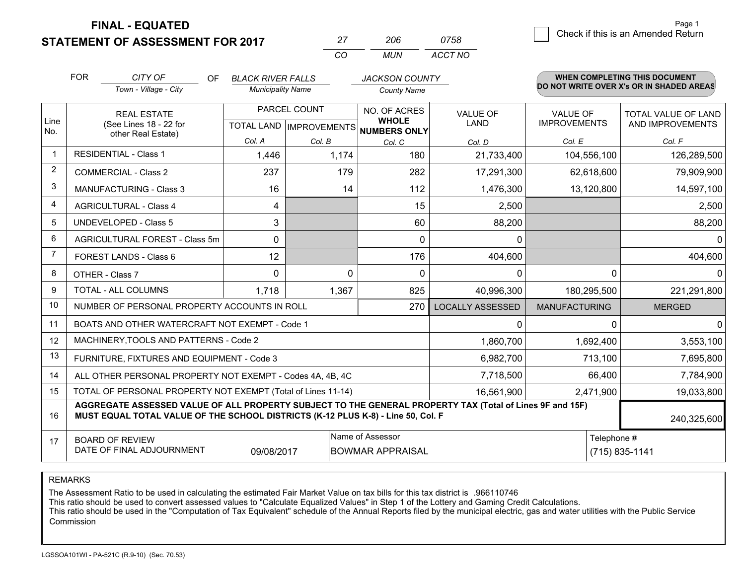# FINAL - EQUATED
## STATEMENT OF ASSESSMENT FOR 2017

| 27 | 206 | 0758 |
|---|---|---|
| CO | MUN | ACCT NO |

Check if this is an Amended Return

FOR *CITY OF* (Town - Village - City) OF *BLACK RIVER FALLS* (Municipality Name) *JACKSON COUNTY* (County Name)

**WHEN COMPLETING THIS DOCUMENT DO NOT WRITE OVER X's OR IN SHADED AREAS**

| Line No. | REAL ESTATE (See Lines 18 - 22 for other Real Estate) | PARCEL COUNT | | NO. OF ACRES WHOLE NUMBERS ONLY | VALUE OF LAND | VALUE OF IMPROVEMENTS | TOTAL VALUE OF LAND AND IMPROVEMENTS |
|---|---|---|---|---|---|---|---|
| | | TOTAL LAND | IMPROVEMENTS | | | | |
| | | Col. A | Col. B | Col. C | Col. D | Col. E | Col. F |
| 1 | RESIDENTIAL - Class 1 | 1,446 | 1,174 | 180 | 21,733,400 | 104,556,100 | 126,289,500 |
| 2 | COMMERCIAL - Class 2 | 237 | 179 | 282 | 17,291,300 | 62,618,600 | 79,909,900 |
| 3 | MANUFACTURING - Class 3 | 16 | 14 | 112 | 1,476,300 | 13,120,800 | 14,597,100 |
| 4 | AGRICULTURAL - Class 4 | 4 | | 15 | 2,500 | | 2,500 |
| 5 | UNDEVELOPED - Class 5 | 3 | | 60 | 88,200 | | 88,200 |
| 6 | AGRICULTURAL FOREST - Class 5m | 0 | | 0 | 0 | | 0 |
| 7 | FOREST LANDS - Class 6 | 12 | | 176 | 404,600 | | 404,600 |
| 8 | OTHER - Class 7 | 0 | 0 | 0 | 0 | 0 | 0 |
| 9 | TOTAL - ALL COLUMNS | 1,718 | 1,367 | 825 | 40,996,300 | 180,295,500 | 221,291,800 |
| 10 | NUMBER OF PERSONAL PROPERTY ACCOUNTS IN ROLL | | | 270 | LOCALLY ASSESSED | MANUFACTURING | MERGED |
| 11 | BOATS AND OTHER WATERCRAFT NOT EXEMPT - Code 1 | | | | 0 | 0 | 0 |
| 12 | MACHINERY,TOOLS AND PATTERNS - Code 2 | | | | 1,860,700 | 1,692,400 | 3,553,100 |
| 13 | FURNITURE, FIXTURES AND EQUIPMENT - Code 3 | | | | 6,982,700 | 713,100 | 7,695,800 |
| 14 | ALL OTHER PERSONAL PROPERTY NOT EXEMPT - Codes 4A, 4B, 4C | | | | 7,718,500 | 66,400 | 7,784,900 |
| 15 | TOTAL OF PERSONAL PROPERTY NOT EXEMPT (Total of Lines 11-14) | | | | 16,561,900 | 2,471,900 | 19,033,800 |
| 16 | **AGGREGATE ASSESSED VALUE OF ALL PROPERTY SUBJECT TO THE GENERAL PROPERTY TAX (Total of Lines 9F and 15F) MUST EQUAL TOTAL VALUE OF THE SCHOOL DISTRICTS (K-12 PLUS K-8) - Line 50, Col. F** | | | | | | 240,325,600 |
| 17 | BOARD OF REVIEW DATE OF FINAL ADJOURNMENT | 09/08/2017 | Name of Assessor: BOWMAR APPRAISAL | | | Telephone #: (715) 835-1141 | |

REMARKS

The Assessment Ratio to be used in calculating the estimated Fair Market Value on tax bills for this tax district is .966110746
This ratio should be used to convert assessed values to "Calculate Equalized Values" in Step 1 of the Lottery and Gaming Credit Calculations.
This ratio should be used in the "Computation of Tax Equivalent" schedule of the Annual Reports filed by the municipal electric, gas and water utilities with the Public Service Commission

LGSSOA101WI - PA-521C (R.9-10) (Sec. 70.53)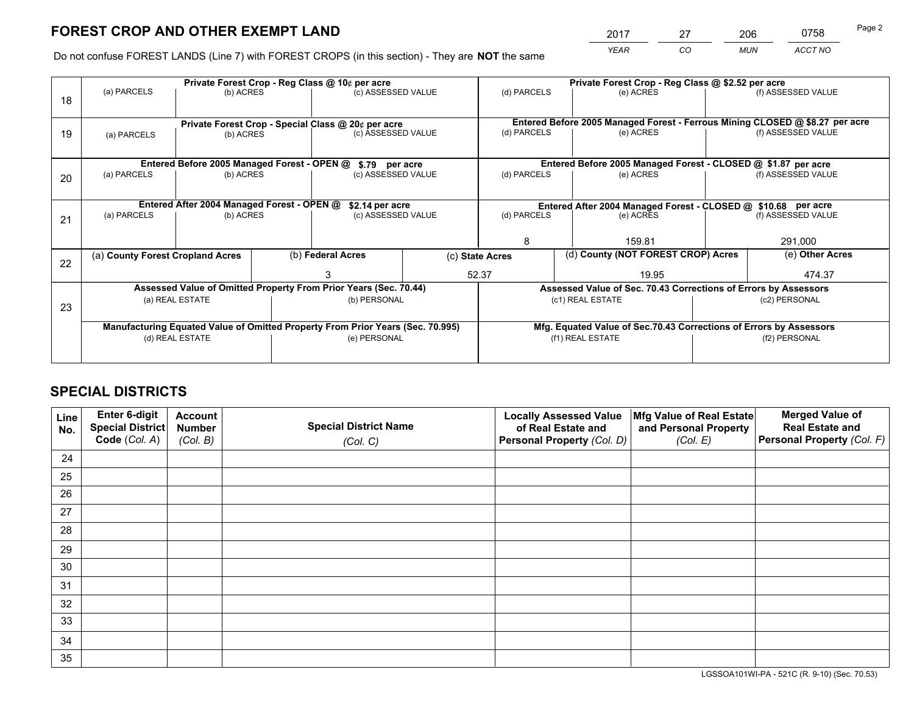# FOREST CROP AND OTHER EXEMPT LAND

| 2017 | 27 | 206 | 0758 |
|---|---|---|---|
| *YEAR* | *CO* | *MUN* | *ACCT NO* |

Do not confuse FOREST LANDS (Line 7) with FOREST CROPS (in this section) - They are **NOT** the same

| | | | | | | |
|---|---|---|---|---|---|---|
| 18 | **Private Forest Crop - Reg Class @ 10¢ per acre** | | | **Private Forest Crop - Reg Class @ $2.52 per acre** | | |
| | (a) PARCELS | (b) ACRES | (c) ASSESSED VALUE | (d) PARCELS | (e) ACRES | (f) ASSESSED VALUE |
| | | | | | | |
| 19 | **Private Forest Crop - Special Class @ 20¢ per acre** | | | **Entered Before 2005 Managed Forest - Ferrous Mining CLOSED @ $8.27 per acre** | | |
| | (a) PARCELS | (b) ACRES | (c) ASSESSED VALUE | (d) PARCELS | (e) ACRES | (f) ASSESSED VALUE |
| | | | | | | |
| 20 | **Entered Before 2005 Managed Forest - OPEN @ $.79 per acre** | | | **Entered Before 2005 Managed Forest - CLOSED @ $1.87 per acre** | | |
| | (a) PARCELS | (b) ACRES | (c) ASSESSED VALUE | (d) PARCELS | (e) ACRES | (f) ASSESSED VALUE |
| | | | | | | |
| 21 | **Entered After 2004 Managed Forest - OPEN @ $2.14 per acre** | | | **Entered After 2004 Managed Forest - CLOSED @ $10.68 per acre** | | |
| | (a) PARCELS | (b) ACRES | (c) ASSESSED VALUE | (d) PARCELS | (e) ACRES | (f) ASSESSED VALUE |
| | | | | 8 | 159.81 | 291,000 |

| | | | | | |
|---|---|---|---|---|---|
| 22 | (a) **County Forest Cropland Acres** | (b) **Federal Acres** | (c) **State Acres** | (d) **County (NOT FOREST CROP) Acres** | (e) **Other Acres** |
| | | 3 | 52.37 | 19.95 | 474.37 |

| | | | | |
|---|---|---|---|---|
| 23 | **Assessed Value of Omitted Property From Prior Years (Sec. 70.44)** | | **Assessed Value of Sec. 70.43 Corrections of Errors by Assessors** | |
| | (a) REAL ESTATE | (b) PERSONAL | (c1) REAL ESTATE | (c2) PERSONAL |
| | | | | |
| | **Manufacturing Equated Value of Omitted Property From Prior Years (Sec. 70.995)** | | **Mfg. Equated Value of Sec.70.43 Corrections of Errors by Assessors** | |
| | (d) REAL ESTATE | (e) PERSONAL | (f1) REAL ESTATE | (f2) PERSONAL |
| | | | | |

# SPECIAL DISTRICTS

| Line No. | Enter 6-digit Special District Code (*Col. A*) | Account Number (*Col. B*) | Special District Name (*Col. C*) | Locally Assessed Value of Real Estate and Personal Property (*Col. D*) | Mfg Value of Real Estate and Personal Property (*Col. E*) | Merged Value of Real Estate and Personal Property (*Col. F*) |
|---|---|---|---|---|---|---|
| 24 | | | | | | |
| 25 | | | | | | |
| 26 | | | | | | |
| 27 | | | | | | |
| 28 | | | | | | |
| 29 | | | | | | |
| 30 | | | | | | |
| 31 | | | | | | |
| 32 | | | | | | |
| 33 | | | | | | |
| 34 | | | | | | |
| 35 | | | | | | |

LGSSOA101WI-PA - 521C (R. 9-10) (Sec. 70.53)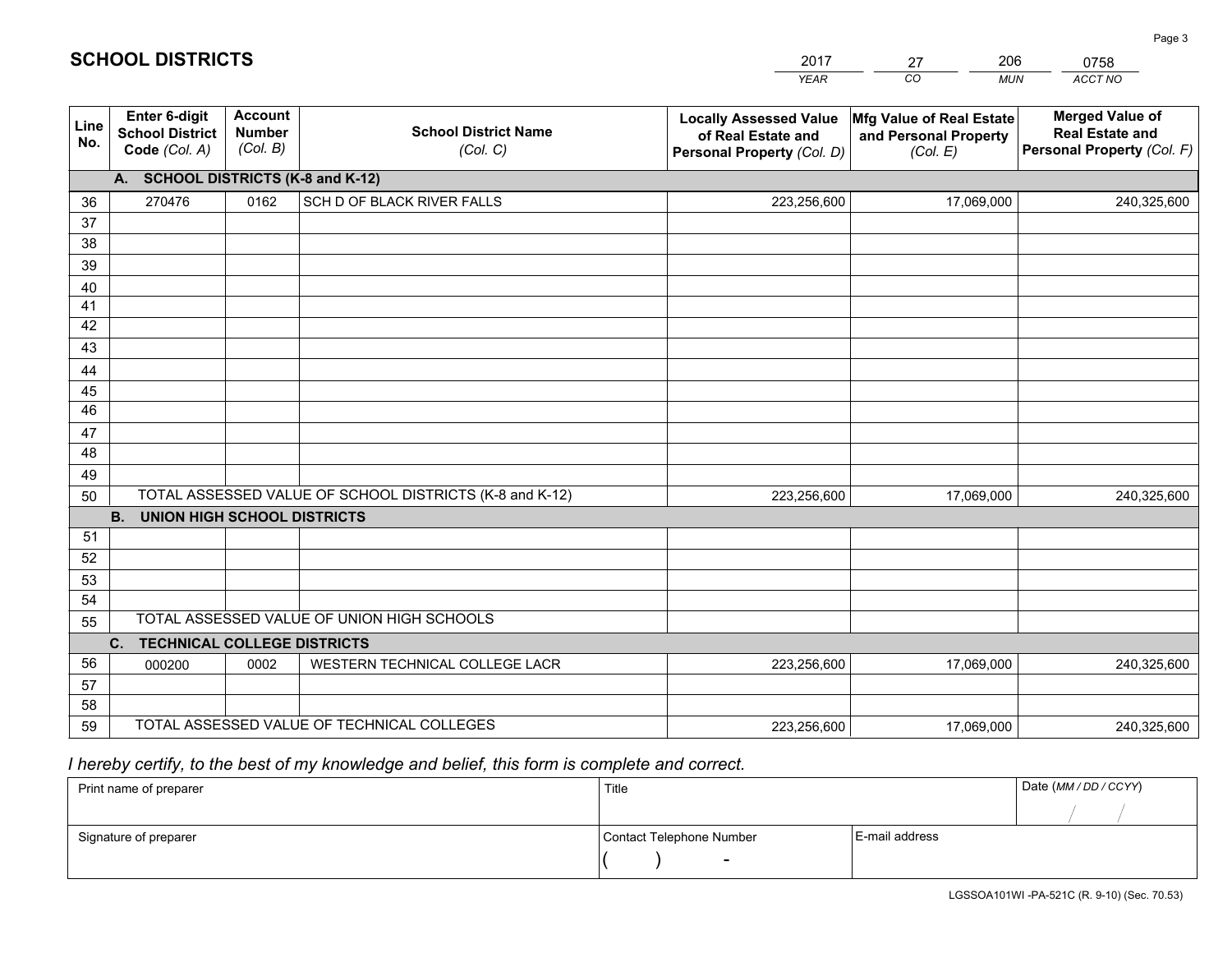## SCHOOL DISTRICTS

| 2017 | 27 | 206 | 0758 |
|---|---|---|---|
| YEAR | CO | MUN | ACCT NO |

| Line No. | Enter 6-digit School District Code (Col. A) | Account Number (Col. B) | School District Name (Col. C) | Locally Assessed Value of Real Estate and Personal Property (Col. D) | Mfg Value of Real Estate and Personal Property (Col. E) | Merged Value of Real Estate and Personal Property (Col. F) |
|---|---|---|---|---|---|---|
| **A. SCHOOL DISTRICTS (K-8 and K-12)** | | | | | | |
| 36 | 270476 | 0162 | SCH D OF BLACK RIVER FALLS | 223,256,600 | 17,069,000 | 240,325,600 |
| 37 | | | | | | |
| 38 | | | | | | |
| 39 | | | | | | |
| 40 | | | | | | |
| 41 | | | | | | |
| 42 | | | | | | |
| 43 | | | | | | |
| 44 | | | | | | |
| 45 | | | | | | |
| 46 | | | | | | |
| 47 | | | | | | |
| 48 | | | | | | |
| 49 | | | | | | |
| 50 | TOTAL ASSESSED VALUE OF SCHOOL DISTRICTS (K-8 and K-12) | | | 223,256,600 | 17,069,000 | 240,325,600 |
| **B. UNION HIGH SCHOOL DISTRICTS** | | | | | | |
| 51 | | | | | | |
| 52 | | | | | | |
| 53 | | | | | | |
| 54 | | | | | | |
| 55 | TOTAL ASSESSED VALUE OF UNION HIGH SCHOOLS | | | | | |
| **C. TECHNICAL COLLEGE DISTRICTS** | | | | | | |
| 56 | 000200 | 0002 | WESTERN TECHNICAL COLLEGE LACR | 223,256,600 | 17,069,000 | 240,325,600 |
| 57 | | | | | | |
| 58 | | | | | | |
| 59 | TOTAL ASSESSED VALUE OF TECHNICAL COLLEGES | | | 223,256,600 | 17,069,000 | 240,325,600 |

*I hereby certify, to the best of my knowledge and belief, this form is complete and correct.*

| Print name of preparer | Title | | Date (MM / DD / CCYY) |
|---|---|---|---|
| | | | / / |
| Signature of preparer | Contact Telephone Number | E-mail address | |
| | ( ) - | | |

LGSSOA101WI -PA-521C (R. 9-10) (Sec. 70.53)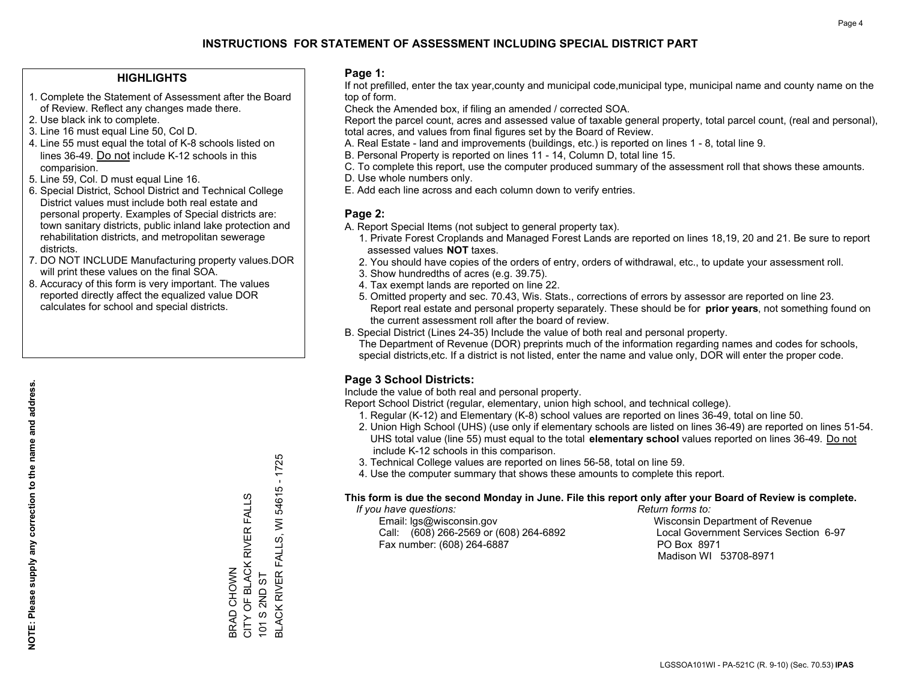# INSTRUCTIONS FOR STATEMENT OF ASSESSMENT INCLUDING SPECIAL DISTRICT PART

## HIGHLIGHTS

1. Complete the Statement of Assessment after the Board of Review. Reflect any changes made there.
2. Use black ink to complete.
3. Line 16 must equal Line 50, Col D.
4. Line 55 must equal the total of K-8 schools listed on lines 36-49. Do not include K-12 schools in this comparision.
5. Line 59, Col. D must equal Line 16.
6. Special District, School District and Technical College District values must include both real estate and personal property. Examples of Special districts are: town sanitary districts, public inland lake protection and rehabilitation districts, and metropolitan sewerage districts.
7. DO NOT INCLUDE Manufacturing property values.DOR will print these values on the final SOA.
8. Accuracy of this form is very important. The values reported directly affect the equalized value DOR calculates for school and special districts.

**NOTE: Please supply any correction to the name and address.**

BRAD CHOWN
CITY OF BLACK RIVER FALLS
101 S 2ND ST
BLACK RIVER FALLS, WI 54615 - 1725

## Page 1:

If not prefilled, enter the tax year,county and municipal code,municipal type, municipal name and county name on the top of form.

Check the Amended box, if filing an amended / corrected SOA.

Report the parcel count, acres and assessed value of taxable general property, total parcel count, (real and personal), total acres, and values from final figures set by the Board of Review.

A. Real Estate - land and improvements (buildings, etc.) is reported on lines 1 - 8, total line 9.
B. Personal Property is reported on lines 11 - 14, Column D, total line 15.
C. To complete this report, use the computer produced summary of the assessment roll that shows these amounts.
D. Use whole numbers only.
E. Add each line across and each column down to verify entries.

## Page 2:

A. Report Special Items (not subject to general property tax).
   1. Private Forest Croplands and Managed Forest Lands are reported on lines 18,19, 20 and 21. Be sure to report assessed values **NOT** taxes.
   2. You should have copies of the orders of entry, orders of withdrawal, etc., to update your assessment roll.
   3. Show hundredths of acres (e.g. 39.75).
   4. Tax exempt lands are reported on line 22.
   5. Omitted property and sec. 70.43, Wis. Stats., corrections of errors by assessor are reported on line 23. Report real estate and personal property separately. These should be for **prior years**, not something found on the current assessment roll after the board of review.

B. Special District (Lines 24-35) Include the value of both real and personal property.
   The Department of Revenue (DOR) preprints much of the information regarding names and codes for schools, special districts,etc. If a district is not listed, enter the name and value only, DOR will enter the proper code.

## Page 3 School Districts:

Include the value of both real and personal property.

Report School District (regular, elementary, union high school, and technical college).

1. Regular (K-12) and Elementary (K-8) school values are reported on lines 36-49, total on line 50.
2. Union High School (UHS) (use only if elementary schools are listed on lines 36-49) are reported on lines 51-54. UHS total value (line 55) must equal to the total **elementary school** values reported on lines 36-49. Do not include K-12 schools in this comparison.
3. Technical College values are reported on lines 56-58, total on line 59.
4. Use the computer summary that shows these amounts to complete this report.

**This form is due the second Monday in June. File this report only after your Board of Review is complete.**

*If you have questions:*
Email: lgs@wisconsin.gov
Call: (608) 266-2569 or (608) 264-6892
Fax number: (608) 264-6887

*Return forms to:*
Wisconsin Department of Revenue
Local Government Services Section 6-97
PO Box 8971
Madison WI 53708-8971

LGSSOA101WI - PA-521C (R. 9-10) (Sec. 70.53) **IPAS**